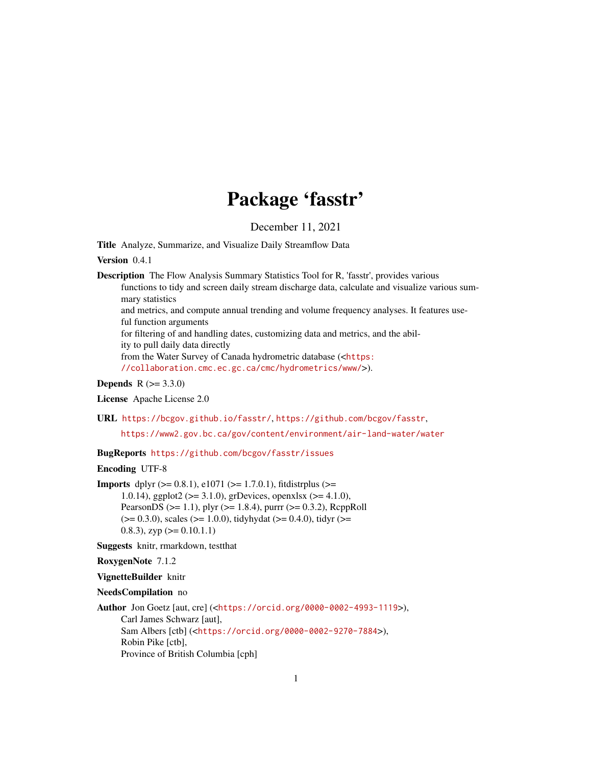# Package 'fasstr'

December 11, 2021

**Title** Analyze, Summarize, and Visualize Daily Streamflow Data

**Version** 0.4.1

**Description** The Flow Analysis Summary Statistics Tool for R, 'fasstr', provides various functions to tidy and screen daily stream discharge data, calculate and visualize various summary statistics and metrics, and compute annual trending and volume frequency analyses. It features useful function arguments for filtering of and handling dates, customizing data and metrics, and the ability to pull daily data directly from the Water Survey of Canada hydrometric database (<https://collaboration.cmc.ec.gc.ca/cmc/hydrometrics/www/>).

**Depends** R (>= 3.3.0)

**License** Apache License 2.0

**URL** https://bcgov.github.io/fasstr/, https://github.com/bcgov/fasstr, https://www2.gov.bc.ca/gov/content/environment/air-land-water/water

**BugReports** https://github.com/bcgov/fasstr/issues

**Encoding** UTF-8

**Imports** dplyr (>= 0.8.1), e1071 (>= 1.7.0.1), fitdistrplus (>= 1.0.14), ggplot2 (>= 3.1.0), grDevices, openxlsx (>= 4.1.0), PearsonDS (>= 1.1), plyr (>= 1.8.4), purrr (>= 0.3.2), RcppRoll (>= 0.3.0), scales (>= 1.0.0), tidyhydat (>= 0.4.0), tidyr (>= 0.8.3), zyp (>= 0.10.1.1)

**Suggests** knitr, rmarkdown, testthat

**RoxygenNote** 7.1.2

**VignetteBuilder** knitr

**NeedsCompilation** no

**Author** Jon Goetz [aut, cre] (<https://orcid.org/0000-0002-4993-1119>),
Carl James Schwarz [aut],
Sam Albers [ctb] (<https://orcid.org/0000-0002-9270-7884>),
Robin Pike [ctb],
Province of British Columbia [cph]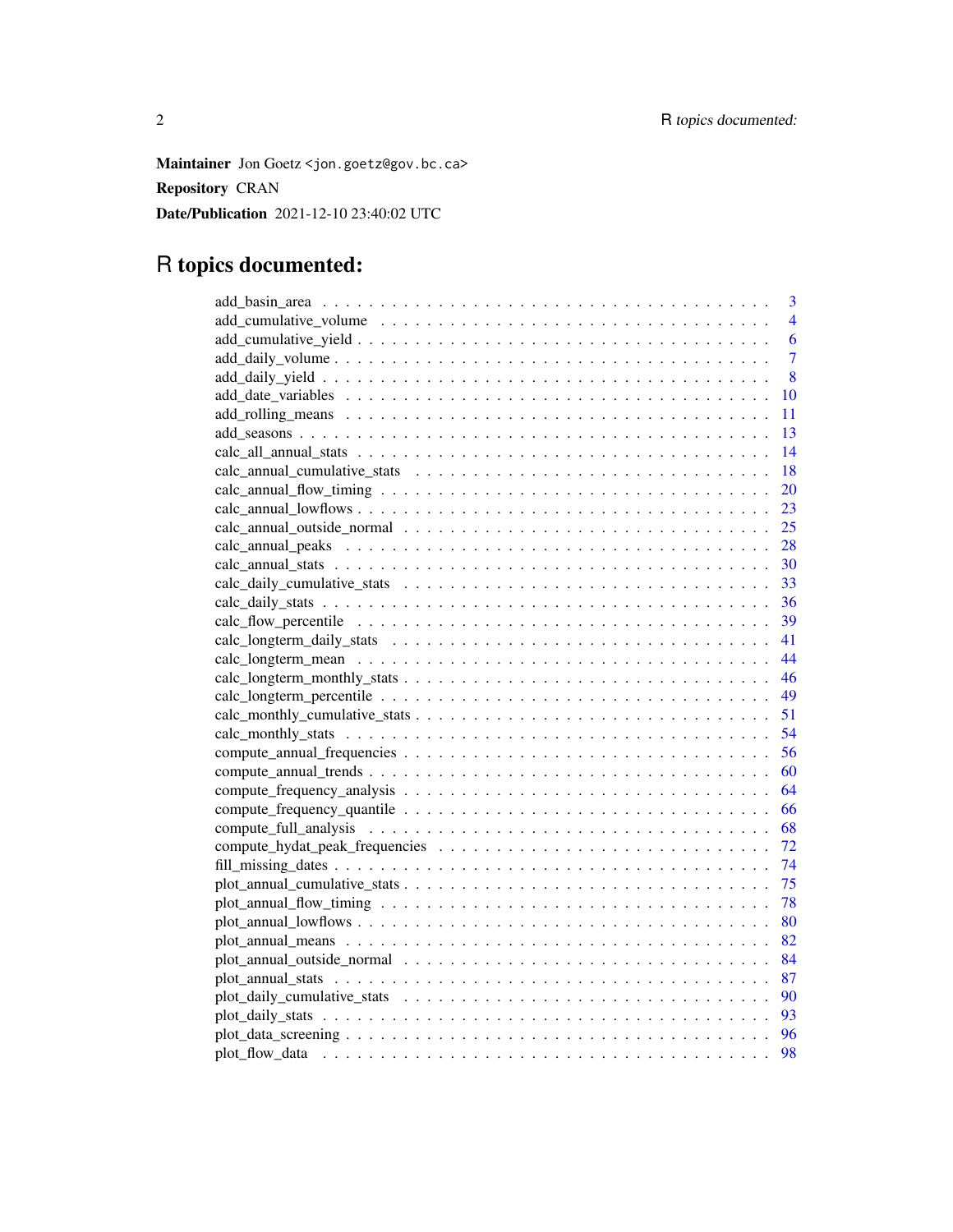**Maintainer** Jon Goetz <jon.goetz@gov.bc.ca>

**Repository** CRAN

**Date/Publication** 2021-12-10 23:40:02 UTC

# R topics documented:

| | |
|---|---|
| add_basin_area | 3 |
| add_cumulative_volume | 4 |
| add_cumulative_yield | 6 |
| add_daily_volume | 7 |
| add_daily_yield | 8 |
| add_date_variables | 10 |
| add_rolling_means | 11 |
| add_seasons | 13 |
| calc_all_annual_stats | 14 |
| calc_annual_cumulative_stats | 18 |
| calc_annual_flow_timing | 20 |
| calc_annual_lowflows | 23 |
| calc_annual_outside_normal | 25 |
| calc_annual_peaks | 28 |
| calc_annual_stats | 30 |
| calc_daily_cumulative_stats | 33 |
| calc_daily_stats | 36 |
| calc_flow_percentile | 39 |
| calc_longterm_daily_stats | 41 |
| calc_longterm_mean | 44 |
| calc_longterm_monthly_stats | 46 |
| calc_longterm_percentile | 49 |
| calc_monthly_cumulative_stats | 51 |
| calc_monthly_stats | 54 |
| compute_annual_frequencies | 56 |
| compute_annual_trends | 60 |
| compute_frequency_analysis | 64 |
| compute_frequency_quantile | 66 |
| compute_full_analysis | 68 |
| compute_hydat_peak_frequencies | 72 |
| fill_missing_dates | 74 |
| plot_annual_cumulative_stats | 75 |
| plot_annual_flow_timing | 78 |
| plot_annual_lowflows | 80 |
| plot_annual_means | 82 |
| plot_annual_outside_normal | 84 |
| plot_annual_stats | 87 |
| plot_daily_cumulative_stats | 90 |
| plot_daily_stats | 93 |
| plot_data_screening | 96 |
| plot_flow_data | 98 |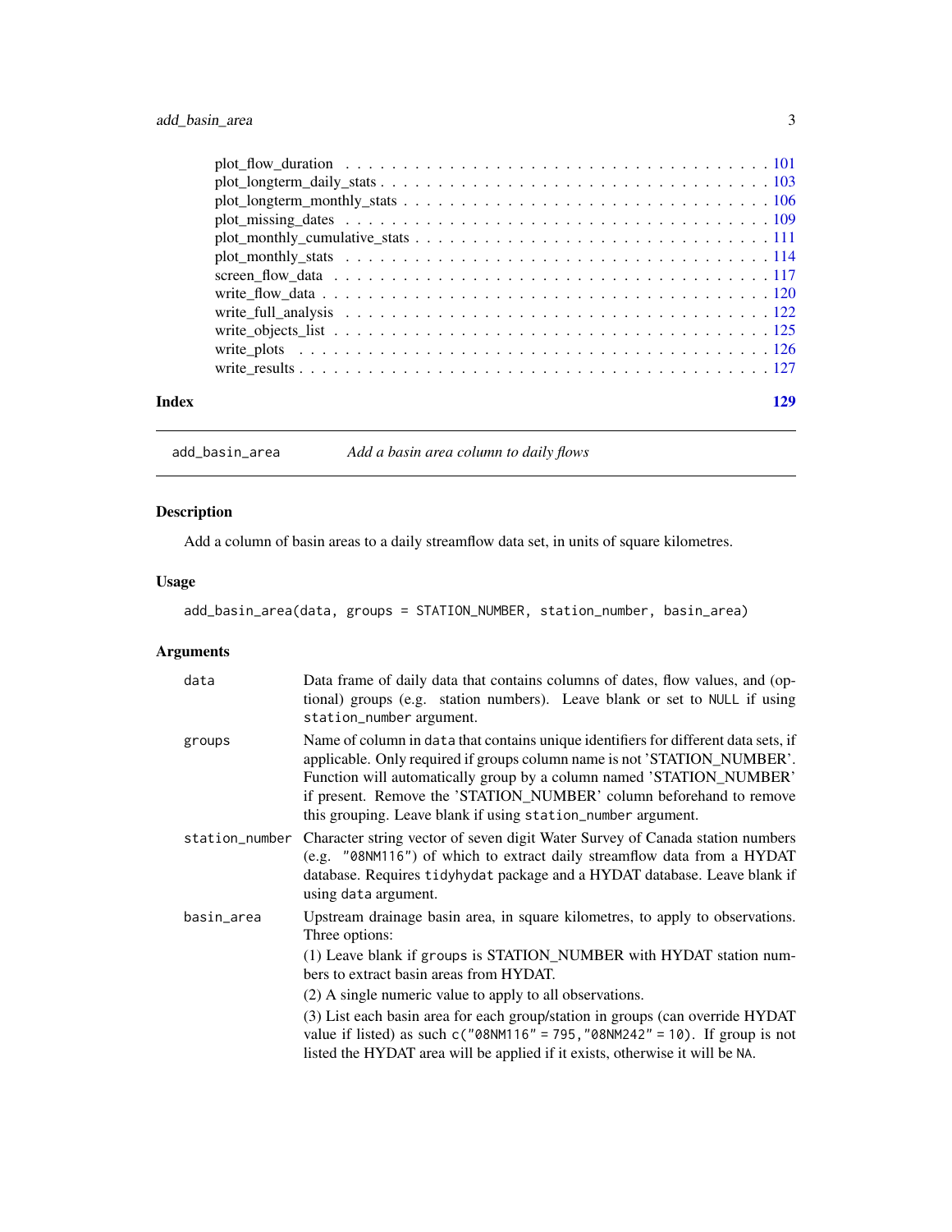plot_flow_duration . . . . . . . . . . . . . . . . . . . . . . . . . . . . . . . . . . . . 101
plot_longterm_daily_stats . . . . . . . . . . . . . . . . . . . . . . . . . . . . . . . . . 103
plot_longterm_monthly_stats . . . . . . . . . . . . . . . . . . . . . . . . . . . . . . . 106
plot_missing_dates . . . . . . . . . . . . . . . . . . . . . . . . . . . . . . . . . . . . 109
plot_monthly_cumulative_stats . . . . . . . . . . . . . . . . . . . . . . . . . . . . . . 111
plot_monthly_stats . . . . . . . . . . . . . . . . . . . . . . . . . . . . . . . . . . . . 114
screen_flow_data . . . . . . . . . . . . . . . . . . . . . . . . . . . . . . . . . . . . . 117
write_flow_data . . . . . . . . . . . . . . . . . . . . . . . . . . . . . . . . . . . . . . 120
write_full_analysis . . . . . . . . . . . . . . . . . . . . . . . . . . . . . . . . . . . . 122
write_objects_list . . . . . . . . . . . . . . . . . . . . . . . . . . . . . . . . . . . . 125
write_plots . . . . . . . . . . . . . . . . . . . . . . . . . . . . . . . . . . . . . . . . 126
write_results . . . . . . . . . . . . . . . . . . . . . . . . . . . . . . . . . . . . . . . 127

**Index** **129**

---

`add_basin_area` *Add a basin area column to daily flows*

---

## Description

Add a column of basin areas to a daily streamflow data set, in units of square kilometres.

## Usage

```
add_basin_area(data, groups = STATION_NUMBER, station_number, basin_area)
```

## Arguments

| | |
|---|---|
| `data` | Data frame of daily data that contains columns of dates, flow values, and (optional) groups (e.g. station numbers). Leave blank or set to `NULL` if using `station_number` argument. |
| `groups` | Name of column in `data` that contains unique identifiers for different data sets, if applicable. Only required if groups column name is not 'STATION_NUMBER'. Function will automatically group by a column named 'STATION_NUMBER' if present. Remove the 'STATION_NUMBER' column beforehand to remove this grouping. Leave blank if using `station_number` argument. |
| `station_number` | Character string vector of seven digit Water Survey of Canada station numbers (e.g. `"08NM116"`) of which to extract daily streamflow data from a HYDAT database. Requires `tidyhydat` package and a HYDAT database. Leave blank if using `data` argument. |
| `basin_area` | Upstream drainage basin area, in square kilometres, to apply to observations. Three options:<br>(1) Leave blank if `groups` is STATION_NUMBER with HYDAT station numbers to extract basin areas from HYDAT.<br>(2) A single numeric value to apply to all observations.<br>(3) List each basin area for each group/station in groups (can override HYDAT value if listed) as such `c("08NM116" = 795,"08NM242" = 10)`. If group is not listed the HYDAT area will be applied if it exists, otherwise it will be `NA`. |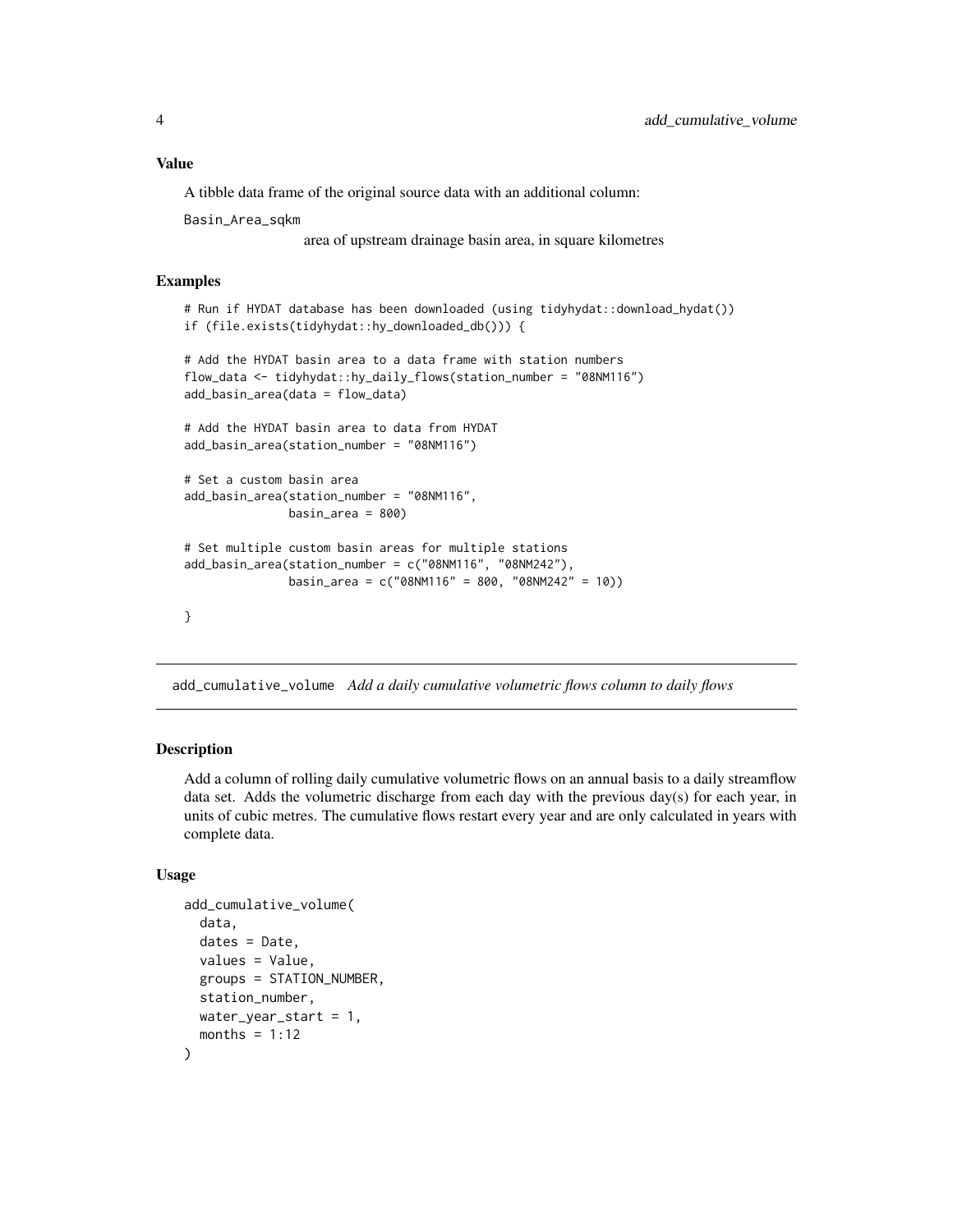### Value

A tibble data frame of the original source data with an additional column:

`Basin_Area_sqkm`
: area of upstream drainage basin area, in square kilometres

### Examples

```
# Run if HYDAT database has been downloaded (using tidyhydat::download_hydat())
if (file.exists(tidyhydat::hy_downloaded_db())) {

# Add the HYDAT basin area to a data frame with station numbers
flow_data <- tidyhydat::hy_daily_flows(station_number = "08NM116")
add_basin_area(data = flow_data)

# Add the HYDAT basin area to data from HYDAT
add_basin_area(station_number = "08NM116")

# Set a custom basin area
add_basin_area(station_number = "08NM116",
               basin_area = 800)

# Set multiple custom basin areas for multiple stations
add_basin_area(station_number = c("08NM116", "08NM242"),
               basin_area = c("08NM116" = 800, "08NM242" = 10))

}
```

---

## add_cumulative_volume *Add a daily cumulative volumetric flows column to daily flows*

---

### Description

Add a column of rolling daily cumulative volumetric flows on an annual basis to a daily streamflow data set. Adds the volumetric discharge from each day with the previous day(s) for each year, in units of cubic metres. The cumulative flows restart every year and are only calculated in years with complete data.

### Usage

```
add_cumulative_volume(
  data,
  dates = Date,
  values = Value,
  groups = STATION_NUMBER,
  station_number,
  water_year_start = 1,
  months = 1:12
)
```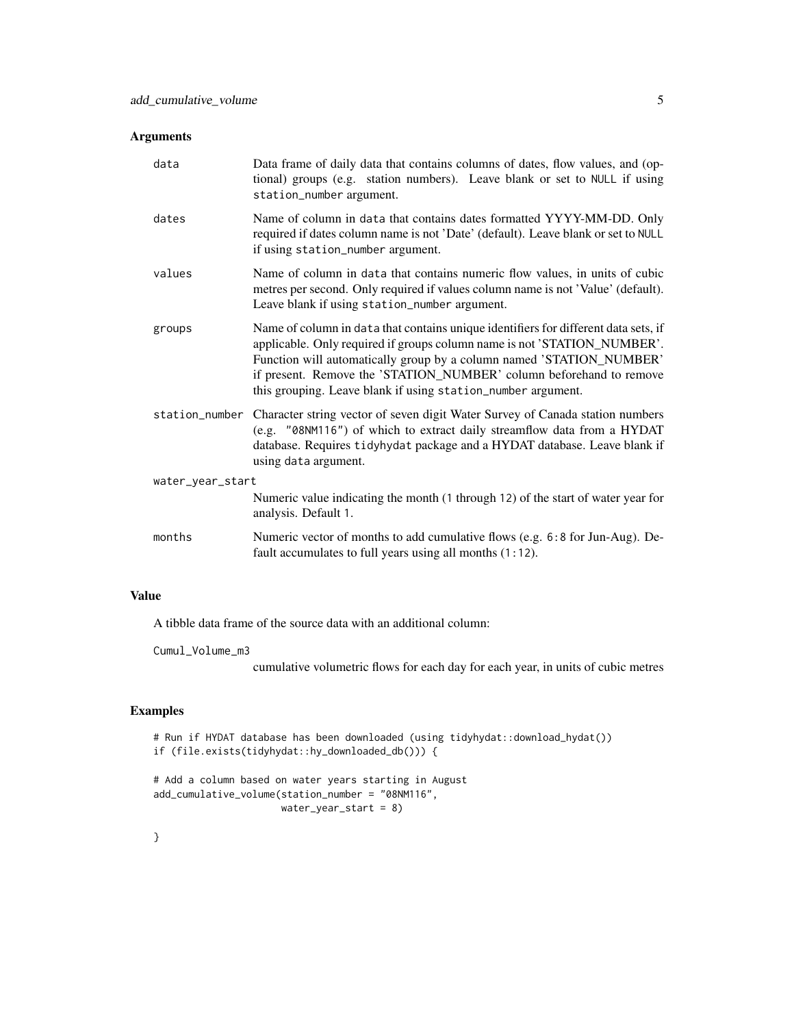## Arguments

**data**
Data frame of daily data that contains columns of dates, flow values, and (optional) groups (e.g. station numbers). Leave blank or set to `NULL` if using `station_number` argument.

**dates**
Name of column in `data` that contains dates formatted YYYY-MM-DD. Only required if dates column name is not 'Date' (default). Leave blank or set to `NULL` if using `station_number` argument.

**values**
Name of column in `data` that contains numeric flow values, in units of cubic metres per second. Only required if values column name is not 'Value' (default). Leave blank if using `station_number` argument.

**groups**
Name of column in `data` that contains unique identifiers for different data sets, if applicable. Only required if groups column name is not 'STATION_NUMBER'. Function will automatically group by a column named 'STATION_NUMBER' if present. Remove the 'STATION_NUMBER' column beforehand to remove this grouping. Leave blank if using `station_number` argument.

**station_number**
Character string vector of seven digit Water Survey of Canada station numbers (e.g. `"08NM116"`) of which to extract daily streamflow data from a HYDAT database. Requires `tidyhydat` package and a HYDAT database. Leave blank if using `data` argument.

**water_year_start**
Numeric value indicating the month (`1` through `12`) of the start of water year for analysis. Default `1`.

**months**
Numeric vector of months to add cumulative flows (e.g. `6:8` for Jun-Aug). Default accumulates to full years using all months (`1:12`).

## Value

A tibble data frame of the source data with an additional column:

**Cumul_Volume_m3**
cumulative volumetric flows for each day for each year, in units of cubic metres

## Examples

```
# Run if HYDAT database has been downloaded (using tidyhydat::download_hydat())
if (file.exists(tidyhydat::hy_downloaded_db())) {

# Add a column based on water years starting in August
add_cumulative_volume(station_number = "08NM116",
                      water_year_start = 8)

}
```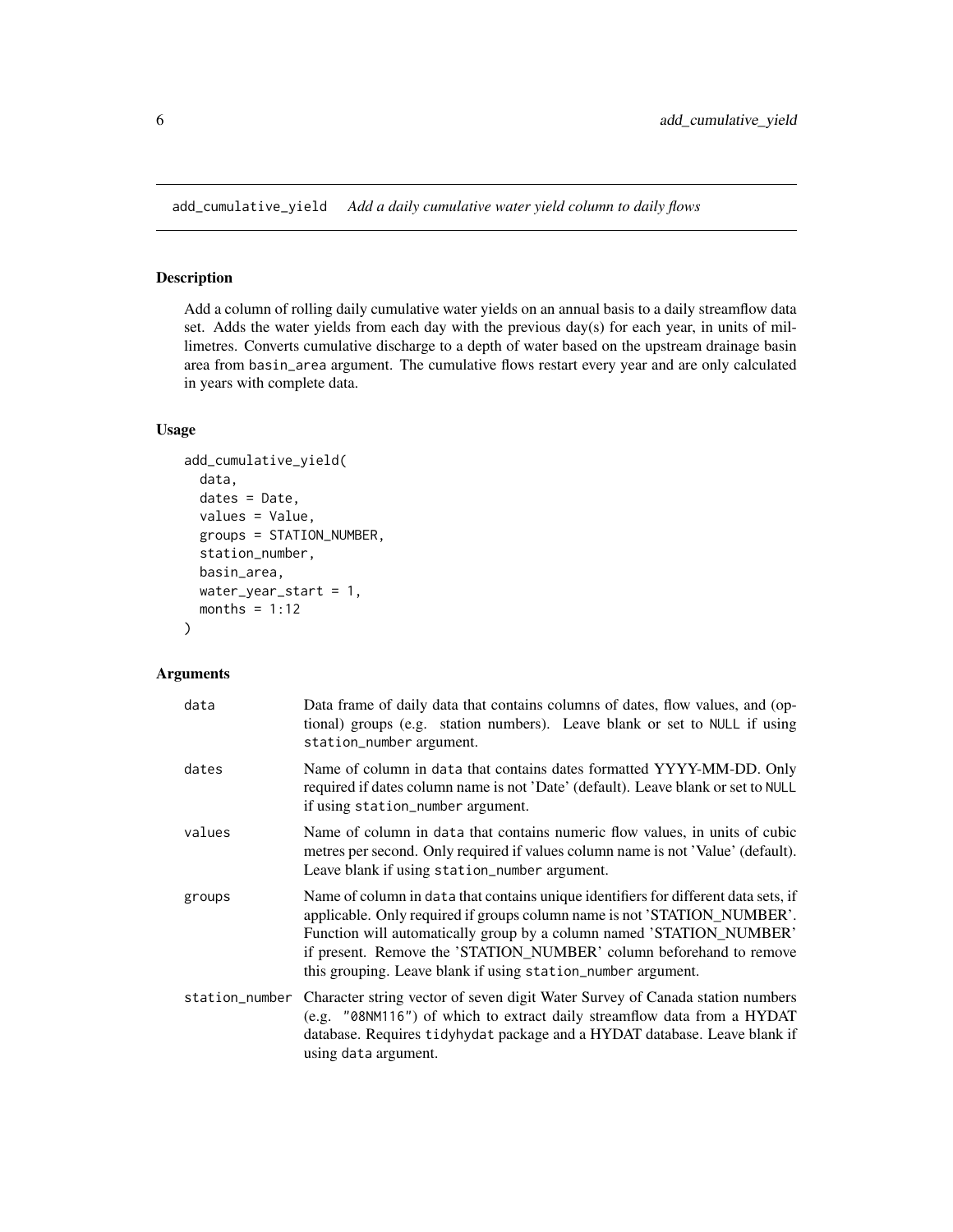## add_cumulative_yield    *Add a daily cumulative water yield column to daily flows*

### Description

Add a column of rolling daily cumulative water yields on an annual basis to a daily streamflow data set. Adds the water yields from each day with the previous day(s) for each year, in units of millimetres. Converts cumulative discharge to a depth of water based on the upstream drainage basin area from basin_area argument. The cumulative flows restart every year and are only calculated in years with complete data.

### Usage

```
add_cumulative_yield(
  data,
  dates = Date,
  values = Value,
  groups = STATION_NUMBER,
  station_number,
  basin_area,
  water_year_start = 1,
  months = 1:12
)
```

### Arguments

| | |
|---|---|
| data | Data frame of daily data that contains columns of dates, flow values, and (optional) groups (e.g. station numbers). Leave blank or set to NULL if using station_number argument. |
| dates | Name of column in data that contains dates formatted YYYY-MM-DD. Only required if dates column name is not 'Date' (default). Leave blank or set to NULL if using station_number argument. |
| values | Name of column in data that contains numeric flow values, in units of cubic metres per second. Only required if values column name is not 'Value' (default). Leave blank if using station_number argument. |
| groups | Name of column in data that contains unique identifiers for different data sets, if applicable. Only required if groups column name is not 'STATION_NUMBER'. Function will automatically group by a column named 'STATION_NUMBER' if present. Remove the 'STATION_NUMBER' column beforehand to remove this grouping. Leave blank if using station_number argument. |
| station_number | Character string vector of seven digit Water Survey of Canada station numbers (e.g. "08NM116") of which to extract daily streamflow data from a HYDAT database. Requires tidyhydat package and a HYDAT database. Leave blank if using data argument. |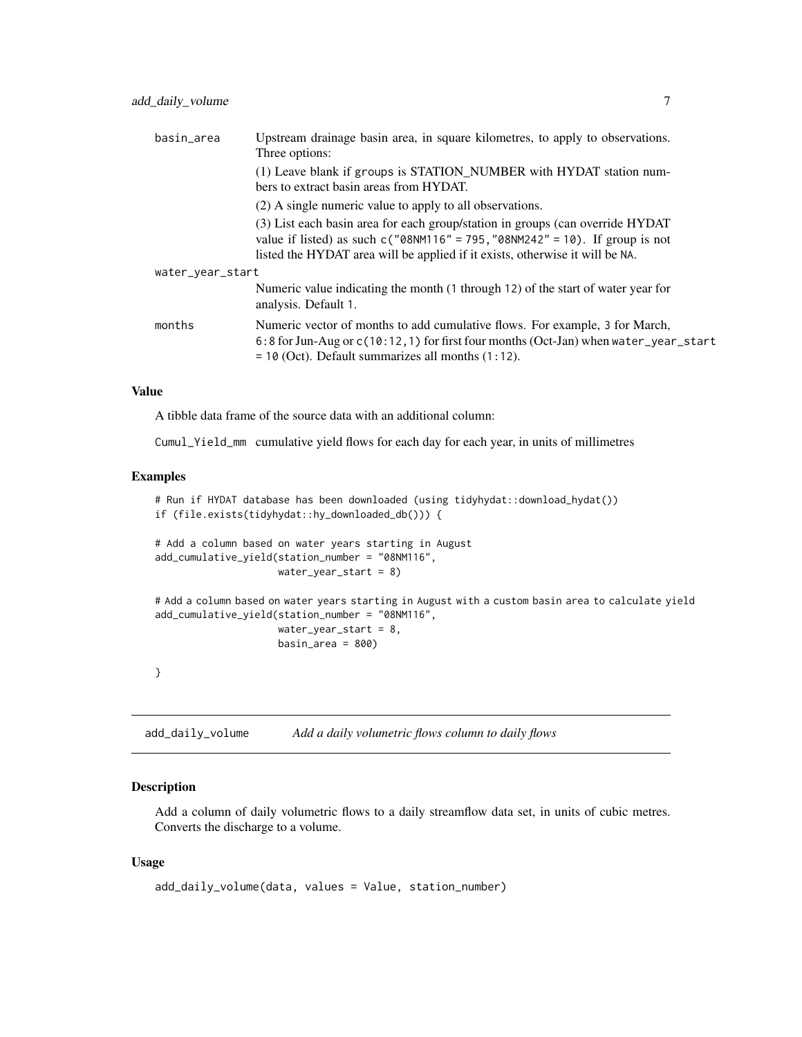| | |
|---|---|
| basin_area | Upstream drainage basin area, in square kilometres, to apply to observations. Three options:<br>(1) Leave blank if groups is STATION_NUMBER with HYDAT station numbers to extract basin areas from HYDAT.<br>(2) A single numeric value to apply to all observations.<br>(3) List each basin area for each group/station in groups (can override HYDAT value if listed) as such c("08NM116" = 795,"08NM242" = 10). If group is not listed the HYDAT area will be applied if it exists, otherwise it will be NA. |
| water_year_start | Numeric value indicating the month (1 through 12) of the start of water year for analysis. Default 1. |
| months | Numeric vector of months to add cumulative flows. For example, 3 for March, 6:8 for Jun-Aug or c(10:12,1) for first four months (Oct-Jan) when water_year_start = 10 (Oct). Default summarizes all months (1:12). |

### Value

A tibble data frame of the source data with an additional column:

Cumul_Yield_mm cumulative yield flows for each day for each year, in units of millimetres

### Examples

```
# Run if HYDAT database has been downloaded (using tidyhydat::download_hydat())
if (file.exists(tidyhydat::hy_downloaded_db())) {

# Add a column based on water years starting in August
add_cumulative_yield(station_number = "08NM116",
                     water_year_start = 8)

# Add a column based on water years starting in August with a custom basin area to calculate yield
add_cumulative_yield(station_number = "08NM116",
                     water_year_start = 8,
                     basin_area = 800)

}
```

## add_daily_volume *Add a daily volumetric flows column to daily flows*

### Description

Add a column of daily volumetric flows to a daily streamflow data set, in units of cubic metres. Converts the discharge to a volume.

### Usage

```
add_daily_volume(data, values = Value, station_number)
```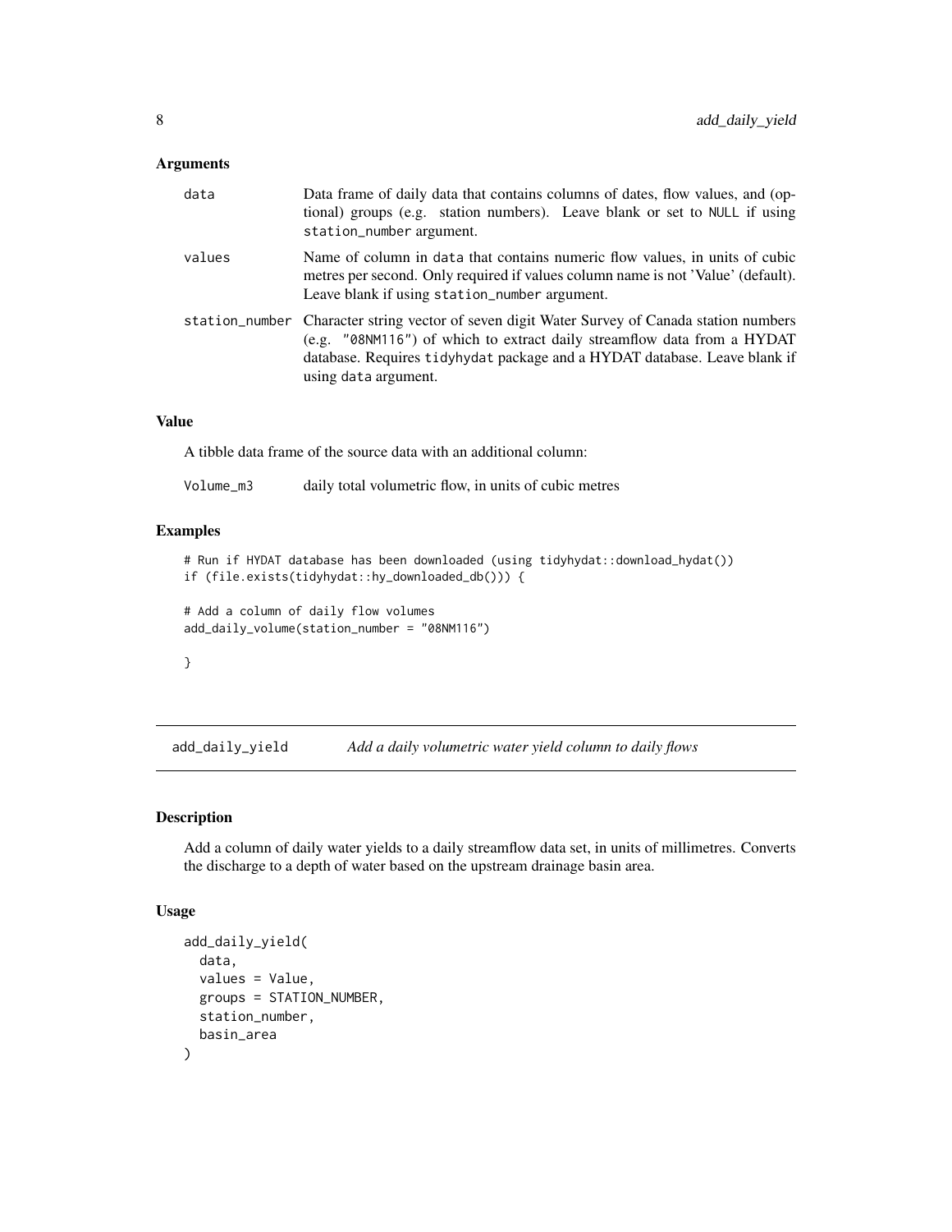### Arguments

| | |
|---|---|
| data | Data frame of daily data that contains columns of dates, flow values, and (optional) groups (e.g. station numbers). Leave blank or set to NULL if using station_number argument. |
| values | Name of column in data that contains numeric flow values, in units of cubic metres per second. Only required if values column name is not 'Value' (default). Leave blank if using station_number argument. |
| station_number | Character string vector of seven digit Water Survey of Canada station numbers (e.g. "08NM116") of which to extract daily streamflow data from a HYDAT database. Requires tidyhydat package and a HYDAT database. Leave blank if using data argument. |

### Value

A tibble data frame of the source data with an additional column:

| | |
|---|---|
| Volume_m3 | daily total volumetric flow, in units of cubic metres |

### Examples

```
# Run if HYDAT database has been downloaded (using tidyhydat::download_hydat())
if (file.exists(tidyhydat::hy_downloaded_db())) {

# Add a column of daily flow volumes
add_daily_volume(station_number = "08NM116")

}
```

---

## add_daily_yield — *Add a daily volumetric water yield column to daily flows*

### Description

Add a column of daily water yields to a daily streamflow data set, in units of millimetres. Converts the discharge to a depth of water based on the upstream drainage basin area.

### Usage

```
add_daily_yield(
  data,
  values = Value,
  groups = STATION_NUMBER,
  station_number,
  basin_area
)
```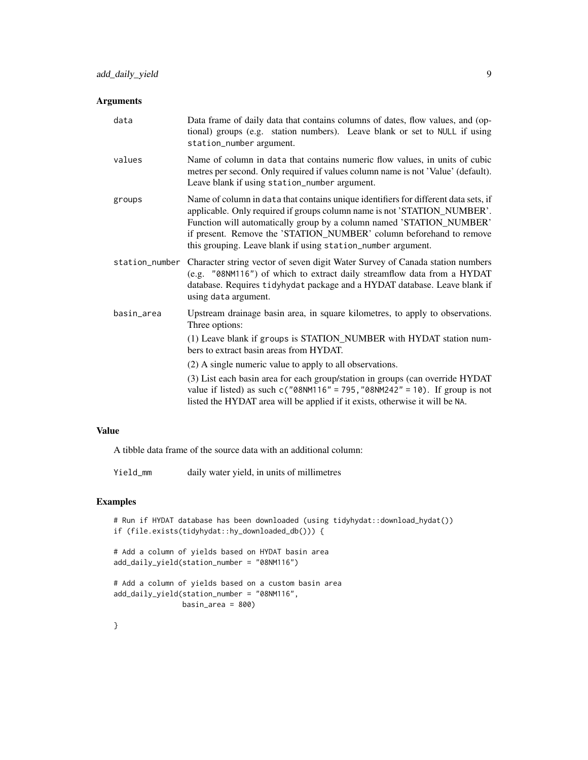## Arguments

| | |
|---|---|
| `data` | Data frame of daily data that contains columns of dates, flow values, and (optional) groups (e.g. station numbers). Leave blank or set to `NULL` if using `station_number` argument. |
| `values` | Name of column in `data` that contains numeric flow values, in units of cubic metres per second. Only required if values column name is not 'Value' (default). Leave blank if using `station_number` argument. |
| `groups` | Name of column in `data` that contains unique identifiers for different data sets, if applicable. Only required if groups column name is not 'STATION_NUMBER'. Function will automatically group by a column named 'STATION_NUMBER' if present. Remove the 'STATION_NUMBER' column beforehand to remove this grouping. Leave blank if using `station_number` argument. |
| `station_number` | Character string vector of seven digit Water Survey of Canada station numbers (e.g. `"08NM116"`) of which to extract daily streamflow data from a HYDAT database. Requires `tidyhydat` package and a HYDAT database. Leave blank if using `data` argument. |
| `basin_area` | Upstream drainage basin area, in square kilometres, to apply to observations. Three options:<br><br>(1) Leave blank if `groups` is STATION_NUMBER with HYDAT station numbers to extract basin areas from HYDAT.<br><br>(2) A single numeric value to apply to all observations.<br><br>(3) List each basin area for each group/station in groups (can override HYDAT value if listed) as such `c("08NM116" = 795,"08NM242" = 10)`. If group is not listed the HYDAT area will be applied if it exists, otherwise it will be `NA`. |

## Value

A tibble data frame of the source data with an additional column:

| | |
|---|---|
| `Yield_mm` | daily water yield, in units of millimetres |

## Examples

```
# Run if HYDAT database has been downloaded (using tidyhydat::download_hydat())
if (file.exists(tidyhydat::hy_downloaded_db())) {

# Add a column of yields based on HYDAT basin area
add_daily_yield(station_number = "08NM116")

# Add a column of yields based on a custom basin area
add_daily_yield(station_number = "08NM116",
                basin_area = 800)

}
```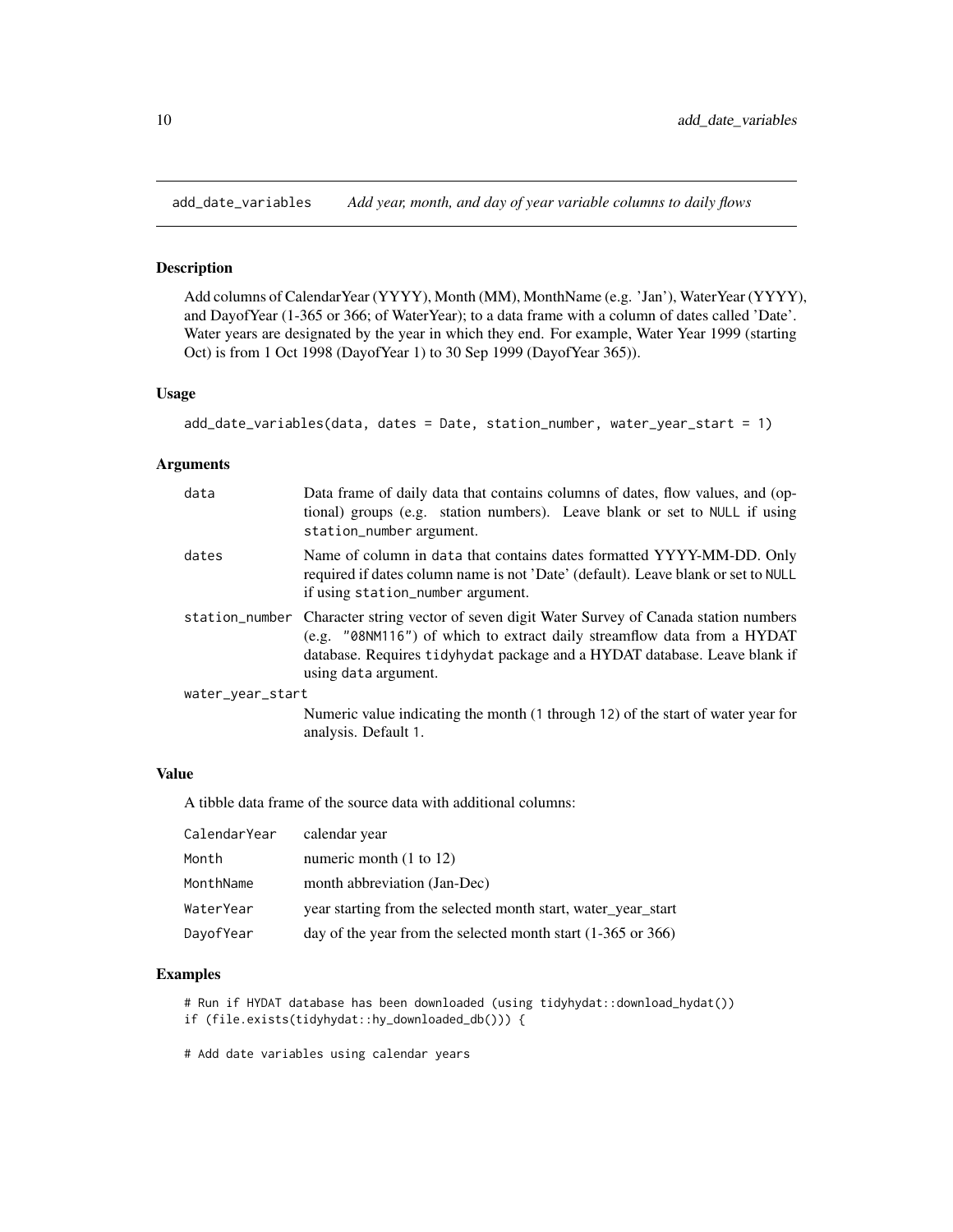## add_date_variables — *Add year, month, and day of year variable columns to daily flows*

### Description

Add columns of CalendarYear (YYYY), Month (MM), MonthName (e.g. 'Jan'), WaterYear (YYYY), and DayofYear (1-365 or 366; of WaterYear); to a data frame with a column of dates called 'Date'. Water years are designated by the year in which they end. For example, Water Year 1999 (starting Oct) is from 1 Oct 1998 (DayofYear 1) to 30 Sep 1999 (DayofYear 365)).

### Usage

```
add_date_variables(data, dates = Date, station_number, water_year_start = 1)
```

### Arguments

| Argument | Description |
|---|---|
| data | Data frame of daily data that contains columns of dates, flow values, and (optional) groups (e.g. station numbers). Leave blank or set to NULL if using station_number argument. |
| dates | Name of column in data that contains dates formatted YYYY-MM-DD. Only required if dates column name is not 'Date' (default). Leave blank or set to NULL if using station_number argument. |
| station_number | Character string vector of seven digit Water Survey of Canada station numbers (e.g. "08NM116") of which to extract daily streamflow data from a HYDAT database. Requires tidyhydat package and a HYDAT database. Leave blank if using data argument. |
| water_year_start | Numeric value indicating the month (1 through 12) of the start of water year for analysis. Default 1. |

### Value

A tibble data frame of the source data with additional columns:

| Column | Description |
|---|---|
| CalendarYear | calendar year |
| Month | numeric month (1 to 12) |
| MonthName | month abbreviation (Jan-Dec) |
| WaterYear | year starting from the selected month start, water_year_start |
| DayofYear | day of the year from the selected month start (1-365 or 366) |

### Examples

```
# Run if HYDAT database has been downloaded (using tidyhydat::download_hydat())
if (file.exists(tidyhydat::hy_downloaded_db())) {

# Add date variables using calendar years
```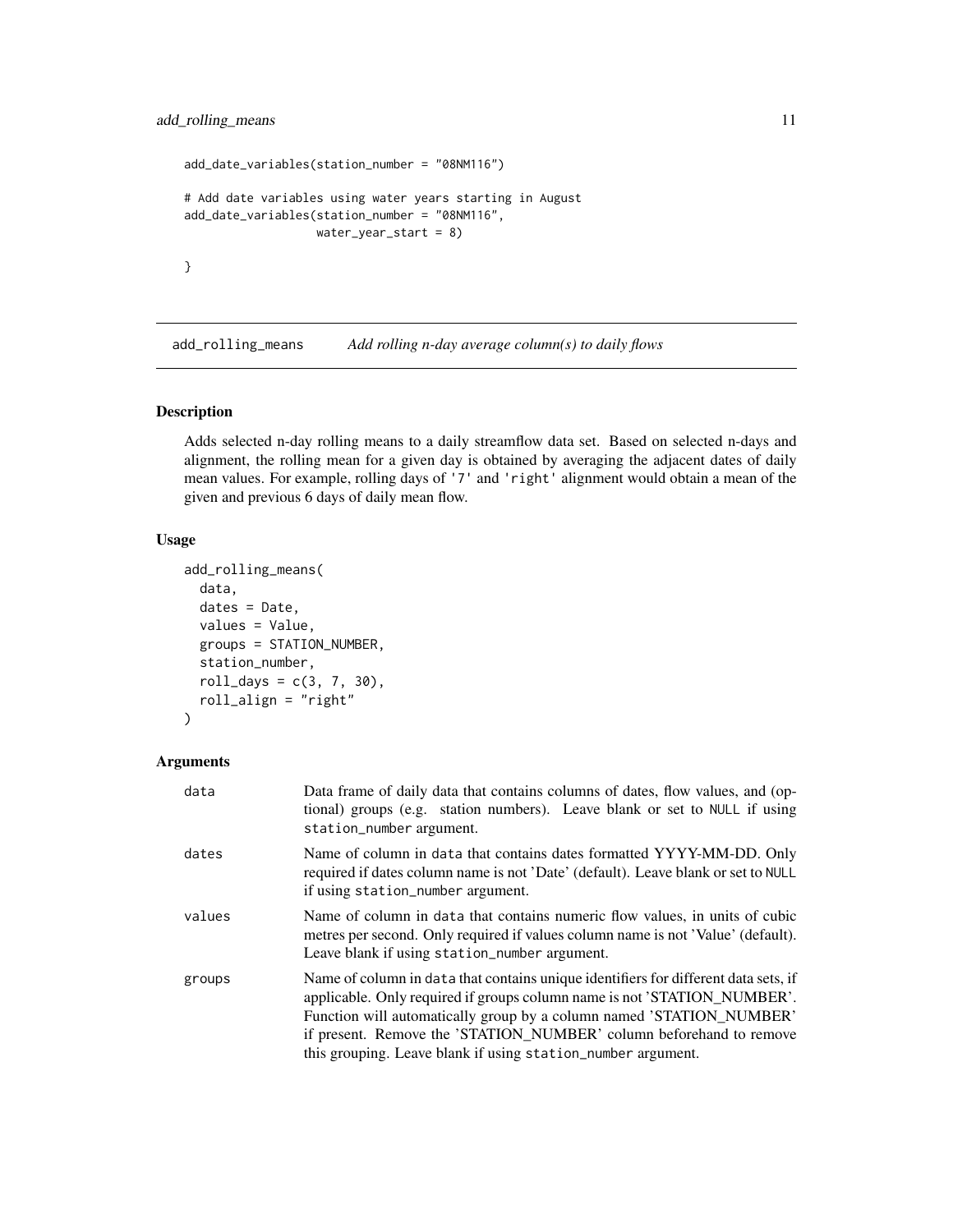```
add_date_variables(station_number = "08NM116")

# Add date variables using water years starting in August
add_date_variables(station_number = "08NM116",
                   water_year_start = 8)

}
```

## add_rolling_means — *Add rolling n-day average column(s) to daily flows*

### Description

Adds selected n-day rolling means to a daily streamflow data set. Based on selected n-days and alignment, the rolling mean for a given day is obtained by averaging the adjacent dates of daily mean values. For example, rolling days of `'7'` and `'right'` alignment would obtain a mean of the given and previous 6 days of daily mean flow.

### Usage

```
add_rolling_means(
  data,
  dates = Date,
  values = Value,
  groups = STATION_NUMBER,
  station_number,
  roll_days = c(3, 7, 30),
  roll_align = "right"
)
```

### Arguments

| | |
|---|---|
| data | Data frame of daily data that contains columns of dates, flow values, and (optional) groups (e.g. station numbers). Leave blank or set to `NULL` if using `station_number` argument. |
| dates | Name of column in `data` that contains dates formatted YYYY-MM-DD. Only required if dates column name is not 'Date' (default). Leave blank or set to `NULL` if using `station_number` argument. |
| values | Name of column in `data` that contains numeric flow values, in units of cubic metres per second. Only required if values column name is not 'Value' (default). Leave blank if using `station_number` argument. |
| groups | Name of column in `data` that contains unique identifiers for different data sets, if applicable. Only required if groups column name is not 'STATION_NUMBER'. Function will automatically group by a column named 'STATION_NUMBER' if present. Remove the 'STATION_NUMBER' column beforehand to remove this grouping. Leave blank if using `station_number` argument. |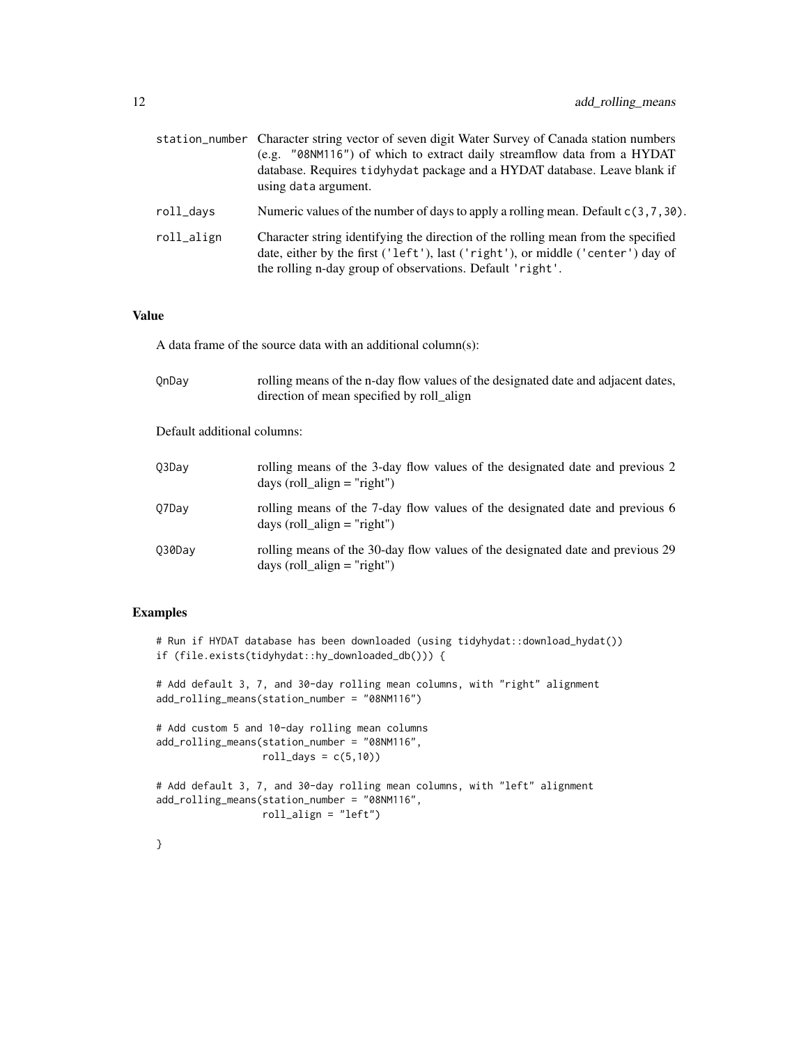| | |
|---|---|
| station_number | Character string vector of seven digit Water Survey of Canada station numbers (e.g. "08NM116") of which to extract daily streamflow data from a HYDAT database. Requires tidyhydat package and a HYDAT database. Leave blank if using data argument. |
| roll_days | Numeric values of the number of days to apply a rolling mean. Default c(3,7,30). |
| roll_align | Character string identifying the direction of the rolling mean from the specified date, either by the first ('left'), last ('right'), or middle ('center') day of the rolling n-day group of observations. Default 'right'. |

## Value

A data frame of the source data with an additional column(s):

| | |
|---|---|
| QnDay | rolling means of the n-day flow values of the designated date and adjacent dates, direction of mean specified by roll_align |

Default additional columns:

| | |
|---|---|
| Q3Day | rolling means of the 3-day flow values of the designated date and previous 2 days (roll_align = "right") |
| Q7Day | rolling means of the 7-day flow values of the designated date and previous 6 days (roll_align = "right") |
| Q30Day | rolling means of the 30-day flow values of the designated date and previous 29 days (roll_align = "right") |

## Examples

```
# Run if HYDAT database has been downloaded (using tidyhydat::download_hydat())
if (file.exists(tidyhydat::hy_downloaded_db())) {

# Add default 3, 7, and 30-day rolling mean columns, with "right" alignment
add_rolling_means(station_number = "08NM116")

# Add custom 5 and 10-day rolling mean columns
add_rolling_means(station_number = "08NM116",
                  roll_days = c(5,10))

# Add default 3, 7, and 30-day rolling mean columns, with "left" alignment
add_rolling_means(station_number = "08NM116",
                  roll_align = "left")

}
```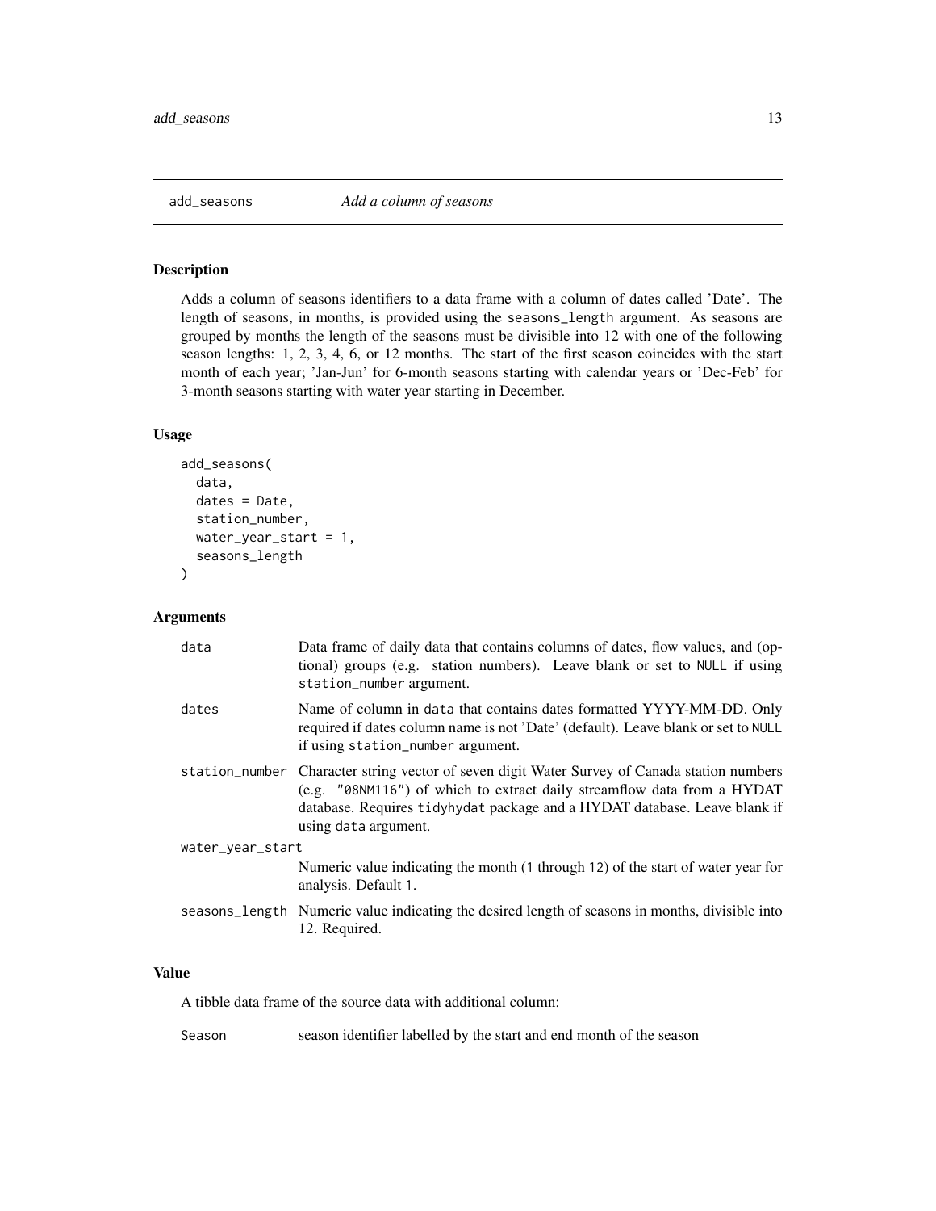# add_seasons *Add a column of seasons*

## Description

Adds a column of seasons identifiers to a data frame with a column of dates called 'Date'. The length of seasons, in months, is provided using the `seasons_length` argument. As seasons are grouped by months the length of the seasons must be divisible into 12 with one of the following season lengths: 1, 2, 3, 4, 6, or 12 months. The start of the first season coincides with the start month of each year; 'Jan-Jun' for 6-month seasons starting with calendar years or 'Dec-Feb' for 3-month seasons starting with water year starting in December.

## Usage

```
add_seasons(
  data,
  dates = Date,
  station_number,
  water_year_start = 1,
  seasons_length
)
```

## Arguments

| | |
|---|---|
| `data` | Data frame of daily data that contains columns of dates, flow values, and (optional) groups (e.g. station numbers). Leave blank or set to `NULL` if using `station_number` argument. |
| `dates` | Name of column in `data` that contains dates formatted YYYY-MM-DD. Only required if dates column name is not 'Date' (default). Leave blank or set to `NULL` if using `station_number` argument. |
| `station_number` | Character string vector of seven digit Water Survey of Canada station numbers (e.g. `"08NM116"`) of which to extract daily streamflow data from a HYDAT database. Requires `tidyhydat` package and a HYDAT database. Leave blank if using `data` argument. |
| `water_year_start` | Numeric value indicating the month (`1` through `12`) of the start of water year for analysis. Default `1`. |
| `seasons_length` | Numeric value indicating the desired length of seasons in months, divisible into 12. Required. |

## Value

A tibble data frame of the source data with additional column:

| | |
|---|---|
| `Season` | season identifier labelled by the start and end month of the season |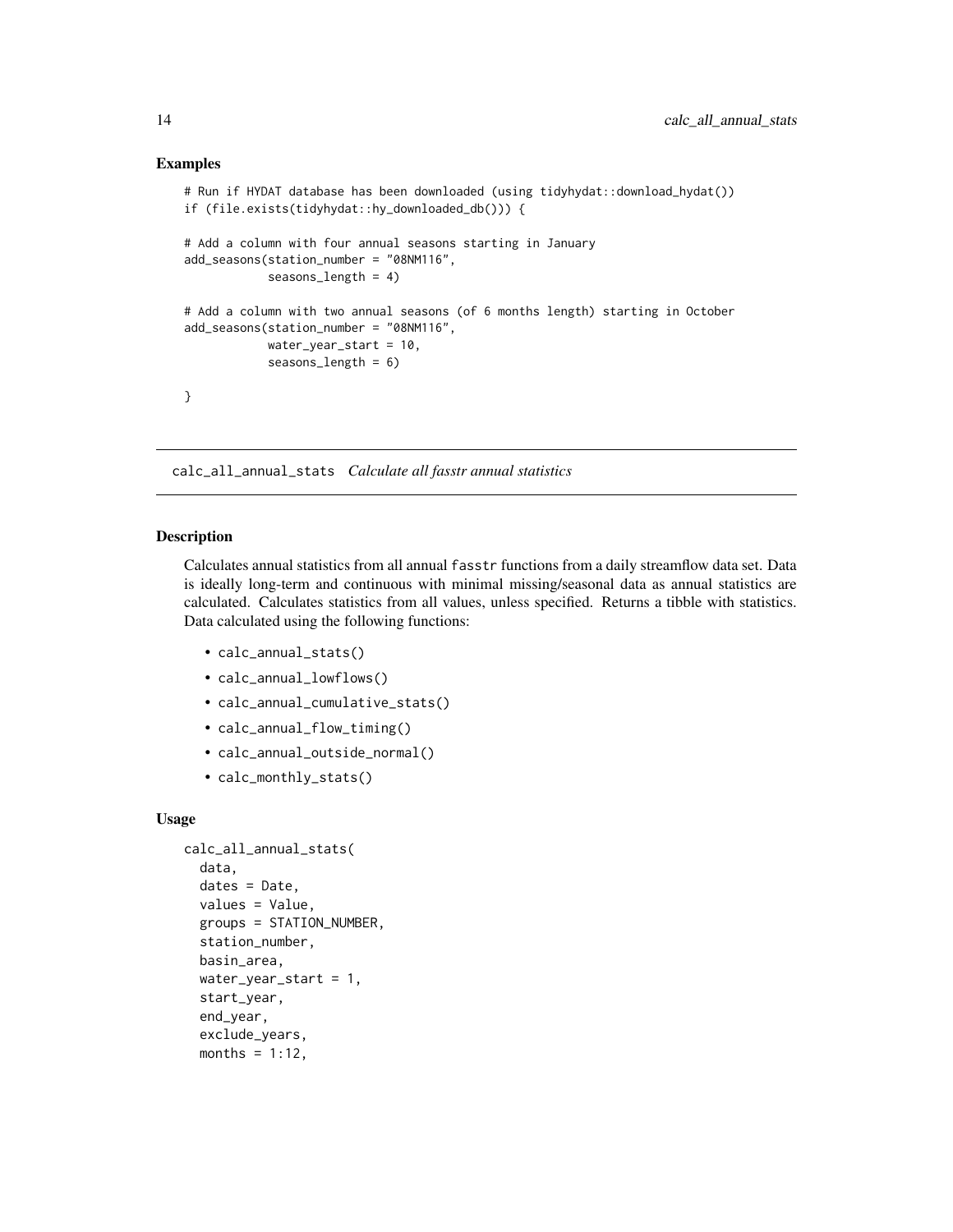### Examples

```
# Run if HYDAT database has been downloaded (using tidyhydat::download_hydat())
if (file.exists(tidyhydat::hy_downloaded_db())) {

# Add a column with four annual seasons starting in January
add_seasons(station_number = "08NM116",
            seasons_length = 4)

# Add a column with two annual seasons (of 6 months length) starting in October
add_seasons(station_number = "08NM116",
            water_year_start = 10,
            seasons_length = 6)

}
```

## calc_all_annual_stats *Calculate all fasstr annual statistics*

### Description

Calculates annual statistics from all annual fasstr functions from a daily streamflow data set. Data is ideally long-term and continuous with minimal missing/seasonal data as annual statistics are calculated. Calculates statistics from all values, unless specified. Returns a tibble with statistics. Data calculated using the following functions:

- calc_annual_stats()
- calc_annual_lowflows()
- calc_annual_cumulative_stats()
- calc_annual_flow_timing()
- calc_annual_outside_normal()
- calc_monthly_stats()

### Usage

```
calc_all_annual_stats(
  data,
  dates = Date,
  values = Value,
  groups = STATION_NUMBER,
  station_number,
  basin_area,
  water_year_start = 1,
  start_year,
  end_year,
  exclude_years,
  months = 1:12,
```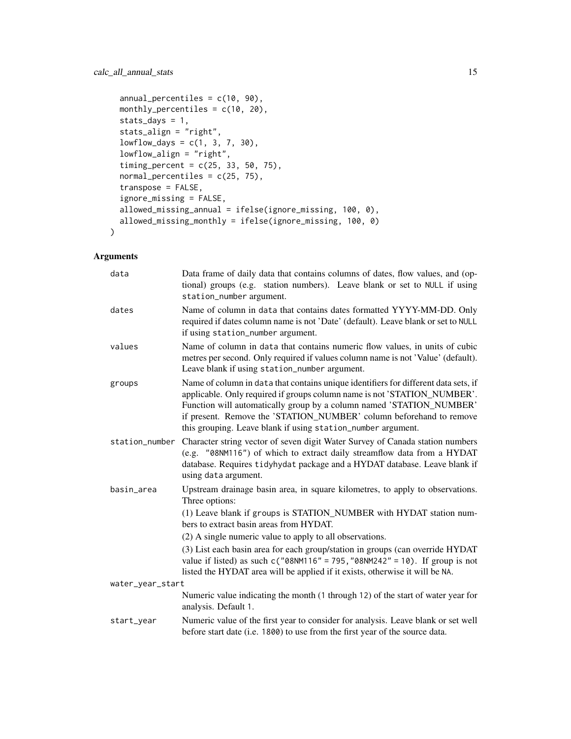```
  annual_percentiles = c(10, 90),
  monthly_percentiles = c(10, 20),
  stats_days = 1,
  stats_align = "right",
  lowflow_days = c(1, 3, 7, 30),
  lowflow_align = "right",
  timing_percent = c(25, 33, 50, 75),
  normal_percentiles = c(25, 75),
  transpose = FALSE,
  ignore_missing = FALSE,
  allowed_missing_annual = ifelse(ignore_missing, 100, 0),
  allowed_missing_monthly = ifelse(ignore_missing, 100, 0)
)
```

## Arguments

| Argument | Description |
|---|---|
| `data` | Data frame of daily data that contains columns of dates, flow values, and (optional) groups (e.g. station numbers). Leave blank or set to `NULL` if using `station_number` argument. |
| `dates` | Name of column in `data` that contains dates formatted YYYY-MM-DD. Only required if dates column name is not 'Date' (default). Leave blank or set to `NULL` if using `station_number` argument. |
| `values` | Name of column in `data` that contains numeric flow values, in units of cubic metres per second. Only required if values column name is not 'Value' (default). Leave blank if using `station_number` argument. |
| `groups` | Name of column in `data` that contains unique identifiers for different data sets, if applicable. Only required if groups column name is not 'STATION_NUMBER'. Function will automatically group by a column named 'STATION_NUMBER' if present. Remove the 'STATION_NUMBER' column beforehand to remove this grouping. Leave blank if using `station_number` argument. |
| `station_number` | Character string vector of seven digit Water Survey of Canada station numbers (e.g. `"08NM116"`) of which to extract daily streamflow data from a HYDAT database. Requires `tidyhydat` package and a HYDAT database. Leave blank if using `data` argument. |
| `basin_area` | Upstream drainage basin area, in square kilometres, to apply to observations. Three options:<br>(1) Leave blank if `groups` is STATION_NUMBER with HYDAT station numbers to extract basin areas from HYDAT.<br>(2) A single numeric value to apply to all observations.<br>(3) List each basin area for each group/station in groups (can override HYDAT value if listed) as such `c("08NM116" = 795, "08NM242" = 10)`. If group is not listed the HYDAT area will be applied if it exists, otherwise it will be `NA`. |
| `water_year_start` | Numeric value indicating the month (`1` through `12`) of the start of water year for analysis. Default `1`. |
| `start_year` | Numeric value of the first year to consider for analysis. Leave blank or set well before start date (i.e. `1800`) to use from the first year of the source data. |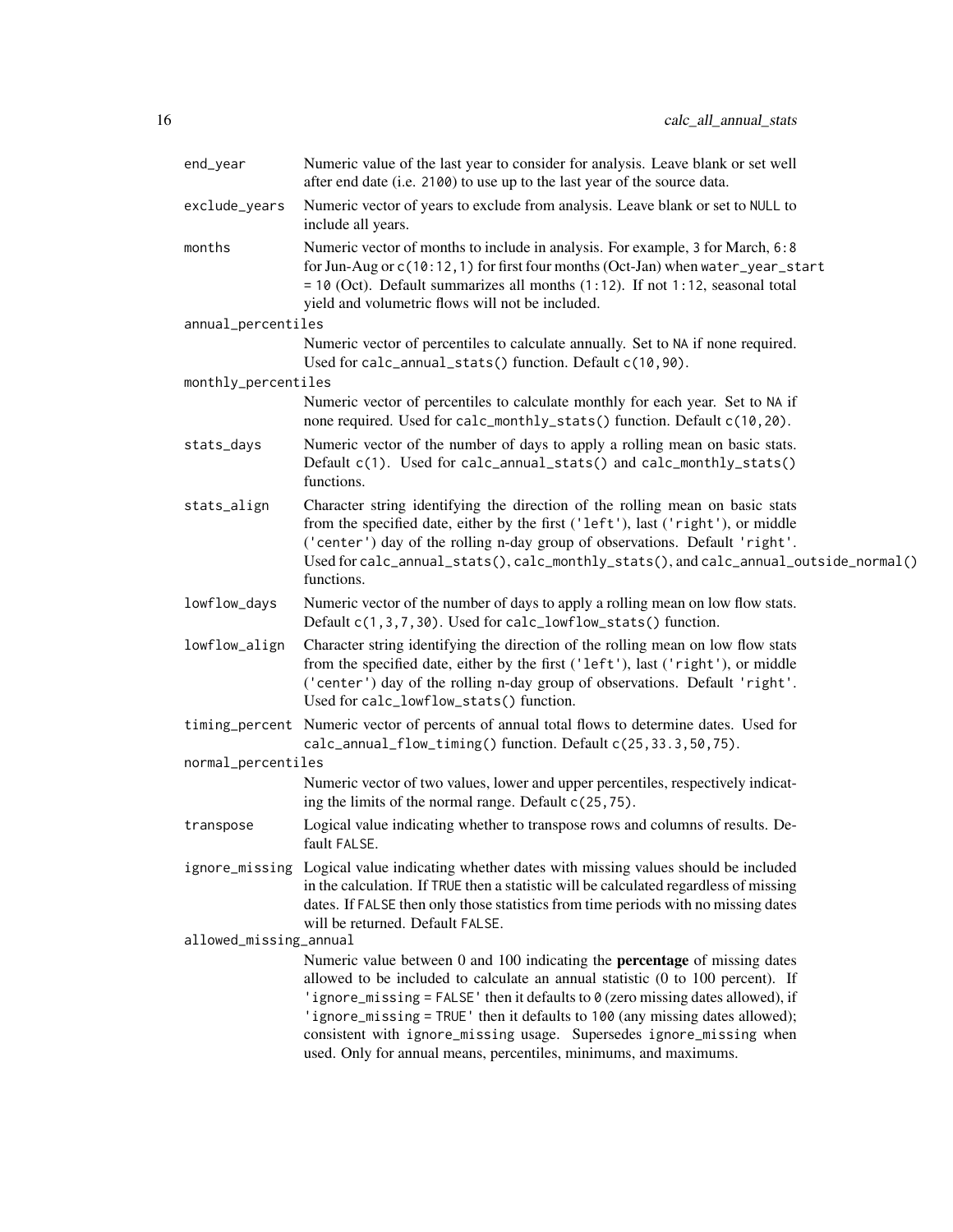`end_year` Numeric value of the last year to consider for analysis. Leave blank or set well after end date (i.e. 2100) to use up to the last year of the source data.

`exclude_years` Numeric vector of years to exclude from analysis. Leave blank or set to NULL to include all years.

`months` Numeric vector of months to include in analysis. For example, 3 for March, 6:8 for Jun-Aug or c(10:12,1) for first four months (Oct-Jan) when water_year_start = 10 (Oct). Default summarizes all months (1:12). If not 1:12, seasonal total yield and volumetric flows will not be included.

`annual_percentiles` Numeric vector of percentiles to calculate annually. Set to NA if none required. Used for calc_annual_stats() function. Default c(10,90).

`monthly_percentiles` Numeric vector of percentiles to calculate monthly for each year. Set to NA if none required. Used for calc_monthly_stats() function. Default c(10,20).

`stats_days` Numeric vector of the number of days to apply a rolling mean on basic stats. Default c(1). Used for calc_annual_stats() and calc_monthly_stats() functions.

`stats_align` Character string identifying the direction of the rolling mean on basic stats from the specified date, either by the first ('left'), last ('right'), or middle ('center') day of the rolling n-day group of observations. Default 'right'. Used for calc_annual_stats(), calc_monthly_stats(), and calc_annual_outside_normal() functions.

`lowflow_days` Numeric vector of the number of days to apply a rolling mean on low flow stats. Default c(1,3,7,30). Used for calc_lowflow_stats() function.

`lowflow_align` Character string identifying the direction of the rolling mean on low flow stats from the specified date, either by the first ('left'), last ('right'), or middle ('center') day of the rolling n-day group of observations. Default 'right'. Used for calc_lowflow_stats() function.

`timing_percent` Numeric vector of percents of annual total flows to determine dates. Used for calc_annual_flow_timing() function. Default c(25,33.3,50,75).

`normal_percentiles` Numeric vector of two values, lower and upper percentiles, respectively indicating the limits of the normal range. Default c(25,75).

`transpose` Logical value indicating whether to transpose rows and columns of results. Default FALSE.

`ignore_missing` Logical value indicating whether dates with missing values should be included in the calculation. If TRUE then a statistic will be calculated regardless of missing dates. If FALSE then only those statistics from time periods with no missing dates will be returned. Default FALSE.

`allowed_missing_annual` Numeric value between 0 and 100 indicating the **percentage** of missing dates allowed to be included to calculate an annual statistic (0 to 100 percent). If 'ignore_missing = FALSE' then it defaults to 0 (zero missing dates allowed), if 'ignore_missing = TRUE' then it defaults to 100 (any missing dates allowed); consistent with ignore_missing usage. Supersedes ignore_missing when used. Only for annual means, percentiles, minimums, and maximums.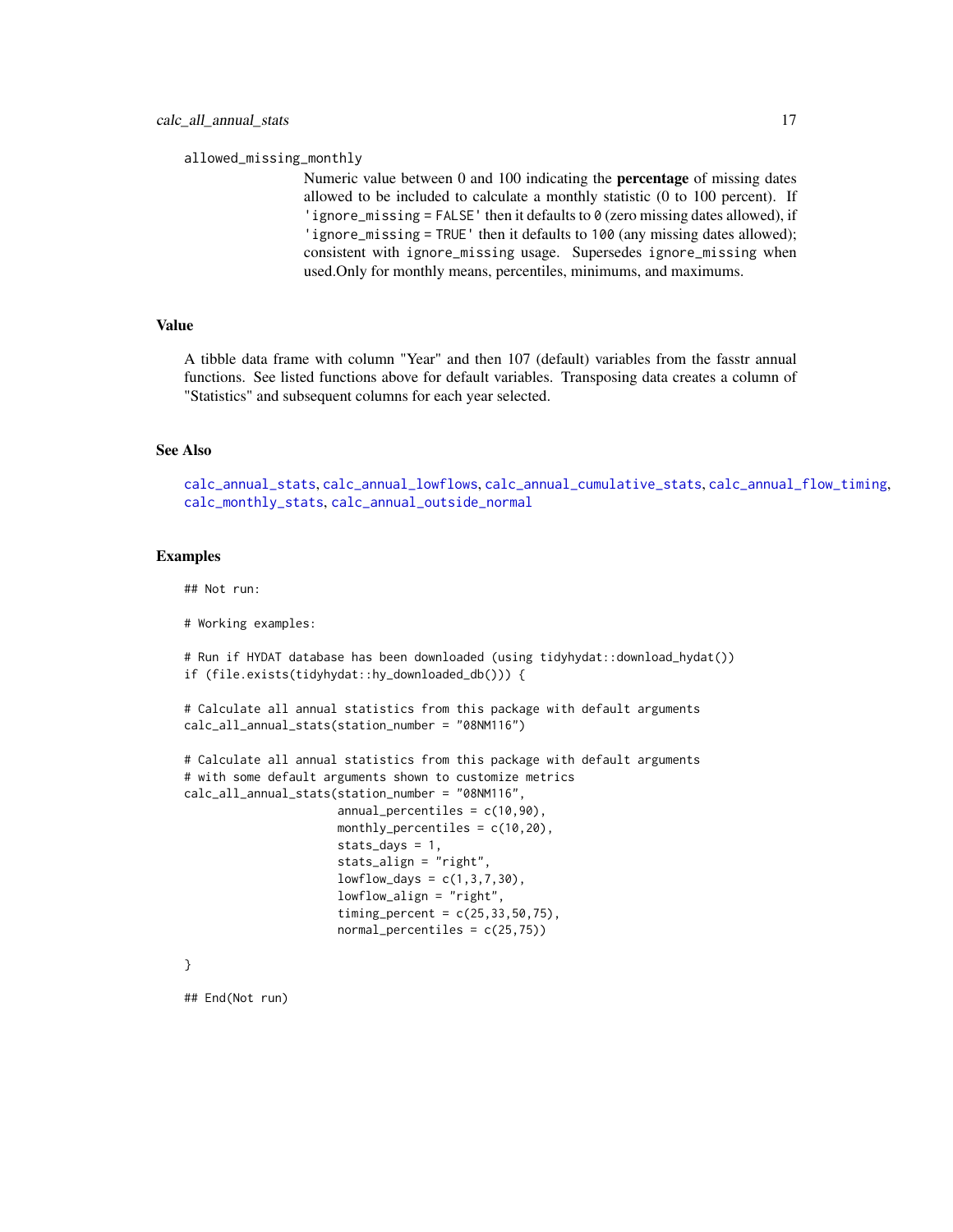allowed_missing_monthly

Numeric value between 0 and 100 indicating the **percentage** of missing dates allowed to be included to calculate a monthly statistic (0 to 100 percent). If 'ignore_missing = FALSE' then it defaults to 0 (zero missing dates allowed), if 'ignore_missing = TRUE' then it defaults to 100 (any missing dates allowed); consistent with ignore_missing usage. Supersedes ignore_missing when used.Only for monthly means, percentiles, minimums, and maximums.

## Value

A tibble data frame with column "Year" and then 107 (default) variables from the fasstr annual functions. See listed functions above for default variables. Transposing data creates a column of "Statistics" and subsequent columns for each year selected.

## See Also

calc_annual_stats, calc_annual_lowflows, calc_annual_cumulative_stats, calc_annual_flow_timing, calc_monthly_stats, calc_annual_outside_normal

## Examples

```
## Not run:

# Working examples:

# Run if HYDAT database has been downloaded (using tidyhydat::download_hydat())
if (file.exists(tidyhydat::hy_downloaded_db())) {

# Calculate all annual statistics from this package with default arguments
calc_all_annual_stats(station_number = "08NM116")

# Calculate all annual statistics from this package with default arguments
# with some default arguments shown to customize metrics
calc_all_annual_stats(station_number = "08NM116",
                      annual_percentiles = c(10,90),
                      monthly_percentiles = c(10,20),
                      stats_days = 1,
                      stats_align = "right",
                      lowflow_days = c(1,3,7,30),
                      lowflow_align = "right",
                      timing_percent = c(25,33,50,75),
                      normal_percentiles = c(25,75))

}

## End(Not run)
```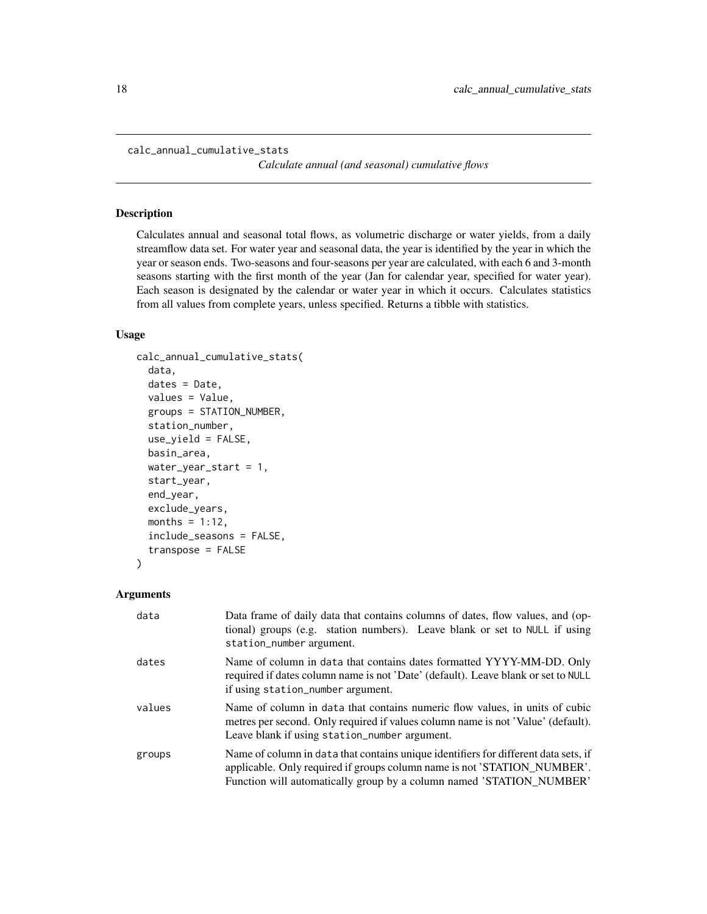calc_annual_cumulative_stats

*Calculate annual (and seasonal) cumulative flows*

## Description

Calculates annual and seasonal total flows, as volumetric discharge or water yields, from a daily streamflow data set. For water year and seasonal data, the year is identified by the year in which the year or season ends. Two-seasons and four-seasons per year are calculated, with each 6 and 3-month seasons starting with the first month of the year (Jan for calendar year, specified for water year). Each season is designated by the calendar or water year in which it occurs. Calculates statistics from all values from complete years, unless specified. Returns a tibble with statistics.

## Usage

```
calc_annual_cumulative_stats(
  data,
  dates = Date,
  values = Value,
  groups = STATION_NUMBER,
  station_number,
  use_yield = FALSE,
  basin_area,
  water_year_start = 1,
  start_year,
  end_year,
  exclude_years,
  months = 1:12,
  include_seasons = FALSE,
  transpose = FALSE
)
```

## Arguments

| | |
|---|---|
| data | Data frame of daily data that contains columns of dates, flow values, and (optional) groups (e.g. station numbers). Leave blank or set to NULL if using station_number argument. |
| dates | Name of column in data that contains dates formatted YYYY-MM-DD. Only required if dates column name is not 'Date' (default). Leave blank or set to NULL if using station_number argument. |
| values | Name of column in data that contains numeric flow values, in units of cubic metres per second. Only required if values column name is not 'Value' (default). Leave blank if using station_number argument. |
| groups | Name of column in data that contains unique identifiers for different data sets, if applicable. Only required if groups column name is not 'STATION_NUMBER'. Function will automatically group by a column named 'STATION_NUMBER' |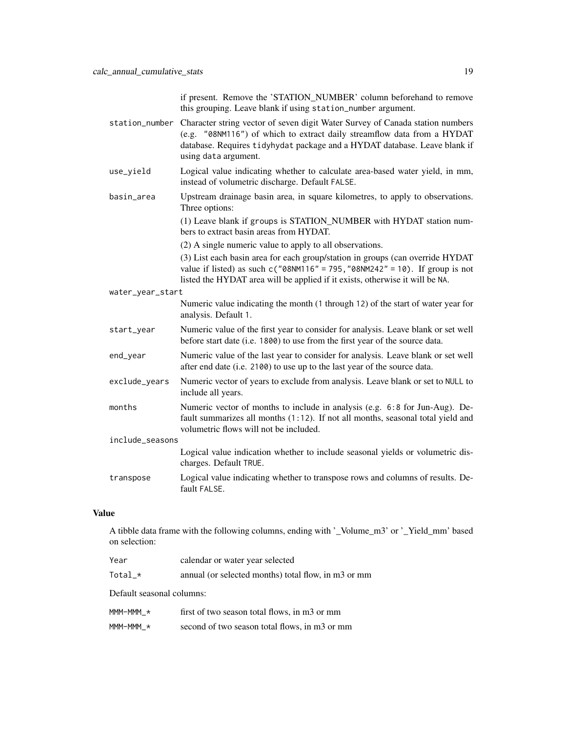| | |
|---|---|
| | if present. Remove the 'STATION_NUMBER' column beforehand to remove this grouping. Leave blank if using `station_number` argument. |
| `station_number` | Character string vector of seven digit Water Survey of Canada station numbers (e.g. `"08NM116"`) of which to extract daily streamflow data from a HYDAT database. Requires `tidyhydat` package and a HYDAT database. Leave blank if using `data` argument. |
| `use_yield` | Logical value indicating whether to calculate area-based water yield, in mm, instead of volumetric discharge. Default `FALSE`. |
| `basin_area` | Upstream drainage basin area, in square kilometres, to apply to observations. Three options:<br>(1) Leave blank if `groups` is STATION_NUMBER with HYDAT station numbers to extract basin areas from HYDAT.<br>(2) A single numeric value to apply to all observations.<br>(3) List each basin area for each group/station in groups (can override HYDAT value if listed) as such `c("08NM116" = 795,"08NM242" = 10)`. If group is not listed the HYDAT area will be applied if it exists, otherwise it will be `NA`. |
| `water_year_start` | Numeric value indicating the month (`1` through `12`) of the start of water year for analysis. Default `1`. |
| `start_year` | Numeric value of the first year to consider for analysis. Leave blank or set well before start date (i.e. `1800`) to use from the first year of the source data. |
| `end_year` | Numeric value of the last year to consider for analysis. Leave blank or set well after end date (i.e. `2100`) to use up to the last year of the source data. |
| `exclude_years` | Numeric vector of years to exclude from analysis. Leave blank or set to `NULL` to include all years. |
| `months` | Numeric vector of months to include in analysis (e.g. `6:8` for Jun-Aug). Default summarizes all months (`1:12`). If not all months, seasonal total yield and volumetric flows will not be included. |
| `include_seasons` | Logical value indication whether to include seasonal yields or volumetric discharges. Default `TRUE`. |
| `transpose` | Logical value indicating whether to transpose rows and columns of results. Default `FALSE`. |

## Value

A tibble data frame with the following columns, ending with '_Volume_m3' or '_Yield_mm' based on selection:

| | |
|---|---|
| `Year` | calendar or water year selected |
| `Total_*` | annual (or selected months) total flow, in m3 or mm |

Default seasonal columns:

| | |
|---|---|
| `MMM-MMM_*` | first of two season total flows, in m3 or mm |
| `MMM-MMM_*` | second of two season total flows, in m3 or mm |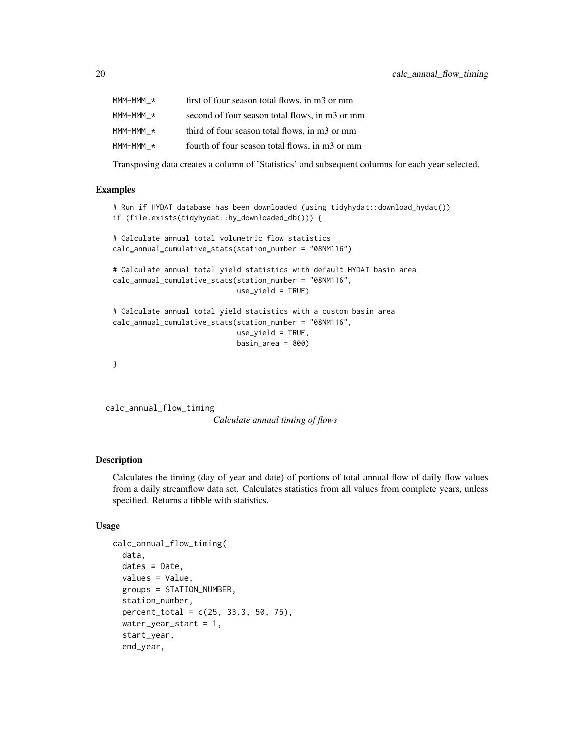| | |
|---|---|
| MMM-MMM_* | first of four season total flows, in m3 or mm |
| MMM-MMM_* | second of four season total flows, in m3 or mm |
| MMM-MMM_* | third of four season total flows, in m3 or mm |
| MMM-MMM_* | fourth of four season total flows, in m3 or mm |

Transposing data creates a column of 'Statistics' and subsequent columns for each year selected.

### Examples

```
# Run if HYDAT database has been downloaded (using tidyhydat::download_hydat())
if (file.exists(tidyhydat::hy_downloaded_db())) {

# Calculate annual total volumetric flow statistics
calc_annual_cumulative_stats(station_number = "08NM116")

# Calculate annual total yield statistics with default HYDAT basin area
calc_annual_cumulative_stats(station_number = "08NM116",
                             use_yield = TRUE)

# Calculate annual total yield statistics with a custom basin area
calc_annual_cumulative_stats(station_number = "08NM116",
                             use_yield = TRUE,
                             basin_area = 800)

}
```

---

## calc_annual_flow_timing

*Calculate annual timing of flows*

---

### Description

Calculates the timing (day of year and date) of portions of total annual flow of daily flow values from a daily streamflow data set. Calculates statistics from all values from complete years, unless specified. Returns a tibble with statistics.

### Usage

```
calc_annual_flow_timing(
  data,
  dates = Date,
  values = Value,
  groups = STATION_NUMBER,
  station_number,
  percent_total = c(25, 33.3, 50, 75),
  water_year_start = 1,
  start_year,
  end_year,
```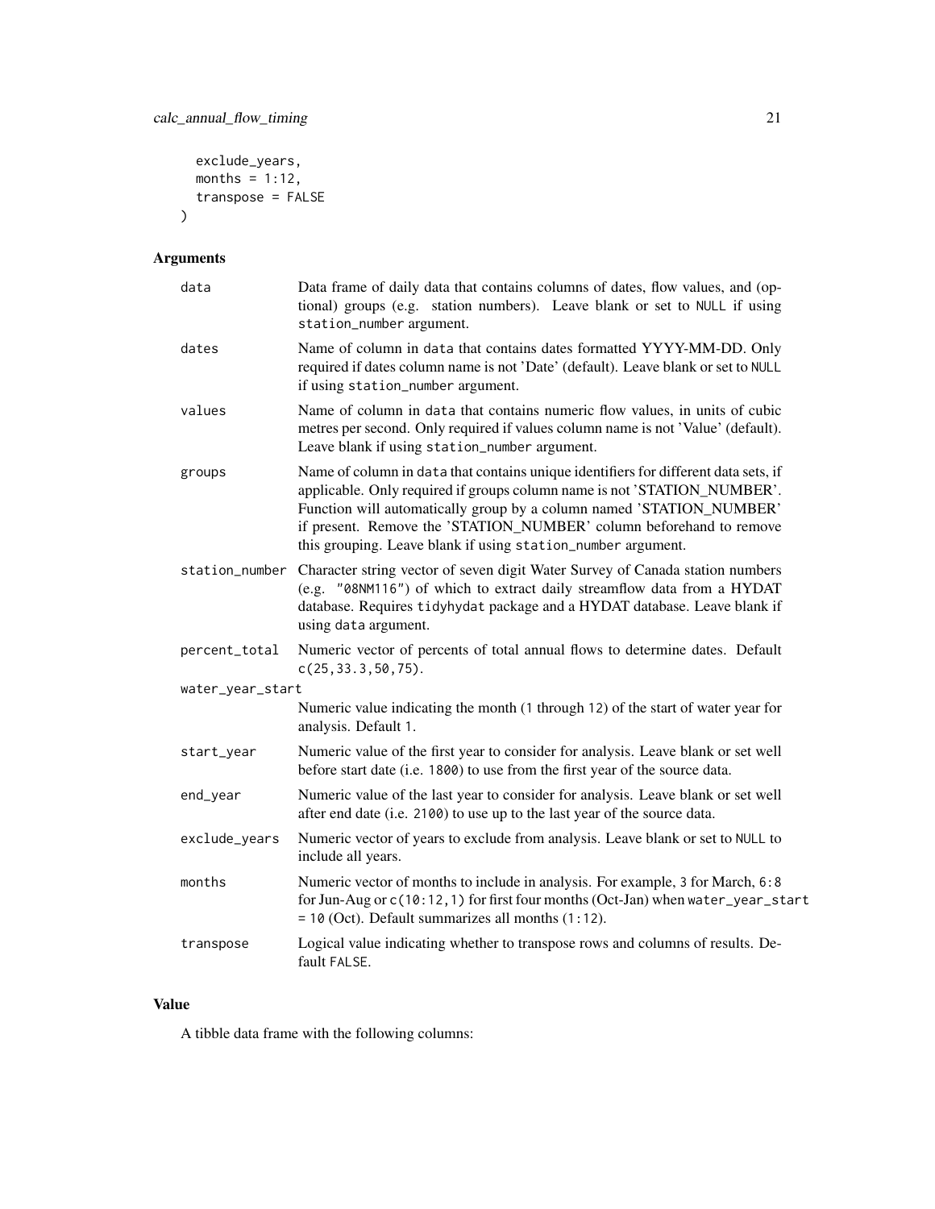```
  exclude_years,
  months = 1:12,
  transpose = FALSE
)
```

## Arguments

| Argument | Description |
|---|---|
| data | Data frame of daily data that contains columns of dates, flow values, and (optional) groups (e.g. station numbers). Leave blank or set to NULL if using station_number argument. |
| dates | Name of column in data that contains dates formatted YYYY-MM-DD. Only required if dates column name is not 'Date' (default). Leave blank or set to NULL if using station_number argument. |
| values | Name of column in data that contains numeric flow values, in units of cubic metres per second. Only required if values column name is not 'Value' (default). Leave blank if using station_number argument. |
| groups | Name of column in data that contains unique identifiers for different data sets, if applicable. Only required if groups column name is not 'STATION_NUMBER'. Function will automatically group by a column named 'STATION_NUMBER' if present. Remove the 'STATION_NUMBER' column beforehand to remove this grouping. Leave blank if using station_number argument. |
| station_number | Character string vector of seven digit Water Survey of Canada station numbers (e.g. "08NM116") of which to extract daily streamflow data from a HYDAT database. Requires tidyhydat package and a HYDAT database. Leave blank if using data argument. |
| percent_total | Numeric vector of percents of total annual flows to determine dates. Default c(25,33.3,50,75). |
| water_year_start | Numeric value indicating the month (1 through 12) of the start of water year for analysis. Default 1. |
| start_year | Numeric value of the first year to consider for analysis. Leave blank or set well before start date (i.e. 1800) to use from the first year of the source data. |
| end_year | Numeric value of the last year to consider for analysis. Leave blank or set well after end date (i.e. 2100) to use up to the last year of the source data. |
| exclude_years | Numeric vector of years to exclude from analysis. Leave blank or set to NULL to include all years. |
| months | Numeric vector of months to include in analysis. For example, 3 for March, 6:8 for Jun-Aug or c(10:12,1) for first four months (Oct-Jan) when water_year_start = 10 (Oct). Default summarizes all months (1:12). |
| transpose | Logical value indicating whether to transpose rows and columns of results. Default FALSE. |

## Value

A tibble data frame with the following columns: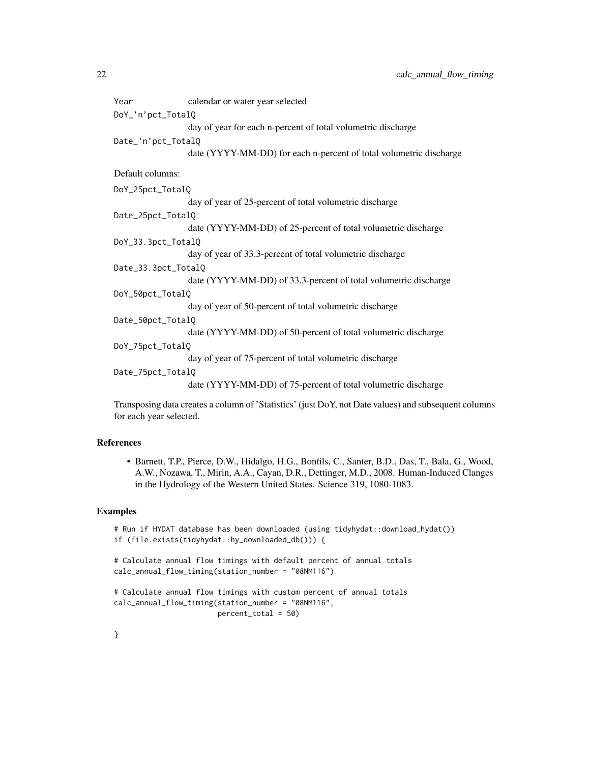| | |
|---|---|
| Year | calendar or water year selected |
| DoY_'n'pct_TotalQ | day of year for each n-percent of total volumetric discharge |
| Date_'n'pct_TotalQ | date (YYYY-MM-DD) for each n-percent of total volumetric discharge |

Default columns:

| | |
|---|---|
| DoY_25pct_TotalQ | day of year of 25-percent of total volumetric discharge |
| Date_25pct_TotalQ | date (YYYY-MM-DD) of 25-percent of total volumetric discharge |
| DoY_33.3pct_TotalQ | day of year of 33.3-percent of total volumetric discharge |
| Date_33.3pct_TotalQ | date (YYYY-MM-DD) of 33.3-percent of total volumetric discharge |
| DoY_50pct_TotalQ | day of year of 50-percent of total volumetric discharge |
| Date_50pct_TotalQ | date (YYYY-MM-DD) of 50-percent of total volumetric discharge |
| DoY_75pct_TotalQ | day of year of 75-percent of total volumetric discharge |
| Date_75pct_TotalQ | date (YYYY-MM-DD) of 75-percent of total volumetric discharge |

Transposing data creates a column of 'Statistics' (just DoY, not Date values) and subsequent columns for each year selected.

## References

- Barnett, T.P., Pierce, D.W., Hidalgo, H.G., Bonfils, C., Santer, B.D., Das, T., Bala, G., Wood, A.W., Nozawa, T., Mirin, A.A., Cayan, D.R., Dettinger, M.D., 2008. Human-Induced Clanges in the Hydrology of the Western United States. Science 319, 1080-1083.

## Examples

```
# Run if HYDAT database has been downloaded (using tidyhydat::download_hydat())
if (file.exists(tidyhydat::hy_downloaded_db())) {

# Calculate annual flow timings with default percent of annual totals
calc_annual_flow_timing(station_number = "08NM116")

# Calculate annual flow timings with custom percent of annual totals
calc_annual_flow_timing(station_number = "08NM116",
                        percent_total = 50)

}
```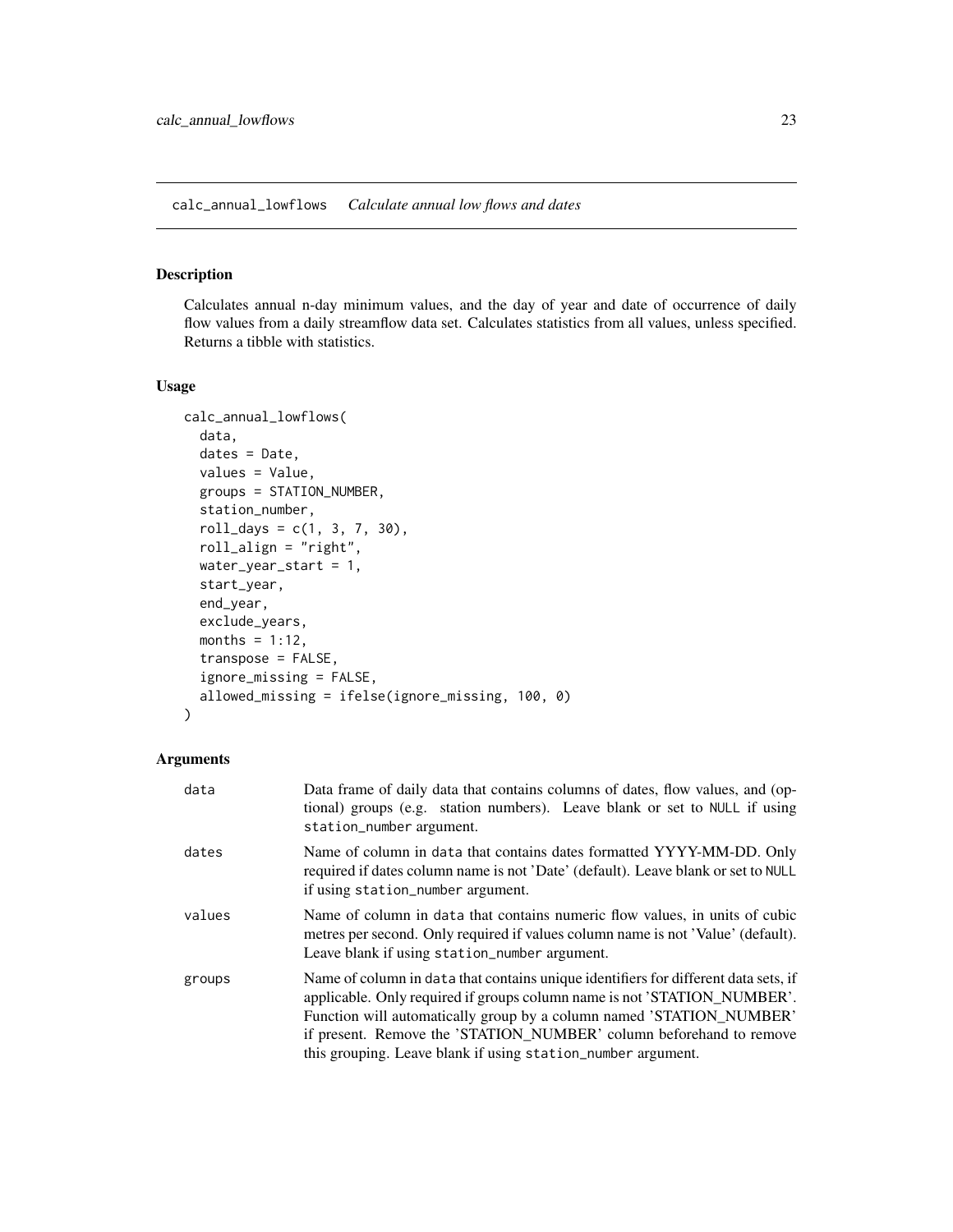## calc_annual_lowflows *Calculate annual low flows and dates*

### Description

Calculates annual n-day minimum values, and the day of year and date of occurrence of daily flow values from a daily streamflow data set. Calculates statistics from all values, unless specified. Returns a tibble with statistics.

### Usage

```
calc_annual_lowflows(
  data,
  dates = Date,
  values = Value,
  groups = STATION_NUMBER,
  station_number,
  roll_days = c(1, 3, 7, 30),
  roll_align = "right",
  water_year_start = 1,
  start_year,
  end_year,
  exclude_years,
  months = 1:12,
  transpose = FALSE,
  ignore_missing = FALSE,
  allowed_missing = ifelse(ignore_missing, 100, 0)
)
```

### Arguments

| | |
|---|---|
| `data` | Data frame of daily data that contains columns of dates, flow values, and (optional) groups (e.g. station numbers). Leave blank or set to `NULL` if using `station_number` argument. |
| `dates` | Name of column in `data` that contains dates formatted YYYY-MM-DD. Only required if dates column name is not 'Date' (default). Leave blank or set to `NULL` if using `station_number` argument. |
| `values` | Name of column in `data` that contains numeric flow values, in units of cubic metres per second. Only required if values column name is not 'Value' (default). Leave blank if using `station_number` argument. |
| `groups` | Name of column in `data` that contains unique identifiers for different data sets, if applicable. Only required if groups column name is not 'STATION_NUMBER'. Function will automatically group by a column named 'STATION_NUMBER' if present. Remove the 'STATION_NUMBER' column beforehand to remove this grouping. Leave blank if using `station_number` argument. |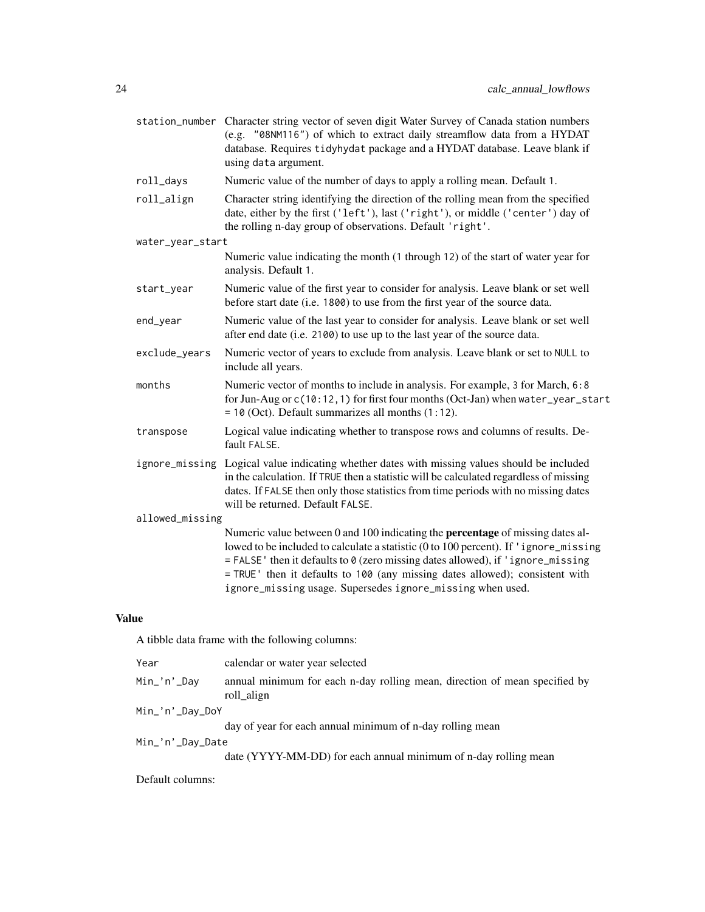| | |
|---|---|
| station_number | Character string vector of seven digit Water Survey of Canada station numbers (e.g. "08NM116") of which to extract daily streamflow data from a HYDAT database. Requires tidyhydat package and a HYDAT database. Leave blank if using data argument. |
| roll_days | Numeric value of the number of days to apply a rolling mean. Default 1. |
| roll_align | Character string identifying the direction of the rolling mean from the specified date, either by the first ('left'), last ('right'), or middle ('center') day of the rolling n-day group of observations. Default 'right'. |
| water_year_start | Numeric value indicating the month (1 through 12) of the start of water year for analysis. Default 1. |
| start_year | Numeric value of the first year to consider for analysis. Leave blank or set well before start date (i.e. 1800) to use from the first year of the source data. |
| end_year | Numeric value of the last year to consider for analysis. Leave blank or set well after end date (i.e. 2100) to use up to the last year of the source data. |
| exclude_years | Numeric vector of years to exclude from analysis. Leave blank or set to NULL to include all years. |
| months | Numeric vector of months to include in analysis. For example, 3 for March, 6:8 for Jun-Aug or c(10:12,1) for first four months (Oct-Jan) when water_year_start = 10 (Oct). Default summarizes all months (1:12). |
| transpose | Logical value indicating whether to transpose rows and columns of results. Default FALSE. |
| ignore_missing | Logical value indicating whether dates with missing values should be included in the calculation. If TRUE then a statistic will be calculated regardless of missing dates. If FALSE then only those statistics from time periods with no missing dates will be returned. Default FALSE. |
| allowed_missing | Numeric value between 0 and 100 indicating the **percentage** of missing dates allowed to be included to calculate a statistic (0 to 100 percent). If 'ignore_missing = FALSE' then it defaults to 0 (zero missing dates allowed), if 'ignore_missing = TRUE' then it defaults to 100 (any missing dates allowed); consistent with ignore_missing usage. Supersedes ignore_missing when used. |

## Value

A tibble data frame with the following columns:

| | |
|---|---|
| Year | calendar or water year selected |
| Min_'n'_Day | annual minimum for each n-day rolling mean, direction of mean specified by roll_align |
| Min_'n'_Day_DoY | day of year for each annual minimum of n-day rolling mean |
| Min_'n'_Day_Date | date (YYYY-MM-DD) for each annual minimum of n-day rolling mean |

Default columns: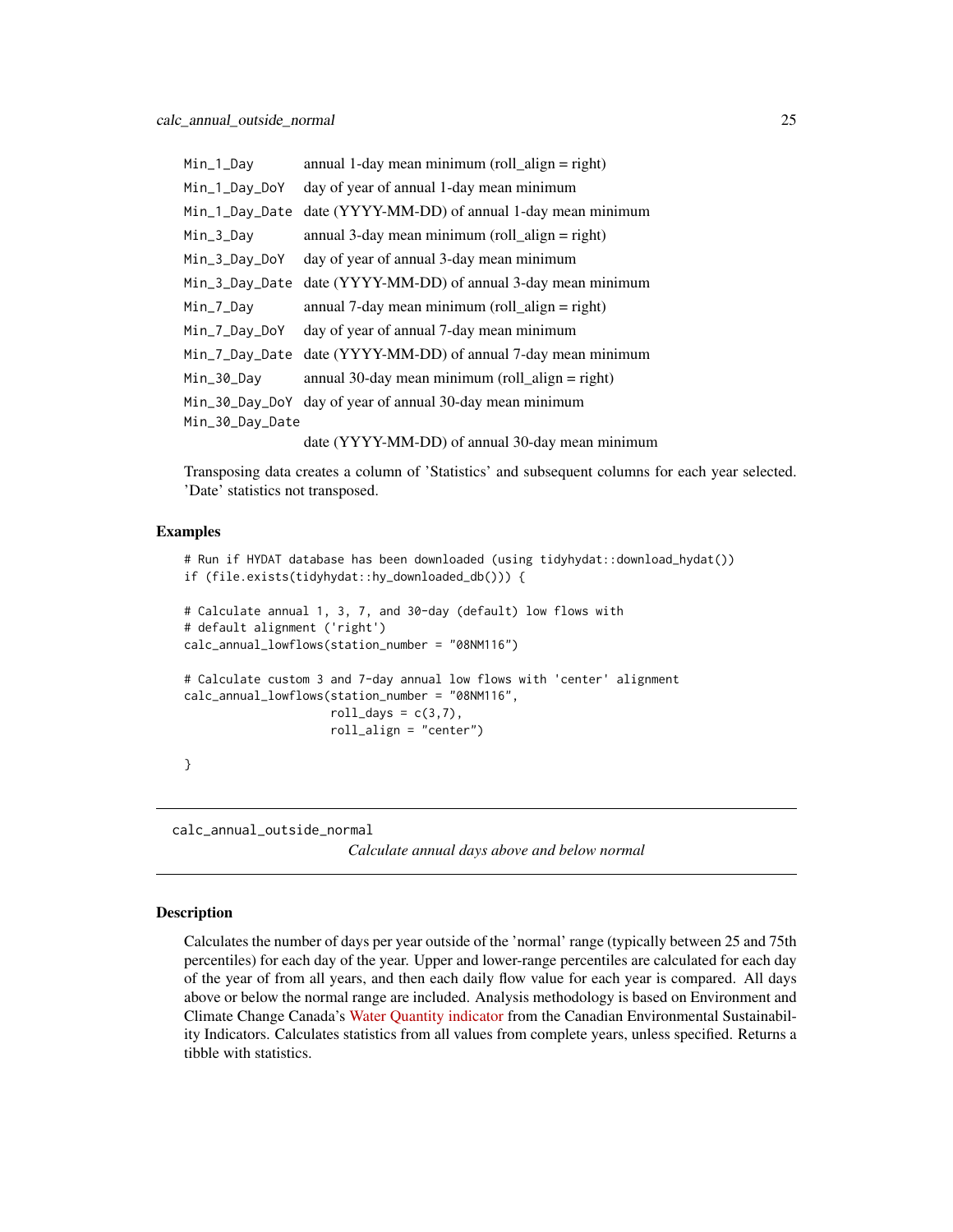| | |
|---|---|
| Min_1_Day | annual 1-day mean minimum (roll_align = right) |
| Min_1_Day_DoY | day of year of annual 1-day mean minimum |
| Min_1_Day_Date | date (YYYY-MM-DD) of annual 1-day mean minimum |
| Min_3_Day | annual 3-day mean minimum (roll_align = right) |
| Min_3_Day_DoY | day of year of annual 3-day mean minimum |
| Min_3_Day_Date | date (YYYY-MM-DD) of annual 3-day mean minimum |
| Min_7_Day | annual 7-day mean minimum (roll_align = right) |
| Min_7_Day_DoY | day of year of annual 7-day mean minimum |
| Min_7_Day_Date | date (YYYY-MM-DD) of annual 7-day mean minimum |
| Min_30_Day | annual 30-day mean minimum (roll_align = right) |
| Min_30_Day_DoY | day of year of annual 30-day mean minimum |
| Min_30_Day_Date | date (YYYY-MM-DD) of annual 30-day mean minimum |

Transposing data creates a column of 'Statistics' and subsequent columns for each year selected. 'Date' statistics not transposed.

### Examples

```
# Run if HYDAT database has been downloaded (using tidyhydat::download_hydat())
if (file.exists(tidyhydat::hy_downloaded_db())) {

# Calculate annual 1, 3, 7, and 30-day (default) low flows with
# default alignment ('right')
calc_annual_lowflows(station_number = "08NM116")

# Calculate custom 3 and 7-day annual low flows with 'center' alignment
calc_annual_lowflows(station_number = "08NM116",
                     roll_days = c(3,7),
                     roll_align = "center")

}
```

## calc_annual_outside_normal

*Calculate annual days above and below normal*

### Description

Calculates the number of days per year outside of the 'normal' range (typically between 25 and 75th percentiles) for each day of the year. Upper and lower-range percentiles are calculated for each day of the year of from all years, and then each daily flow value for each year is compared. All days above or below the normal range are included. Analysis methodology is based on Environment and Climate Change Canada's Water Quantity indicator from the Canadian Environmental Sustainability Indicators. Calculates statistics from all values from complete years, unless specified. Returns a tibble with statistics.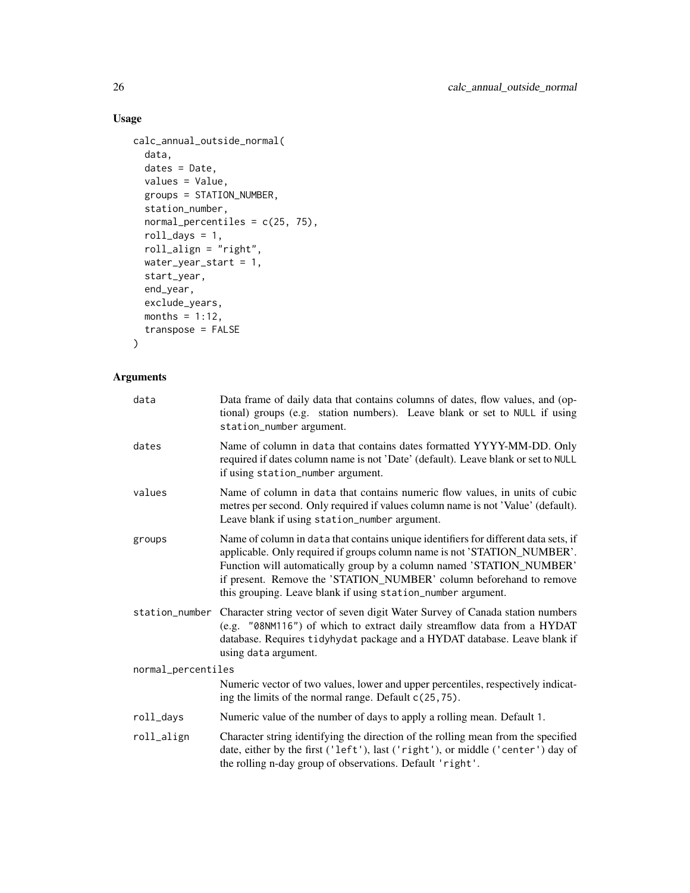## Usage

```
calc_annual_outside_normal(
  data,
  dates = Date,
  values = Value,
  groups = STATION_NUMBER,
  station_number,
  normal_percentiles = c(25, 75),
  roll_days = 1,
  roll_align = "right",
  water_year_start = 1,
  start_year,
  end_year,
  exclude_years,
  months = 1:12,
  transpose = FALSE
)
```

## Arguments

| Argument | Description |
|---|---|
| `data` | Data frame of daily data that contains columns of dates, flow values, and (optional) groups (e.g. station numbers). Leave blank or set to `NULL` if using `station_number` argument. |
| `dates` | Name of column in `data` that contains dates formatted YYYY-MM-DD. Only required if dates column name is not 'Date' (default). Leave blank or set to `NULL` if using `station_number` argument. |
| `values` | Name of column in `data` that contains numeric flow values, in units of cubic metres per second. Only required if values column name is not 'Value' (default). Leave blank if using `station_number` argument. |
| `groups` | Name of column in `data` that contains unique identifiers for different data sets, if applicable. Only required if groups column name is not 'STATION_NUMBER'. Function will automatically group by a column named 'STATION_NUMBER' if present. Remove the 'STATION_NUMBER' column beforehand to remove this grouping. Leave blank if using `station_number` argument. |
| `station_number` | Character string vector of seven digit Water Survey of Canada station numbers (e.g. `"08NM116"`) of which to extract daily streamflow data from a HYDAT database. Requires `tidyhydat` package and a HYDAT database. Leave blank if using `data` argument. |
| `normal_percentiles` | Numeric vector of two values, lower and upper percentiles, respectively indicating the limits of the normal range. Default `c(25,75)`. |
| `roll_days` | Numeric value of the number of days to apply a rolling mean. Default `1`. |
| `roll_align` | Character string identifying the direction of the rolling mean from the specified date, either by the first (`'left'`), last (`'right'`), or middle (`'center'`) day of the rolling n-day group of observations. Default `'right'`. |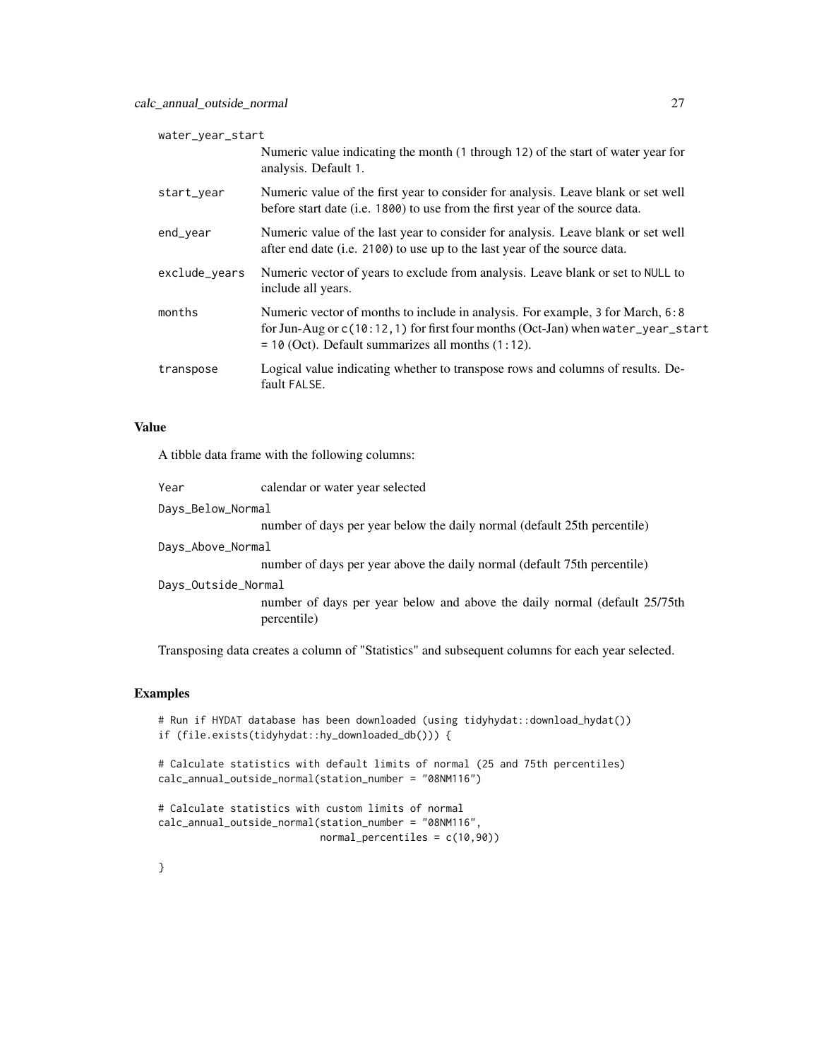water_year_start
: Numeric value indicating the month (1 through 12) of the start of water year for analysis. Default 1.

start_year
: Numeric value of the first year to consider for analysis. Leave blank or set well before start date (i.e. 1800) to use from the first year of the source data.

end_year
: Numeric value of the last year to consider for analysis. Leave blank or set well after end date (i.e. 2100) to use up to the last year of the source data.

exclude_years
: Numeric vector of years to exclude from analysis. Leave blank or set to NULL to include all years.

months
: Numeric vector of months to include in analysis. For example, 3 for March, 6:8 for Jun-Aug or c(10:12,1) for first four months (Oct-Jan) when water_year_start = 10 (Oct). Default summarizes all months (1:12).

transpose
: Logical value indicating whether to transpose rows and columns of results. Default FALSE.

## Value

A tibble data frame with the following columns:

Year
: calendar or water year selected

Days_Below_Normal
: number of days per year below the daily normal (default 25th percentile)

Days_Above_Normal
: number of days per year above the daily normal (default 75th percentile)

Days_Outside_Normal
: number of days per year below and above the daily normal (default 25/75th percentile)

Transposing data creates a column of "Statistics" and subsequent columns for each year selected.

## Examples

```
# Run if HYDAT database has been downloaded (using tidyhydat::download_hydat())
if (file.exists(tidyhydat::hy_downloaded_db())) {

# Calculate statistics with default limits of normal (25 and 75th percentiles)
calc_annual_outside_normal(station_number = "08NM116")

# Calculate statistics with custom limits of normal
calc_annual_outside_normal(station_number = "08NM116",
                           normal_percentiles = c(10,90))

}
```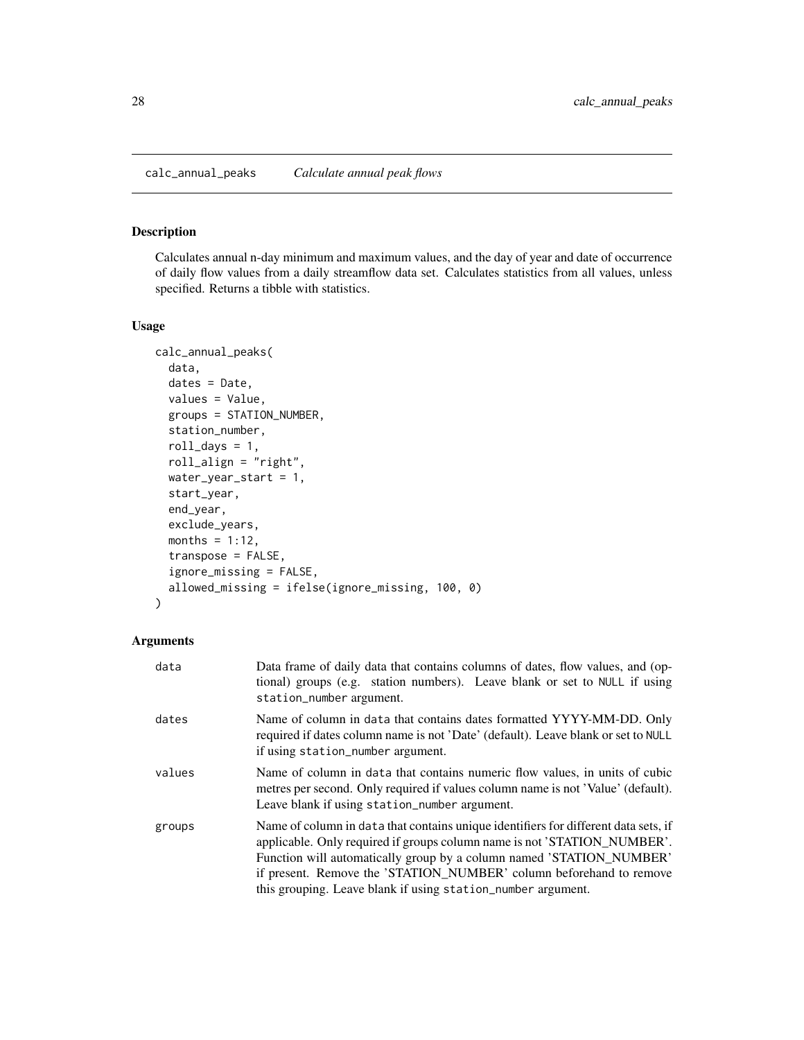## calc_annual_peaks *Calculate annual peak flows*

### Description

Calculates annual n-day minimum and maximum values, and the day of year and date of occurrence of daily flow values from a daily streamflow data set. Calculates statistics from all values, unless specified. Returns a tibble with statistics.

### Usage

```
calc_annual_peaks(
  data,
  dates = Date,
  values = Value,
  groups = STATION_NUMBER,
  station_number,
  roll_days = 1,
  roll_align = "right",
  water_year_start = 1,
  start_year,
  end_year,
  exclude_years,
  months = 1:12,
  transpose = FALSE,
  ignore_missing = FALSE,
  allowed_missing = ifelse(ignore_missing, 100, 0)
)
```

### Arguments

| | |
|---|---|
| data | Data frame of daily data that contains columns of dates, flow values, and (optional) groups (e.g. station numbers). Leave blank or set to `NULL` if using `station_number` argument. |
| dates | Name of column in `data` that contains dates formatted YYYY-MM-DD. Only required if dates column name is not 'Date' (default). Leave blank or set to `NULL` if using `station_number` argument. |
| values | Name of column in `data` that contains numeric flow values, in units of cubic metres per second. Only required if values column name is not 'Value' (default). Leave blank if using `station_number` argument. |
| groups | Name of column in `data` that contains unique identifiers for different data sets, if applicable. Only required if groups column name is not 'STATION_NUMBER'. Function will automatically group by a column named 'STATION_NUMBER' if present. Remove the 'STATION_NUMBER' column beforehand to remove this grouping. Leave blank if using `station_number` argument. |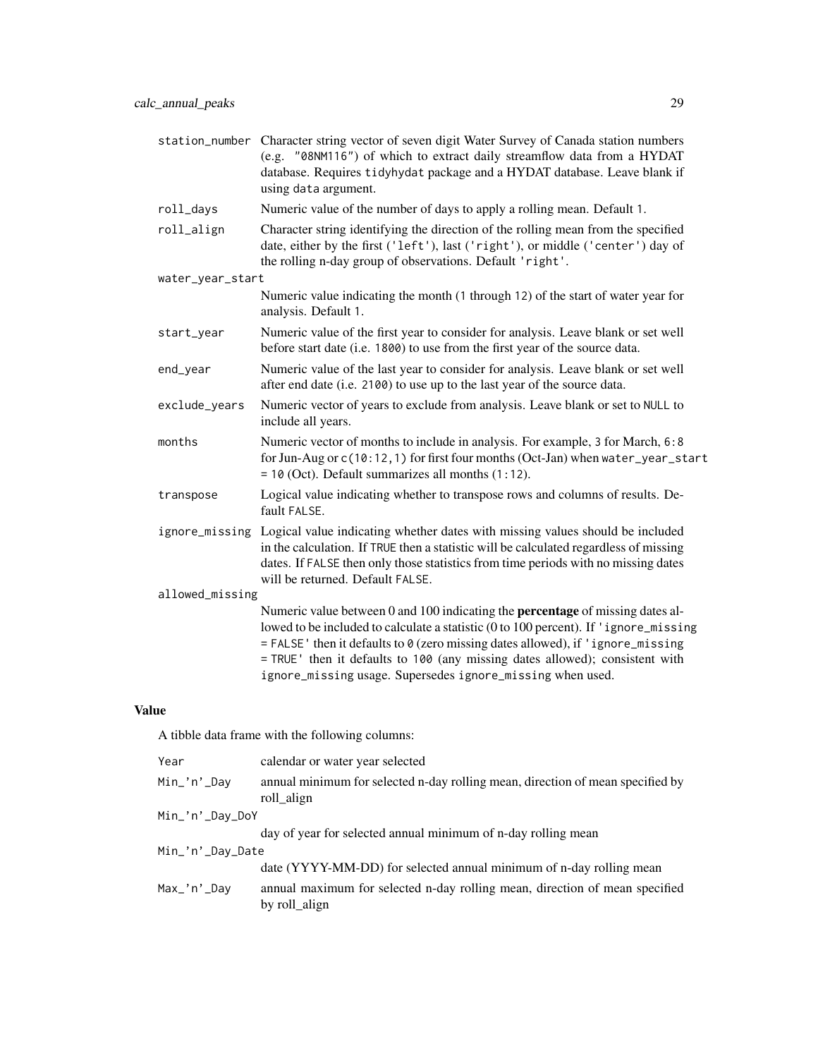| | |
|---|---|
| `station_number` | Character string vector of seven digit Water Survey of Canada station numbers (e.g. `"08NM116"`) of which to extract daily streamflow data from a HYDAT database. Requires `tidyhydat` package and a HYDAT database. Leave blank if using `data` argument. |
| `roll_days` | Numeric value of the number of days to apply a rolling mean. Default `1`. |
| `roll_align` | Character string identifying the direction of the rolling mean from the specified date, either by the first (`'left'`), last (`'right'`), or middle (`'center'`) day of the rolling n-day group of observations. Default `'right'`. |
| `water_year_start` | Numeric value indicating the month (`1` through `12`) of the start of water year for analysis. Default `1`. |
| `start_year` | Numeric value of the first year to consider for analysis. Leave blank or set well before start date (i.e. `1800`) to use from the first year of the source data. |
| `end_year` | Numeric value of the last year to consider for analysis. Leave blank or set well after end date (i.e. `2100`) to use up to the last year of the source data. |
| `exclude_years` | Numeric vector of years to exclude from analysis. Leave blank or set to `NULL` to include all years. |
| `months` | Numeric vector of months to include in analysis. For example, `3` for March, `6:8` for Jun-Aug or `c(10:12,1)` for first four months (Oct-Jan) when `water_year_start = 10` (Oct). Default summarizes all months (`1:12`). |
| `transpose` | Logical value indicating whether to transpose rows and columns of results. Default `FALSE`. |
| `ignore_missing` | Logical value indicating whether dates with missing values should be included in the calculation. If `TRUE` then a statistic will be calculated regardless of missing dates. If `FALSE` then only those statistics from time periods with no missing dates will be returned. Default `FALSE`. |
| `allowed_missing` | Numeric value between 0 and 100 indicating the **percentage** of missing dates allowed to be included to calculate a statistic (0 to 100 percent). If `'ignore_missing = FALSE'` then it defaults to `0` (zero missing dates allowed), if `'ignore_missing = TRUE'` then it defaults to `100` (any missing dates allowed); consistent with `ignore_missing` usage. Supersedes `ignore_missing` when used. |

## Value

A tibble data frame with the following columns:

| | |
|---|---|
| `Year` | calendar or water year selected |
| `Min_'n'_Day` | annual minimum for selected n-day rolling mean, direction of mean specified by roll_align |
| `Min_'n'_Day_DoY` | day of year for selected annual minimum of n-day rolling mean |
| `Min_'n'_Day_Date` | date (YYYY-MM-DD) for selected annual minimum of n-day rolling mean |
| `Max_'n'_Day` | annual maximum for selected n-day rolling mean, direction of mean specified by roll_align |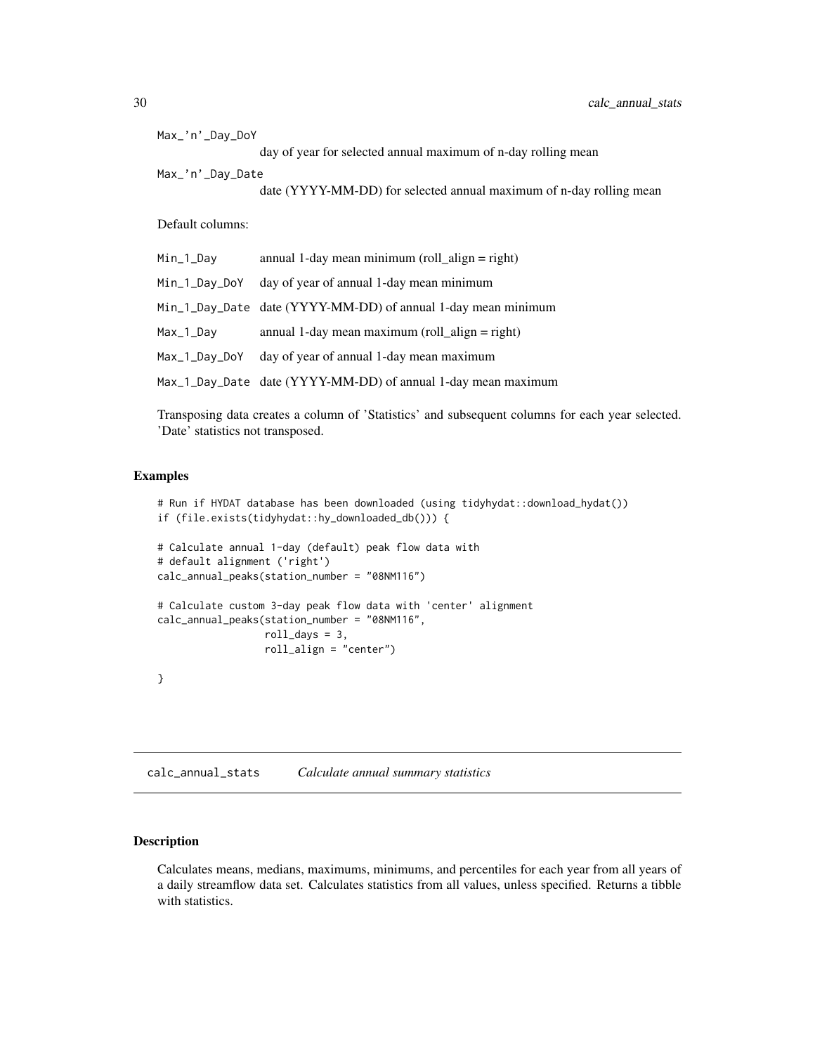Max_'n'_Day_DoY
: day of year for selected annual maximum of n-day rolling mean

Max_'n'_Day_Date
: date (YYYY-MM-DD) for selected annual maximum of n-day rolling mean

Default columns:

| | |
|---|---|
| Min_1_Day | annual 1-day mean minimum (roll_align = right) |
| Min_1_Day_DoY | day of year of annual 1-day mean minimum |
| Min_1_Day_Date | date (YYYY-MM-DD) of annual 1-day mean minimum |
| Max_1_Day | annual 1-day mean maximum (roll_align = right) |
| Max_1_Day_DoY | day of year of annual 1-day mean maximum |
| Max_1_Day_Date | date (YYYY-MM-DD) of annual 1-day mean maximum |

Transposing data creates a column of 'Statistics' and subsequent columns for each year selected. 'Date' statistics not transposed.

### Examples

```
# Run if HYDAT database has been downloaded (using tidyhydat::download_hydat())
if (file.exists(tidyhydat::hy_downloaded_db())) {

# Calculate annual 1-day (default) peak flow data with
# default alignment ('right')
calc_annual_peaks(station_number = "08NM116")

# Calculate custom 3-day peak flow data with 'center' alignment
calc_annual_peaks(station_number = "08NM116",
                  roll_days = 3,
                  roll_align = "center")

}
```

---

## calc_annual_stats    *Calculate annual summary statistics*

---

### Description

Calculates means, medians, maximums, minimums, and percentiles for each year from all years of a daily streamflow data set. Calculates statistics from all values, unless specified. Returns a tibble with statistics.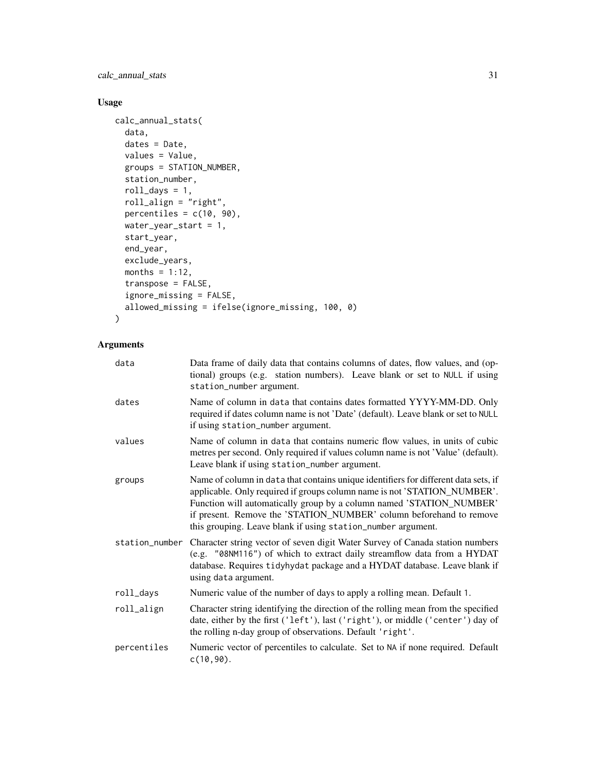## Usage

```
calc_annual_stats(
  data,
  dates = Date,
  values = Value,
  groups = STATION_NUMBER,
  station_number,
  roll_days = 1,
  roll_align = "right",
  percentiles = c(10, 90),
  water_year_start = 1,
  start_year,
  end_year,
  exclude_years,
  months = 1:12,
  transpose = FALSE,
  ignore_missing = FALSE,
  allowed_missing = ifelse(ignore_missing, 100, 0)
)
```

## Arguments

| | |
|---|---|
| data | Data frame of daily data that contains columns of dates, flow values, and (optional) groups (e.g. station numbers). Leave blank or set to `NULL` if using `station_number` argument. |
| dates | Name of column in `data` that contains dates formatted YYYY-MM-DD. Only required if dates column name is not 'Date' (default). Leave blank or set to `NULL` if using `station_number` argument. |
| values | Name of column in `data` that contains numeric flow values, in units of cubic metres per second. Only required if values column name is not 'Value' (default). Leave blank if using `station_number` argument. |
| groups | Name of column in `data` that contains unique identifiers for different data sets, if applicable. Only required if groups column name is not 'STATION_NUMBER'. Function will automatically group by a column named 'STATION_NUMBER' if present. Remove the 'STATION_NUMBER' column beforehand to remove this grouping. Leave blank if using `station_number` argument. |
| station_number | Character string vector of seven digit Water Survey of Canada station numbers (e.g. `"08NM116"`) of which to extract daily streamflow data from a HYDAT database. Requires `tidyhydat` package and a HYDAT database. Leave blank if using `data` argument. |
| roll_days | Numeric value of the number of days to apply a rolling mean. Default `1`. |
| roll_align | Character string identifying the direction of the rolling mean from the specified date, either by the first (`'left'`), last (`'right'`), or middle (`'center'`) day of the rolling n-day group of observations. Default `'right'`. |
| percentiles | Numeric vector of percentiles to calculate. Set to `NA` if none required. Default `c(10,90)`. |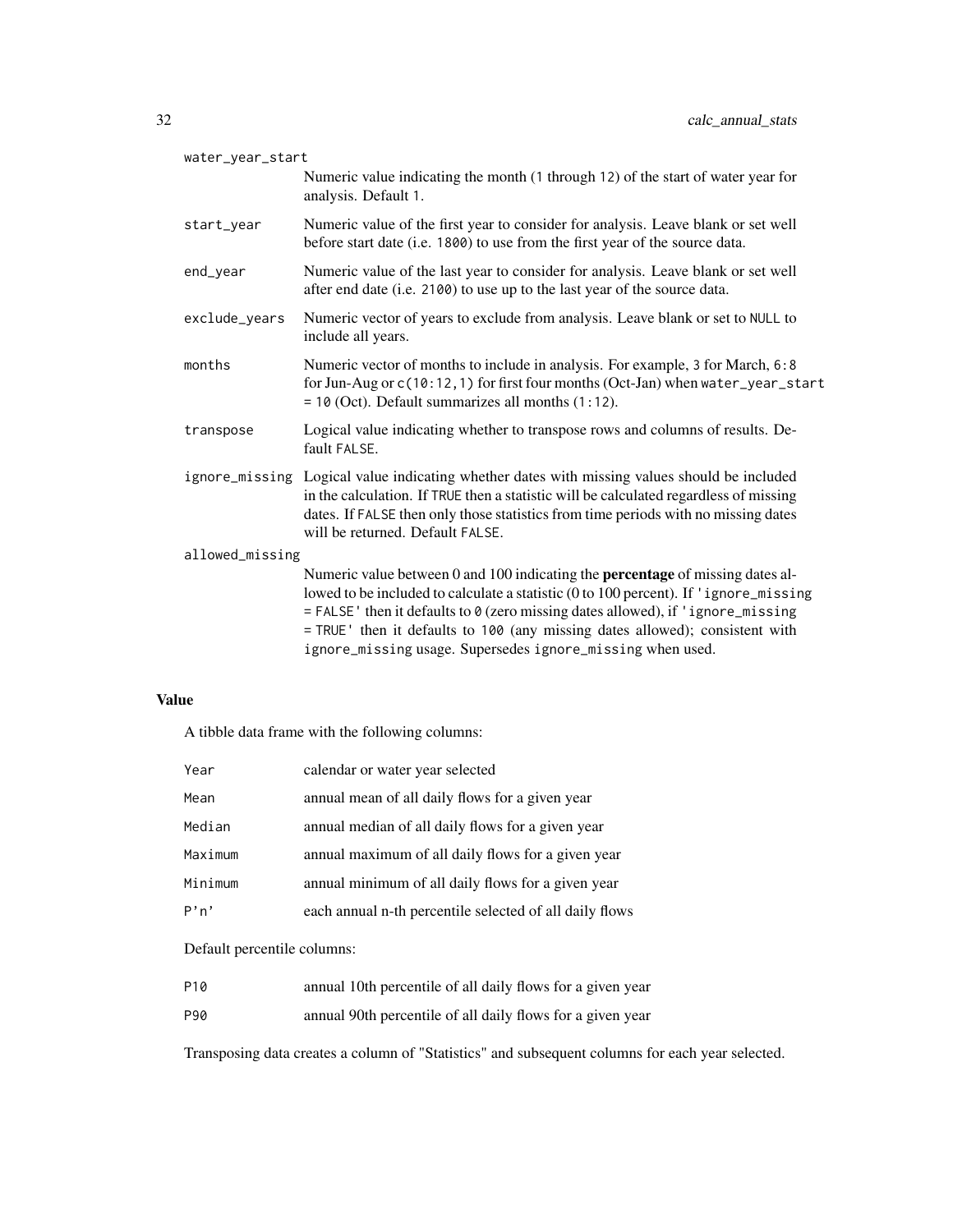| | |
|---|---|
| `water_year_start` | Numeric value indicating the month (1 through 12) of the start of water year for analysis. Default 1. |
| `start_year` | Numeric value of the first year to consider for analysis. Leave blank or set well before start date (i.e. 1800) to use from the first year of the source data. |
| `end_year` | Numeric value of the last year to consider for analysis. Leave blank or set well after end date (i.e. 2100) to use up to the last year of the source data. |
| `exclude_years` | Numeric vector of years to exclude from analysis. Leave blank or set to NULL to include all years. |
| `months` | Numeric vector of months to include in analysis. For example, 3 for March, 6:8 for Jun-Aug or c(10:12,1) for first four months (Oct-Jan) when water_year_start = 10 (Oct). Default summarizes all months (1:12). |
| `transpose` | Logical value indicating whether to transpose rows and columns of results. Default FALSE. |
| `ignore_missing` | Logical value indicating whether dates with missing values should be included in the calculation. If TRUE then a statistic will be calculated regardless of missing dates. If FALSE then only those statistics from time periods with no missing dates will be returned. Default FALSE. |
| `allowed_missing` | Numeric value between 0 and 100 indicating the **percentage** of missing dates allowed to be included to calculate a statistic (0 to 100 percent). If 'ignore_missing = FALSE' then it defaults to 0 (zero missing dates allowed), if 'ignore_missing = TRUE' then it defaults to 100 (any missing dates allowed); consistent with ignore_missing usage. Supersedes ignore_missing when used. |

## Value

A tibble data frame with the following columns:

| | |
|---|---|
| Year | calendar or water year selected |
| Mean | annual mean of all daily flows for a given year |
| Median | annual median of all daily flows for a given year |
| Maximum | annual maximum of all daily flows for a given year |
| Minimum | annual minimum of all daily flows for a given year |
| P'n' | each annual n-th percentile selected of all daily flows |

Default percentile columns:

| | |
|---|---|
| P10 | annual 10th percentile of all daily flows for a given year |
| P90 | annual 90th percentile of all daily flows for a given year |

Transposing data creates a column of "Statistics" and subsequent columns for each year selected.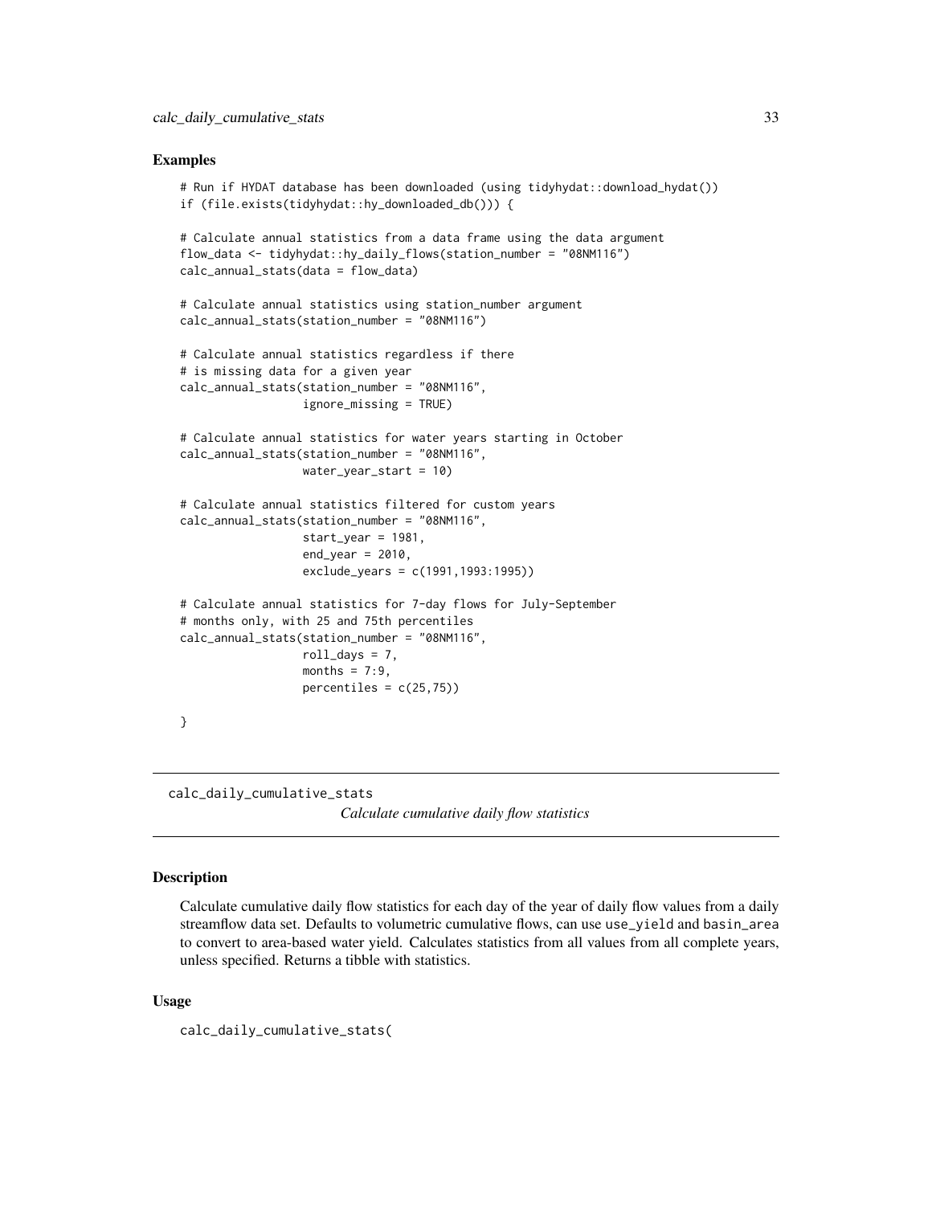### Examples

```
# Run if HYDAT database has been downloaded (using tidyhydat::download_hydat())
if (file.exists(tidyhydat::hy_downloaded_db())) {

# Calculate annual statistics from a data frame using the data argument
flow_data <- tidyhydat::hy_daily_flows(station_number = "08NM116")
calc_annual_stats(data = flow_data)

# Calculate annual statistics using station_number argument
calc_annual_stats(station_number = "08NM116")

# Calculate annual statistics regardless if there
# is missing data for a given year
calc_annual_stats(station_number = "08NM116",
                  ignore_missing = TRUE)

# Calculate annual statistics for water years starting in October
calc_annual_stats(station_number = "08NM116",
                  water_year_start = 10)

# Calculate annual statistics filtered for custom years
calc_annual_stats(station_number = "08NM116",
                  start_year = 1981,
                  end_year = 2010,
                  exclude_years = c(1991,1993:1995))

# Calculate annual statistics for 7-day flows for July-September
# months only, with 25 and 75th percentiles
calc_annual_stats(station_number = "08NM116",
                  roll_days = 7,
                  months = 7:9,
                  percentiles = c(25,75))

}
```

---

## calc_daily_cumulative_stats

*Calculate cumulative daily flow statistics*

---

### Description

Calculate cumulative daily flow statistics for each day of the year of daily flow values from a daily streamflow data set. Defaults to volumetric cumulative flows, can use `use_yield` and `basin_area` to convert to area-based water yield. Calculates statistics from all values from all complete years, unless specified. Returns a tibble with statistics.

### Usage

```
calc_daily_cumulative_stats(
```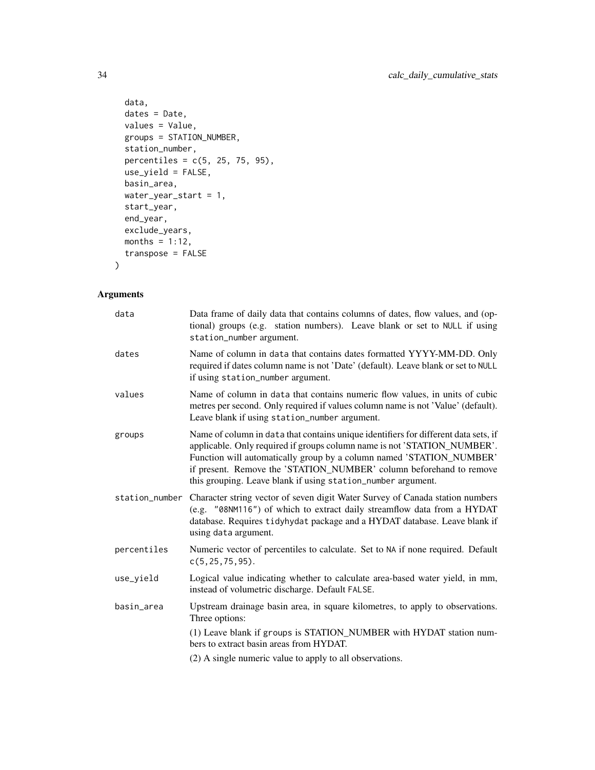```
  data,
  dates = Date,
  values = Value,
  groups = STATION_NUMBER,
  station_number,
  percentiles = c(5, 25, 75, 95),
  use_yield = FALSE,
  basin_area,
  water_year_start = 1,
  start_year,
  end_year,
  exclude_years,
  months = 1:12,
  transpose = FALSE
)
```

## Arguments

| | |
|---|---|
| data | Data frame of daily data that contains columns of dates, flow values, and (optional) groups (e.g. station numbers). Leave blank or set to NULL if using station_number argument. |
| dates | Name of column in data that contains dates formatted YYYY-MM-DD. Only required if dates column name is not 'Date' (default). Leave blank or set to NULL if using station_number argument. |
| values | Name of column in data that contains numeric flow values, in units of cubic metres per second. Only required if values column name is not 'Value' (default). Leave blank if using station_number argument. |
| groups | Name of column in data that contains unique identifiers for different data sets, if applicable. Only required if groups column name is not 'STATION_NUMBER'. Function will automatically group by a column named 'STATION_NUMBER' if present. Remove the 'STATION_NUMBER' column beforehand to remove this grouping. Leave blank if using station_number argument. |
| station_number | Character string vector of seven digit Water Survey of Canada station numbers (e.g. "08NM116") of which to extract daily streamflow data from a HYDAT database. Requires tidyhydat package and a HYDAT database. Leave blank if using data argument. |
| percentiles | Numeric vector of percentiles to calculate. Set to NA if none required. Default c(5,25,75,95). |
| use_yield | Logical value indicating whether to calculate area-based water yield, in mm, instead of volumetric discharge. Default FALSE. |
| basin_area | Upstream drainage basin area, in square kilometres, to apply to observations. Three options:<br>(1) Leave blank if groups is STATION_NUMBER with HYDAT station numbers to extract basin areas from HYDAT.<br>(2) A single numeric value to apply to all observations. |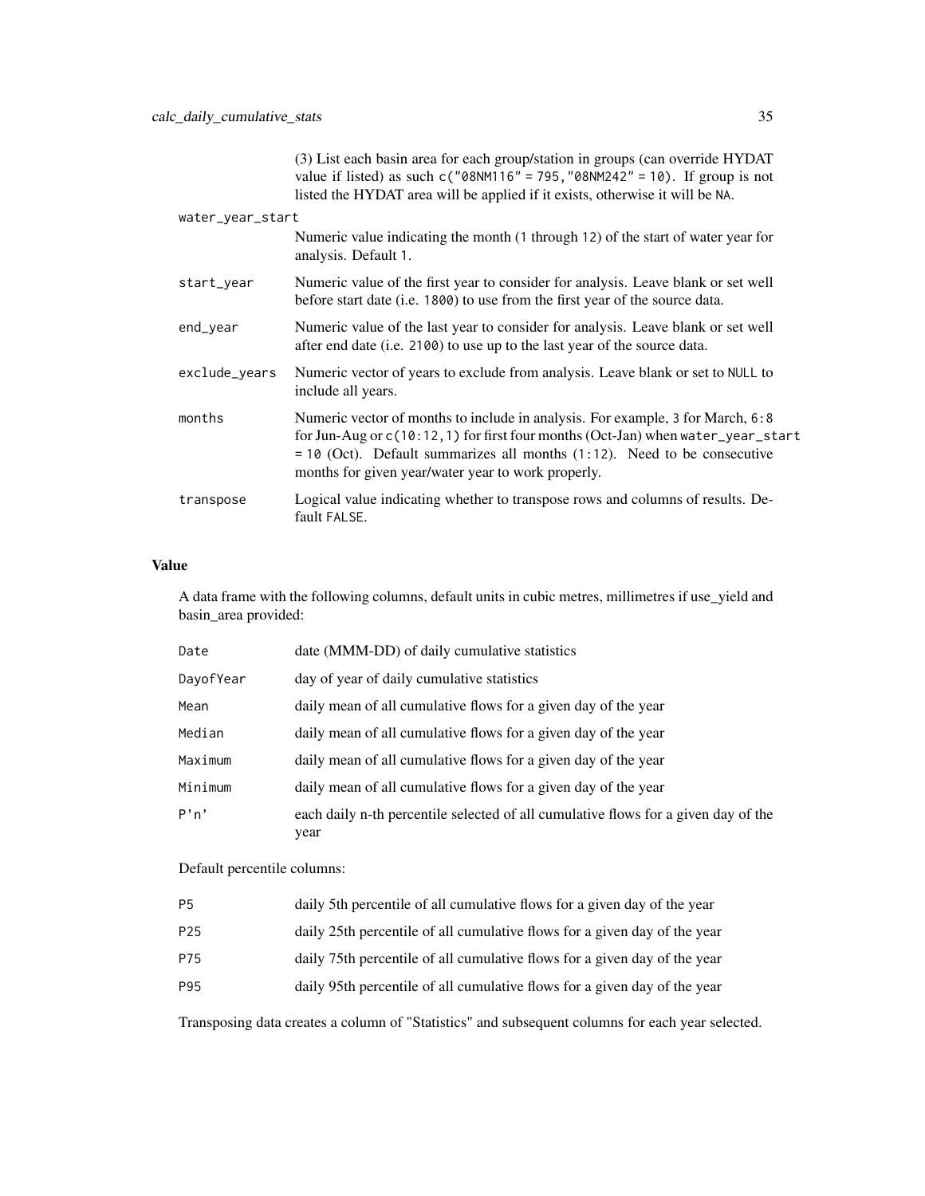| | |
|---|---|
| | (3) List each basin area for each group/station in groups (can override HYDAT value if listed) as such `c("08NM116" = 795,"08NM242" = 10)`. If group is not listed the HYDAT area will be applied if it exists, otherwise it will be NA. |
| water_year_start | Numeric value indicating the month (1 through 12) of the start of water year for analysis. Default 1. |
| start_year | Numeric value of the first year to consider for analysis. Leave blank or set well before start date (i.e. 1800) to use from the first year of the source data. |
| end_year | Numeric value of the last year to consider for analysis. Leave blank or set well after end date (i.e. 2100) to use up to the last year of the source data. |
| exclude_years | Numeric vector of years to exclude from analysis. Leave blank or set to NULL to include all years. |
| months | Numeric vector of months to include in analysis. For example, 3 for March, 6:8 for Jun-Aug or c(10:12,1) for first four months (Oct-Jan) when water_year_start = 10 (Oct). Default summarizes all months (1:12). Need to be consecutive months for given year/water year to work properly. |
| transpose | Logical value indicating whether to transpose rows and columns of results. Default FALSE. |

## Value

A data frame with the following columns, default units in cubic metres, millimetres if use_yield and basin_area provided:

| | |
|---|---|
| Date | date (MMM-DD) of daily cumulative statistics |
| DayofYear | day of year of daily cumulative statistics |
| Mean | daily mean of all cumulative flows for a given day of the year |
| Median | daily mean of all cumulative flows for a given day of the year |
| Maximum | daily mean of all cumulative flows for a given day of the year |
| Minimum | daily mean of all cumulative flows for a given day of the year |
| P'n' | each daily n-th percentile selected of all cumulative flows for a given day of the year |

Default percentile columns:

| | |
|---|---|
| P5 | daily 5th percentile of all cumulative flows for a given day of the year |
| P25 | daily 25th percentile of all cumulative flows for a given day of the year |
| P75 | daily 75th percentile of all cumulative flows for a given day of the year |
| P95 | daily 95th percentile of all cumulative flows for a given day of the year |

Transposing data creates a column of "Statistics" and subsequent columns for each year selected.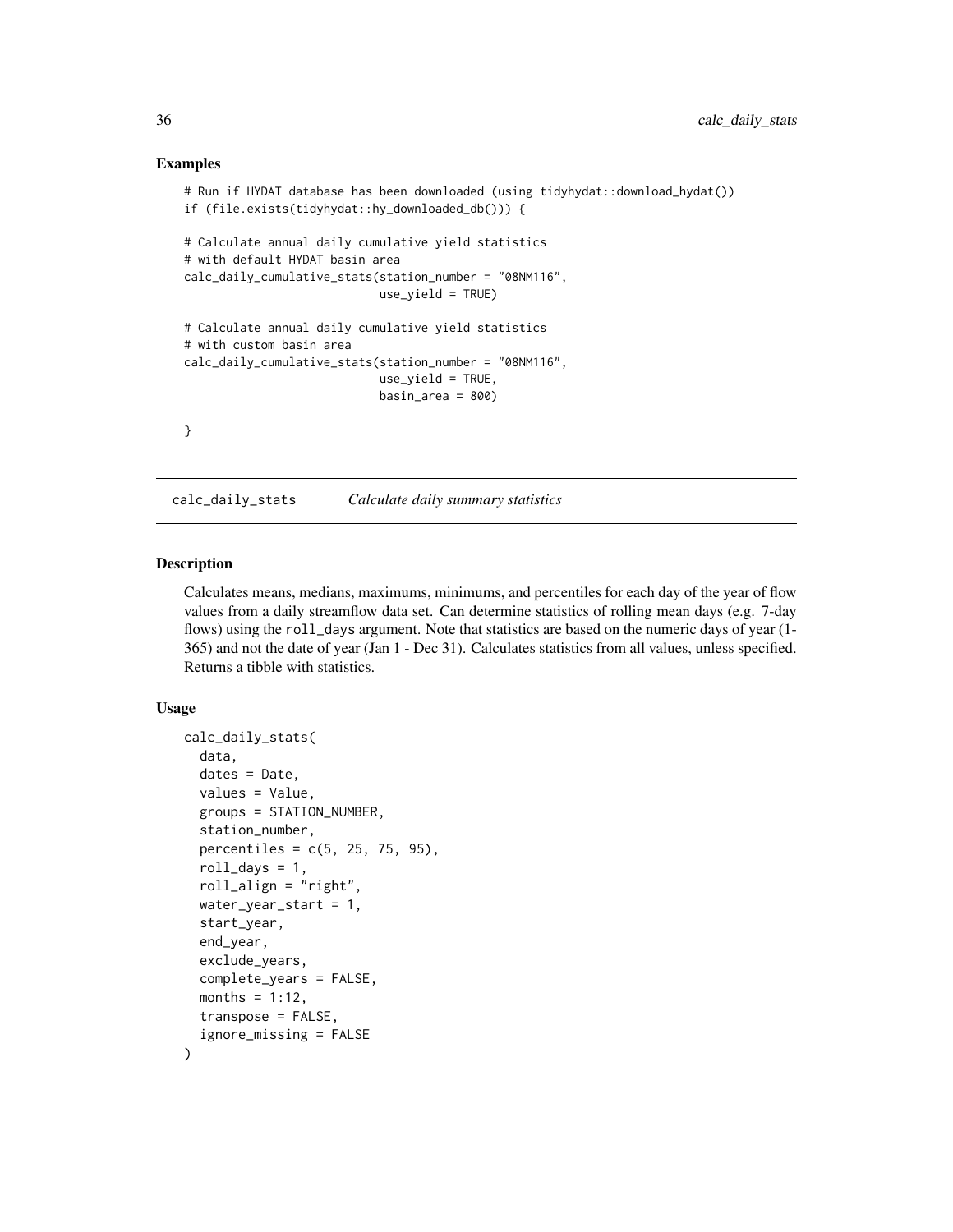## Examples

```
# Run if HYDAT database has been downloaded (using tidyhydat::download_hydat())
if (file.exists(tidyhydat::hy_downloaded_db())) {

# Calculate annual daily cumulative yield statistics
# with default HYDAT basin area
calc_daily_cumulative_stats(station_number = "08NM116",
                            use_yield = TRUE)

# Calculate annual daily cumulative yield statistics
# with custom basin area
calc_daily_cumulative_stats(station_number = "08NM116",
                            use_yield = TRUE,
                            basin_area = 800)

}
```

---

# calc_daily_stats — *Calculate daily summary statistics*

---

## Description

Calculates means, medians, maximums, minimums, and percentiles for each day of the year of flow values from a daily streamflow data set. Can determine statistics of rolling mean days (e.g. 7-day flows) using the `roll_days` argument. Note that statistics are based on the numeric days of year (1-365) and not the date of year (Jan 1 - Dec 31). Calculates statistics from all values, unless specified. Returns a tibble with statistics.

## Usage

```
calc_daily_stats(
  data,
  dates = Date,
  values = Value,
  groups = STATION_NUMBER,
  station_number,
  percentiles = c(5, 25, 75, 95),
  roll_days = 1,
  roll_align = "right",
  water_year_start = 1,
  start_year,
  end_year,
  exclude_years,
  complete_years = FALSE,
  months = 1:12,
  transpose = FALSE,
  ignore_missing = FALSE
)
```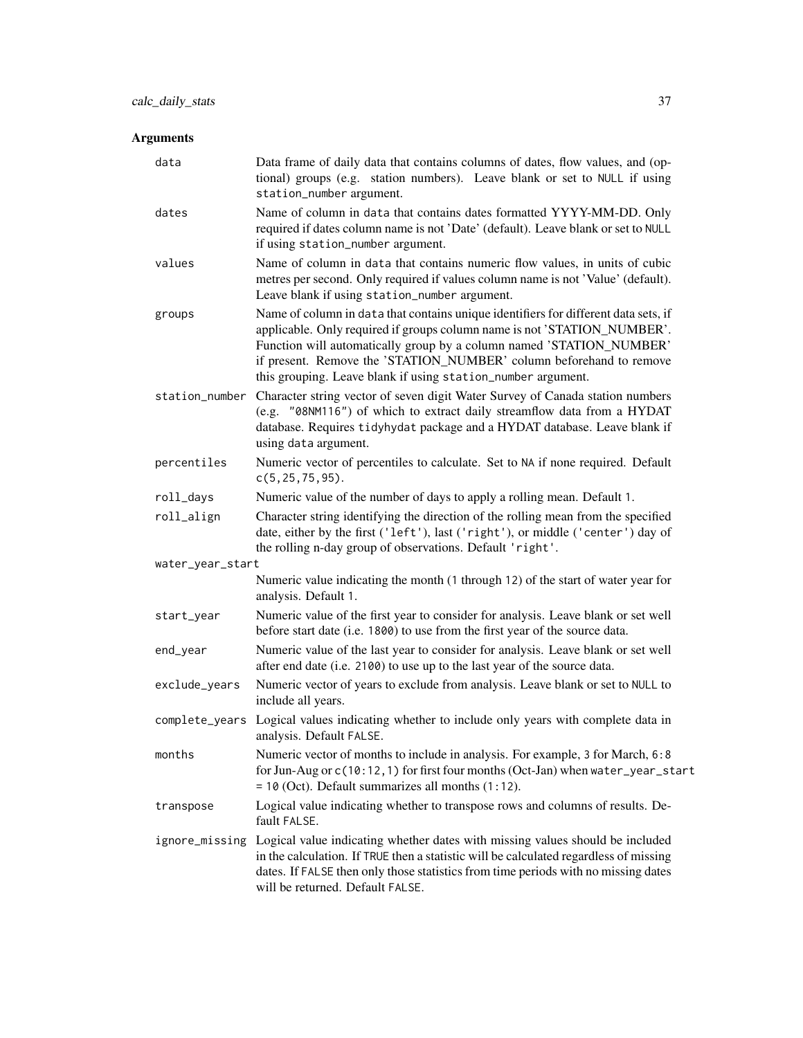## Arguments

| | |
|---|---|
| `data` | Data frame of daily data that contains columns of dates, flow values, and (optional) groups (e.g. station numbers). Leave blank or set to `NULL` if using `station_number` argument. |
| `dates` | Name of column in `data` that contains dates formatted YYYY-MM-DD. Only required if dates column name is not 'Date' (default). Leave blank or set to `NULL` if using `station_number` argument. |
| `values` | Name of column in `data` that contains numeric flow values, in units of cubic metres per second. Only required if values column name is not 'Value' (default). Leave blank if using `station_number` argument. |
| `groups` | Name of column in `data` that contains unique identifiers for different data sets, if applicable. Only required if groups column name is not 'STATION_NUMBER'. Function will automatically group by a column named 'STATION_NUMBER' if present. Remove the 'STATION_NUMBER' column beforehand to remove this grouping. Leave blank if using `station_number` argument. |
| `station_number` | Character string vector of seven digit Water Survey of Canada station numbers (e.g. `"08NM116"`) of which to extract daily streamflow data from a HYDAT database. Requires `tidyhydat` package and a HYDAT database. Leave blank if using `data` argument. |
| `percentiles` | Numeric vector of percentiles to calculate. Set to `NA` if none required. Default `c(5,25,75,95)`. |
| `roll_days` | Numeric value of the number of days to apply a rolling mean. Default `1`. |
| `roll_align` | Character string identifying the direction of the rolling mean from the specified date, either by the first (`'left'`), last (`'right'`), or middle (`'center'`) day of the rolling n-day group of observations. Default `'right'`. |
| `water_year_start` | Numeric value indicating the month (`1` through `12`) of the start of water year for analysis. Default `1`. |
| `start_year` | Numeric value of the first year to consider for analysis. Leave blank or set well before start date (i.e. `1800`) to use from the first year of the source data. |
| `end_year` | Numeric value of the last year to consider for analysis. Leave blank or set well after end date (i.e. `2100`) to use up to the last year of the source data. |
| `exclude_years` | Numeric vector of years to exclude from analysis. Leave blank or set to `NULL` to include all years. |
| `complete_years` | Logical values indicating whether to include only years with complete data in analysis. Default `FALSE`. |
| `months` | Numeric vector of months to include in analysis. For example, `3` for March, `6:8` for Jun-Aug or `c(10:12,1)` for first four months (Oct-Jan) when `water_year_start = 10` (Oct). Default summarizes all months (`1:12`). |
| `transpose` | Logical value indicating whether to transpose rows and columns of results. Default `FALSE`. |
| `ignore_missing` | Logical value indicating whether dates with missing values should be included in the calculation. If `TRUE` then a statistic will be calculated regardless of missing dates. If `FALSE` then only those statistics from time periods with no missing dates will be returned. Default `FALSE`. |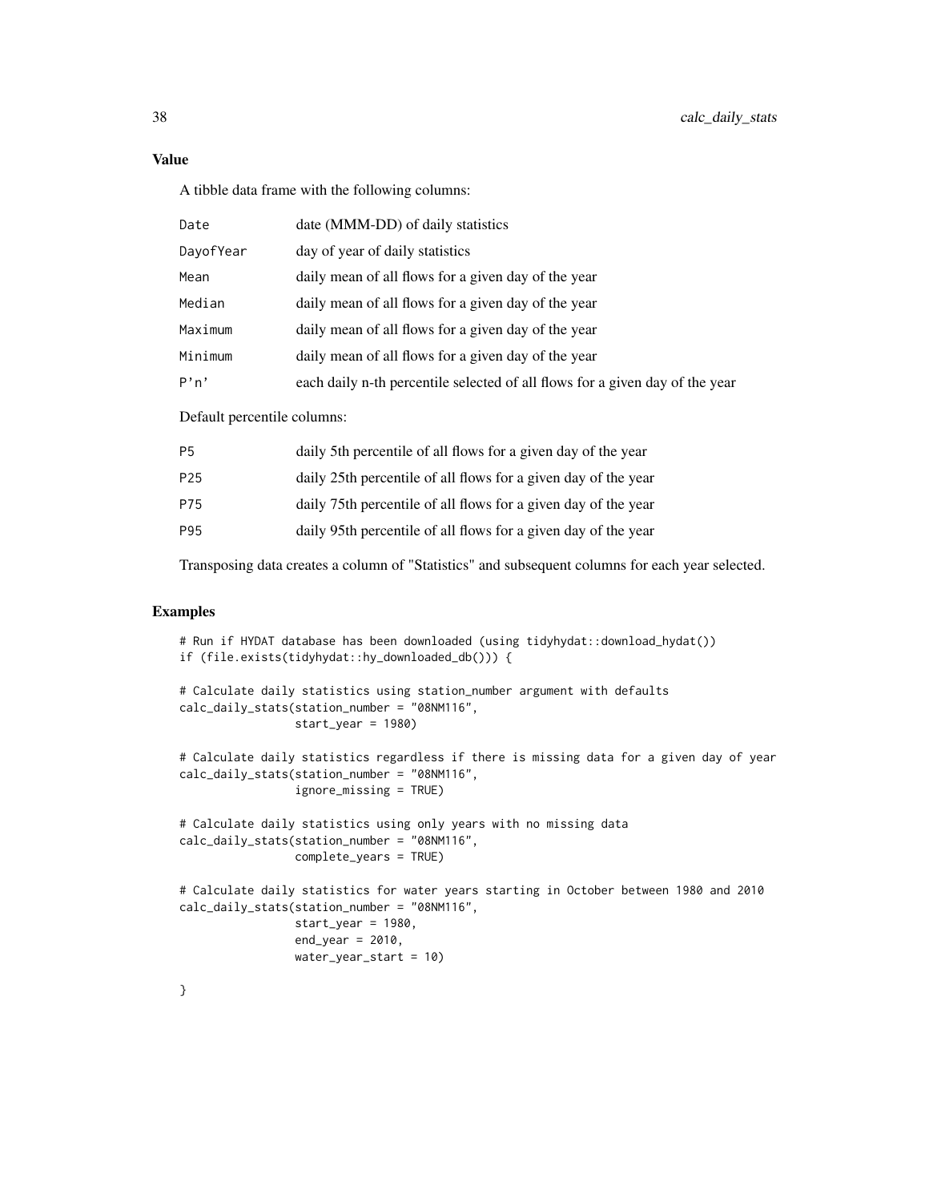## Value

A tibble data frame with the following columns:

| | |
|---|---|
| Date | date (MMM-DD) of daily statistics |
| DayofYear | day of year of daily statistics |
| Mean | daily mean of all flows for a given day of the year |
| Median | daily mean of all flows for a given day of the year |
| Maximum | daily mean of all flows for a given day of the year |
| Minimum | daily mean of all flows for a given day of the year |
| P'n' | each daily n-th percentile selected of all flows for a given day of the year |

Default percentile columns:

| | |
|---|---|
| P5 | daily 5th percentile of all flows for a given day of the year |
| P25 | daily 25th percentile of all flows for a given day of the year |
| P75 | daily 75th percentile of all flows for a given day of the year |
| P95 | daily 95th percentile of all flows for a given day of the year |

Transposing data creates a column of "Statistics" and subsequent columns for each year selected.

## Examples

```
# Run if HYDAT database has been downloaded (using tidyhydat::download_hydat())
if (file.exists(tidyhydat::hy_downloaded_db())) {

# Calculate daily statistics using station_number argument with defaults
calc_daily_stats(station_number = "08NM116",
                 start_year = 1980)

# Calculate daily statistics regardless if there is missing data for a given day of year
calc_daily_stats(station_number = "08NM116",
                 ignore_missing = TRUE)

# Calculate daily statistics using only years with no missing data
calc_daily_stats(station_number = "08NM116",
                 complete_years = TRUE)

# Calculate daily statistics for water years starting in October between 1980 and 2010
calc_daily_stats(station_number = "08NM116",
                 start_year = 1980,
                 end_year = 2010,
                 water_year_start = 10)

}
```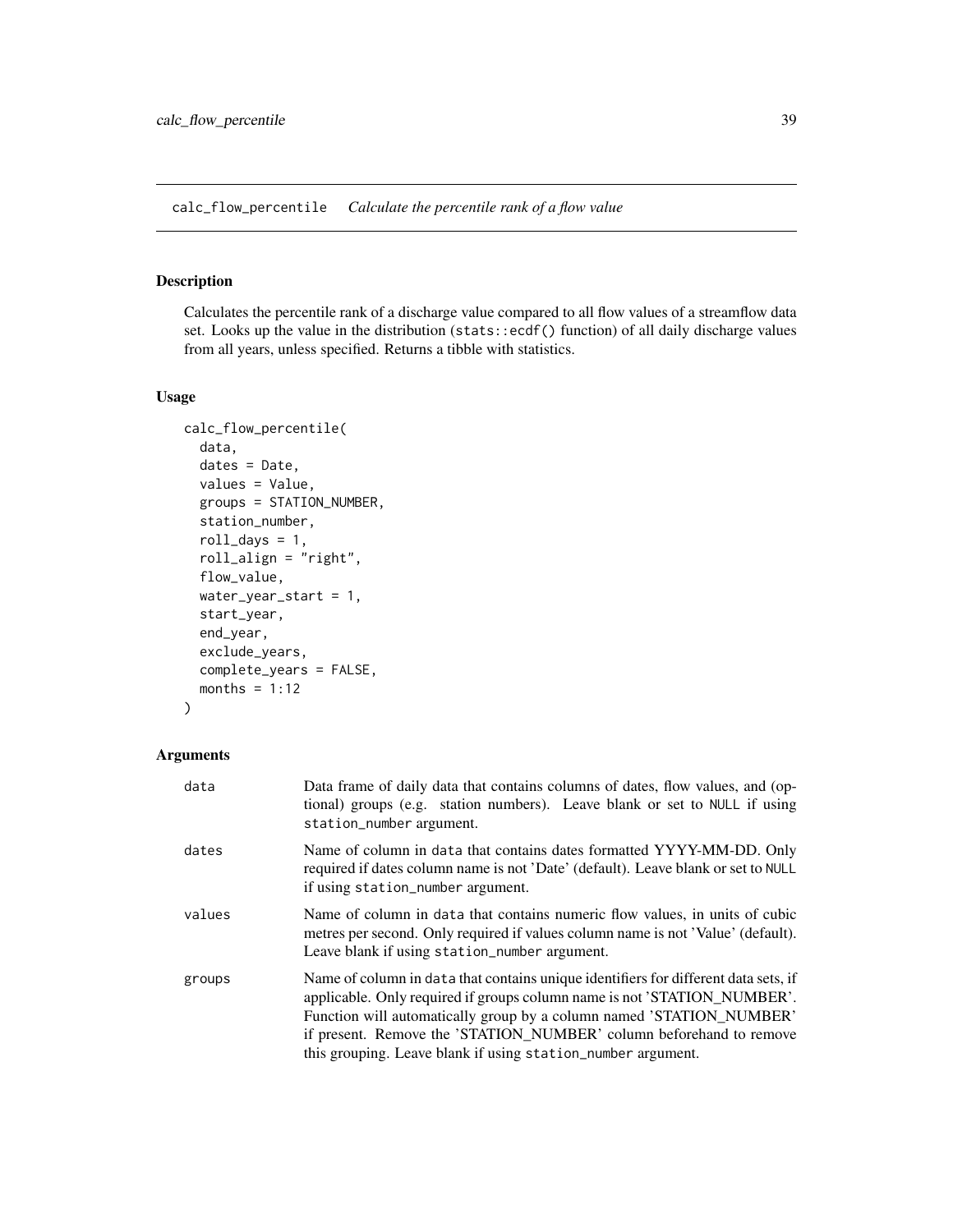## calc_flow_percentile *Calculate the percentile rank of a flow value*

### Description

Calculates the percentile rank of a discharge value compared to all flow values of a streamflow data set. Looks up the value in the distribution (`stats::ecdf()` function) of all daily discharge values from all years, unless specified. Returns a tibble with statistics.

### Usage

```
calc_flow_percentile(
  data,
  dates = Date,
  values = Value,
  groups = STATION_NUMBER,
  station_number,
  roll_days = 1,
  roll_align = "right",
  flow_value,
  water_year_start = 1,
  start_year,
  end_year,
  exclude_years,
  complete_years = FALSE,
  months = 1:12
)
```

### Arguments

| | |
|---|---|
| `data` | Data frame of daily data that contains columns of dates, flow values, and (optional) groups (e.g. station numbers). Leave blank or set to `NULL` if using `station_number` argument. |
| `dates` | Name of column in `data` that contains dates formatted YYYY-MM-DD. Only required if dates column name is not 'Date' (default). Leave blank or set to `NULL` if using `station_number` argument. |
| `values` | Name of column in `data` that contains numeric flow values, in units of cubic metres per second. Only required if values column name is not 'Value' (default). Leave blank if using `station_number` argument. |
| `groups` | Name of column in `data` that contains unique identifiers for different data sets, if applicable. Only required if groups column name is not 'STATION_NUMBER'. Function will automatically group by a column named 'STATION_NUMBER' if present. Remove the 'STATION_NUMBER' column beforehand to remove this grouping. Leave blank if using `station_number` argument. |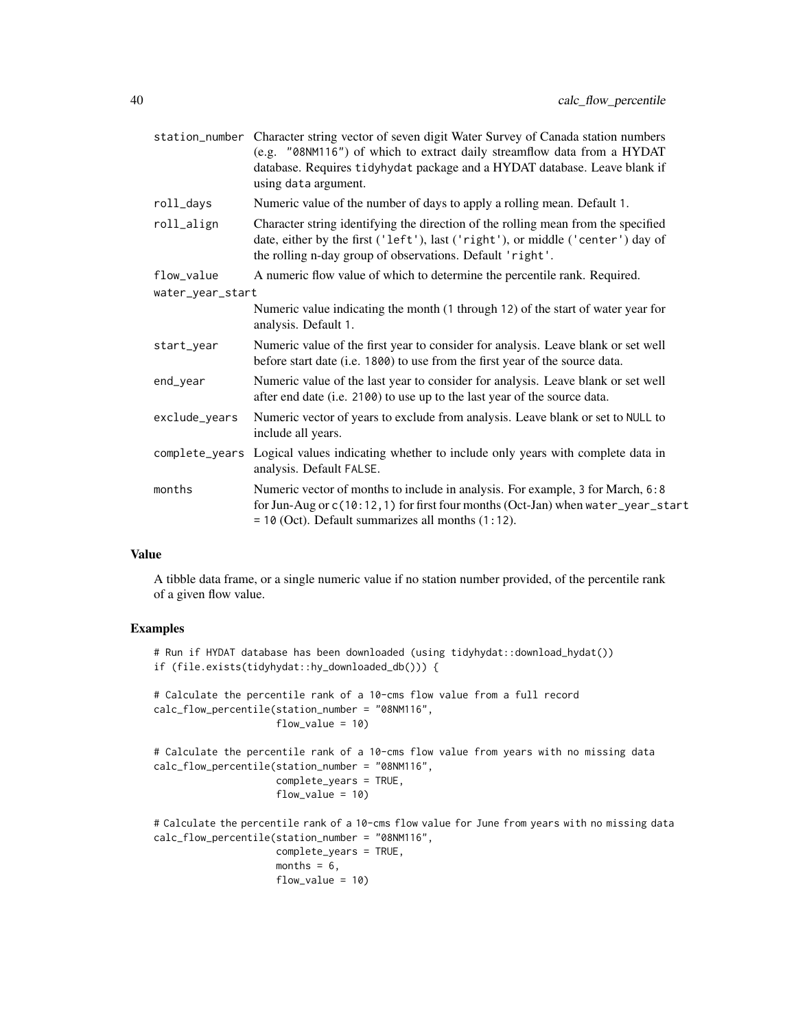| | |
|---|---|
| station_number | Character string vector of seven digit Water Survey of Canada station numbers (e.g. "08NM116") of which to extract daily streamflow data from a HYDAT database. Requires tidyhydat package and a HYDAT database. Leave blank if using data argument. |
| roll_days | Numeric value of the number of days to apply a rolling mean. Default 1. |
| roll_align | Character string identifying the direction of the rolling mean from the specified date, either by the first ('left'), last ('right'), or middle ('center') day of the rolling n-day group of observations. Default 'right'. |
| flow_value | A numeric flow value of which to determine the percentile rank. Required. |
| water_year_start | Numeric value indicating the month (1 through 12) of the start of water year for analysis. Default 1. |
| start_year | Numeric value of the first year to consider for analysis. Leave blank or set well before start date (i.e. 1800) to use from the first year of the source data. |
| end_year | Numeric value of the last year to consider for analysis. Leave blank or set well after end date (i.e. 2100) to use up to the last year of the source data. |
| exclude_years | Numeric vector of years to exclude from analysis. Leave blank or set to NULL to include all years. |
| complete_years | Logical values indicating whether to include only years with complete data in analysis. Default FALSE. |
| months | Numeric vector of months to include in analysis. For example, 3 for March, 6:8 for Jun-Aug or c(10:12,1) for first four months (Oct-Jan) when water_year_start = 10 (Oct). Default summarizes all months (1:12). |

## Value

A tibble data frame, or a single numeric value if no station number provided, of the percentile rank of a given flow value.

## Examples

```
# Run if HYDAT database has been downloaded (using tidyhydat::download_hydat())
if (file.exists(tidyhydat::hy_downloaded_db())) {

# Calculate the percentile rank of a 10-cms flow value from a full record
calc_flow_percentile(station_number = "08NM116",
                     flow_value = 10)

# Calculate the percentile rank of a 10-cms flow value from years with no missing data
calc_flow_percentile(station_number = "08NM116",
                     complete_years = TRUE,
                     flow_value = 10)

# Calculate the percentile rank of a 10-cms flow value for June from years with no missing data
calc_flow_percentile(station_number = "08NM116",
                     complete_years = TRUE,
                     months = 6,
                     flow_value = 10)
```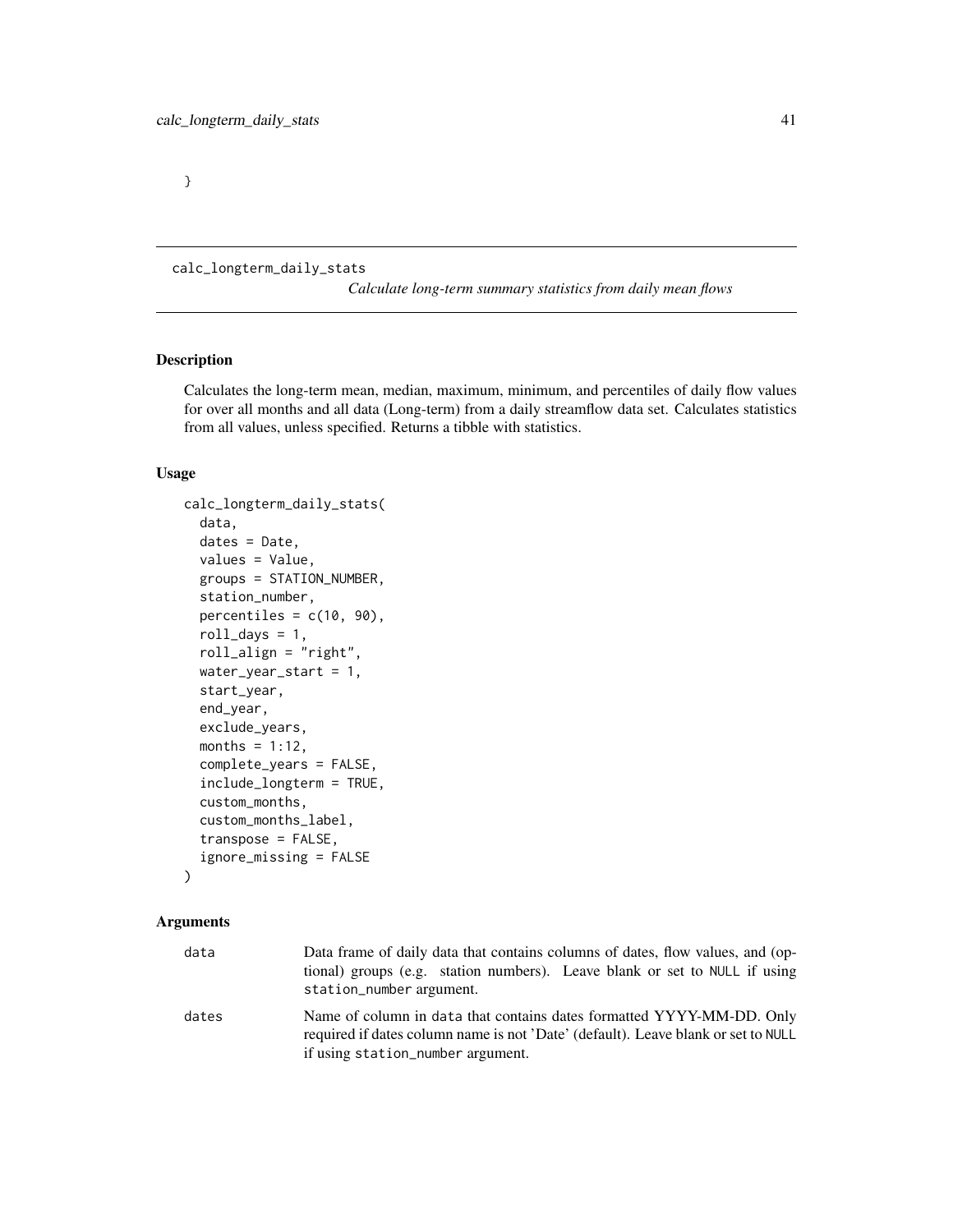}

---

calc_longterm_daily_stats

*Calculate long-term summary statistics from daily mean flows*

---

## Description

Calculates the long-term mean, median, maximum, minimum, and percentiles of daily flow values for over all months and all data (Long-term) from a daily streamflow data set. Calculates statistics from all values, unless specified. Returns a tibble with statistics.

## Usage

```
calc_longterm_daily_stats(
  data,
  dates = Date,
  values = Value,
  groups = STATION_NUMBER,
  station_number,
  percentiles = c(10, 90),
  roll_days = 1,
  roll_align = "right",
  water_year_start = 1,
  start_year,
  end_year,
  exclude_years,
  months = 1:12,
  complete_years = FALSE,
  include_longterm = TRUE,
  custom_months,
  custom_months_label,
  transpose = FALSE,
  ignore_missing = FALSE
)
```

## Arguments

| | |
|---|---|
| data | Data frame of daily data that contains columns of dates, flow values, and (optional) groups (e.g. station numbers). Leave blank or set to NULL if using station_number argument. |
| dates | Name of column in data that contains dates formatted YYYY-MM-DD. Only required if dates column name is not 'Date' (default). Leave blank or set to NULL if using station_number argument. |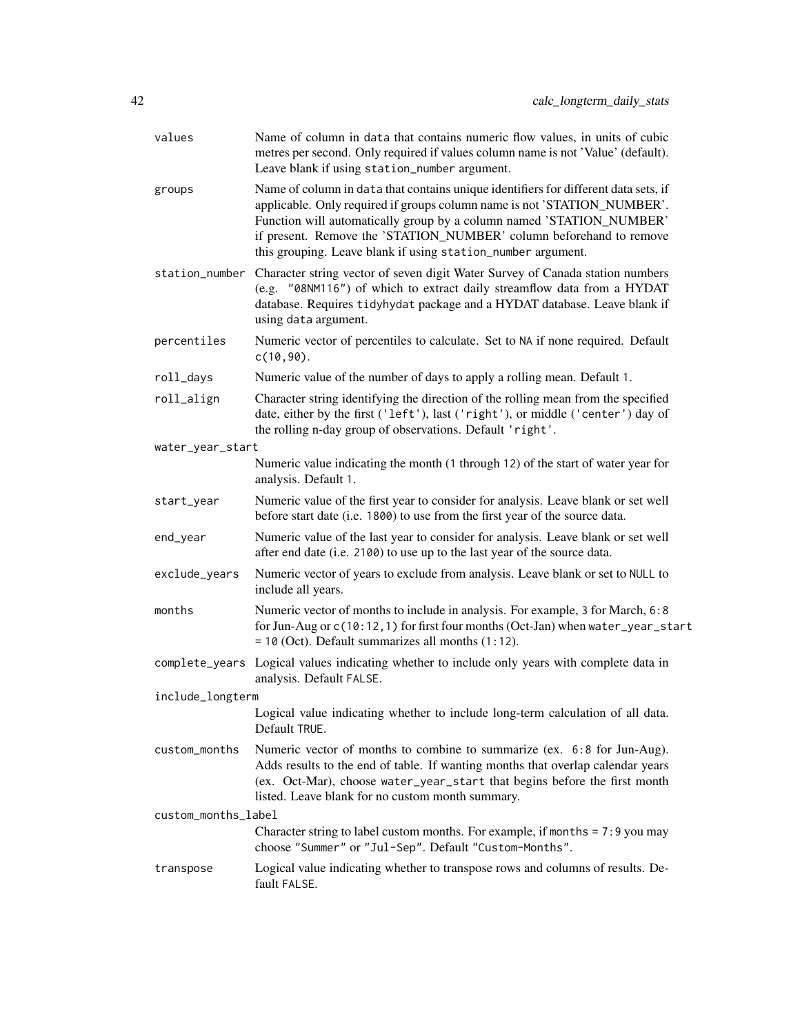| | |
|---|---|
| `values` | Name of column in `data` that contains numeric flow values, in units of cubic metres per second. Only required if values column name is not 'Value' (default). Leave blank if using `station_number` argument. |
| `groups` | Name of column in `data` that contains unique identifiers for different data sets, if applicable. Only required if groups column name is not 'STATION_NUMBER'. Function will automatically group by a column named 'STATION_NUMBER' if present. Remove the 'STATION_NUMBER' column beforehand to remove this grouping. Leave blank if using `station_number` argument. |
| `station_number` | Character string vector of seven digit Water Survey of Canada station numbers (e.g. `"08NM116"`) of which to extract daily streamflow data from a HYDAT database. Requires `tidyhydat` package and a HYDAT database. Leave blank if using `data` argument. |
| `percentiles` | Numeric vector of percentiles to calculate. Set to `NA` if none required. Default `c(10,90)`. |
| `roll_days` | Numeric value of the number of days to apply a rolling mean. Default `1`. |
| `roll_align` | Character string identifying the direction of the rolling mean from the specified date, either by the first (`'left'`), last (`'right'`), or middle (`'center'`) day of the rolling n-day group of observations. Default `'right'`. |
| `water_year_start` | Numeric value indicating the month (`1` through `12`) of the start of water year for analysis. Default `1`. |
| `start_year` | Numeric value of the first year to consider for analysis. Leave blank or set well before start date (i.e. `1800`) to use from the first year of the source data. |
| `end_year` | Numeric value of the last year to consider for analysis. Leave blank or set well after end date (i.e. `2100`) to use up to the last year of the source data. |
| `exclude_years` | Numeric vector of years to exclude from analysis. Leave blank or set to `NULL` to include all years. |
| `months` | Numeric vector of months to include in analysis. For example, `3` for March, `6:8` for Jun-Aug or `c(10:12,1)` for first four months (Oct-Jan) when `water_year_start = 10` (Oct). Default summarizes all months (`1:12`). |
| `complete_years` | Logical values indicating whether to include only years with complete data in analysis. Default `FALSE`. |
| `include_longterm` | Logical value indicating whether to include long-term calculation of all data. Default `TRUE`. |
| `custom_months` | Numeric vector of months to combine to summarize (ex. `6:8` for Jun-Aug). Adds results to the end of table. If wanting months that overlap calendar years (ex. Oct-Mar), choose `water_year_start` that begins before the first month listed. Leave blank for no custom month summary. |
| `custom_months_label` | Character string to label custom months. For example, if `months = 7:9` you may choose `"Summer"` or `"Jul-Sep"`. Default `"Custom-Months"`. |
| `transpose` | Logical value indicating whether to transpose rows and columns of results. Default `FALSE`. |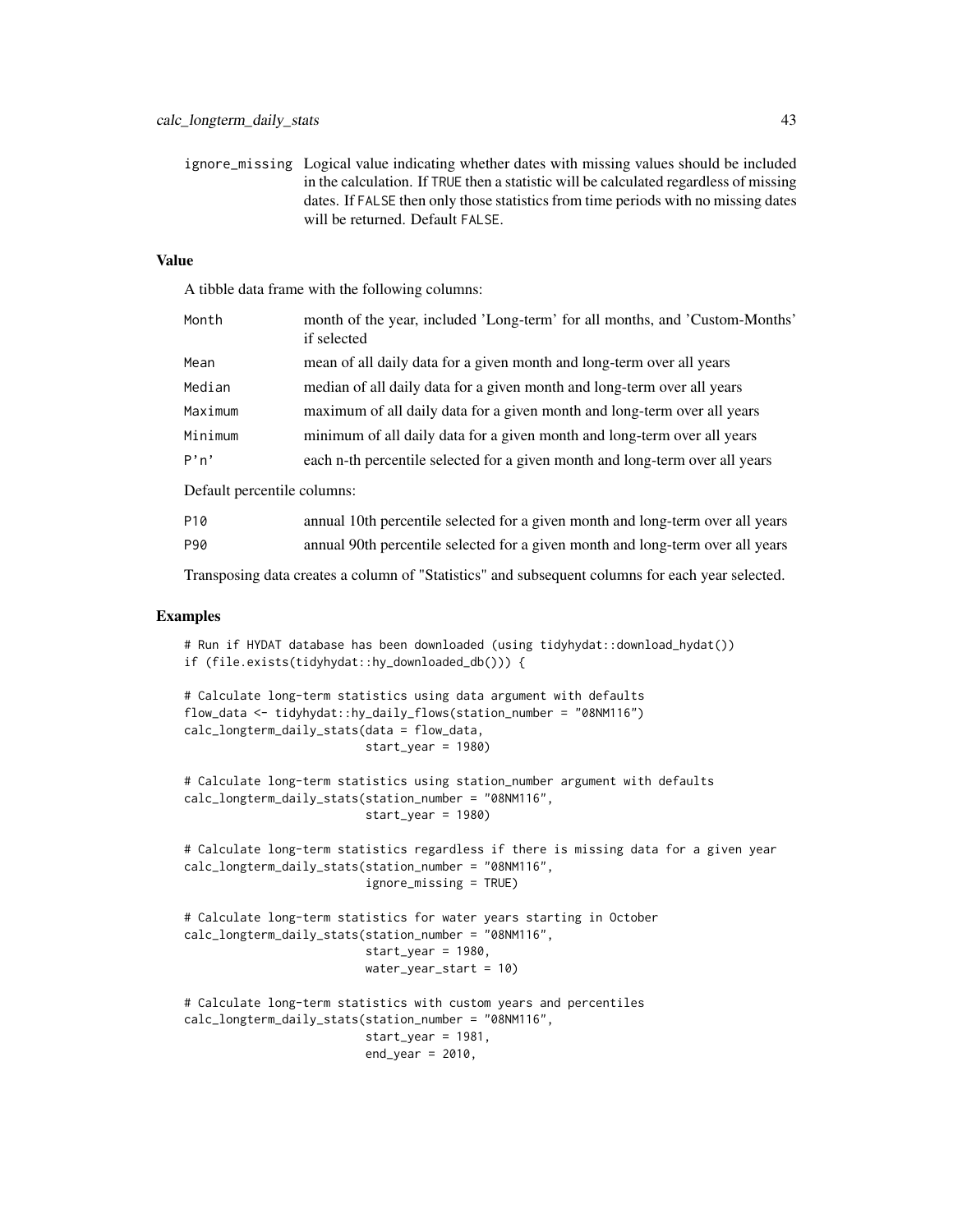| | |
|---|---|
| ignore_missing | Logical value indicating whether dates with missing values should be included in the calculation. If TRUE then a statistic will be calculated regardless of missing dates. If FALSE then only those statistics from time periods with no missing dates will be returned. Default FALSE. |

## Value

A tibble data frame with the following columns:

| | |
|---|---|
| Month | month of the year, included 'Long-term' for all months, and 'Custom-Months' if selected |
| Mean | mean of all daily data for a given month and long-term over all years |
| Median | median of all daily data for a given month and long-term over all years |
| Maximum | maximum of all daily data for a given month and long-term over all years |
| Minimum | minimum of all daily data for a given month and long-term over all years |
| P'n' | each n-th percentile selected for a given month and long-term over all years |

Default percentile columns:

| | |
|---|---|
| P10 | annual 10th percentile selected for a given month and long-term over all years |
| P90 | annual 90th percentile selected for a given month and long-term over all years |

Transposing data creates a column of "Statistics" and subsequent columns for each year selected.

## Examples

```
# Run if HYDAT database has been downloaded (using tidyhydat::download_hydat())
if (file.exists(tidyhydat::hy_downloaded_db())) {

# Calculate long-term statistics using data argument with defaults
flow_data <- tidyhydat::hy_daily_flows(station_number = "08NM116")
calc_longterm_daily_stats(data = flow_data,
                          start_year = 1980)

# Calculate long-term statistics using station_number argument with defaults
calc_longterm_daily_stats(station_number = "08NM116",
                          start_year = 1980)

# Calculate long-term statistics regardless if there is missing data for a given year
calc_longterm_daily_stats(station_number = "08NM116",
                          ignore_missing = TRUE)

# Calculate long-term statistics for water years starting in October
calc_longterm_daily_stats(station_number = "08NM116",
                          start_year = 1980,
                          water_year_start = 10)

# Calculate long-term statistics with custom years and percentiles
calc_longterm_daily_stats(station_number = "08NM116",
                          start_year = 1981,
                          end_year = 2010,
```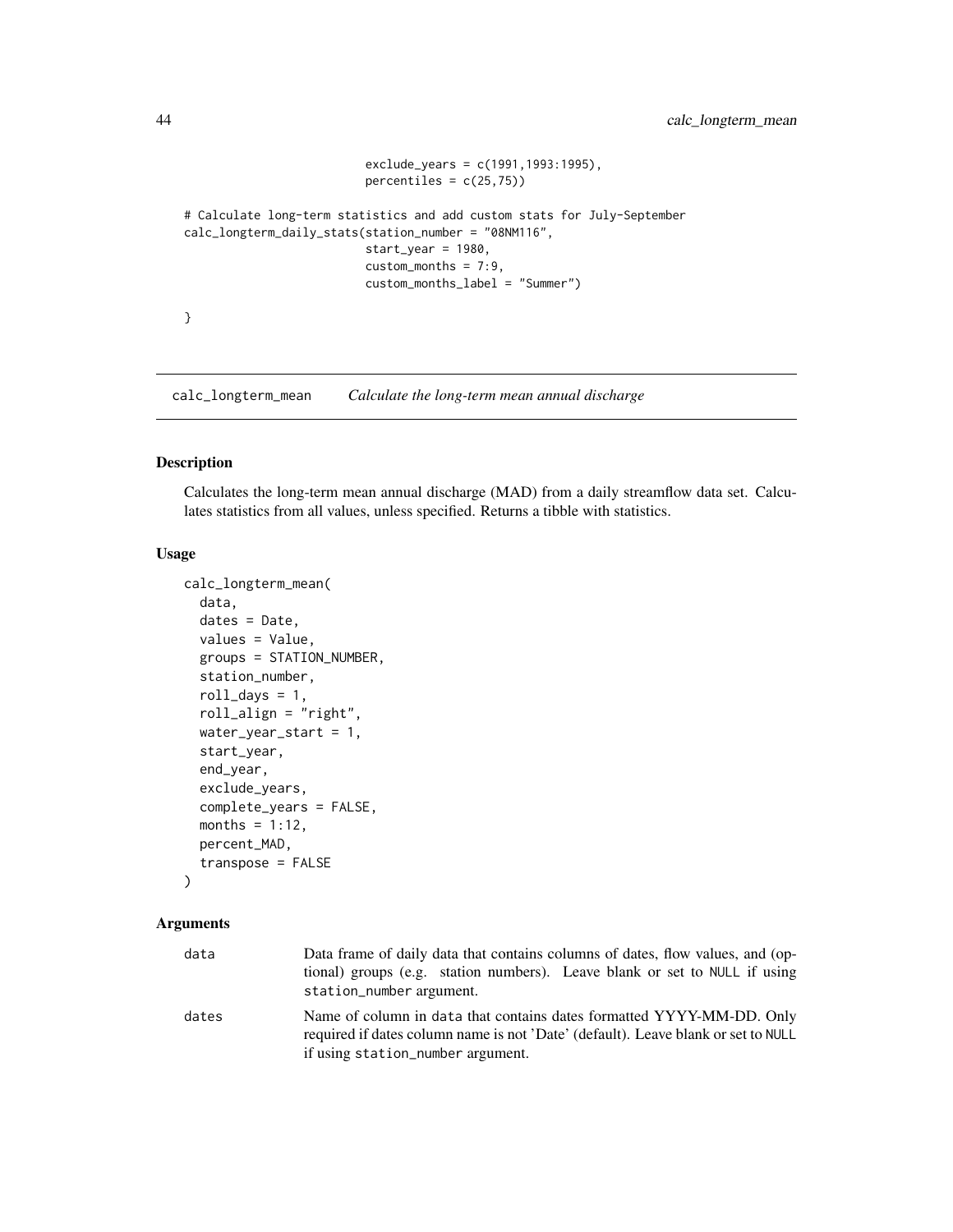```
                          exclude_years = c(1991,1993:1995),
                          percentiles = c(25,75))

# Calculate long-term statistics and add custom stats for July-September
calc_longterm_daily_stats(station_number = "08NM116",
                          start_year = 1980,
                          custom_months = 7:9,
                          custom_months_label = "Summer")

}
```

---

## calc_longterm_mean — *Calculate the long-term mean annual discharge*

---

### Description

Calculates the long-term mean annual discharge (MAD) from a daily streamflow data set. Calculates statistics from all values, unless specified. Returns a tibble with statistics.

### Usage

```
calc_longterm_mean(
  data,
  dates = Date,
  values = Value,
  groups = STATION_NUMBER,
  station_number,
  roll_days = 1,
  roll_align = "right",
  water_year_start = 1,
  start_year,
  end_year,
  exclude_years,
  complete_years = FALSE,
  months = 1:12,
  percent_MAD,
  transpose = FALSE
)
```

### Arguments

| | |
|---|---|
| data | Data frame of daily data that contains columns of dates, flow values, and (optional) groups (e.g. station numbers). Leave blank or set to NULL if using station_number argument. |
| dates | Name of column in data that contains dates formatted YYYY-MM-DD. Only required if dates column name is not 'Date' (default). Leave blank or set to NULL if using station_number argument. |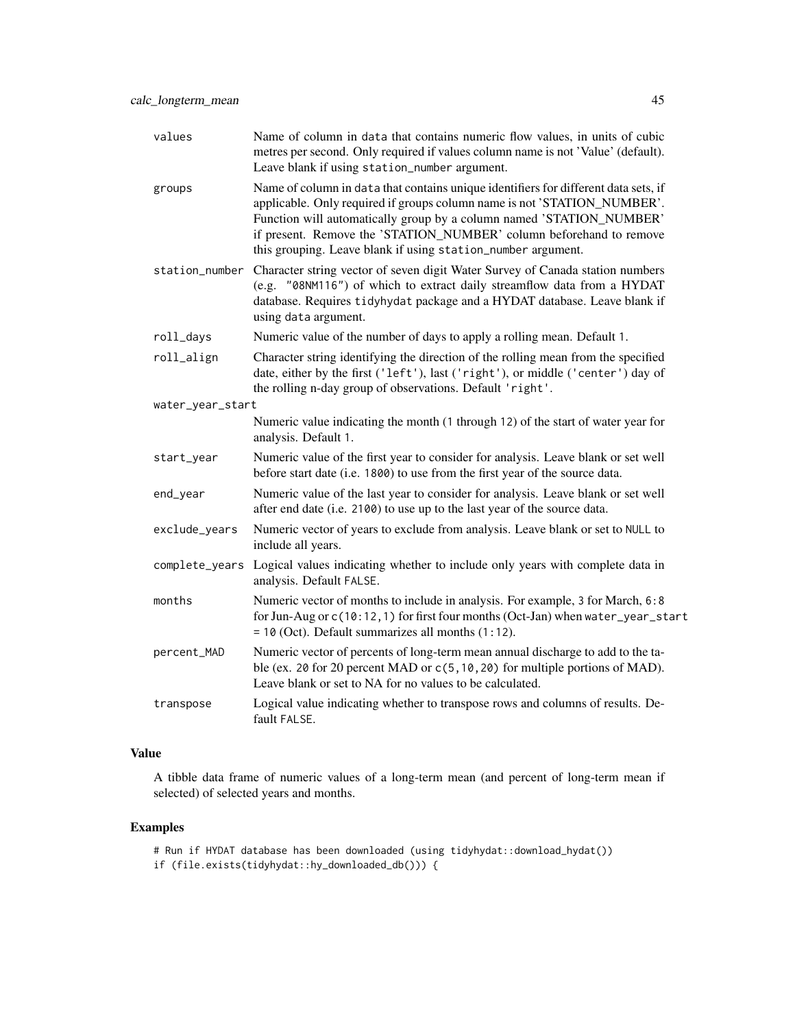| | |
|---|---|
| values | Name of column in data that contains numeric flow values, in units of cubic metres per second. Only required if values column name is not 'Value' (default). Leave blank if using station_number argument. |
| groups | Name of column in data that contains unique identifiers for different data sets, if applicable. Only required if groups column name is not 'STATION_NUMBER'. Function will automatically group by a column named 'STATION_NUMBER' if present. Remove the 'STATION_NUMBER' column beforehand to remove this grouping. Leave blank if using station_number argument. |
| station_number | Character string vector of seven digit Water Survey of Canada station numbers (e.g. "08NM116") of which to extract daily streamflow data from a HYDAT database. Requires tidyhydat package and a HYDAT database. Leave blank if using data argument. |
| roll_days | Numeric value of the number of days to apply a rolling mean. Default 1. |
| roll_align | Character string identifying the direction of the rolling mean from the specified date, either by the first ('left'), last ('right'), or middle ('center') day of the rolling n-day group of observations. Default 'right'. |
| water_year_start | Numeric value indicating the month (1 through 12) of the start of water year for analysis. Default 1. |
| start_year | Numeric value of the first year to consider for analysis. Leave blank or set well before start date (i.e. 1800) to use from the first year of the source data. |
| end_year | Numeric value of the last year to consider for analysis. Leave blank or set well after end date (i.e. 2100) to use up to the last year of the source data. |
| exclude_years | Numeric vector of years to exclude from analysis. Leave blank or set to NULL to include all years. |
| complete_years | Logical values indicating whether to include only years with complete data in analysis. Default FALSE. |
| months | Numeric vector of months to include in analysis. For example, 3 for March, 6:8 for Jun-Aug or c(10:12,1) for first four months (Oct-Jan) when water_year_start = 10 (Oct). Default summarizes all months (1:12). |
| percent_MAD | Numeric vector of percents of long-term mean annual discharge to add to the table (ex. 20 for 20 percent MAD or c(5,10,20) for multiple portions of MAD). Leave blank or set to NA for no values to be calculated. |
| transpose | Logical value indicating whether to transpose rows and columns of results. Default FALSE. |

## Value

A tibble data frame of numeric values of a long-term mean (and percent of long-term mean if selected) of selected years and months.

## Examples

```
# Run if HYDAT database has been downloaded (using tidyhydat::download_hydat())
if (file.exists(tidyhydat::hy_downloaded_db())) {
```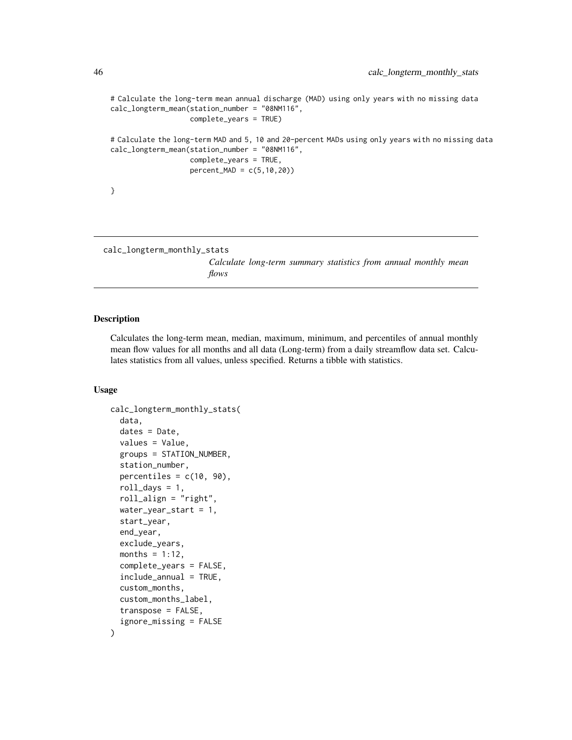```
# Calculate the long-term mean annual discharge (MAD) using only years with no missing data
calc_longterm_mean(station_number = "08NM116",
                   complete_years = TRUE)

# Calculate the long-term MAD and 5, 10 and 20-percent MADs using only years with no missing data
calc_longterm_mean(station_number = "08NM116",
                   complete_years = TRUE,
                   percent_MAD = c(5,10,20))

}
```

---

## calc_longterm_monthly_stats

*Calculate long-term summary statistics from annual monthly mean flows*

---

### Description

Calculates the long-term mean, median, maximum, minimum, and percentiles of annual monthly mean flow values for all months and all data (Long-term) from a daily streamflow data set. Calculates statistics from all values, unless specified. Returns a tibble with statistics.

### Usage

```
calc_longterm_monthly_stats(
  data,
  dates = Date,
  values = Value,
  groups = STATION_NUMBER,
  station_number,
  percentiles = c(10, 90),
  roll_days = 1,
  roll_align = "right",
  water_year_start = 1,
  start_year,
  end_year,
  exclude_years,
  months = 1:12,
  complete_years = FALSE,
  include_annual = TRUE,
  custom_months,
  custom_months_label,
  transpose = FALSE,
  ignore_missing = FALSE
)
```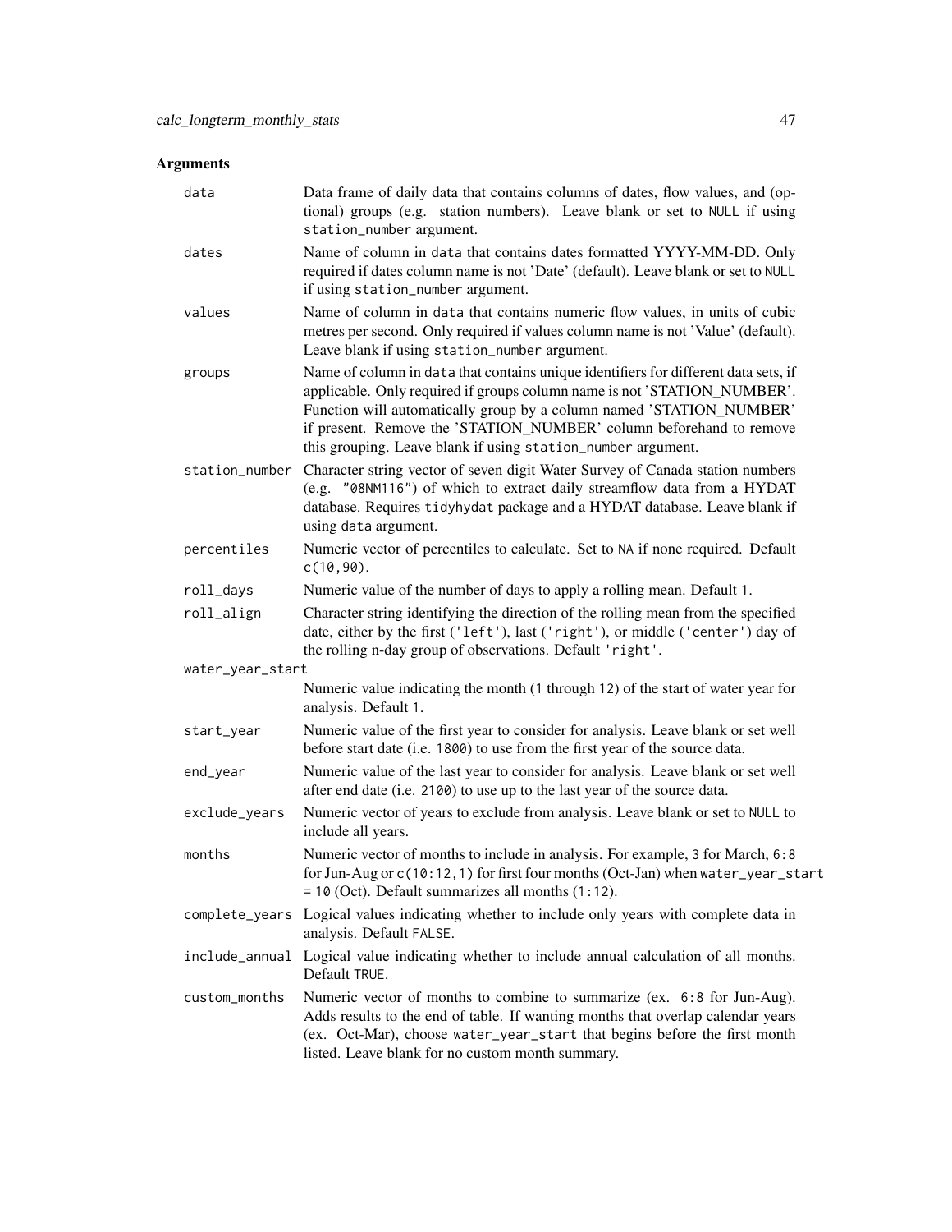## Arguments

| | |
|---|---|
| `data` | Data frame of daily data that contains columns of dates, flow values, and (optional) groups (e.g. station numbers). Leave blank or set to `NULL` if using `station_number` argument. |
| `dates` | Name of column in `data` that contains dates formatted YYYY-MM-DD. Only required if dates column name is not 'Date' (default). Leave blank or set to `NULL` if using `station_number` argument. |
| `values` | Name of column in `data` that contains numeric flow values, in units of cubic metres per second. Only required if values column name is not 'Value' (default). Leave blank if using `station_number` argument. |
| `groups` | Name of column in `data` that contains unique identifiers for different data sets, if applicable. Only required if groups column name is not 'STATION_NUMBER'. Function will automatically group by a column named 'STATION_NUMBER' if present. Remove the 'STATION_NUMBER' column beforehand to remove this grouping. Leave blank if using `station_number` argument. |
| `station_number` | Character string vector of seven digit Water Survey of Canada station numbers (e.g. `"08NM116"`) of which to extract daily streamflow data from a HYDAT database. Requires `tidyhydat` package and a HYDAT database. Leave blank if using `data` argument. |
| `percentiles` | Numeric vector of percentiles to calculate. Set to `NA` if none required. Default `c(10,90)`. |
| `roll_days` | Numeric value of the number of days to apply a rolling mean. Default `1`. |
| `roll_align` | Character string identifying the direction of the rolling mean from the specified date, either by the first (`'left'`), last (`'right'`), or middle (`'center'`) day of the rolling n-day group of observations. Default `'right'`. |
| `water_year_start` | Numeric value indicating the month (`1` through `12`) of the start of water year for analysis. Default `1`. |
| `start_year` | Numeric value of the first year to consider for analysis. Leave blank or set well before start date (i.e. `1800`) to use from the first year of the source data. |
| `end_year` | Numeric value of the last year to consider for analysis. Leave blank or set well after end date (i.e. `2100`) to use up to the last year of the source data. |
| `exclude_years` | Numeric vector of years to exclude from analysis. Leave blank or set to `NULL` to include all years. |
| `months` | Numeric vector of months to include in analysis. For example, `3` for March, `6:8` for Jun-Aug or `c(10:12,1)` for first four months (Oct-Jan) when `water_year_start = 10` (Oct). Default summarizes all months (`1:12`). |
| `complete_years` | Logical values indicating whether to include only years with complete data in analysis. Default `FALSE`. |
| `include_annual` | Logical value indicating whether to include annual calculation of all months. Default `TRUE`. |
| `custom_months` | Numeric vector of months to combine to summarize (ex. `6:8` for Jun-Aug). Adds results to the end of table. If wanting months that overlap calendar years (ex. Oct-Mar), choose `water_year_start` that begins before the first month listed. Leave blank for no custom month summary. |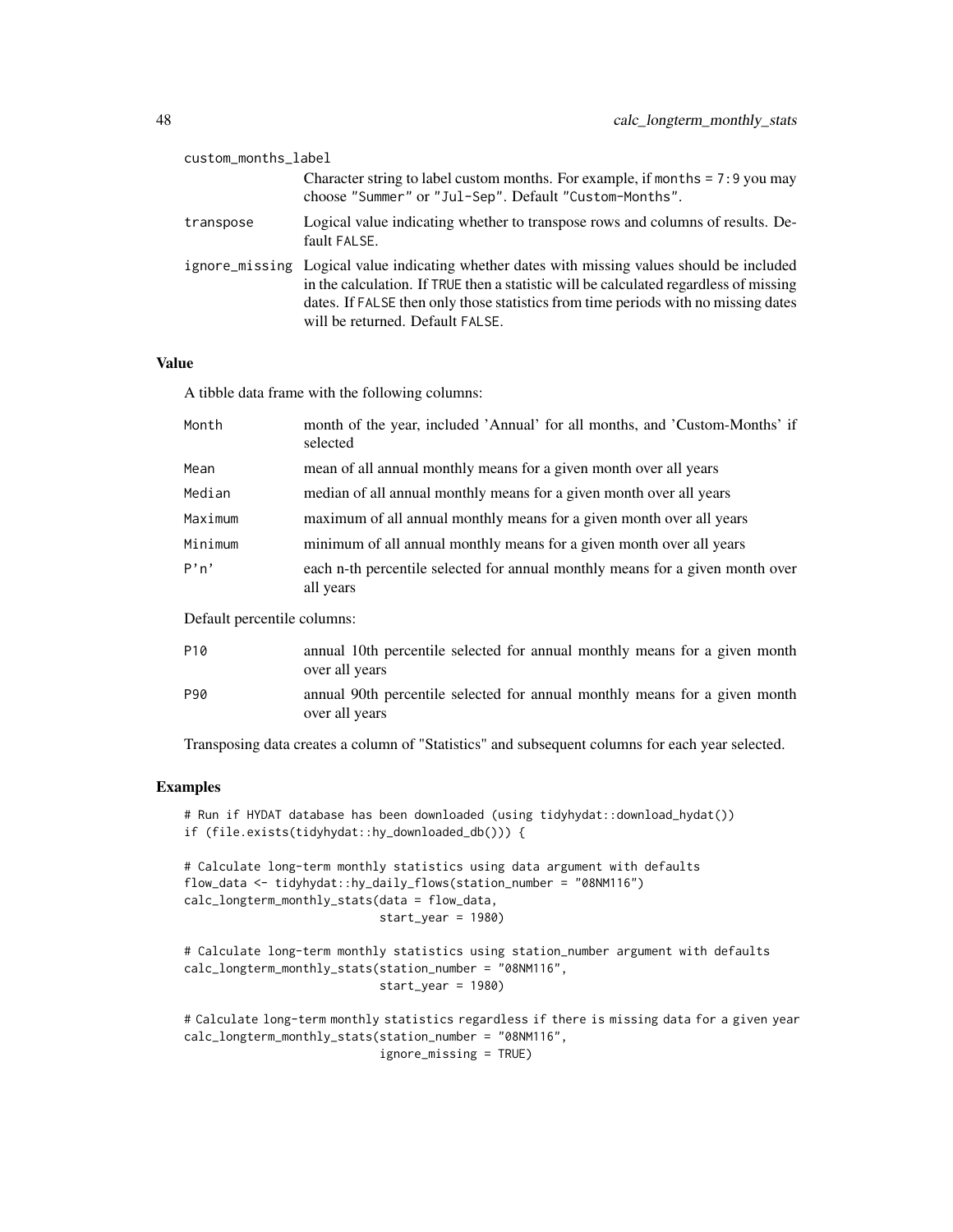custom_months_label
: Character string to label custom months. For example, if `months = 7:9` you may choose `"Summer"` or `"Jul-Sep"`. Default `"Custom-Months"`.

transpose
: Logical value indicating whether to transpose rows and columns of results. Default `FALSE`.

ignore_missing
: Logical value indicating whether dates with missing values should be included in the calculation. If `TRUE` then a statistic will be calculated regardless of missing dates. If `FALSE` then only those statistics from time periods with no missing dates will be returned. Default `FALSE`.

## Value

A tibble data frame with the following columns:

| | |
|---|---|
| Month | month of the year, included 'Annual' for all months, and 'Custom-Months' if selected |
| Mean | mean of all annual monthly means for a given month over all years |
| Median | median of all annual monthly means for a given month over all years |
| Maximum | maximum of all annual monthly means for a given month over all years |
| Minimum | minimum of all annual monthly means for a given month over all years |
| P'n' | each n-th percentile selected for annual monthly means for a given month over all years |

Default percentile columns:

| | |
|---|---|
| P10 | annual 10th percentile selected for annual monthly means for a given month over all years |
| P90 | annual 90th percentile selected for annual monthly means for a given month over all years |

Transposing data creates a column of "Statistics" and subsequent columns for each year selected.

## Examples

```
# Run if HYDAT database has been downloaded (using tidyhydat::download_hydat())
if (file.exists(tidyhydat::hy_downloaded_db())) {

# Calculate long-term monthly statistics using data argument with defaults
flow_data <- tidyhydat::hy_daily_flows(station_number = "08NM116")
calc_longterm_monthly_stats(data = flow_data,
                            start_year = 1980)

# Calculate long-term monthly statistics using station_number argument with defaults
calc_longterm_monthly_stats(station_number = "08NM116",
                            start_year = 1980)

# Calculate long-term monthly statistics regardless if there is missing data for a given year
calc_longterm_monthly_stats(station_number = "08NM116",
                            ignore_missing = TRUE)
```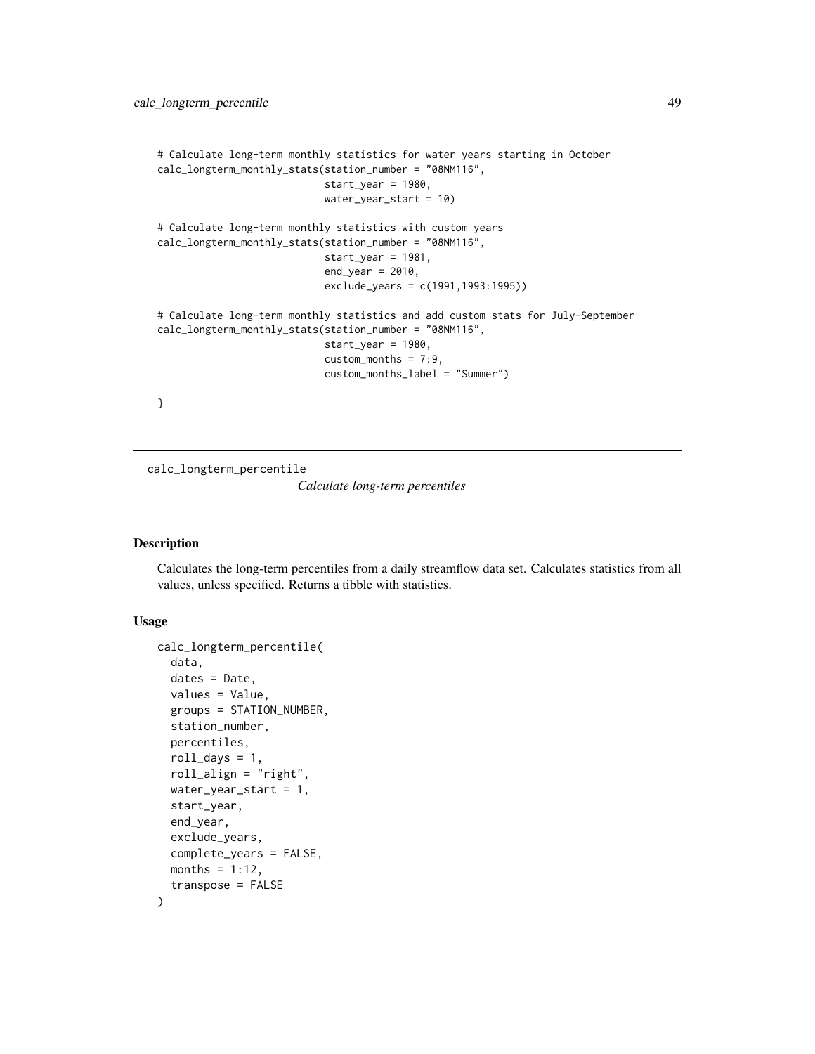```
# Calculate long-term monthly statistics for water years starting in October
calc_longterm_monthly_stats(station_number = "08NM116",
                            start_year = 1980,
                            water_year_start = 10)

# Calculate long-term monthly statistics with custom years
calc_longterm_monthly_stats(station_number = "08NM116",
                            start_year = 1981,
                            end_year = 2010,
                            exclude_years = c(1991,1993:1995))

# Calculate long-term monthly statistics and add custom stats for July-September
calc_longterm_monthly_stats(station_number = "08NM116",
                            start_year = 1980,
                            custom_months = 7:9,
                            custom_months_label = "Summer")

}
```

---

`calc_longterm_percentile` *Calculate long-term percentiles*

---

### Description

Calculates the long-term percentiles from a daily streamflow data set. Calculates statistics from all values, unless specified. Returns a tibble with statistics.

### Usage

```
calc_longterm_percentile(
  data,
  dates = Date,
  values = Value,
  groups = STATION_NUMBER,
  station_number,
  percentiles,
  roll_days = 1,
  roll_align = "right",
  water_year_start = 1,
  start_year,
  end_year,
  exclude_years,
  complete_years = FALSE,
  months = 1:12,
  transpose = FALSE
)
```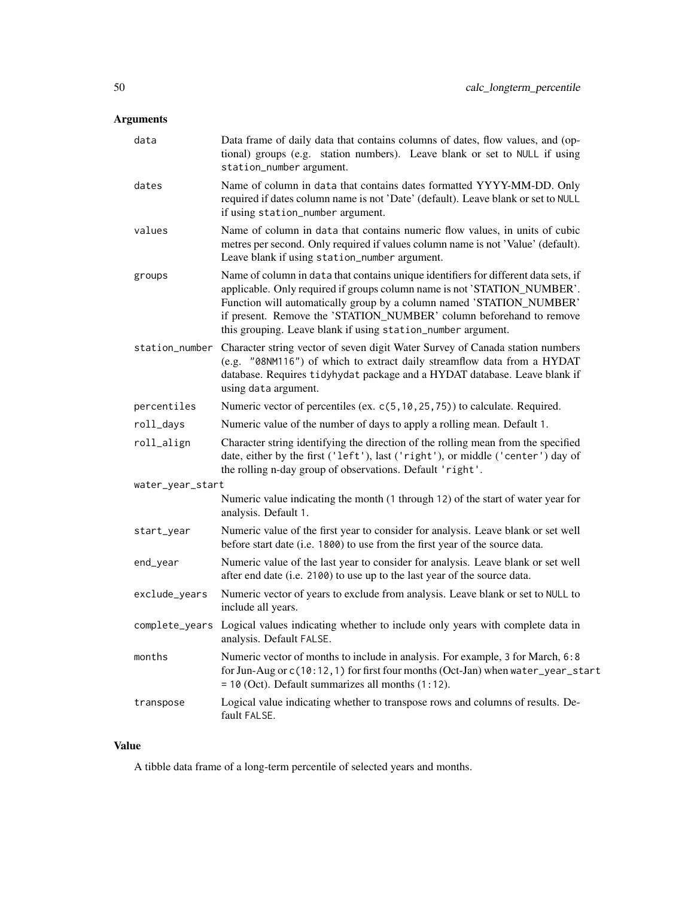## Arguments

| | |
|---|---|
| data | Data frame of daily data that contains columns of dates, flow values, and (optional) groups (e.g. station numbers). Leave blank or set to NULL if using station_number argument. |
| dates | Name of column in data that contains dates formatted YYYY-MM-DD. Only required if dates column name is not 'Date' (default). Leave blank or set to NULL if using station_number argument. |
| values | Name of column in data that contains numeric flow values, in units of cubic metres per second. Only required if values column name is not 'Value' (default). Leave blank if using station_number argument. |
| groups | Name of column in data that contains unique identifiers for different data sets, if applicable. Only required if groups column name is not 'STATION_NUMBER'. Function will automatically group by a column named 'STATION_NUMBER' if present. Remove the 'STATION_NUMBER' column beforehand to remove this grouping. Leave blank if using station_number argument. |
| station_number | Character string vector of seven digit Water Survey of Canada station numbers (e.g. "08NM116") of which to extract daily streamflow data from a HYDAT database. Requires tidyhydat package and a HYDAT database. Leave blank if using data argument. |
| percentiles | Numeric vector of percentiles (ex. c(5,10,25,75)) to calculate. Required. |
| roll_days | Numeric value of the number of days to apply a rolling mean. Default 1. |
| roll_align | Character string identifying the direction of the rolling mean from the specified date, either by the first ('left'), last ('right'), or middle ('center') day of the rolling n-day group of observations. Default 'right'. |
| water_year_start | Numeric value indicating the month (1 through 12) of the start of water year for analysis. Default 1. |
| start_year | Numeric value of the first year to consider for analysis. Leave blank or set well before start date (i.e. 1800) to use from the first year of the source data. |
| end_year | Numeric value of the last year to consider for analysis. Leave blank or set well after end date (i.e. 2100) to use up to the last year of the source data. |
| exclude_years | Numeric vector of years to exclude from analysis. Leave blank or set to NULL to include all years. |
| complete_years | Logical values indicating whether to include only years with complete data in analysis. Default FALSE. |
| months | Numeric vector of months to include in analysis. For example, 3 for March, 6:8 for Jun-Aug or c(10:12,1) for first four months (Oct-Jan) when water_year_start = 10 (Oct). Default summarizes all months (1:12). |
| transpose | Logical value indicating whether to transpose rows and columns of results. Default FALSE. |

## Value

A tibble data frame of a long-term percentile of selected years and months.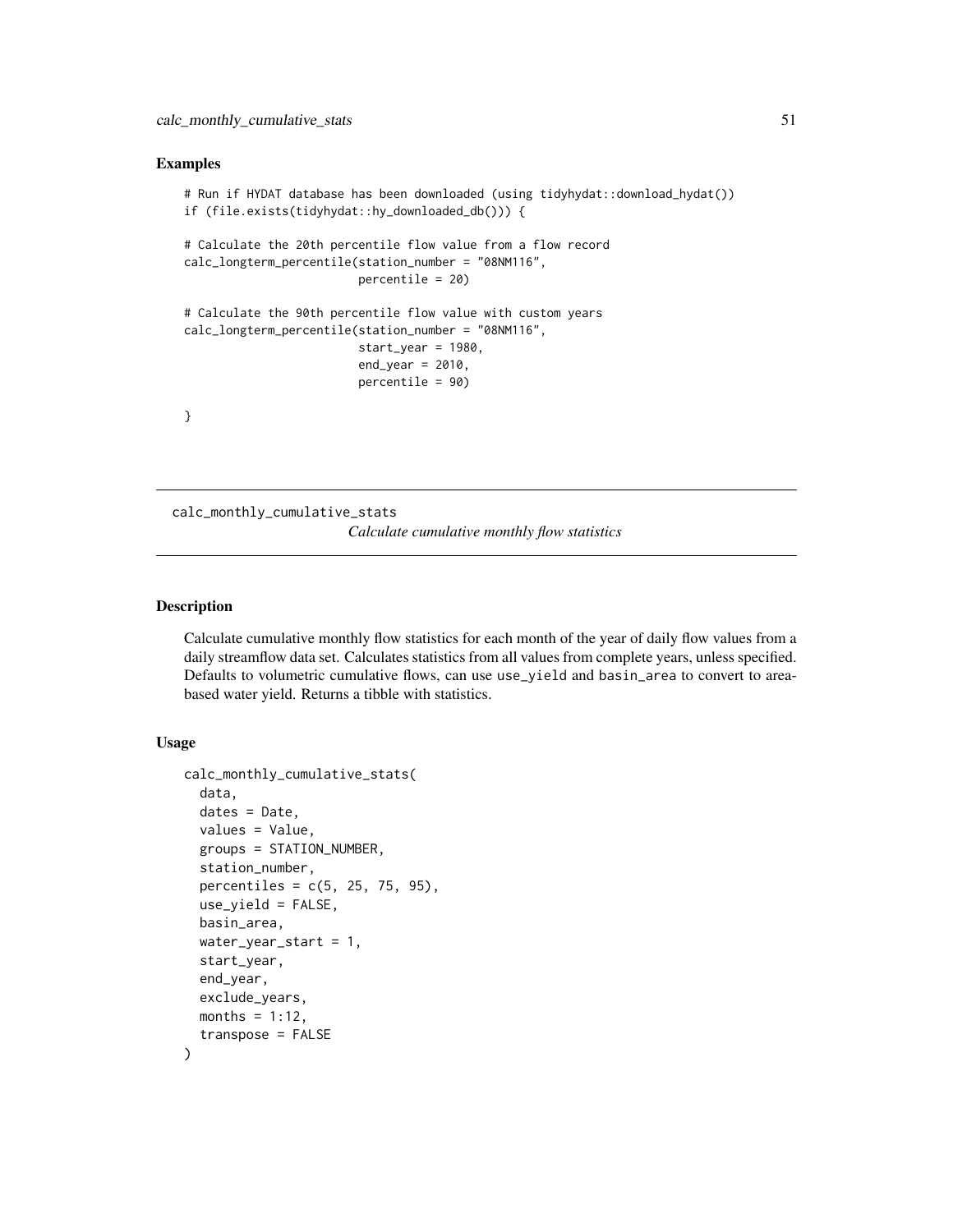### Examples

```
# Run if HYDAT database has been downloaded (using tidyhydat::download_hydat())
if (file.exists(tidyhydat::hy_downloaded_db())) {

# Calculate the 20th percentile flow value from a flow record
calc_longterm_percentile(station_number = "08NM116",
                         percentile = 20)

# Calculate the 90th percentile flow value with custom years
calc_longterm_percentile(station_number = "08NM116",
                         start_year = 1980,
                         end_year = 2010,
                         percentile = 90)

}
```

---

## calc_monthly_cumulative_stats

*Calculate cumulative monthly flow statistics*

---

### Description

Calculate cumulative monthly flow statistics for each month of the year of daily flow values from a daily streamflow data set. Calculates statistics from all values from complete years, unless specified. Defaults to volumetric cumulative flows, can use `use_yield` and `basin_area` to convert to area-based water yield. Returns a tibble with statistics.

### Usage

```
calc_monthly_cumulative_stats(
  data,
  dates = Date,
  values = Value,
  groups = STATION_NUMBER,
  station_number,
  percentiles = c(5, 25, 75, 95),
  use_yield = FALSE,
  basin_area,
  water_year_start = 1,
  start_year,
  end_year,
  exclude_years,
  months = 1:12,
  transpose = FALSE
)
```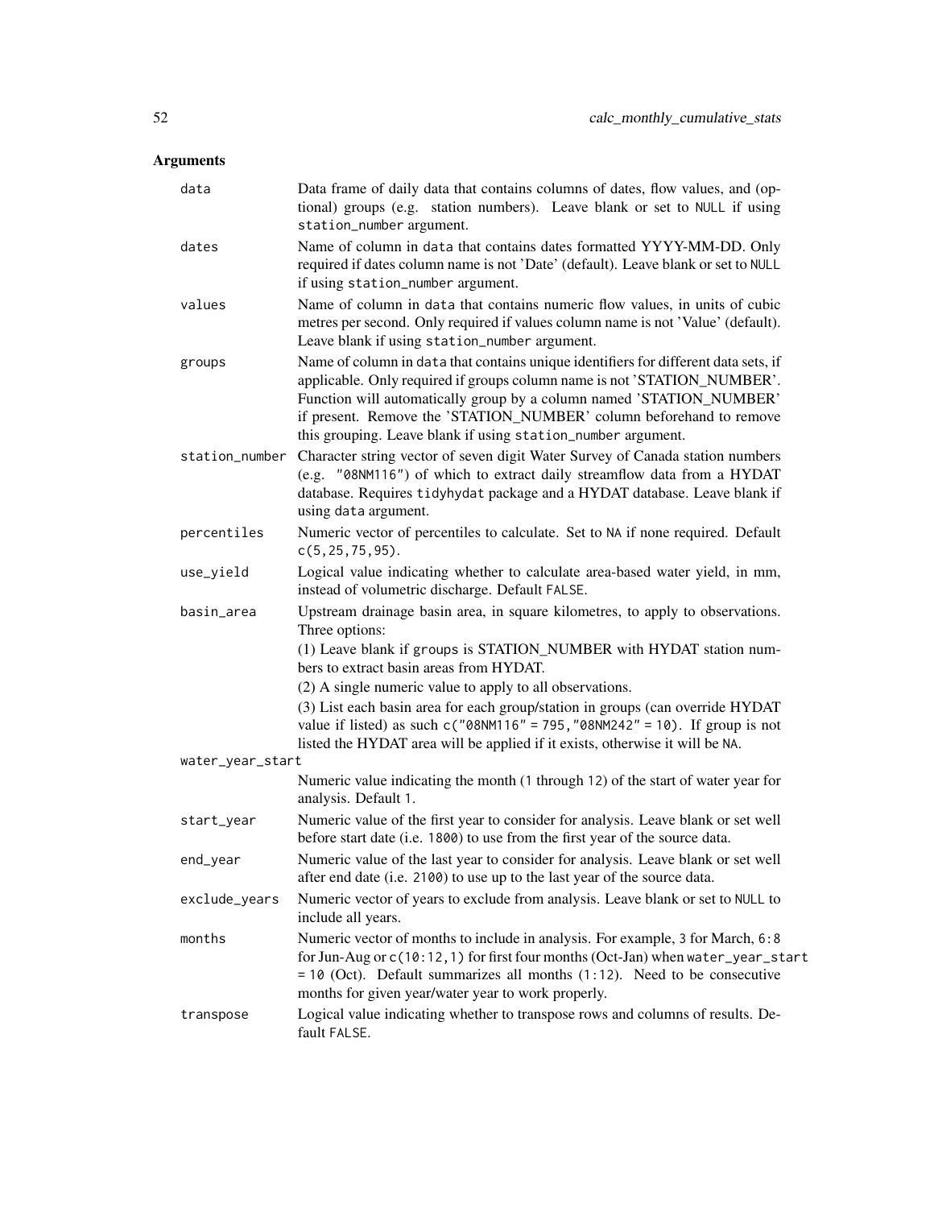## Arguments

| | |
|---|---|
| `data` | Data frame of daily data that contains columns of dates, flow values, and (optional) groups (e.g. station numbers). Leave blank or set to `NULL` if using `station_number` argument. |
| `dates` | Name of column in `data` that contains dates formatted YYYY-MM-DD. Only required if dates column name is not 'Date' (default). Leave blank or set to `NULL` if using `station_number` argument. |
| `values` | Name of column in `data` that contains numeric flow values, in units of cubic metres per second. Only required if values column name is not 'Value' (default). Leave blank if using `station_number` argument. |
| `groups` | Name of column in `data` that contains unique identifiers for different data sets, if applicable. Only required if groups column name is not 'STATION_NUMBER'. Function will automatically group by a column named 'STATION_NUMBER' if present. Remove the 'STATION_NUMBER' column beforehand to remove this grouping. Leave blank if using `station_number` argument. |
| `station_number` | Character string vector of seven digit Water Survey of Canada station numbers (e.g. `"08NM116"`) of which to extract daily streamflow data from a HYDAT database. Requires `tidyhydat` package and a HYDAT database. Leave blank if using `data` argument. |
| `percentiles` | Numeric vector of percentiles to calculate. Set to `NA` if none required. Default `c(5,25,75,95)`. |
| `use_yield` | Logical value indicating whether to calculate area-based water yield, in mm, instead of volumetric discharge. Default `FALSE`. |
| `basin_area` | Upstream drainage basin area, in square kilometres, to apply to observations. Three options:<br>(1) Leave blank if `groups` is STATION_NUMBER with HYDAT station numbers to extract basin areas from HYDAT.<br>(2) A single numeric value to apply to all observations.<br>(3) List each basin area for each group/station in groups (can override HYDAT value if listed) as such `c("08NM116" = 795,"08NM242" = 10)`. If group is not listed the HYDAT area will be applied if it exists, otherwise it will be `NA`. |
| `water_year_start` | Numeric value indicating the month (`1` through `12`) of the start of water year for analysis. Default `1`. |
| `start_year` | Numeric value of the first year to consider for analysis. Leave blank or set well before start date (i.e. `1800`) to use from the first year of the source data. |
| `end_year` | Numeric value of the last year to consider for analysis. Leave blank or set well after end date (i.e. `2100`) to use up to the last year of the source data. |
| `exclude_years` | Numeric vector of years to exclude from analysis. Leave blank or set to `NULL` to include all years. |
| `months` | Numeric vector of months to include in analysis. For example, `3` for March, `6:8` for Jun-Aug or `c(10:12,1)` for first four months (Oct-Jan) when `water_year_start = 10` (Oct). Default summarizes all months (`1:12`). Need to be consecutive months for given year/water year to work properly. |
| `transpose` | Logical value indicating whether to transpose rows and columns of results. Default `FALSE`. |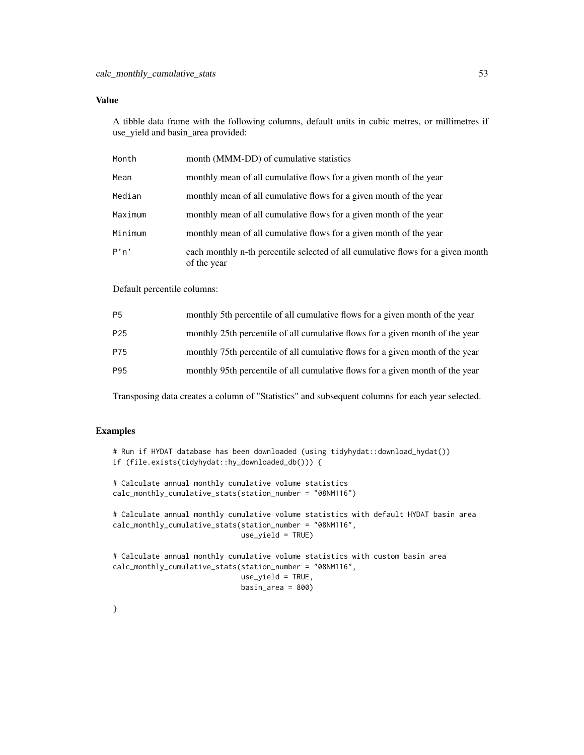### Value

A tibble data frame with the following columns, default units in cubic metres, or millimetres if use_yield and basin_area provided:

| | |
|---|---|
| Month | month (MMM-DD) of cumulative statistics |
| Mean | monthly mean of all cumulative flows for a given month of the year |
| Median | monthly mean of all cumulative flows for a given month of the year |
| Maximum | monthly mean of all cumulative flows for a given month of the year |
| Minimum | monthly mean of all cumulative flows for a given month of the year |
| P'n' | each monthly n-th percentile selected of all cumulative flows for a given month of the year |

Default percentile columns:

| | |
|---|---|
| P5 | monthly 5th percentile of all cumulative flows for a given month of the year |
| P25 | monthly 25th percentile of all cumulative flows for a given month of the year |
| P75 | monthly 75th percentile of all cumulative flows for a given month of the year |
| P95 | monthly 95th percentile of all cumulative flows for a given month of the year |

Transposing data creates a column of "Statistics" and subsequent columns for each year selected.

### Examples

```
# Run if HYDAT database has been downloaded (using tidyhydat::download_hydat())
if (file.exists(tidyhydat::hy_downloaded_db())) {

# Calculate annual monthly cumulative volume statistics
calc_monthly_cumulative_stats(station_number = "08NM116")

# Calculate annual monthly cumulative volume statistics with default HYDAT basin area
calc_monthly_cumulative_stats(station_number = "08NM116",
                              use_yield = TRUE)

# Calculate annual monthly cumulative volume statistics with custom basin area
calc_monthly_cumulative_stats(station_number = "08NM116",
                              use_yield = TRUE,
                              basin_area = 800)

}
```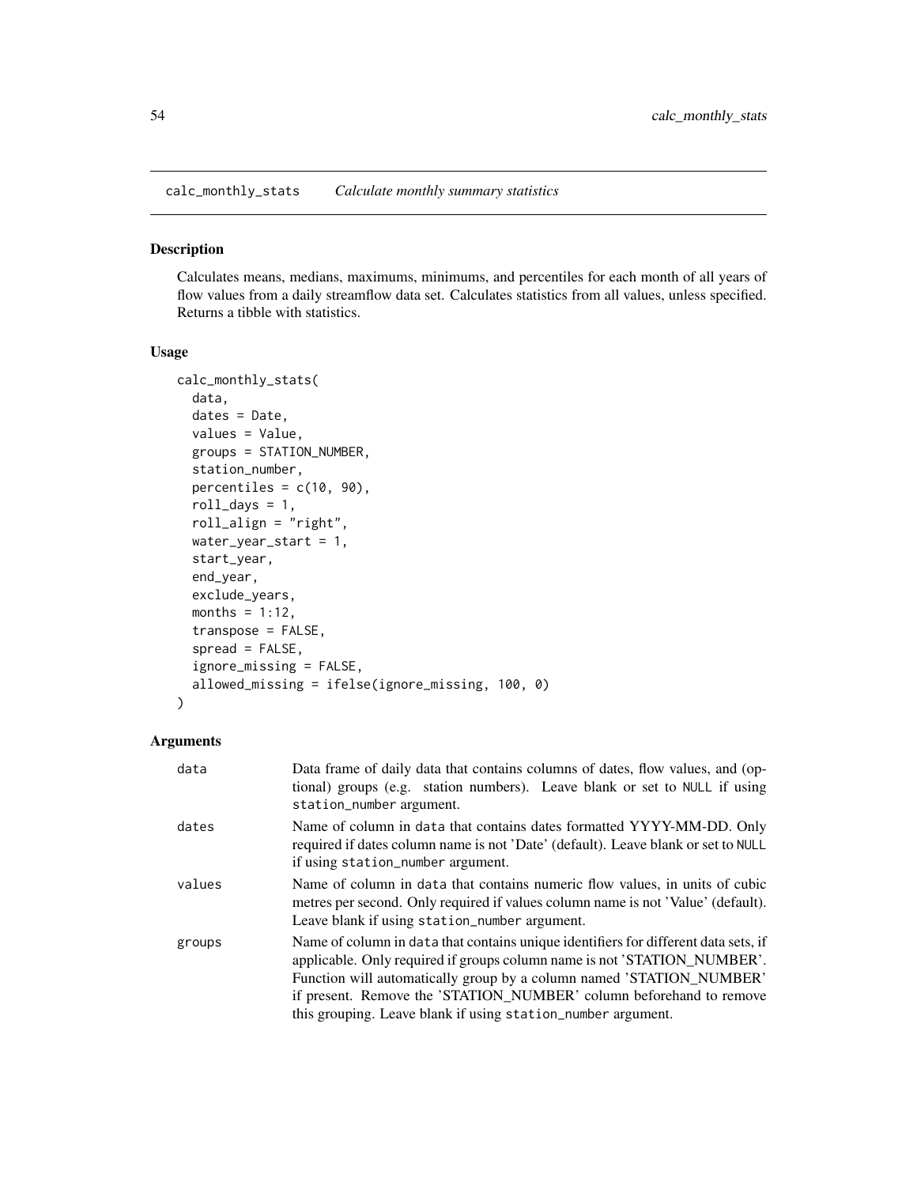calc_monthly_stats *Calculate monthly summary statistics*

## Description

Calculates means, medians, maximums, minimums, and percentiles for each month of all years of flow values from a daily streamflow data set. Calculates statistics from all values, unless specified. Returns a tibble with statistics.

## Usage

```
calc_monthly_stats(
  data,
  dates = Date,
  values = Value,
  groups = STATION_NUMBER,
  station_number,
  percentiles = c(10, 90),
  roll_days = 1,
  roll_align = "right",
  water_year_start = 1,
  start_year,
  end_year,
  exclude_years,
  months = 1:12,
  transpose = FALSE,
  spread = FALSE,
  ignore_missing = FALSE,
  allowed_missing = ifelse(ignore_missing, 100, 0)
)
```

## Arguments

| | |
|---|---|
| `data` | Data frame of daily data that contains columns of dates, flow values, and (optional) groups (e.g. station numbers). Leave blank or set to `NULL` if using `station_number` argument. |
| `dates` | Name of column in `data` that contains dates formatted YYYY-MM-DD. Only required if dates column name is not 'Date' (default). Leave blank or set to `NULL` if using `station_number` argument. |
| `values` | Name of column in `data` that contains numeric flow values, in units of cubic metres per second. Only required if values column name is not 'Value' (default). Leave blank if using `station_number` argument. |
| `groups` | Name of column in `data` that contains unique identifiers for different data sets, if applicable. Only required if groups column name is not 'STATION_NUMBER'. Function will automatically group by a column named 'STATION_NUMBER' if present. Remove the 'STATION_NUMBER' column beforehand to remove this grouping. Leave blank if using `station_number` argument. |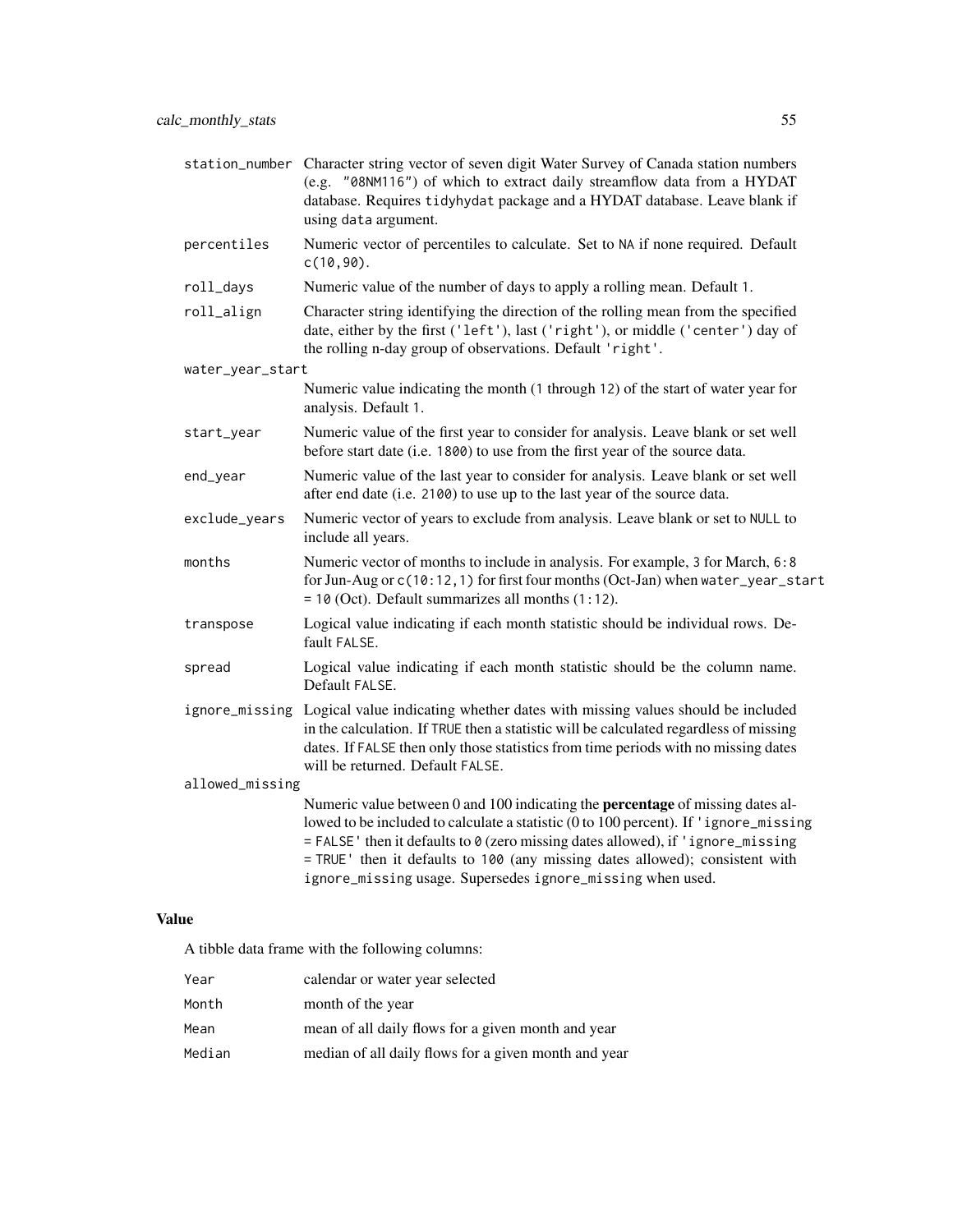| | |
|---|---|
| `station_number` | Character string vector of seven digit Water Survey of Canada station numbers (e.g. `"08NM116"`) of which to extract daily streamflow data from a HYDAT database. Requires `tidyhydat` package and a HYDAT database. Leave blank if using `data` argument. |
| `percentiles` | Numeric vector of percentiles to calculate. Set to `NA` if none required. Default `c(10,90)`. |
| `roll_days` | Numeric value of the number of days to apply a rolling mean. Default `1`. |
| `roll_align` | Character string identifying the direction of the rolling mean from the specified date, either by the first (`'left'`), last (`'right'`), or middle (`'center'`) day of the rolling n-day group of observations. Default `'right'`. |
| `water_year_start` | Numeric value indicating the month (`1` through `12`) of the start of water year for analysis. Default `1`. |
| `start_year` | Numeric value of the first year to consider for analysis. Leave blank or set well before start date (i.e. `1800`) to use from the first year of the source data. |
| `end_year` | Numeric value of the last year to consider for analysis. Leave blank or set well after end date (i.e. `2100`) to use up to the last year of the source data. |
| `exclude_years` | Numeric vector of years to exclude from analysis. Leave blank or set to `NULL` to include all years. |
| `months` | Numeric vector of months to include in analysis. For example, `3` for March, `6:8` for Jun-Aug or `c(10:12,1)` for first four months (Oct-Jan) when `water_year_start = 10` (Oct). Default summarizes all months (`1:12`). |
| `transpose` | Logical value indicating if each month statistic should be individual rows. Default `FALSE`. |
| `spread` | Logical value indicating if each month statistic should be the column name. Default `FALSE`. |
| `ignore_missing` | Logical value indicating whether dates with missing values should be included in the calculation. If `TRUE` then a statistic will be calculated regardless of missing dates. If `FALSE` then only those statistics from time periods with no missing dates will be returned. Default `FALSE`. |
| `allowed_missing` | Numeric value between 0 and 100 indicating the **percentage** of missing dates allowed to be included to calculate a statistic (0 to 100 percent). If `'ignore_missing = FALSE'` then it defaults to `0` (zero missing dates allowed), if `'ignore_missing = TRUE'` then it defaults to `100` (any missing dates allowed); consistent with `ignore_missing` usage. Supersedes `ignore_missing` when used. |

## Value

A tibble data frame with the following columns:

| | |
|---|---|
| `Year` | calendar or water year selected |
| `Month` | month of the year |
| `Mean` | mean of all daily flows for a given month and year |
| `Median` | median of all daily flows for a given month and year |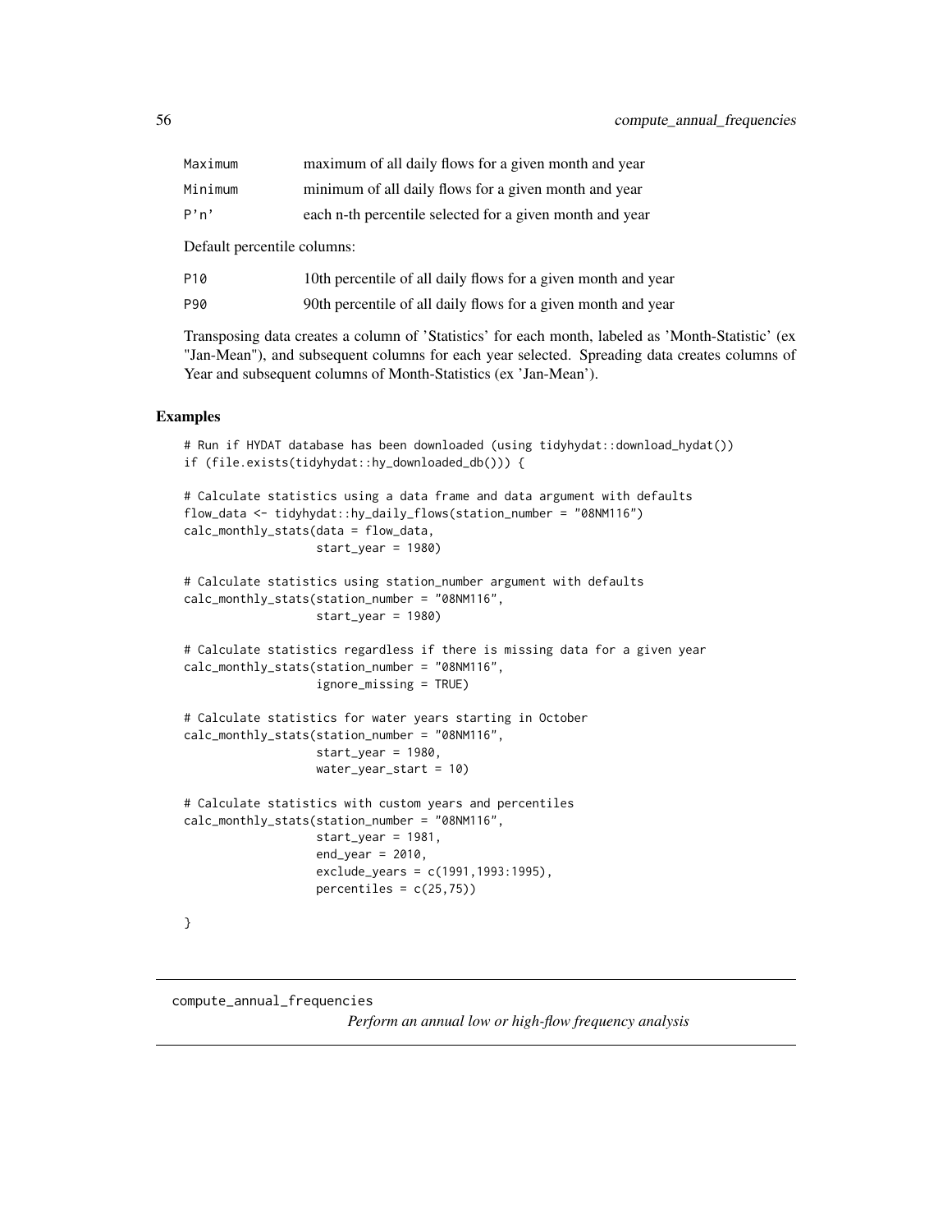| | |
|---|---|
| Maximum | maximum of all daily flows for a given month and year |
| Minimum | minimum of all daily flows for a given month and year |
| P'n' | each n-th percentile selected for a given month and year |

Default percentile columns:

| | |
|---|---|
| P10 | 10th percentile of all daily flows for a given month and year |
| P90 | 90th percentile of all daily flows for a given month and year |

Transposing data creates a column of 'Statistics' for each month, labeled as 'Month-Statistic' (ex "Jan-Mean"), and subsequent columns for each year selected. Spreading data creates columns of Year and subsequent columns of Month-Statistics (ex 'Jan-Mean').

## Examples

```
# Run if HYDAT database has been downloaded (using tidyhydat::download_hydat())
if (file.exists(tidyhydat::hy_downloaded_db())) {

# Calculate statistics using a data frame and data argument with defaults
flow_data <- tidyhydat::hy_daily_flows(station_number = "08NM116")
calc_monthly_stats(data = flow_data,
                   start_year = 1980)

# Calculate statistics using station_number argument with defaults
calc_monthly_stats(station_number = "08NM116",
                   start_year = 1980)

# Calculate statistics regardless if there is missing data for a given year
calc_monthly_stats(station_number = "08NM116",
                   ignore_missing = TRUE)

# Calculate statistics for water years starting in October
calc_monthly_stats(station_number = "08NM116",
                   start_year = 1980,
                   water_year_start = 10)

# Calculate statistics with custom years and percentiles
calc_monthly_stats(station_number = "08NM116",
                   start_year = 1981,
                   end_year = 2010,
                   exclude_years = c(1991,1993:1995),
                   percentiles = c(25,75))

}
```

---

# compute_annual_frequencies

*Perform an annual low or high-flow frequency analysis*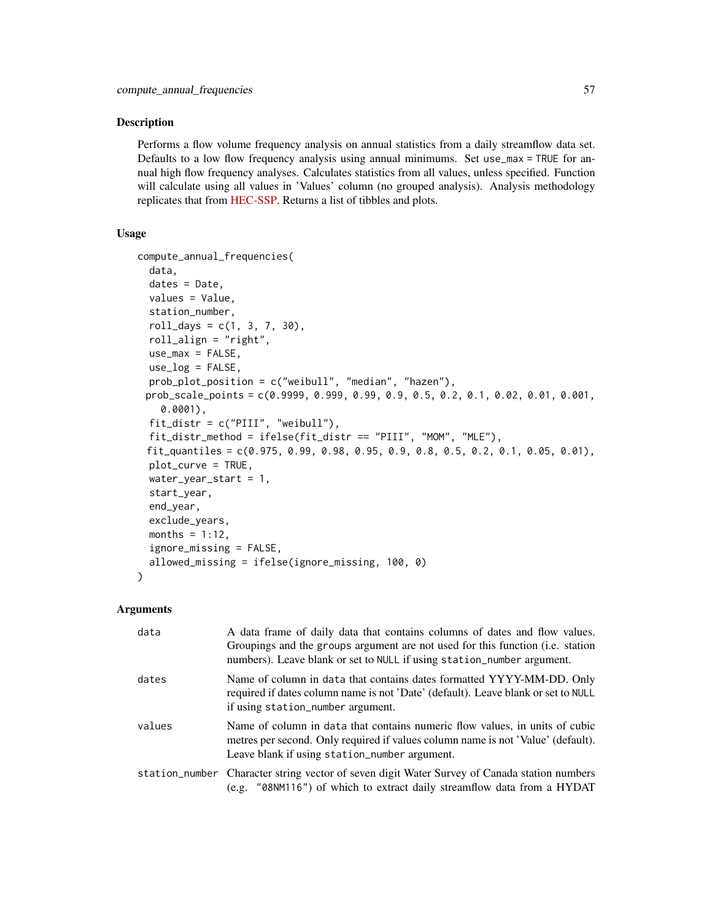## Description

Performs a flow volume frequency analysis on annual statistics from a daily streamflow data set. Defaults to a low flow frequency analysis using annual minimums. Set `use_max = TRUE` for annual high flow frequency analyses. Calculates statistics from all values, unless specified. Function will calculate using all values in 'Values' column (no grouped analysis). Analysis methodology replicates that from HEC-SSP. Returns a list of tibbles and plots.

## Usage

```
compute_annual_frequencies(
  data,
  dates = Date,
  values = Value,
  station_number,
  roll_days = c(1, 3, 7, 30),
  roll_align = "right",
  use_max = FALSE,
  use_log = FALSE,
  prob_plot_position = c("weibull", "median", "hazen"),
  prob_scale_points = c(0.9999, 0.999, 0.99, 0.9, 0.5, 0.2, 0.1, 0.02, 0.01, 0.001,
    0.0001),
  fit_distr = c("PIII", "weibull"),
  fit_distr_method = ifelse(fit_distr == "PIII", "MOM", "MLE"),
  fit_quantiles = c(0.975, 0.99, 0.98, 0.95, 0.9, 0.8, 0.5, 0.2, 0.1, 0.05, 0.01),
  plot_curve = TRUE,
  water_year_start = 1,
  start_year,
  end_year,
  exclude_years,
  months = 1:12,
  ignore_missing = FALSE,
  allowed_missing = ifelse(ignore_missing, 100, 0)
)
```

## Arguments

| | |
|---|---|
| `data` | A data frame of daily data that contains columns of dates and flow values. Groupings and the `groups` argument are not used for this function (i.e. station numbers). Leave blank or set to `NULL` if using `station_number` argument. |
| `dates` | Name of column in `data` that contains dates formatted YYYY-MM-DD. Only required if dates column name is not 'Date' (default). Leave blank or set to `NULL` if using `station_number` argument. |
| `values` | Name of column in `data` that contains numeric flow values, in units of cubic metres per second. Only required if values column name is not 'Value' (default). Leave blank if using `station_number` argument. |
| `station_number` | Character string vector of seven digit Water Survey of Canada station numbers (e.g. `"08NM116"`) of which to extract daily streamflow data from a HYDAT |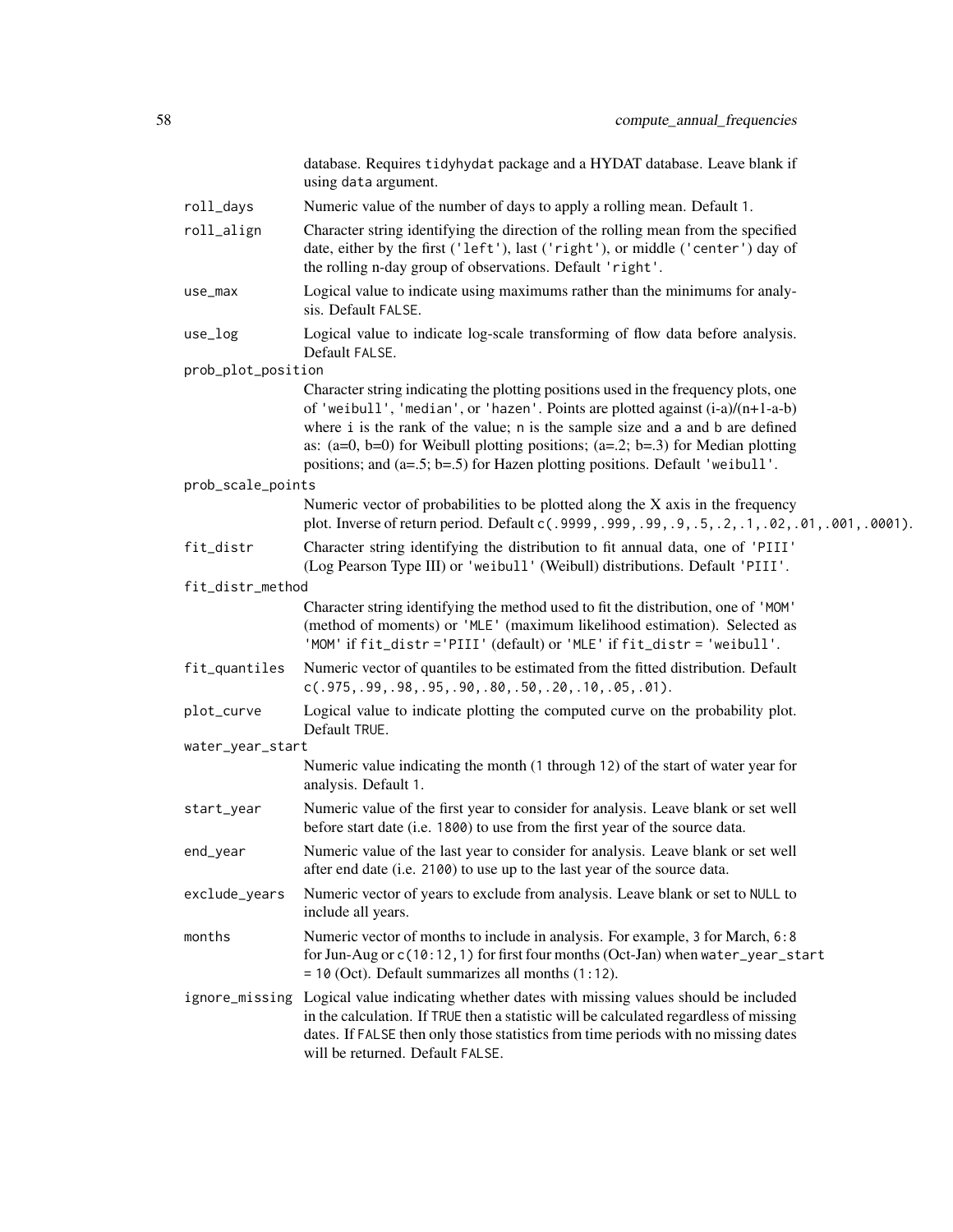database. Requires tidyhydat package and a HYDAT database. Leave blank if using data argument.

**roll_days** Numeric value of the number of days to apply a rolling mean. Default 1.

**roll_align** Character string identifying the direction of the rolling mean from the specified date, either by the first ('left'), last ('right'), or middle ('center') day of the rolling n-day group of observations. Default 'right'.

**use_max** Logical value to indicate using maximums rather than the minimums for analysis. Default FALSE.

**use_log** Logical value to indicate log-scale transforming of flow data before analysis. Default FALSE.

**prob_plot_position** Character string indicating the plotting positions used in the frequency plots, one of 'weibull', 'median', or 'hazen'. Points are plotted against (i-a)/(n+1-a-b) where i is the rank of the value; n is the sample size and a and b are defined as: (a=0, b=0) for Weibull plotting positions; (a=.2; b=.3) for Median plotting positions; and (a=.5; b=.5) for Hazen plotting positions. Default 'weibull'.

**prob_scale_points** Numeric vector of probabilities to be plotted along the X axis in the frequency plot. Inverse of return period. Default c(.9999,.999,.99,.9,.5,.2,.1,.02,.01,.001,.0001).

**fit_distr** Character string identifying the distribution to fit annual data, one of 'PIII' (Log Pearson Type III) or 'weibull' (Weibull) distributions. Default 'PIII'.

**fit_distr_method** Character string identifying the method used to fit the distribution, one of 'MOM' (method of moments) or 'MLE' (maximum likelihood estimation). Selected as 'MOM' if fit_distr ='PIII' (default) or 'MLE' if fit_distr = 'weibull'.

**fit_quantiles** Numeric vector of quantiles to be estimated from the fitted distribution. Default c(.975,.99,.98,.95,.90,.80,.50,.20,.10,.05,.01).

**plot_curve** Logical value to indicate plotting the computed curve on the probability plot. Default TRUE.

**water_year_start** Numeric value indicating the month (1 through 12) of the start of water year for analysis. Default 1.

**start_year** Numeric value of the first year to consider for analysis. Leave blank or set well before start date (i.e. 1800) to use from the first year of the source data.

**end_year** Numeric value of the last year to consider for analysis. Leave blank or set well after end date (i.e. 2100) to use up to the last year of the source data.

**exclude_years** Numeric vector of years to exclude from analysis. Leave blank or set to NULL to include all years.

**months** Numeric vector of months to include in analysis. For example, 3 for March, 6:8 for Jun-Aug or c(10:12,1) for first four months (Oct-Jan) when water_year_start = 10 (Oct). Default summarizes all months (1:12).

**ignore_missing** Logical value indicating whether dates with missing values should be included in the calculation. If TRUE then a statistic will be calculated regardless of missing dates. If FALSE then only those statistics from time periods with no missing dates will be returned. Default FALSE.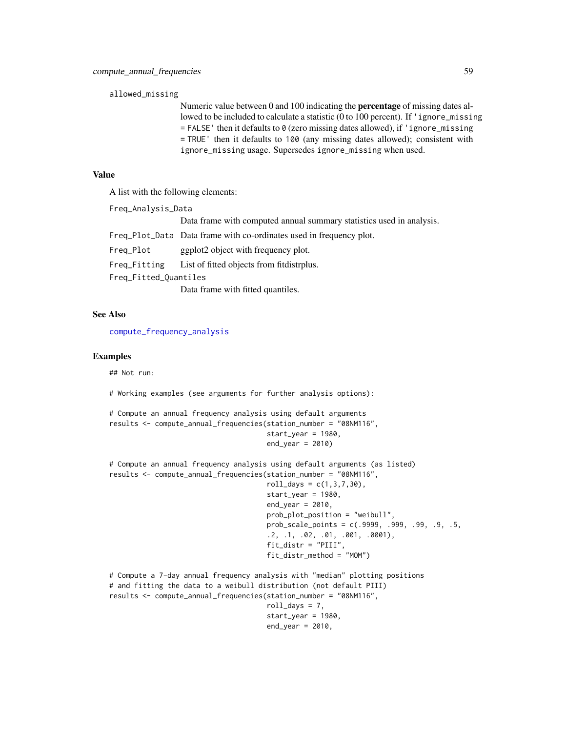allowed_missing

Numeric value between 0 and 100 indicating the **percentage** of missing dates allowed to be included to calculate a statistic (0 to 100 percent). If 'ignore_missing = FALSE' then it defaults to 0 (zero missing dates allowed), if 'ignore_missing = TRUE' then it defaults to 100 (any missing dates allowed); consistent with ignore_missing usage. Supersedes ignore_missing when used.

## Value

A list with the following elements:

Freq_Analysis_Data
: Data frame with computed annual summary statistics used in analysis.

Freq_Plot_Data
: Data frame with co-ordinates used in frequency plot.

Freq_Plot
: ggplot2 object with frequency plot.

Freq_Fitting
: List of fitted objects from fitdistrplus.

Freq_Fitted_Quantiles
: Data frame with fitted quantiles.

## See Also

compute_frequency_analysis

## Examples

```
## Not run:

# Working examples (see arguments for further analysis options):

# Compute an annual frequency analysis using default arguments
results <- compute_annual_frequencies(station_number = "08NM116",
                                      start_year = 1980,
                                      end_year = 2010)

# Compute an annual frequency analysis using default arguments (as listed)
results <- compute_annual_frequencies(station_number = "08NM116",
                                      roll_days = c(1,3,7,30),
                                      start_year = 1980,
                                      end_year = 2010,
                                      prob_plot_position = "weibull",
                                      prob_scale_points = c(.9999, .999, .99, .9, .5,
                                      .2, .1, .02, .01, .001, .0001),
                                      fit_distr = "PIII",
                                      fit_distr_method = "MOM")

# Compute a 7-day annual frequency analysis with "median" plotting positions
# and fitting the data to a weibull distribution (not default PIII)
results <- compute_annual_frequencies(station_number = "08NM116",
                                      roll_days = 7,
                                      start_year = 1980,
                                      end_year = 2010,
```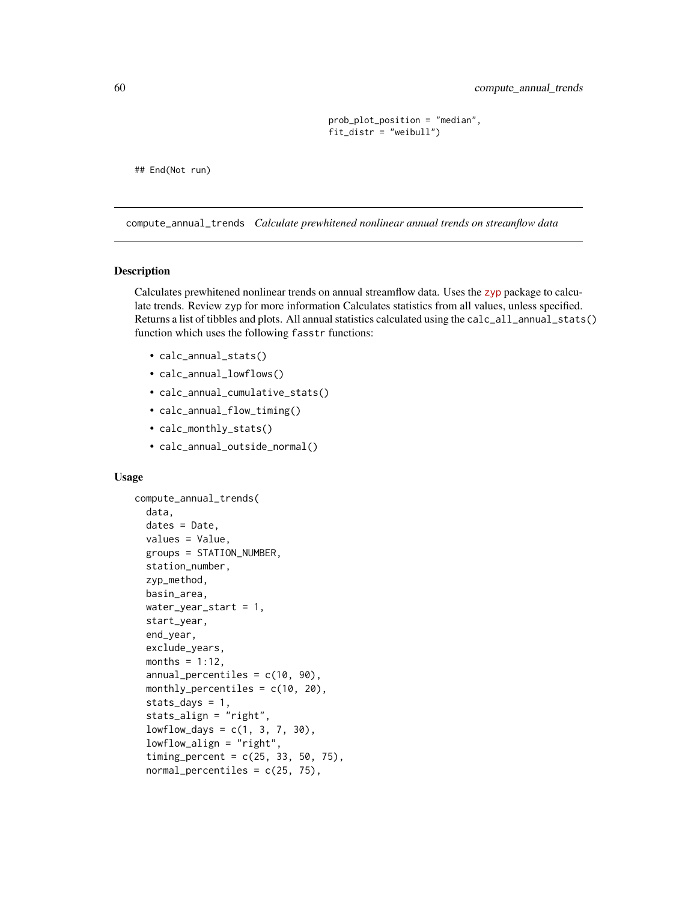```
                                    prob_plot_position = "median",
                                    fit_distr = "weibull")

## End(Not run)
```

## compute_annual_trends *Calculate prewhitened nonlinear annual trends on streamflow data*

### Description

Calculates prewhitened nonlinear trends on annual streamflow data. Uses the zyp package to calculate trends. Review zyp for more information Calculates statistics from all values, unless specified. Returns a list of tibbles and plots. All annual statistics calculated using the `calc_all_annual_stats()` function which uses the following `fasstr` functions:

- `calc_annual_stats()`
- `calc_annual_lowflows()`
- `calc_annual_cumulative_stats()`
- `calc_annual_flow_timing()`
- `calc_monthly_stats()`
- `calc_annual_outside_normal()`

### Usage

```
compute_annual_trends(
  data,
  dates = Date,
  values = Value,
  groups = STATION_NUMBER,
  station_number,
  zyp_method,
  basin_area,
  water_year_start = 1,
  start_year,
  end_year,
  exclude_years,
  months = 1:12,
  annual_percentiles = c(10, 90),
  monthly_percentiles = c(10, 20),
  stats_days = 1,
  stats_align = "right",
  lowflow_days = c(1, 3, 7, 30),
  lowflow_align = "right",
  timing_percent = c(25, 33, 50, 75),
  normal_percentiles = c(25, 75),
```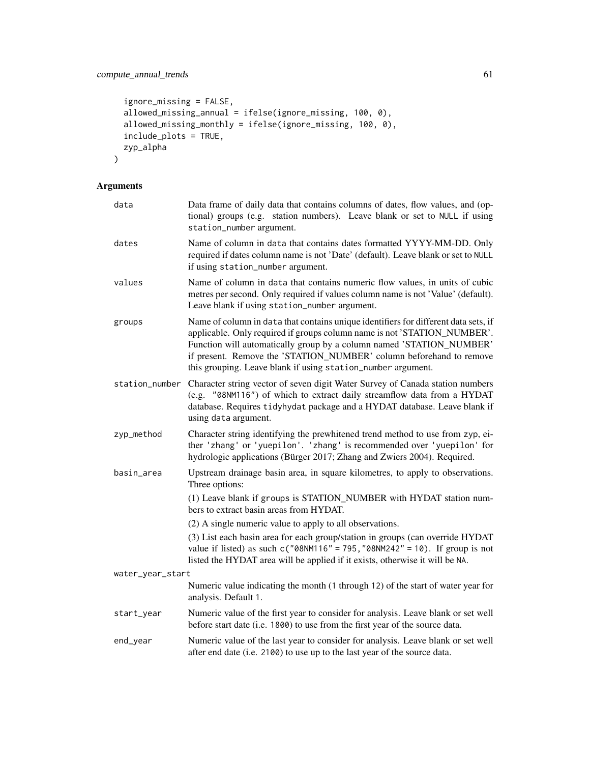```
  ignore_missing = FALSE,
  allowed_missing_annual = ifelse(ignore_missing, 100, 0),
  allowed_missing_monthly = ifelse(ignore_missing, 100, 0),
  include_plots = TRUE,
  zyp_alpha
)
```

## Arguments

| Argument | Description |
|---|---|
| data | Data frame of daily data that contains columns of dates, flow values, and (optional) groups (e.g. station numbers). Leave blank or set to NULL if using station_number argument. |
| dates | Name of column in data that contains dates formatted YYYY-MM-DD. Only required if dates column name is not 'Date' (default). Leave blank or set to NULL if using station_number argument. |
| values | Name of column in data that contains numeric flow values, in units of cubic metres per second. Only required if values column name is not 'Value' (default). Leave blank if using station_number argument. |
| groups | Name of column in data that contains unique identifiers for different data sets, if applicable. Only required if groups column name is not 'STATION_NUMBER'. Function will automatically group by a column named 'STATION_NUMBER' if present. Remove the 'STATION_NUMBER' column beforehand to remove this grouping. Leave blank if using station_number argument. |
| station_number | Character string vector of seven digit Water Survey of Canada station numbers (e.g. "08NM116") of which to extract daily streamflow data from a HYDAT database. Requires tidyhydat package and a HYDAT database. Leave blank if using data argument. |
| zyp_method | Character string identifying the prewhitened trend method to use from zyp, either 'zhang' or 'yuepilon'. 'zhang' is recommended over 'yuepilon' for hydrologic applications (Bürger 2017; Zhang and Zwiers 2004). Required. |
| basin_area | Upstream drainage basin area, in square kilometres, to apply to observations. Three options:<br>(1) Leave blank if groups is STATION_NUMBER with HYDAT station numbers to extract basin areas from HYDAT.<br>(2) A single numeric value to apply to all observations.<br>(3) List each basin area for each group/station in groups (can override HYDAT value if listed) as such c("08NM116" = 795,"08NM242" = 10). If group is not listed the HYDAT area will be applied if it exists, otherwise it will be NA. |
| water_year_start | Numeric value indicating the month (1 through 12) of the start of water year for analysis. Default 1. |
| start_year | Numeric value of the first year to consider for analysis. Leave blank or set well before start date (i.e. 1800) to use from the first year of the source data. |
| end_year | Numeric value of the last year to consider for analysis. Leave blank or set well after end date (i.e. 2100) to use up to the last year of the source data. |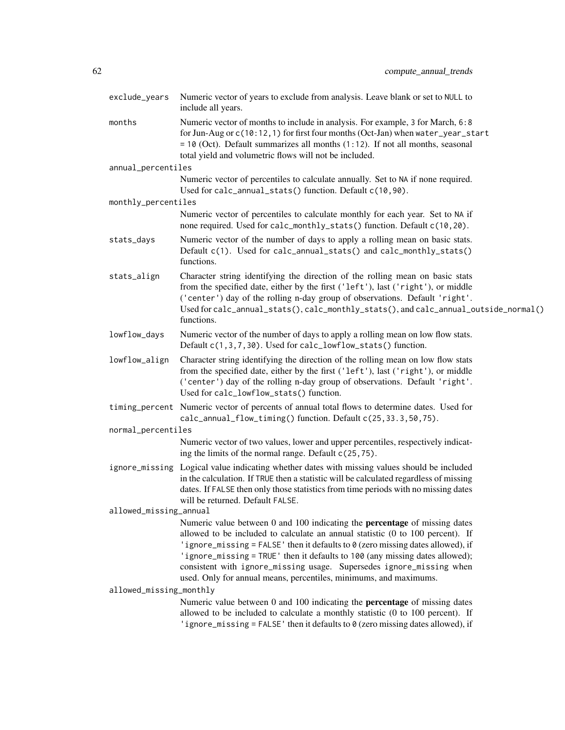exclude_years
: Numeric vector of years to exclude from analysis. Leave blank or set to `NULL` to include all years.

months
: Numeric vector of months to include in analysis. For example, `3` for March, `6:8` for Jun-Aug or `c(10:12,1)` for first four months (Oct-Jan) when `water_year_start = 10` (Oct). Default summarizes all months (`1:12`). If not all months, seasonal total yield and volumetric flows will not be included.

annual_percentiles
: Numeric vector of percentiles to calculate annually. Set to `NA` if none required. Used for `calc_annual_stats()` function. Default `c(10,90)`.

monthly_percentiles
: Numeric vector of percentiles to calculate monthly for each year. Set to `NA` if none required. Used for `calc_monthly_stats()` function. Default `c(10,20)`.

stats_days
: Numeric vector of the number of days to apply a rolling mean on basic stats. Default `c(1)`. Used for `calc_annual_stats()` and `calc_monthly_stats()` functions.

stats_align
: Character string identifying the direction of the rolling mean on basic stats from the specified date, either by the first (`'left'`), last (`'right'`), or middle (`'center'`) day of the rolling n-day group of observations. Default `'right'`. Used for `calc_annual_stats()`, `calc_monthly_stats()`, and `calc_annual_outside_normal()` functions.

lowflow_days
: Numeric vector of the number of days to apply a rolling mean on low flow stats. Default `c(1,3,7,30)`. Used for `calc_lowflow_stats()` function.

lowflow_align
: Character string identifying the direction of the rolling mean on low flow stats from the specified date, either by the first (`'left'`), last (`'right'`), or middle (`'center'`) day of the rolling n-day group of observations. Default `'right'`. Used for `calc_lowflow_stats()` function.

timing_percent
: Numeric vector of percents of annual total flows to determine dates. Used for `calc_annual_flow_timing()` function. Default `c(25,33.3,50,75)`.

normal_percentiles
: Numeric vector of two values, lower and upper percentiles, respectively indicating the limits of the normal range. Default `c(25,75)`.

ignore_missing
: Logical value indicating whether dates with missing values should be included in the calculation. If `TRUE` then a statistic will be calculated regardless of missing dates. If `FALSE` then only those statistics from time periods with no missing dates will be returned. Default `FALSE`.

allowed_missing_annual
: Numeric value between 0 and 100 indicating the **percentage** of missing dates allowed to be included to calculate an annual statistic (0 to 100 percent). If `'ignore_missing = FALSE'` then it defaults to `0` (zero missing dates allowed), if `'ignore_missing = TRUE'` then it defaults to `100` (any missing dates allowed); consistent with `ignore_missing` usage. Supersedes `ignore_missing` when used. Only for annual means, percentiles, minimums, and maximums.

allowed_missing_monthly
: Numeric value between 0 and 100 indicating the **percentage** of missing dates allowed to be included to calculate a monthly statistic (0 to 100 percent). If `'ignore_missing = FALSE'` then it defaults to `0` (zero missing dates allowed), if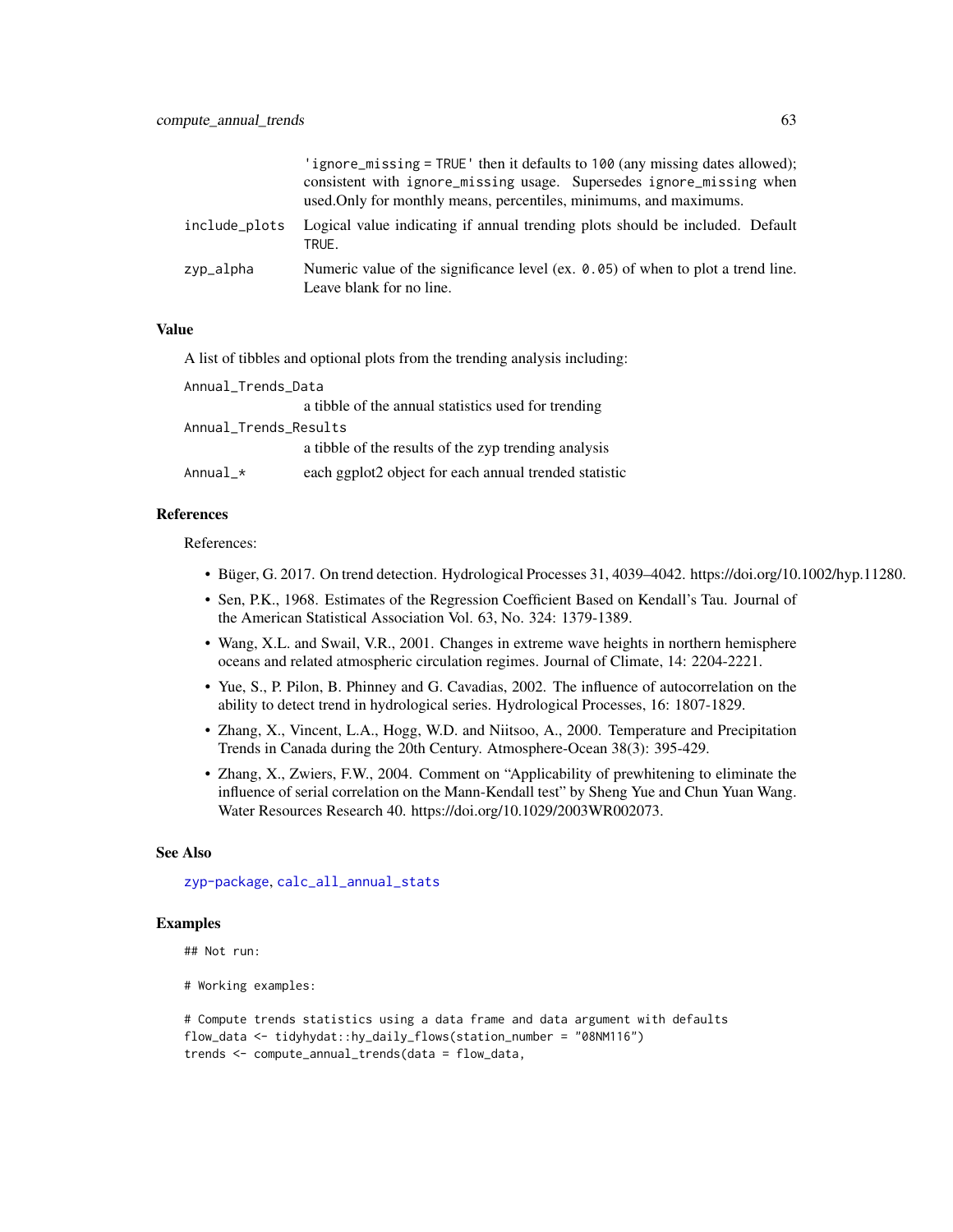'ignore_missing = TRUE' then it defaults to 100 (any missing dates allowed); consistent with ignore_missing usage. Supersedes ignore_missing when used.Only for monthly means, percentiles, minimums, and maximums.

include_plots
: Logical value indicating if annual trending plots should be included. Default TRUE.

zyp_alpha
: Numeric value of the significance level (ex. 0.05) of when to plot a trend line. Leave blank for no line.

## Value

A list of tibbles and optional plots from the trending analysis including:

Annual_Trends_Data
: a tibble of the annual statistics used for trending

Annual_Trends_Results
: a tibble of the results of the zyp trending analysis

Annual_*
: each ggplot2 object for each annual trended statistic

## References

References:

- Büger, G. 2017. On trend detection. Hydrological Processes 31, 4039–4042. https://doi.org/10.1002/hyp.11280.
- Sen, P.K., 1968. Estimates of the Regression Coefficient Based on Kendall's Tau. Journal of the American Statistical Association Vol. 63, No. 324: 1379-1389.
- Wang, X.L. and Swail, V.R., 2001. Changes in extreme wave heights in northern hemisphere oceans and related atmospheric circulation regimes. Journal of Climate, 14: 2204-2221.
- Yue, S., P. Pilon, B. Phinney and G. Cavadias, 2002. The influence of autocorrelation on the ability to detect trend in hydrological series. Hydrological Processes, 16: 1807-1829.
- Zhang, X., Vincent, L.A., Hogg, W.D. and Niitsoo, A., 2000. Temperature and Precipitation Trends in Canada during the 20th Century. Atmosphere-Ocean 38(3): 395-429.
- Zhang, X., Zwiers, F.W., 2004. Comment on "Applicability of prewhitening to eliminate the influence of serial correlation on the Mann-Kendall test" by Sheng Yue and Chun Yuan Wang. Water Resources Research 40. https://doi.org/10.1029/2003WR002073.

## See Also

zyp-package, calc_all_annual_stats

## Examples

```
## Not run:

# Working examples:

# Compute trends statistics using a data frame and data argument with defaults
flow_data <- tidyhydat::hy_daily_flows(station_number = "08NM116")
trends <- compute_annual_trends(data = flow_data,
```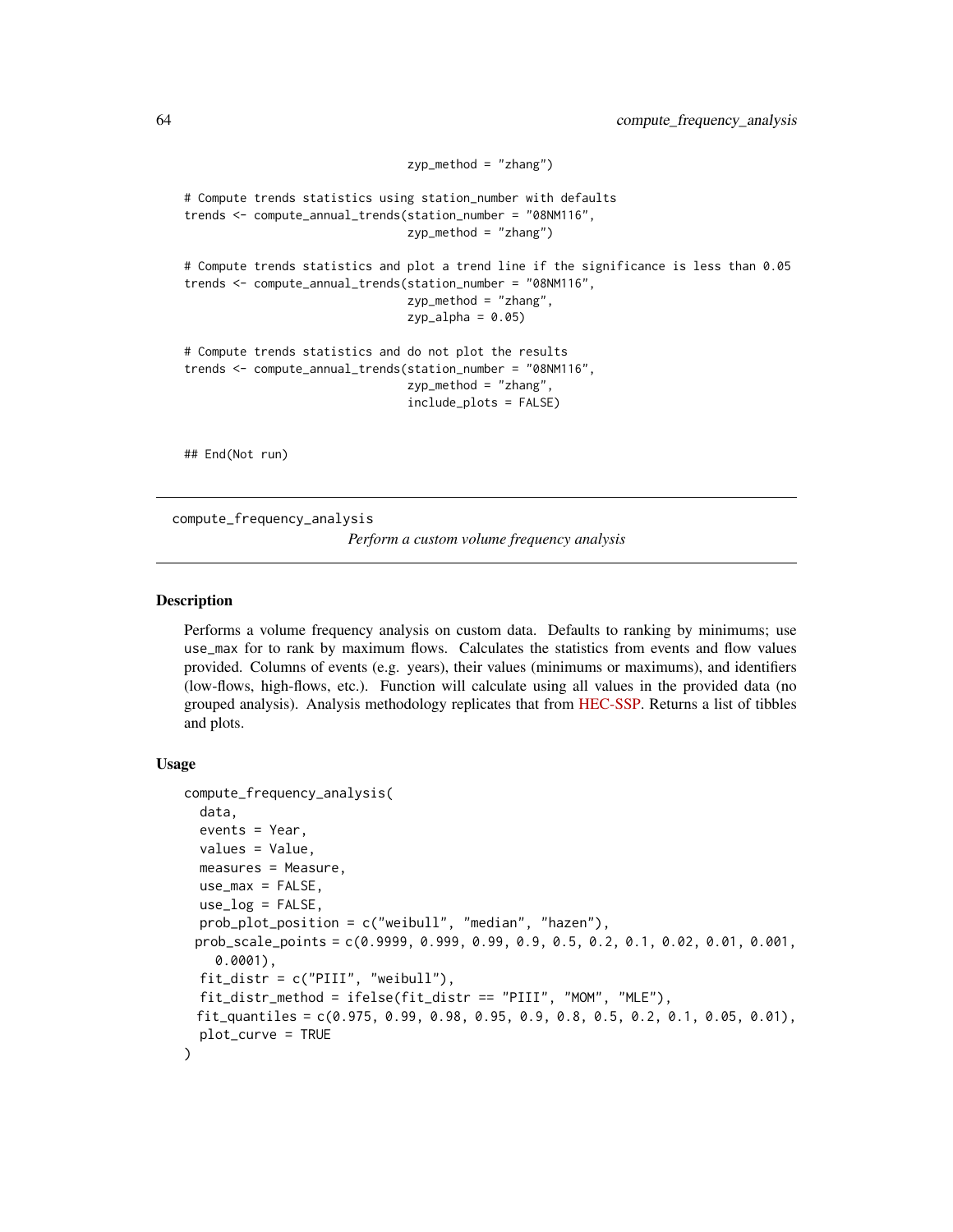```
                                  zyp_method = "zhang")

# Compute trends statistics using station_number with defaults
trends <- compute_annual_trends(station_number = "08NM116",
                                  zyp_method = "zhang")

# Compute trends statistics and plot a trend line if the significance is less than 0.05
trends <- compute_annual_trends(station_number = "08NM116",
                                  zyp_method = "zhang",
                                  zyp_alpha = 0.05)

# Compute trends statistics and do not plot the results
trends <- compute_annual_trends(station_number = "08NM116",
                                  zyp_method = "zhang",
                                  include_plots = FALSE)

## End(Not run)
```

---

compute_frequency_analysis

*Perform a custom volume frequency analysis*

---

### Description

Performs a volume frequency analysis on custom data. Defaults to ranking by minimums; use use_max for to rank by maximum flows. Calculates the statistics from events and flow values provided. Columns of events (e.g. years), their values (minimums or maximums), and identifiers (low-flows, high-flows, etc.). Function will calculate using all values in the provided data (no grouped analysis). Analysis methodology replicates that from HEC-SSP. Returns a list of tibbles and plots.

### Usage

```
compute_frequency_analysis(
  data,
  events = Year,
  values = Value,
  measures = Measure,
  use_max = FALSE,
  use_log = FALSE,
  prob_plot_position = c("weibull", "median", "hazen"),
  prob_scale_points = c(0.9999, 0.999, 0.99, 0.9, 0.5, 0.2, 0.1, 0.02, 0.01, 0.001,
    0.0001),
  fit_distr = c("PIII", "weibull"),
  fit_distr_method = ifelse(fit_distr == "PIII", "MOM", "MLE"),
  fit_quantiles = c(0.975, 0.99, 0.98, 0.95, 0.9, 0.8, 0.5, 0.2, 0.1, 0.05, 0.01),
  plot_curve = TRUE
)
```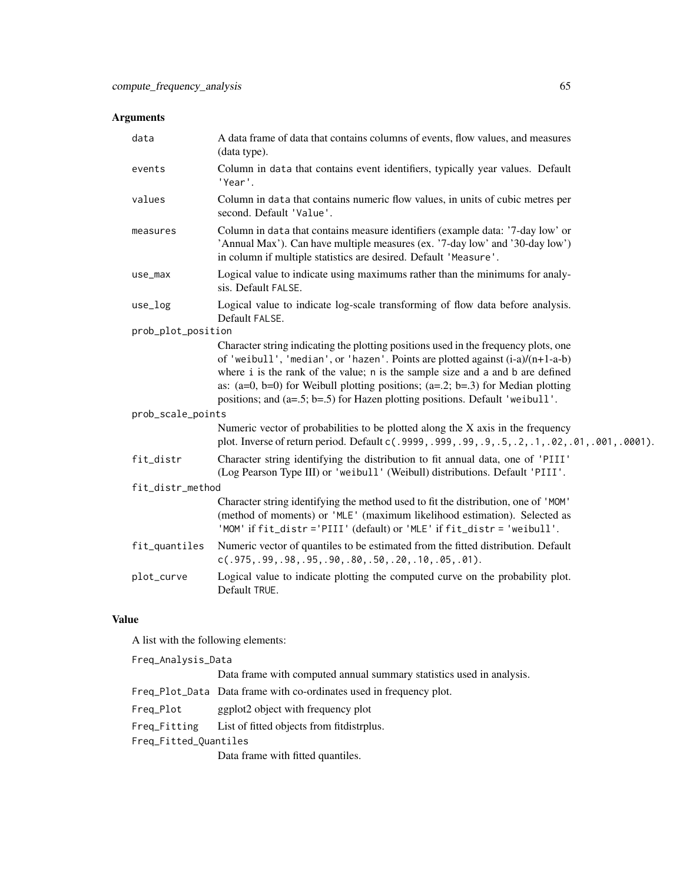## Arguments

- **data** — A data frame of data that contains columns of events, flow values, and measures (data type).
- **events** — Column in `data` that contains event identifiers, typically year values. Default `'Year'`.
- **values** — Column in `data` that contains numeric flow values, in units of cubic metres per second. Default `'Value'`.
- **measures** — Column in `data` that contains measure identifiers (example data: '7-day low' or 'Annual Max'). Can have multiple measures (ex. '7-day low' and '30-day low') in column if multiple statistics are desired. Default `'Measure'`.
- **use_max** — Logical value to indicate using maximums rather than the minimums for analysis. Default `FALSE`.
- **use_log** — Logical value to indicate log-scale transforming of flow data before analysis. Default `FALSE`.
- **prob_plot_position** — Character string indicating the plotting positions used in the frequency plots, one of `'weibull'`, `'median'`, or `'hazen'`. Points are plotted against (i-a)/(n+1-a-b) where `i` is the rank of the value; `n` is the sample size and `a` and `b` are defined as: (a=0, b=0) for Weibull plotting positions; (a=.2; b=.3) for Median plotting positions; and (a=.5; b=.5) for Hazen plotting positions. Default `'weibull'`.
- **prob_scale_points** — Numeric vector of probabilities to be plotted along the X axis in the frequency plot. Inverse of return period. Default `c(.9999,.999,.99,.9,.5,.2,.1,.02,.01,.001,.0001)`.
- **fit_distr** — Character string identifying the distribution to fit annual data, one of `'PIII'` (Log Pearson Type III) or `'weibull'` (Weibull) distributions. Default `'PIII'`.
- **fit_distr_method** — Character string identifying the method used to fit the distribution, one of `'MOM'` (method of moments) or `'MLE'` (maximum likelihood estimation). Selected as `'MOM'` if `fit_distr ='PIII'` (default) or `'MLE'` if `fit_distr = 'weibull'`.
- **fit_quantiles** — Numeric vector of quantiles to be estimated from the fitted distribution. Default `c(.975,.99,.98,.95,.90,.80,.50,.20,.10,.05,.01)`.
- **plot_curve** — Logical value to indicate plotting the computed curve on the probability plot. Default `TRUE`.

## Value

A list with the following elements:

- **Freq_Analysis_Data** — Data frame with computed annual summary statistics used in analysis.
- **Freq_Plot_Data** — Data frame with co-ordinates used in frequency plot.
- **Freq_Plot** — ggplot2 object with frequency plot
- **Freq_Fitting** — List of fitted objects from fitdistrplus.
- **Freq_Fitted_Quantiles** — Data frame with fitted quantiles.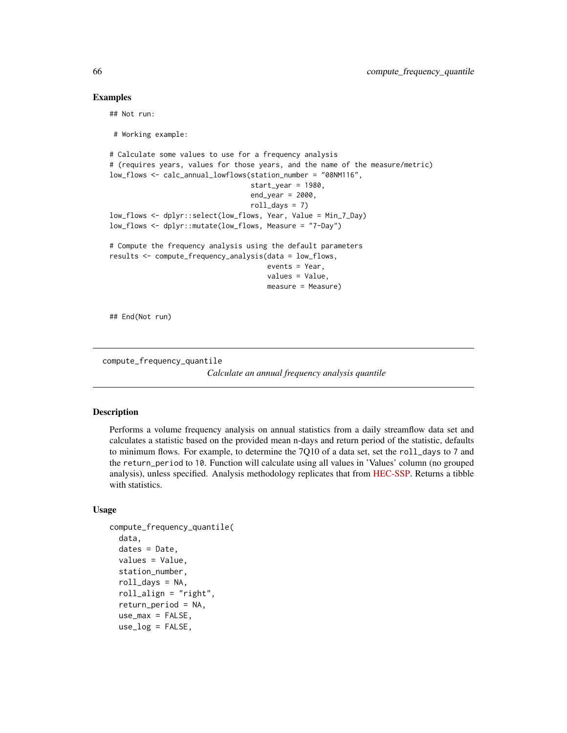### Examples

```
## Not run:

 # Working example:

# Calculate some values to use for a frequency analysis
# (requires years, values for those years, and the name of the measure/metric)
low_flows <- calc_annual_lowflows(station_number = "08NM116",
                                  start_year = 1980,
                                  end_year = 2000,
                                  roll_days = 7)
low_flows <- dplyr::select(low_flows, Year, Value = Min_7_Day)
low_flows <- dplyr::mutate(low_flows, Measure = "7-Day")

# Compute the frequency analysis using the default parameters
results <- compute_frequency_analysis(data = low_flows,
                                      events = Year,
                                      values = Value,
                                      measure = Measure)


## End(Not run)
```

---

## compute_frequency_quantile

*Calculate an annual frequency analysis quantile*

### Description

Performs a volume frequency analysis on annual statistics from a daily streamflow data set and calculates a statistic based on the provided mean n-days and return period of the statistic, defaults to minimum flows. For example, to determine the 7Q10 of a data set, set the `roll_days` to `7` and the `return_period` to `10`. Function will calculate using all values in 'Values' column (no grouped analysis), unless specified. Analysis methodology replicates that from HEC-SSP. Returns a tibble with statistics.

### Usage

```
compute_frequency_quantile(
  data,
  dates = Date,
  values = Value,
  station_number,
  roll_days = NA,
  roll_align = "right",
  return_period = NA,
  use_max = FALSE,
  use_log = FALSE,
```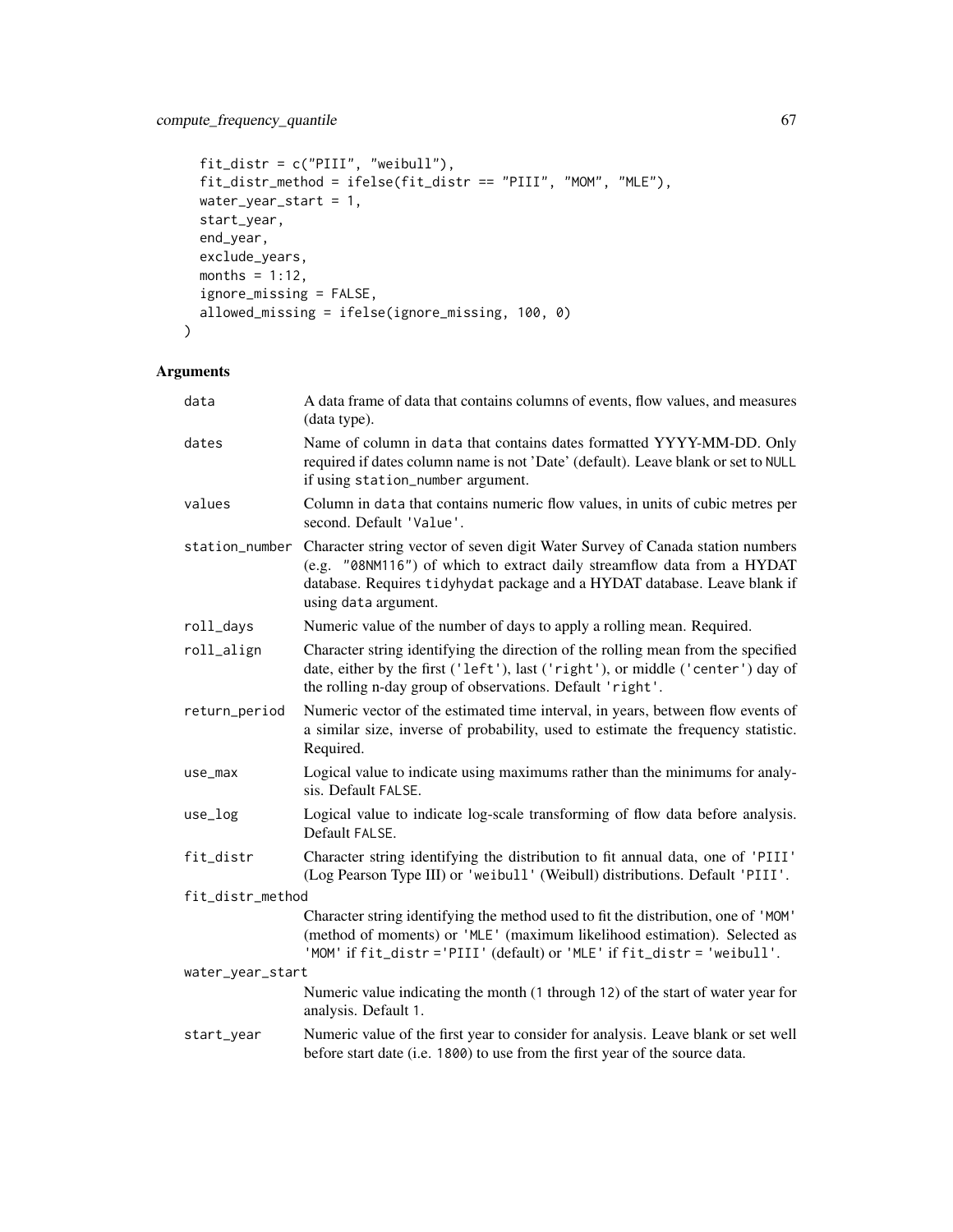```
  fit_distr = c("PIII", "weibull"),
  fit_distr_method = ifelse(fit_distr == "PIII", "MOM", "MLE"),
  water_year_start = 1,
  start_year,
  end_year,
  exclude_years,
  months = 1:12,
  ignore_missing = FALSE,
  allowed_missing = ifelse(ignore_missing, 100, 0)
)
```

## Arguments

| | |
|---|---|
| data | A data frame of data that contains columns of events, flow values, and measures (data type). |
| dates | Name of column in data that contains dates formatted YYYY-MM-DD. Only required if dates column name is not 'Date' (default). Leave blank or set to NULL if using station_number argument. |
| values | Column in data that contains numeric flow values, in units of cubic metres per second. Default 'Value'. |
| station_number | Character string vector of seven digit Water Survey of Canada station numbers (e.g. "08NM116") of which to extract daily streamflow data from a HYDAT database. Requires tidyhydat package and a HYDAT database. Leave blank if using data argument. |
| roll_days | Numeric value of the number of days to apply a rolling mean. Required. |
| roll_align | Character string identifying the direction of the rolling mean from the specified date, either by the first ('left'), last ('right'), or middle ('center') day of the rolling n-day group of observations. Default 'right'. |
| return_period | Numeric vector of the estimated time interval, in years, between flow events of a similar size, inverse of probability, used to estimate the frequency statistic. Required. |
| use_max | Logical value to indicate using maximums rather than the minimums for analysis. Default FALSE. |
| use_log | Logical value to indicate log-scale transforming of flow data before analysis. Default FALSE. |
| fit_distr | Character string identifying the distribution to fit annual data, one of 'PIII' (Log Pearson Type III) or 'weibull' (Weibull) distributions. Default 'PIII'. |
| fit_distr_method | Character string identifying the method used to fit the distribution, one of 'MOM' (method of moments) or 'MLE' (maximum likelihood estimation). Selected as 'MOM' if fit_distr ='PIII' (default) or 'MLE' if fit_distr = 'weibull'. |
| water_year_start | Numeric value indicating the month (1 through 12) of the start of water year for analysis. Default 1. |
| start_year | Numeric value of the first year to consider for analysis. Leave blank or set well before start date (i.e. 1800) to use from the first year of the source data. |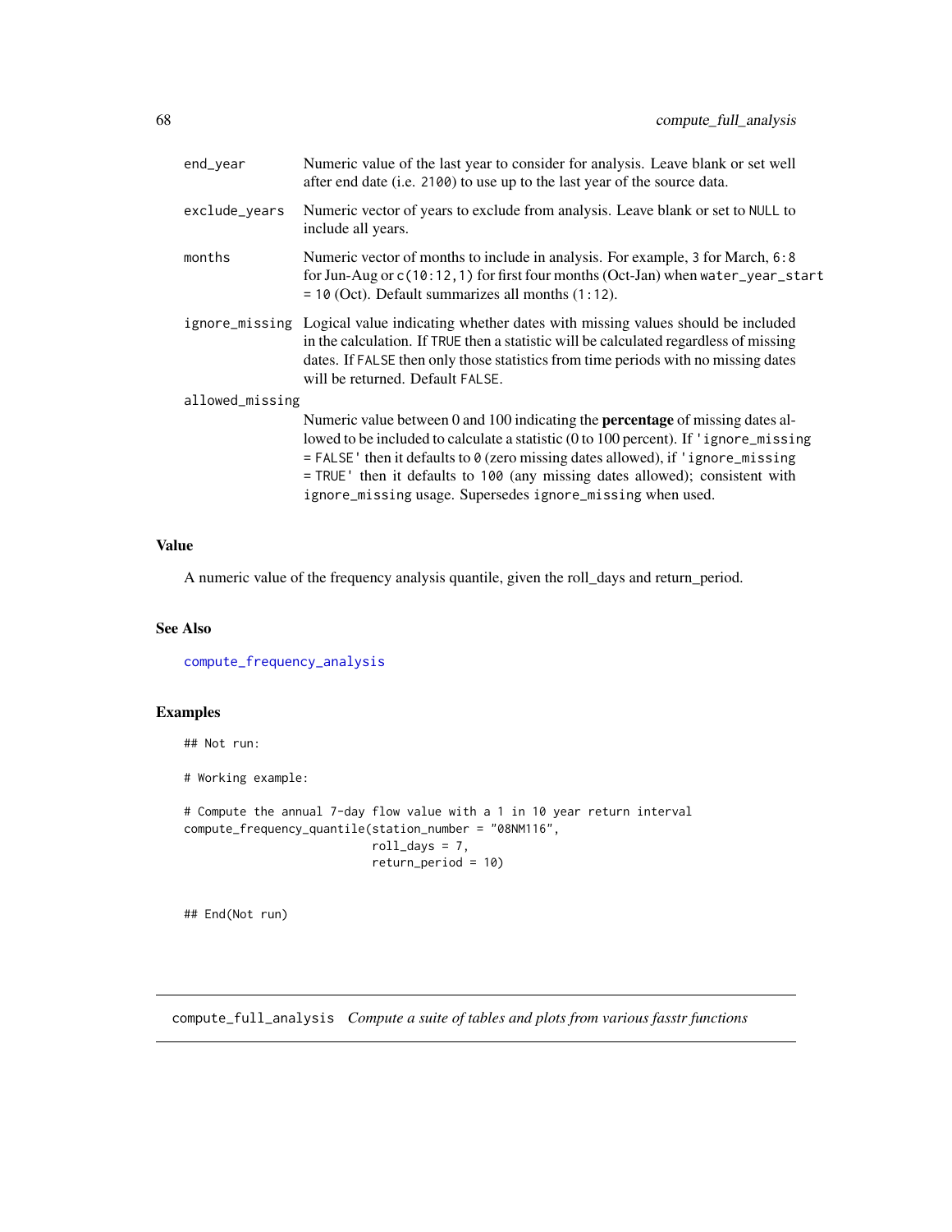| | |
|---|---|
| end_year | Numeric value of the last year to consider for analysis. Leave blank or set well after end date (i.e. 2100) to use up to the last year of the source data. |
| exclude_years | Numeric vector of years to exclude from analysis. Leave blank or set to NULL to include all years. |
| months | Numeric vector of months to include in analysis. For example, 3 for March, 6:8 for Jun-Aug or c(10:12,1) for first four months (Oct-Jan) when water_year_start = 10 (Oct). Default summarizes all months (1:12). |
| ignore_missing | Logical value indicating whether dates with missing values should be included in the calculation. If TRUE then a statistic will be calculated regardless of missing dates. If FALSE then only those statistics from time periods with no missing dates will be returned. Default FALSE. |
| allowed_missing | Numeric value between 0 and 100 indicating the **percentage** of missing dates allowed to be included to calculate a statistic (0 to 100 percent). If 'ignore_missing = FALSE' then it defaults to 0 (zero missing dates allowed), if 'ignore_missing = TRUE' then it defaults to 100 (any missing dates allowed); consistent with ignore_missing usage. Supersedes ignore_missing when used. |

## Value

A numeric value of the frequency analysis quantile, given the roll_days and return_period.

## See Also

compute_frequency_analysis

## Examples

```
## Not run:

# Working example:

# Compute the annual 7-day flow value with a 1 in 10 year return interval
compute_frequency_quantile(station_number = "08NM116",
                           roll_days = 7,
                           return_period = 10)


## End(Not run)
```

---

# compute_full_analysis *Compute a suite of tables and plots from various fasstr functions*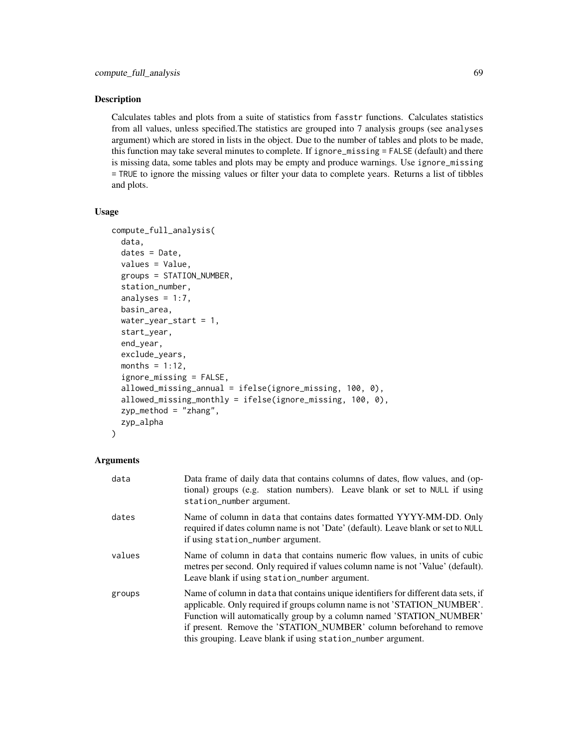## Description

Calculates tables and plots from a suite of statistics from `fasstr` functions. Calculates statistics from all values, unless specified.The statistics are grouped into 7 analysis groups (see `analyses` argument) which are stored in lists in the object. Due to the number of tables and plots to be made, this function may take several minutes to complete. If `ignore_missing = FALSE` (default) and there is missing data, some tables and plots may be empty and produce warnings. Use `ignore_missing = TRUE` to ignore the missing values or filter your data to complete years. Returns a list of tibbles and plots.

## Usage

```
compute_full_analysis(
  data,
  dates = Date,
  values = Value,
  groups = STATION_NUMBER,
  station_number,
  analyses = 1:7,
  basin_area,
  water_year_start = 1,
  start_year,
  end_year,
  exclude_years,
  months = 1:12,
  ignore_missing = FALSE,
  allowed_missing_annual = ifelse(ignore_missing, 100, 0),
  allowed_missing_monthly = ifelse(ignore_missing, 100, 0),
  zyp_method = "zhang",
  zyp_alpha
)
```

## Arguments

| | |
|---|---|
| `data` | Data frame of daily data that contains columns of dates, flow values, and (optional) groups (e.g. station numbers). Leave blank or set to `NULL` if using `station_number` argument. |
| `dates` | Name of column in `data` that contains dates formatted YYYY-MM-DD. Only required if dates column name is not 'Date' (default). Leave blank or set to `NULL` if using `station_number` argument. |
| `values` | Name of column in `data` that contains numeric flow values, in units of cubic metres per second. Only required if values column name is not 'Value' (default). Leave blank if using `station_number` argument. |
| `groups` | Name of column in `data` that contains unique identifiers for different data sets, if applicable. Only required if groups column name is not 'STATION_NUMBER'. Function will automatically group by a column named 'STATION_NUMBER' if present. Remove the 'STATION_NUMBER' column beforehand to remove this grouping. Leave blank if using `station_number` argument. |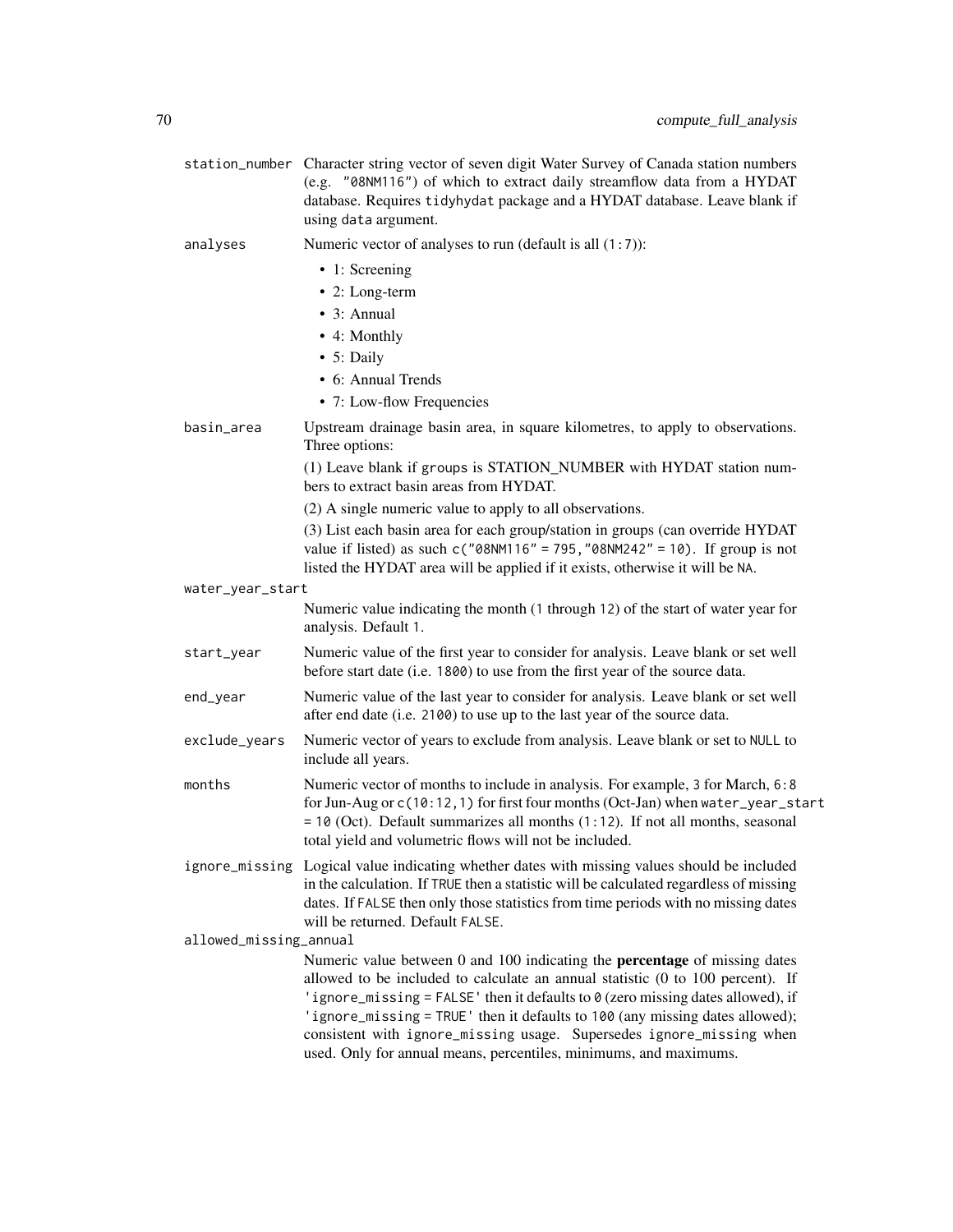`station_number` Character string vector of seven digit Water Survey of Canada station numbers (e.g. `"08NM116"`) of which to extract daily streamflow data from a HYDAT database. Requires `tidyhydat` package and a HYDAT database. Leave blank if using `data` argument.

`analyses` Numeric vector of analyses to run (default is all (`1:7`)):

- 1: Screening
- 2: Long-term
- 3: Annual
- 4: Monthly
- 5: Daily
- 6: Annual Trends
- 7: Low-flow Frequencies

`basin_area` Upstream drainage basin area, in square kilometres, to apply to observations. Three options:

(1) Leave blank if `groups` is STATION_NUMBER with HYDAT station numbers to extract basin areas from HYDAT.

(2) A single numeric value to apply to all observations.

(3) List each basin area for each group/station in groups (can override HYDAT value if listed) as such `c("08NM116" = 795,"08NM242" = 10)`. If group is not listed the HYDAT area will be applied if it exists, otherwise it will be `NA`.

`water_year_start`

Numeric value indicating the month (`1` through `12`) of the start of water year for analysis. Default `1`.

`start_year` Numeric value of the first year to consider for analysis. Leave blank or set well before start date (i.e. `1800`) to use from the first year of the source data.

`end_year` Numeric value of the last year to consider for analysis. Leave blank or set well after end date (i.e. `2100`) to use up to the last year of the source data.

`exclude_years` Numeric vector of years to exclude from analysis. Leave blank or set to `NULL` to include all years.

`months` Numeric vector of months to include in analysis. For example, `3` for March, `6:8` for Jun-Aug or `c(10:12,1)` for first four months (Oct-Jan) when `water_year_start = 10` (Oct). Default summarizes all months (`1:12`). If not all months, seasonal total yield and volumetric flows will not be included.

`ignore_missing` Logical value indicating whether dates with missing values should be included in the calculation. If `TRUE` then a statistic will be calculated regardless of missing dates. If `FALSE` then only those statistics from time periods with no missing dates will be returned. Default `FALSE`.

`allowed_missing_annual`

Numeric value between 0 and 100 indicating the **percentage** of missing dates allowed to be included to calculate an annual statistic (0 to 100 percent). If `'ignore_missing = FALSE'` then it defaults to `0` (zero missing dates allowed), if `'ignore_missing = TRUE'` then it defaults to `100` (any missing dates allowed); consistent with `ignore_missing` usage. Supersedes `ignore_missing` when used. Only for annual means, percentiles, minimums, and maximums.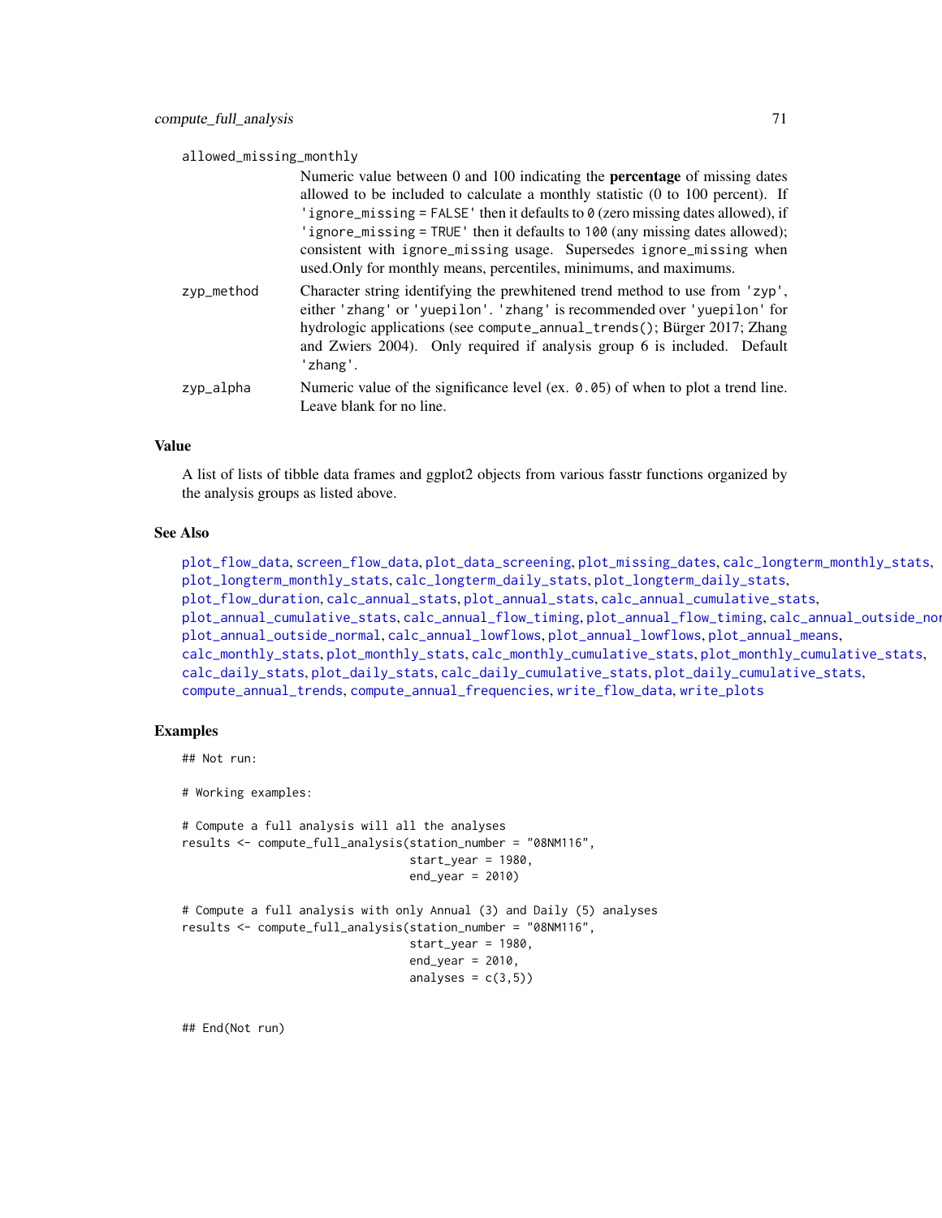allowed_missing_monthly
: Numeric value between 0 and 100 indicating the **percentage** of missing dates allowed to be included to calculate a monthly statistic (0 to 100 percent). If 'ignore_missing = FALSE' then it defaults to 0 (zero missing dates allowed), if 'ignore_missing = TRUE' then it defaults to 100 (any missing dates allowed); consistent with ignore_missing usage. Supersedes ignore_missing when used.Only for monthly means, percentiles, minimums, and maximums.

zyp_method
: Character string identifying the prewhitened trend method to use from 'zyp', either 'zhang' or 'yuepilon'. 'zhang' is recommended over 'yuepilon' for hydrologic applications (see compute_annual_trends(); Bürger 2017; Zhang and Zwiers 2004). Only required if analysis group 6 is included. Default 'zhang'.

zyp_alpha
: Numeric value of the significance level (ex. 0.05) of when to plot a trend line. Leave blank for no line.

## Value

A list of lists of tibble data frames and ggplot2 objects from various fasstr functions organized by the analysis groups as listed above.

## See Also

plot_flow_data, screen_flow_data, plot_data_screening, plot_missing_dates, calc_longterm_monthly_stats, plot_longterm_monthly_stats, calc_longterm_daily_stats, plot_longterm_daily_stats, plot_flow_duration, calc_annual_stats, plot_annual_stats, calc_annual_cumulative_stats, plot_annual_cumulative_stats, calc_annual_flow_timing, plot_annual_flow_timing, calc_annual_outside_normal, plot_annual_outside_normal, calc_annual_lowflows, plot_annual_lowflows, plot_annual_means, calc_monthly_stats, plot_monthly_stats, calc_monthly_cumulative_stats, plot_monthly_cumulative_stats, calc_daily_stats, plot_daily_stats, calc_daily_cumulative_stats, plot_daily_cumulative_stats, compute_annual_trends, compute_annual_frequencies, write_flow_data, write_plots

## Examples

```
## Not run:

# Working examples:

# Compute a full analysis will all the analyses
results <- compute_full_analysis(station_number = "08NM116",
                                 start_year = 1980,
                                 end_year = 2010)

# Compute a full analysis with only Annual (3) and Daily (5) analyses
results <- compute_full_analysis(station_number = "08NM116",
                                 start_year = 1980,
                                 end_year = 2010,
                                 analyses = c(3,5))


## End(Not run)
```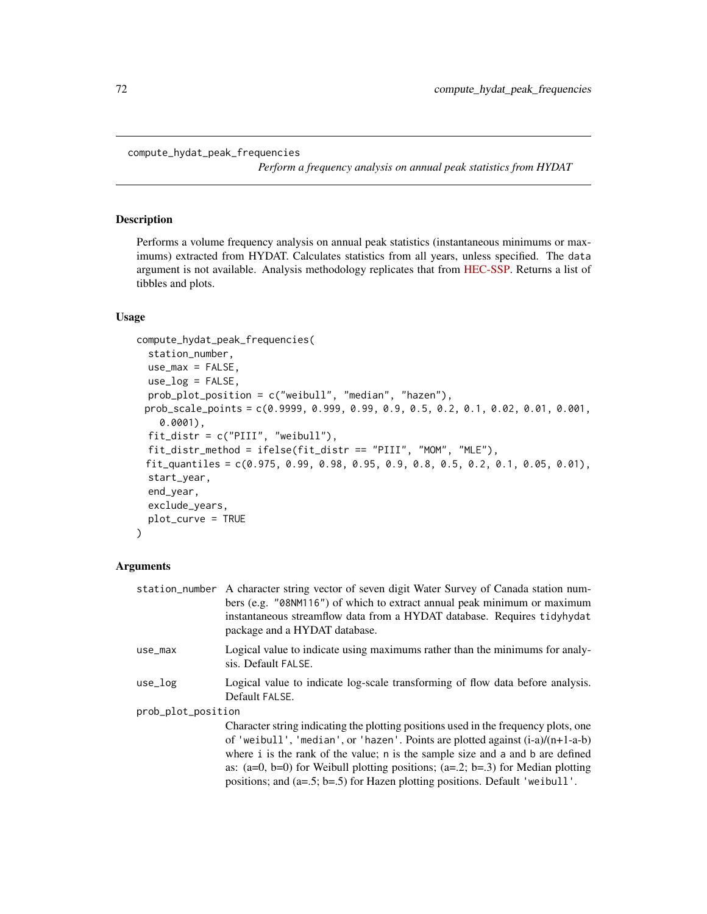# compute_hydat_peak_frequencies

*Perform a frequency analysis on annual peak statistics from HYDAT*

## Description

Performs a volume frequency analysis on annual peak statistics (instantaneous minimums or maximums) extracted from HYDAT. Calculates statistics from all years, unless specified. The data argument is not available. Analysis methodology replicates that from HEC-SSP. Returns a list of tibbles and plots.

## Usage

```
compute_hydat_peak_frequencies(
  station_number,
  use_max = FALSE,
  use_log = FALSE,
  prob_plot_position = c("weibull", "median", "hazen"),
  prob_scale_points = c(0.9999, 0.999, 0.99, 0.9, 0.5, 0.2, 0.1, 0.02, 0.01, 0.001,
    0.0001),
  fit_distr = c("PIII", "weibull"),
  fit_distr_method = ifelse(fit_distr == "PIII", "MOM", "MLE"),
  fit_quantiles = c(0.975, 0.99, 0.98, 0.95, 0.9, 0.8, 0.5, 0.2, 0.1, 0.05, 0.01),
  start_year,
  end_year,
  exclude_years,
  plot_curve = TRUE
)
```

## Arguments

`station_number` A character string vector of seven digit Water Survey of Canada station numbers (e.g. "08NM116") of which to extract annual peak minimum or maximum instantaneous streamflow data from a HYDAT database. Requires tidyhydat package and a HYDAT database.

`use_max` Logical value to indicate using maximums rather than the minimums for analysis. Default FALSE.

`use_log` Logical value to indicate log-scale transforming of flow data before analysis. Default FALSE.

`prob_plot_position` Character string indicating the plotting positions used in the frequency plots, one of 'weibull', 'median', or 'hazen'. Points are plotted against (i-a)/(n+1-a-b) where i is the rank of the value; n is the sample size and a and b are defined as: (a=0, b=0) for Weibull plotting positions; (a=.2; b=.3) for Median plotting positions; and (a=.5; b=.5) for Hazen plotting positions. Default 'weibull'.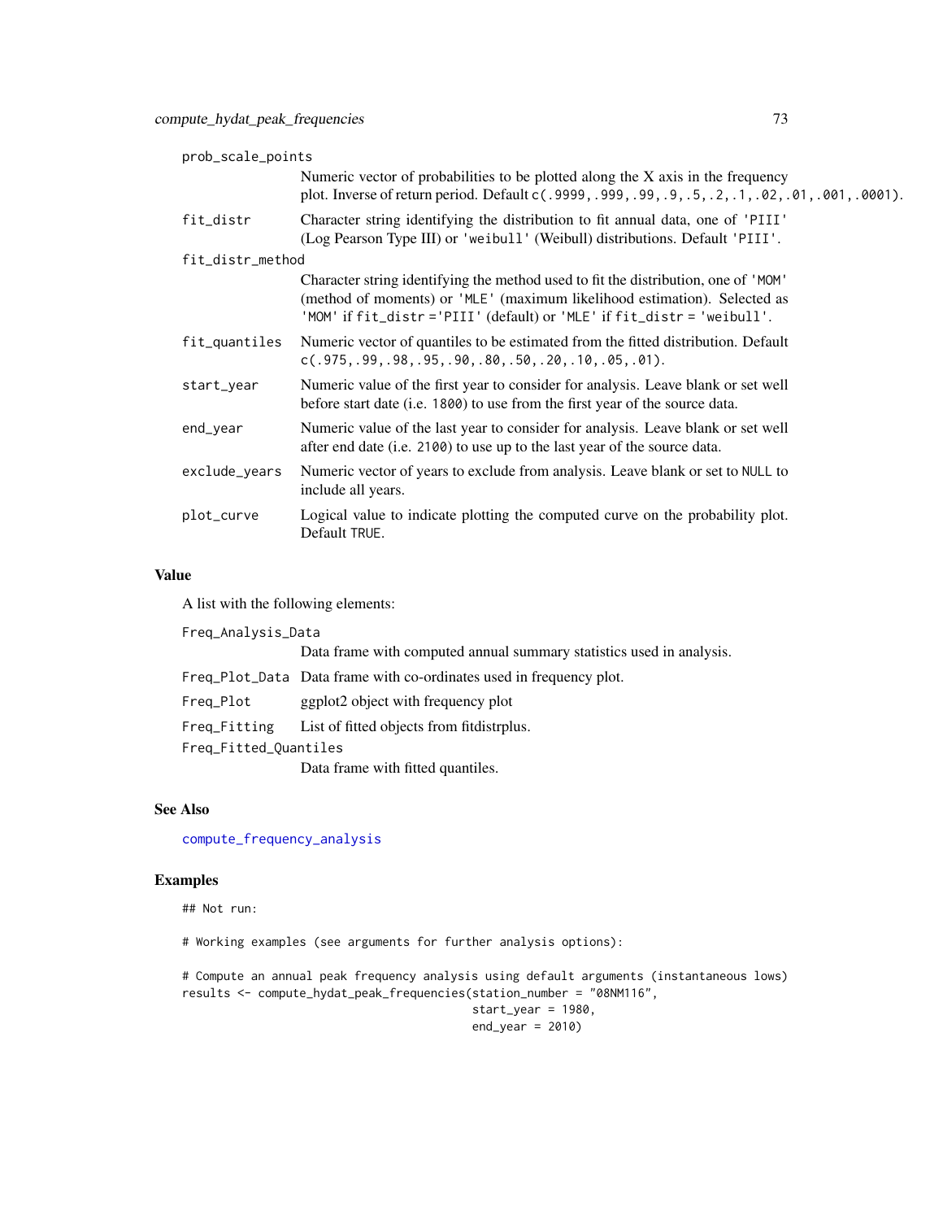**prob_scale_points**
: Numeric vector of probabilities to be plotted along the X axis in the frequency plot. Inverse of return period. Default `c(.9999,.999,.99,.9,.5,.2,.1,.02,.01,.001,.0001)`.

**fit_distr**
: Character string identifying the distribution to fit annual data, one of `'PIII'` (Log Pearson Type III) or `'weibull'` (Weibull) distributions. Default `'PIII'`.

**fit_distr_method**
: Character string identifying the method used to fit the distribution, one of `'MOM'` (method of moments) or `'MLE'` (maximum likelihood estimation). Selected as `'MOM'` if `fit_distr ='PIII'` (default) or `'MLE'` if `fit_distr = 'weibull'`.

**fit_quantiles**
: Numeric vector of quantiles to be estimated from the fitted distribution. Default `c(.975,.99,.98,.95,.90,.80,.50,.20,.10,.05,.01)`.

**start_year**
: Numeric value of the first year to consider for analysis. Leave blank or set well before start date (i.e. `1800`) to use from the first year of the source data.

**end_year**
: Numeric value of the last year to consider for analysis. Leave blank or set well after end date (i.e. `2100`) to use up to the last year of the source data.

**exclude_years**
: Numeric vector of years to exclude from analysis. Leave blank or set to `NULL` to include all years.

**plot_curve**
: Logical value to indicate plotting the computed curve on the probability plot. Default `TRUE`.

## Value

A list with the following elements:

**Freq_Analysis_Data**
: Data frame with computed annual summary statistics used in analysis.

**Freq_Plot_Data**
: Data frame with co-ordinates used in frequency plot.

**Freq_Plot**
: ggplot2 object with frequency plot

**Freq_Fitting**
: List of fitted objects from fitdistrplus.

**Freq_Fitted_Quantiles**
: Data frame with fitted quantiles.

## See Also

compute_frequency_analysis

## Examples

```
## Not run:

# Working examples (see arguments for further analysis options):

# Compute an annual peak frequency analysis using default arguments (instantaneous lows)
results <- compute_hydat_peak_frequencies(station_number = "08NM116",
                                          start_year = 1980,
                                          end_year = 2010)
```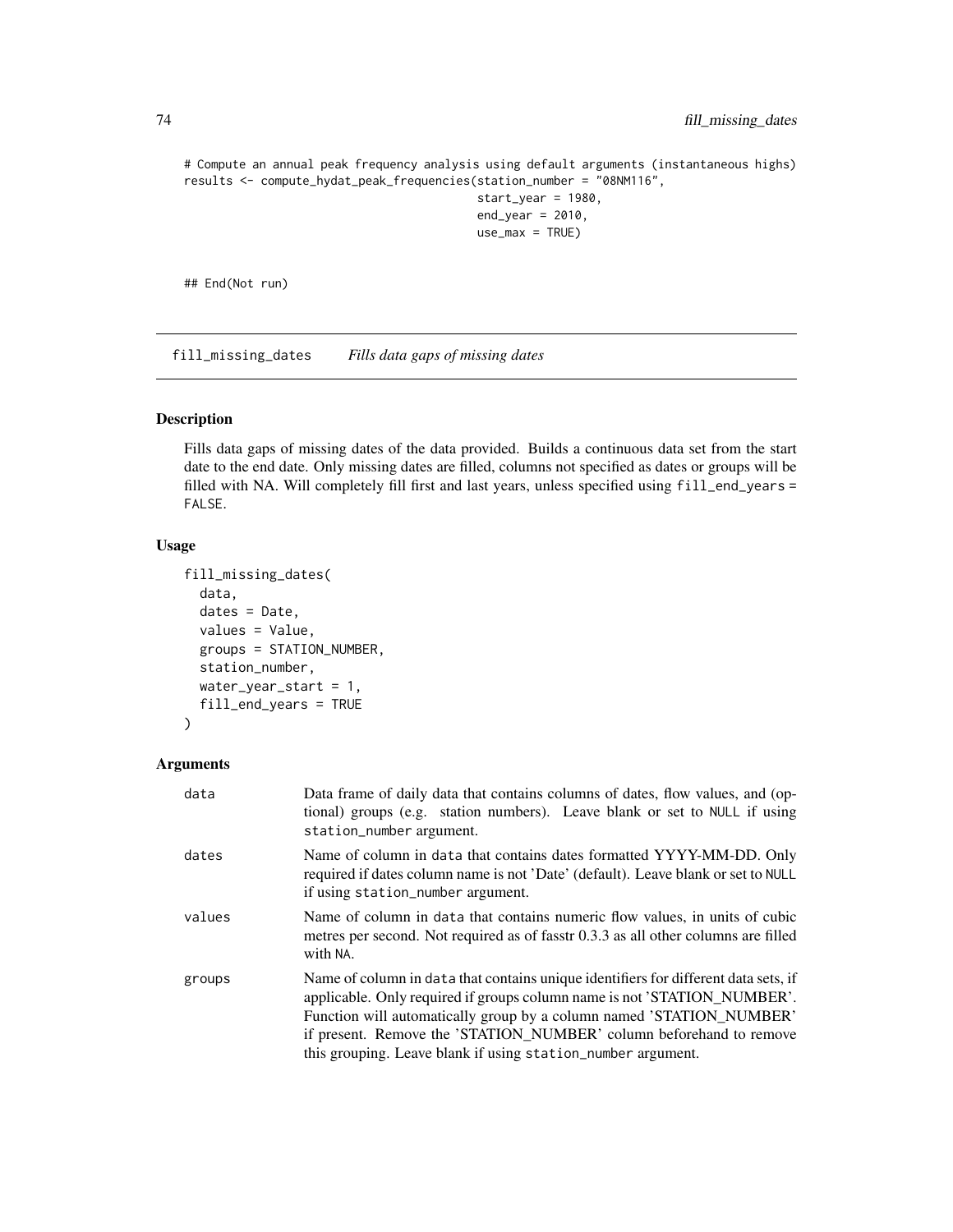```
# Compute an annual peak frequency analysis using default arguments (instantaneous highs)
results <- compute_hydat_peak_frequencies(station_number = "08NM116",
                                          start_year = 1980,
                                          end_year = 2010,
                                          use_max = TRUE)


## End(Not run)
```

## fill_missing_dates *Fills data gaps of missing dates*

### Description

Fills data gaps of missing dates of the data provided. Builds a continuous data set from the start date to the end date. Only missing dates are filled, columns not specified as dates or groups will be filled with NA. Will completely fill first and last years, unless specified using `fill_end_years = FALSE`.

### Usage

```
fill_missing_dates(
  data,
  dates = Date,
  values = Value,
  groups = STATION_NUMBER,
  station_number,
  water_year_start = 1,
  fill_end_years = TRUE
)
```

### Arguments

| | |
|---|---|
| data | Data frame of daily data that contains columns of dates, flow values, and (optional) groups (e.g. station numbers). Leave blank or set to `NULL` if using `station_number` argument. |
| dates | Name of column in `data` that contains dates formatted YYYY-MM-DD. Only required if dates column name is not 'Date' (default). Leave blank or set to `NULL` if using `station_number` argument. |
| values | Name of column in `data` that contains numeric flow values, in units of cubic metres per second. Not required as of fasstr 0.3.3 as all other columns are filled with `NA`. |
| groups | Name of column in `data` that contains unique identifiers for different data sets, if applicable. Only required if groups column name is not 'STATION_NUMBER'. Function will automatically group by a column named 'STATION_NUMBER' if present. Remove the 'STATION_NUMBER' column beforehand to remove this grouping. Leave blank if using `station_number` argument. |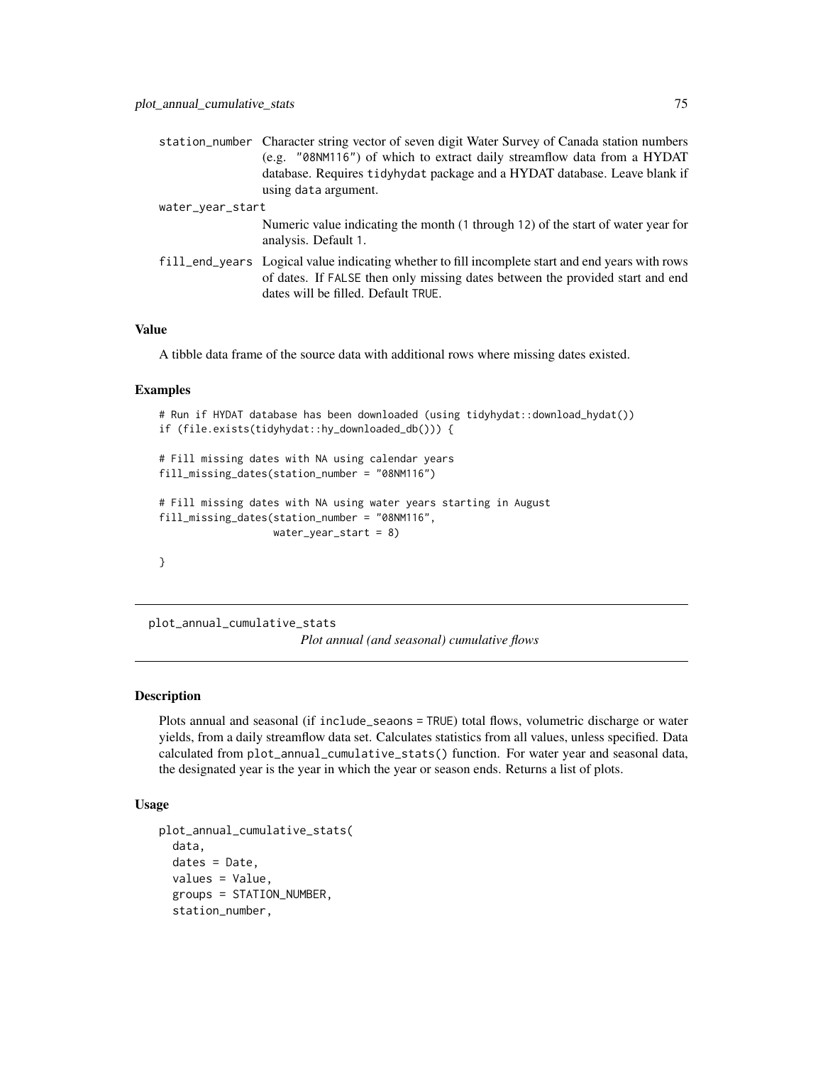station_number Character string vector of seven digit Water Survey of Canada station numbers (e.g. "08NM116") of which to extract daily streamflow data from a HYDAT database. Requires tidyhydat package and a HYDAT database. Leave blank if using data argument.

water_year_start
Numeric value indicating the month (1 through 12) of the start of water year for analysis. Default 1.

fill_end_years Logical value indicating whether to fill incomplete start and end years with rows of dates. If FALSE then only missing dates between the provided start and end dates will be filled. Default TRUE.

### Value

A tibble data frame of the source data with additional rows where missing dates existed.

### Examples

```
# Run if HYDAT database has been downloaded (using tidyhydat::download_hydat())
if (file.exists(tidyhydat::hy_downloaded_db())) {

# Fill missing dates with NA using calendar years
fill_missing_dates(station_number = "08NM116")

# Fill missing dates with NA using water years starting in August
fill_missing_dates(station_number = "08NM116",
                   water_year_start = 8)

}
```

---

## plot_annual_cumulative_stats

*Plot annual (and seasonal) cumulative flows*

---

### Description

Plots annual and seasonal (if include_seaons = TRUE) total flows, volumetric discharge or water yields, from a daily streamflow data set. Calculates statistics from all values, unless specified. Data calculated from plot_annual_cumulative_stats() function. For water year and seasonal data, the designated year is the year in which the year or season ends. Returns a list of plots.

### Usage

```
plot_annual_cumulative_stats(
  data,
  dates = Date,
  values = Value,
  groups = STATION_NUMBER,
  station_number,
```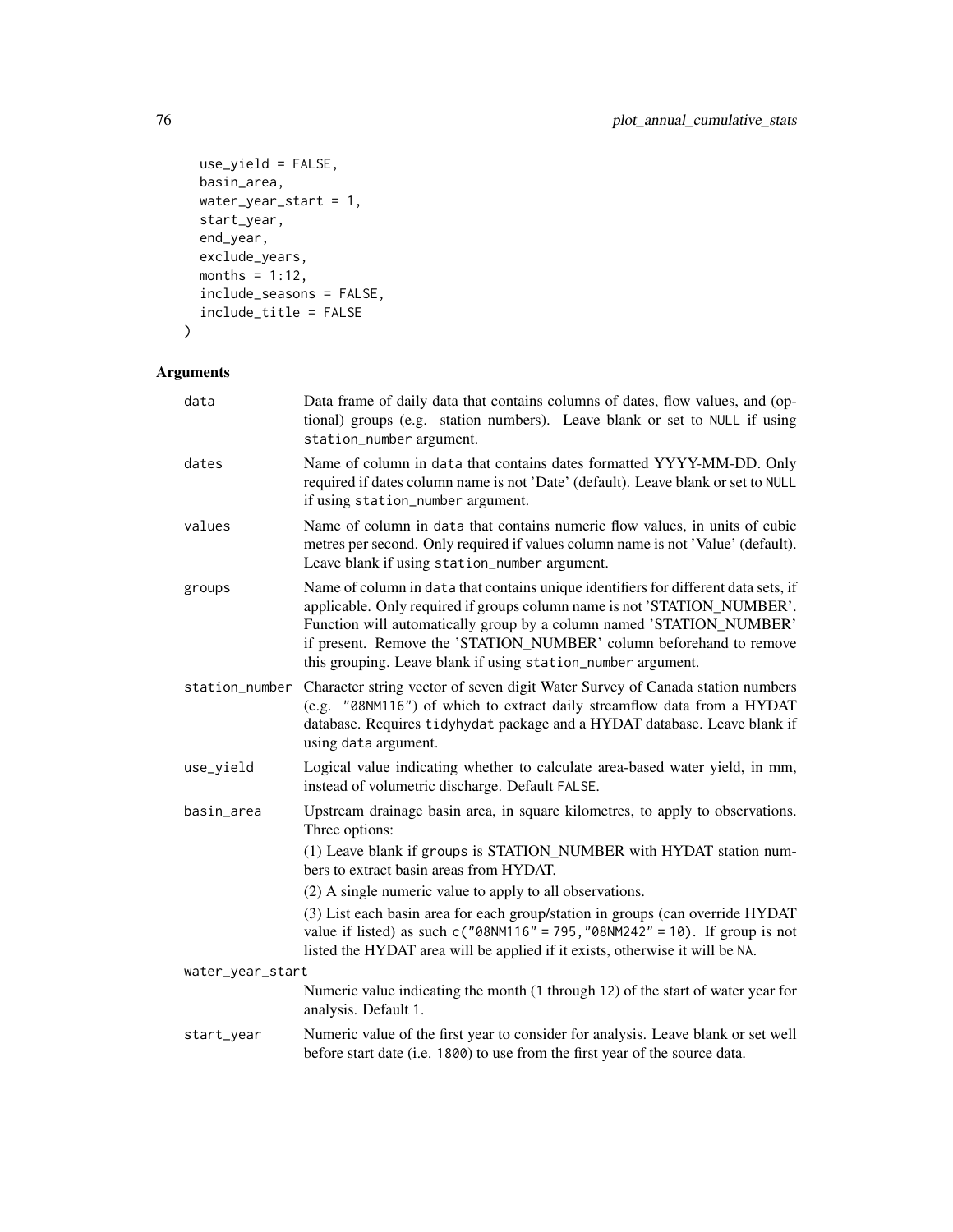```
  use_yield = FALSE,
  basin_area,
  water_year_start = 1,
  start_year,
  end_year,
  exclude_years,
  months = 1:12,
  include_seasons = FALSE,
  include_title = FALSE
)
```

## Arguments

| | |
|---|---|
| data | Data frame of daily data that contains columns of dates, flow values, and (optional) groups (e.g. station numbers). Leave blank or set to `NULL` if using `station_number` argument. |
| dates | Name of column in `data` that contains dates formatted YYYY-MM-DD. Only required if dates column name is not 'Date' (default). Leave blank or set to `NULL` if using `station_number` argument. |
| values | Name of column in `data` that contains numeric flow values, in units of cubic metres per second. Only required if values column name is not 'Value' (default). Leave blank if using `station_number` argument. |
| groups | Name of column in `data` that contains unique identifiers for different data sets, if applicable. Only required if groups column name is not 'STATION_NUMBER'. Function will automatically group by a column named 'STATION_NUMBER' if present. Remove the 'STATION_NUMBER' column beforehand to remove this grouping. Leave blank if using `station_number` argument. |
| station_number | Character string vector of seven digit Water Survey of Canada station numbers (e.g. `"08NM116"`) of which to extract daily streamflow data from a HYDAT database. Requires `tidyhydat` package and a HYDAT database. Leave blank if using `data` argument. |
| use_yield | Logical value indicating whether to calculate area-based water yield, in mm, instead of volumetric discharge. Default `FALSE`. |
| basin_area | Upstream drainage basin area, in square kilometres, to apply to observations. Three options:<br>(1) Leave blank if `groups` is STATION_NUMBER with HYDAT station numbers to extract basin areas from HYDAT.<br>(2) A single numeric value to apply to all observations.<br>(3) List each basin area for each group/station in groups (can override HYDAT value if listed) as such `c("08NM116" = 795,"08NM242" = 10)`. If group is not listed the HYDAT area will be applied if it exists, otherwise it will be `NA`. |
| water_year_start | Numeric value indicating the month (`1` through `12`) of the start of water year for analysis. Default `1`. |
| start_year | Numeric value of the first year to consider for analysis. Leave blank or set well before start date (i.e. `1800`) to use from the first year of the source data. |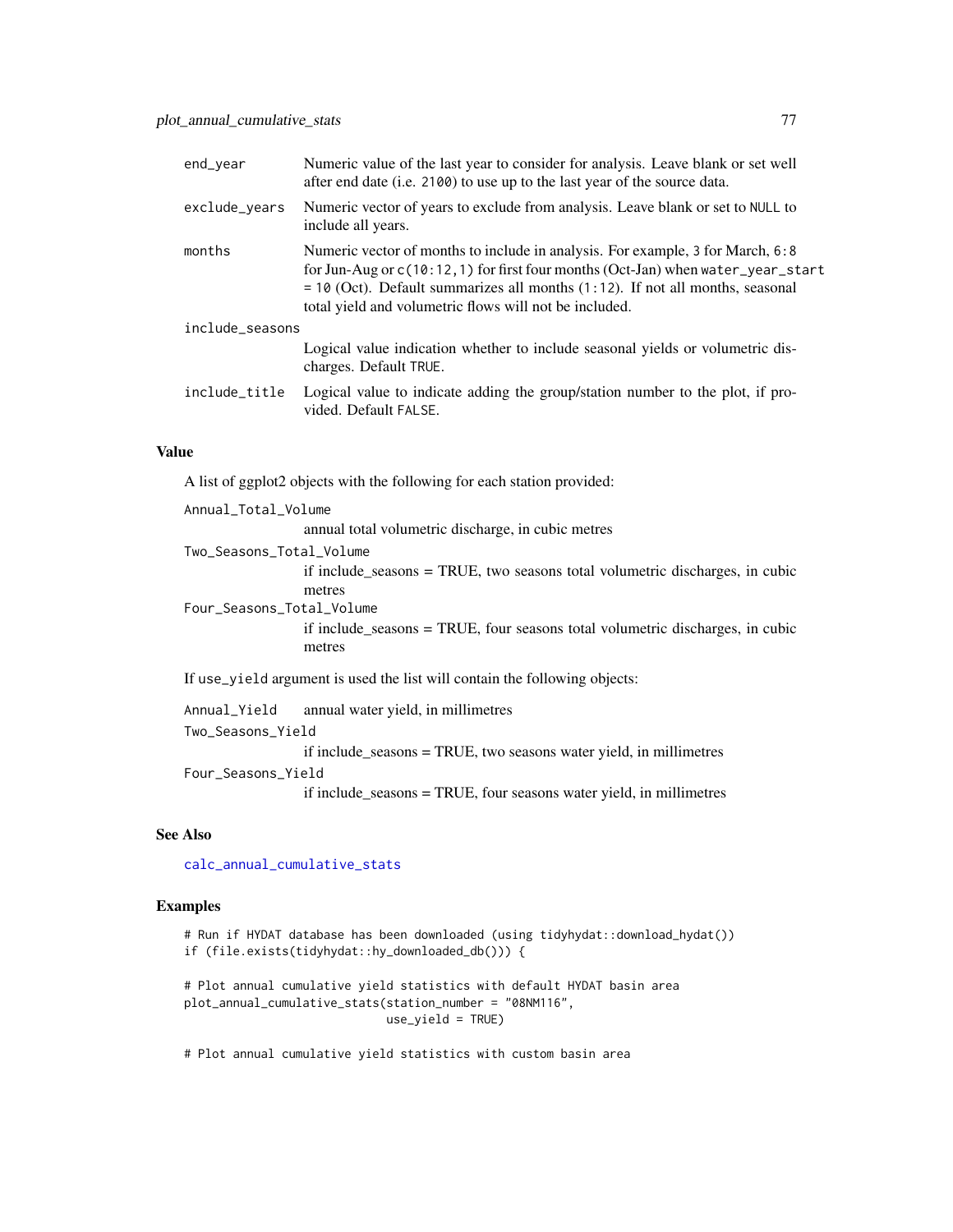| | |
|---|---|
| `end_year` | Numeric value of the last year to consider for analysis. Leave blank or set well after end date (i.e. `2100`) to use up to the last year of the source data. |
| `exclude_years` | Numeric vector of years to exclude from analysis. Leave blank or set to `NULL` to include all years. |
| `months` | Numeric vector of months to include in analysis. For example, `3` for March, `6:8` for Jun-Aug or `c(10:12,1)` for first four months (Oct-Jan) when `water_year_start = 10` (Oct). Default summarizes all months (`1:12`). If not all months, seasonal total yield and volumetric flows will not be included. |
| `include_seasons` | Logical value indication whether to include seasonal yields or volumetric discharges. Default `TRUE`. |
| `include_title` | Logical value to indicate adding the group/station number to the plot, if provided. Default `FALSE`. |

## Value

A list of ggplot2 objects with the following for each station provided:

`Annual_Total_Volume`
: annual total volumetric discharge, in cubic metres

`Two_Seasons_Total_Volume`
: if include_seasons = TRUE, two seasons total volumetric discharges, in cubic metres

`Four_Seasons_Total_Volume`
: if include_seasons = TRUE, four seasons total volumetric discharges, in cubic metres

If `use_yield` argument is used the list will contain the following objects:

`Annual_Yield`
: annual water yield, in millimetres

`Two_Seasons_Yield`
: if include_seasons = TRUE, two seasons water yield, in millimetres

`Four_Seasons_Yield`
: if include_seasons = TRUE, four seasons water yield, in millimetres

## See Also

calc_annual_cumulative_stats

## Examples

```
# Run if HYDAT database has been downloaded (using tidyhydat::download_hydat())
if (file.exists(tidyhydat::hy_downloaded_db())) {

# Plot annual cumulative yield statistics with default HYDAT basin area
plot_annual_cumulative_stats(station_number = "08NM116",
                             use_yield = TRUE)

# Plot annual cumulative yield statistics with custom basin area
```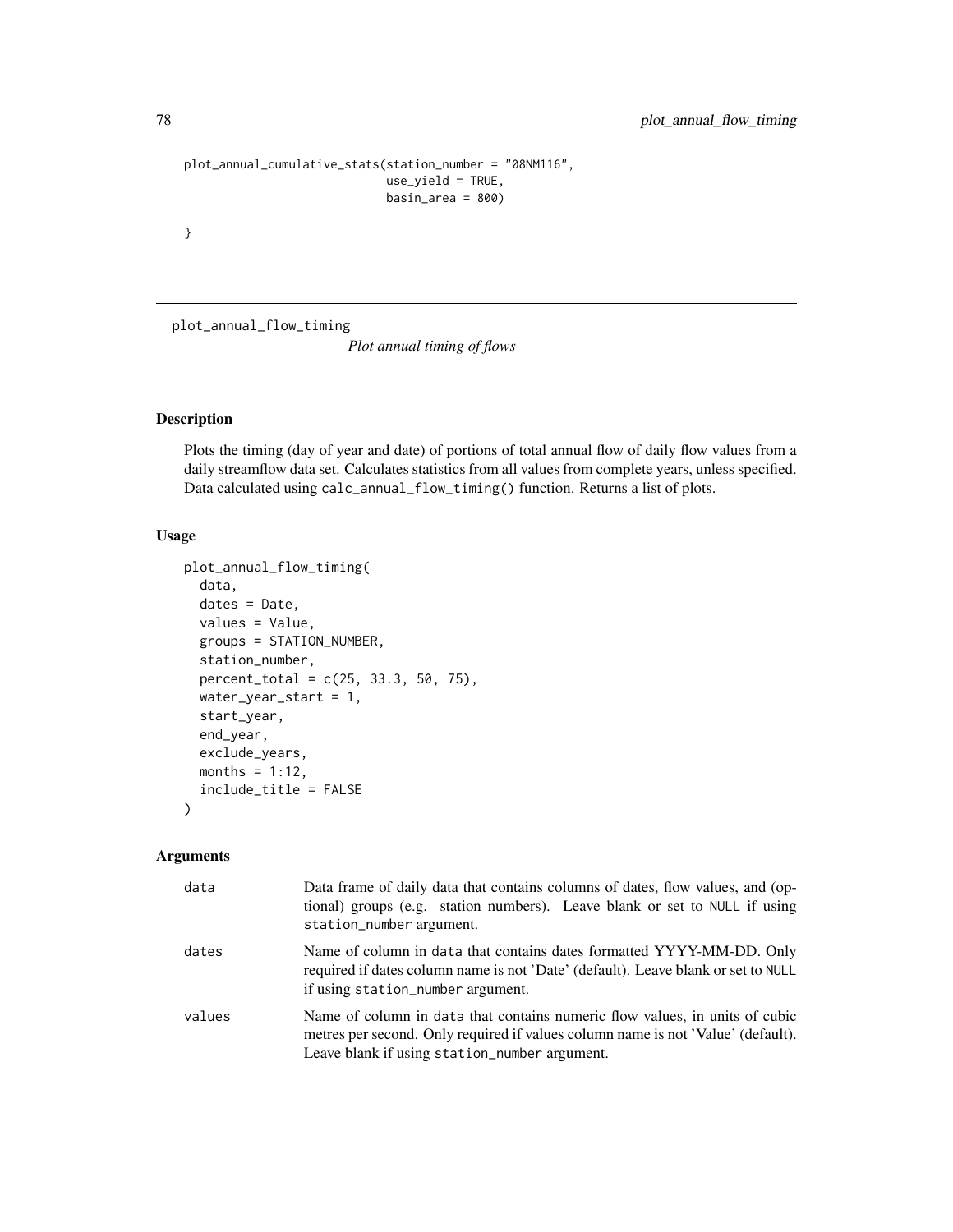```
plot_annual_cumulative_stats(station_number = "08NM116",
                             use_yield = TRUE,
                             basin_area = 800)

}
```

---

## plot_annual_flow_timing

*Plot annual timing of flows*

---

### Description

Plots the timing (day of year and date) of portions of total annual flow of daily flow values from a daily streamflow data set. Calculates statistics from all values from complete years, unless specified. Data calculated using `calc_annual_flow_timing()` function. Returns a list of plots.

### Usage

```
plot_annual_flow_timing(
  data,
  dates = Date,
  values = Value,
  groups = STATION_NUMBER,
  station_number,
  percent_total = c(25, 33.3, 50, 75),
  water_year_start = 1,
  start_year,
  end_year,
  exclude_years,
  months = 1:12,
  include_title = FALSE
)
```

### Arguments

| | |
|---|---|
| data | Data frame of daily data that contains columns of dates, flow values, and (optional) groups (e.g. station numbers). Leave blank or set to `NULL` if using `station_number` argument. |
| dates | Name of column in `data` that contains dates formatted YYYY-MM-DD. Only required if dates column name is not 'Date' (default). Leave blank or set to `NULL` if using `station_number` argument. |
| values | Name of column in `data` that contains numeric flow values, in units of cubic metres per second. Only required if values column name is not 'Value' (default). Leave blank if using `station_number` argument. |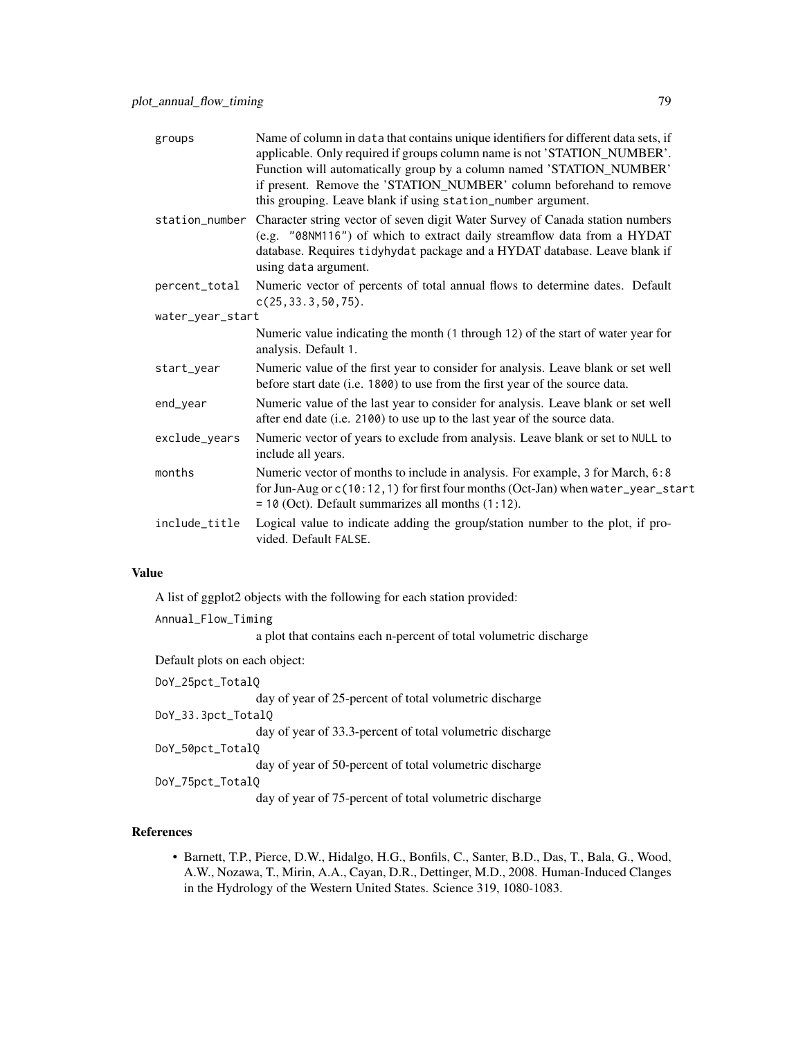groups
: Name of column in data that contains unique identifiers for different data sets, if applicable. Only required if groups column name is not 'STATION_NUMBER'. Function will automatically group by a column named 'STATION_NUMBER' if present. Remove the 'STATION_NUMBER' column beforehand to remove this grouping. Leave blank if using station_number argument.

station_number
: Character string vector of seven digit Water Survey of Canada station numbers (e.g. "08NM116") of which to extract daily streamflow data from a HYDAT database. Requires tidyhydat package and a HYDAT database. Leave blank if using data argument.

percent_total
: Numeric vector of percents of total annual flows to determine dates. Default c(25,33.3,50,75).

water_year_start
: Numeric value indicating the month (1 through 12) of the start of water year for analysis. Default 1.

start_year
: Numeric value of the first year to consider for analysis. Leave blank or set well before start date (i.e. 1800) to use from the first year of the source data.

end_year
: Numeric value of the last year to consider for analysis. Leave blank or set well after end date (i.e. 2100) to use up to the last year of the source data.

exclude_years
: Numeric vector of years to exclude from analysis. Leave blank or set to NULL to include all years.

months
: Numeric vector of months to include in analysis. For example, 3 for March, 6:8 for Jun-Aug or c(10:12,1) for first four months (Oct-Jan) when water_year_start = 10 (Oct). Default summarizes all months (1:12).

include_title
: Logical value to indicate adding the group/station number to the plot, if provided. Default FALSE.

## Value

A list of ggplot2 objects with the following for each station provided:

Annual_Flow_Timing
: a plot that contains each n-percent of total volumetric discharge

Default plots on each object:

DoY_25pct_TotalQ
: day of year of 25-percent of total volumetric discharge

DoY_33.3pct_TotalQ
: day of year of 33.3-percent of total volumetric discharge

DoY_50pct_TotalQ
: day of year of 50-percent of total volumetric discharge

DoY_75pct_TotalQ
: day of year of 75-percent of total volumetric discharge

## References

- Barnett, T.P., Pierce, D.W., Hidalgo, H.G., Bonfils, C., Santer, B.D., Das, T., Bala, G., Wood, A.W., Nozawa, T., Mirin, A.A., Cayan, D.R., Dettinger, M.D., 2008. Human-Induced Clanges in the Hydrology of the Western United States. Science 319, 1080-1083.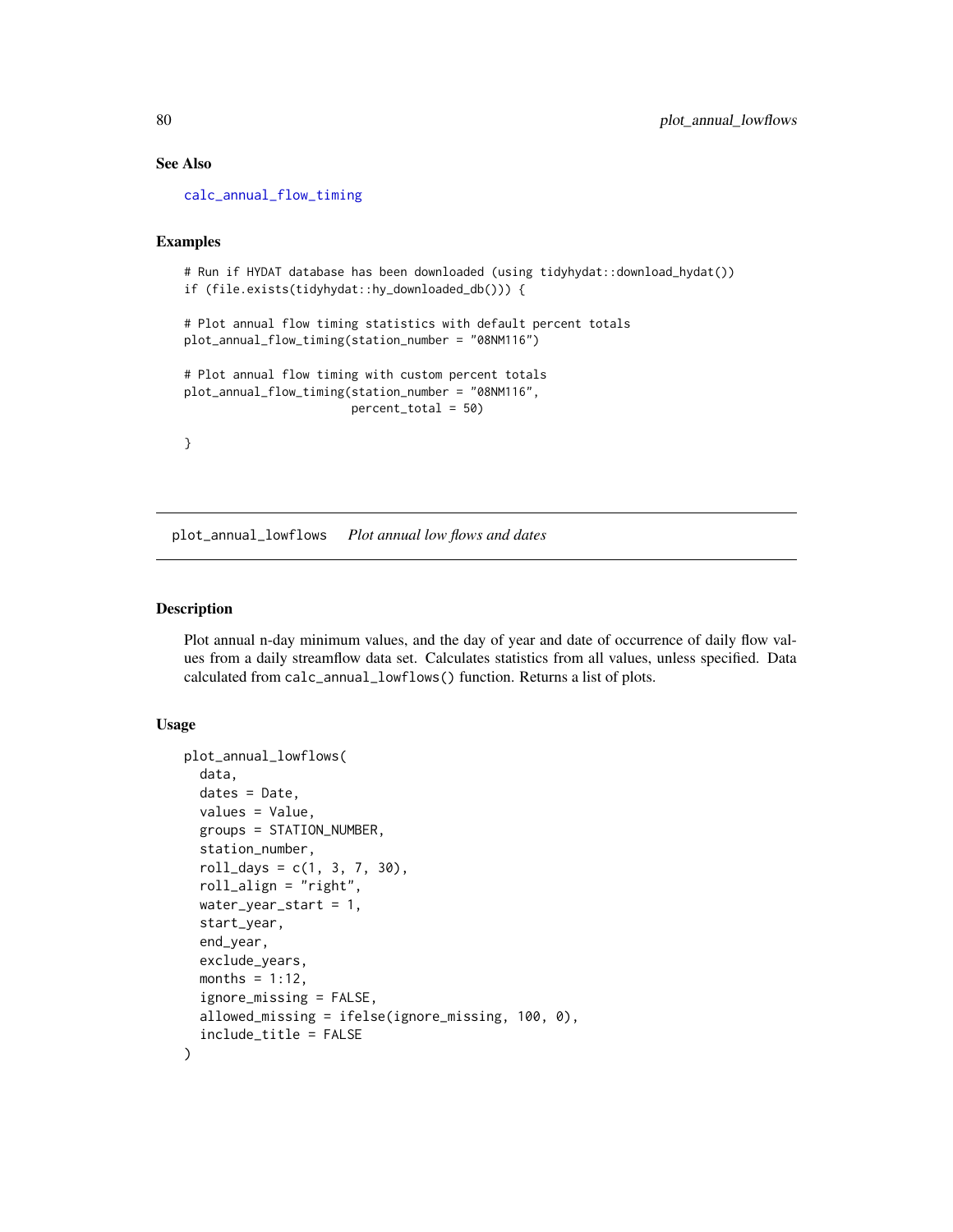## See Also

calc_annual_flow_timing

## Examples

```
# Run if HYDAT database has been downloaded (using tidyhydat::download_hydat())
if (file.exists(tidyhydat::hy_downloaded_db())) {

# Plot annual flow timing statistics with default percent totals
plot_annual_flow_timing(station_number = "08NM116")

# Plot annual flow timing with custom percent totals
plot_annual_flow_timing(station_number = "08NM116",
                        percent_total = 50)

}
```

---

# plot_annual_lowflows    *Plot annual low flows and dates*

---

## Description

Plot annual n-day minimum values, and the day of year and date of occurrence of daily flow values from a daily streamflow data set. Calculates statistics from all values, unless specified. Data calculated from `calc_annual_lowflows()` function. Returns a list of plots.

## Usage

```
plot_annual_lowflows(
  data,
  dates = Date,
  values = Value,
  groups = STATION_NUMBER,
  station_number,
  roll_days = c(1, 3, 7, 30),
  roll_align = "right",
  water_year_start = 1,
  start_year,
  end_year,
  exclude_years,
  months = 1:12,
  ignore_missing = FALSE,
  allowed_missing = ifelse(ignore_missing, 100, 0),
  include_title = FALSE
)
```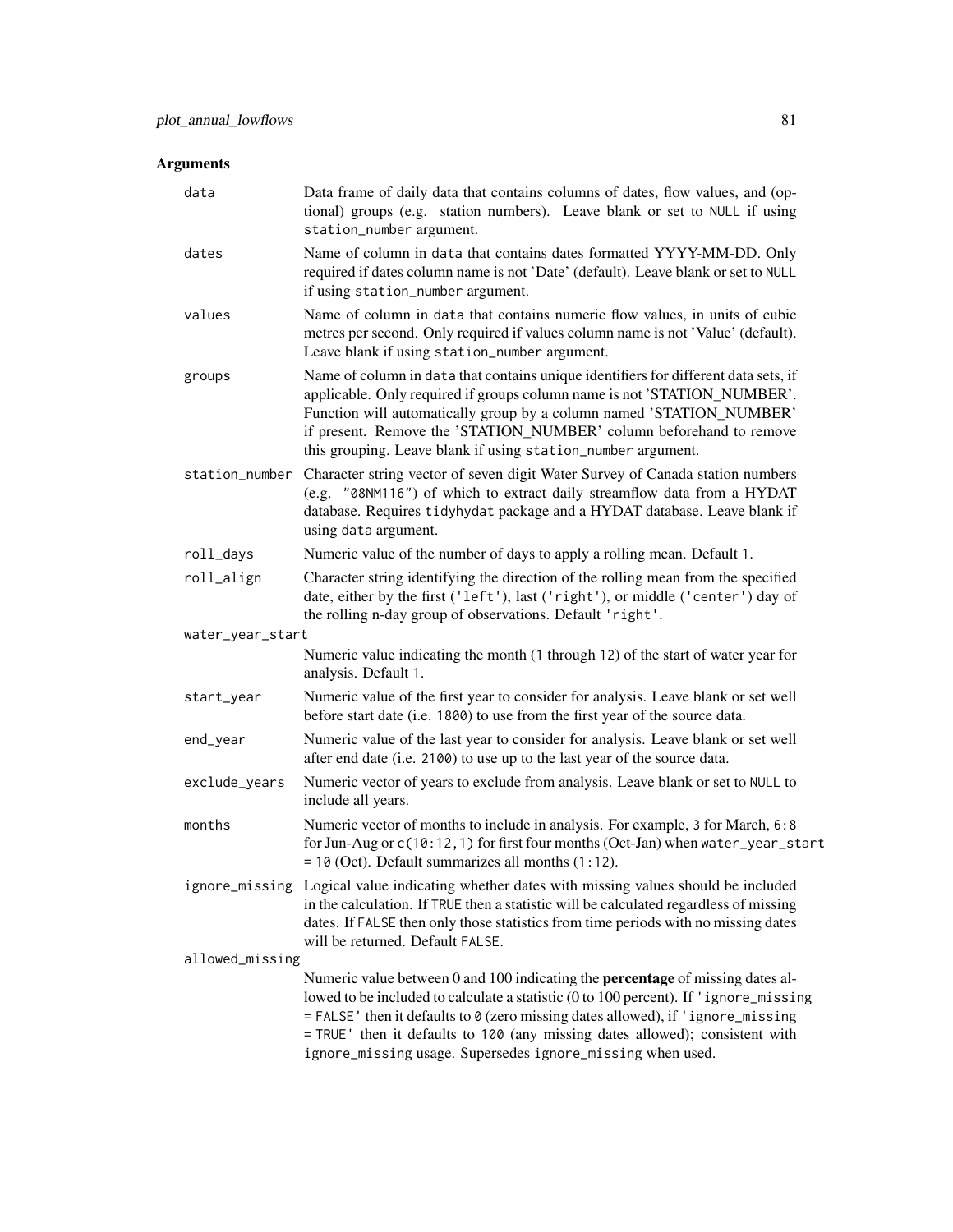## Arguments

**data** Data frame of daily data that contains columns of dates, flow values, and (optional) groups (e.g. station numbers). Leave blank or set to `NULL` if using `station_number` argument.

**dates** Name of column in `data` that contains dates formatted YYYY-MM-DD. Only required if dates column name is not 'Date' (default). Leave blank or set to `NULL` if using `station_number` argument.

**values** Name of column in `data` that contains numeric flow values, in units of cubic metres per second. Only required if values column name is not 'Value' (default). Leave blank if using `station_number` argument.

**groups** Name of column in `data` that contains unique identifiers for different data sets, if applicable. Only required if groups column name is not 'STATION_NUMBER'. Function will automatically group by a column named 'STATION_NUMBER' if present. Remove the 'STATION_NUMBER' column beforehand to remove this grouping. Leave blank if using `station_number` argument.

**station_number** Character string vector of seven digit Water Survey of Canada station numbers (e.g. `"08NM116"`) of which to extract daily streamflow data from a HYDAT database. Requires `tidyhydat` package and a HYDAT database. Leave blank if using `data` argument.

**roll_days** Numeric value of the number of days to apply a rolling mean. Default `1`.

**roll_align** Character string identifying the direction of the rolling mean from the specified date, either by the first (`'left'`), last (`'right'`), or middle (`'center'`) day of the rolling n-day group of observations. Default `'right'`.

**water_year_start** Numeric value indicating the month (`1` through `12`) of the start of water year for analysis. Default `1`.

**start_year** Numeric value of the first year to consider for analysis. Leave blank or set well before start date (i.e. `1800`) to use from the first year of the source data.

**end_year** Numeric value of the last year to consider for analysis. Leave blank or set well after end date (i.e. `2100`) to use up to the last year of the source data.

**exclude_years** Numeric vector of years to exclude from analysis. Leave blank or set to `NULL` to include all years.

**months** Numeric vector of months to include in analysis. For example, `3` for March, `6:8` for Jun-Aug or `c(10:12,1)` for first four months (Oct-Jan) when `water_year_start = 10` (Oct). Default summarizes all months (`1:12`).

**ignore_missing** Logical value indicating whether dates with missing values should be included in the calculation. If `TRUE` then a statistic will be calculated regardless of missing dates. If `FALSE` then only those statistics from time periods with no missing dates will be returned. Default `FALSE`.

**allowed_missing** Numeric value between 0 and 100 indicating the **percentage** of missing dates allowed to be included to calculate a statistic (0 to 100 percent). If `'ignore_missing = FALSE'` then it defaults to `0` (zero missing dates allowed), if `'ignore_missing = TRUE'` then it defaults to `100` (any missing dates allowed); consistent with `ignore_missing` usage. Supersedes `ignore_missing` when used.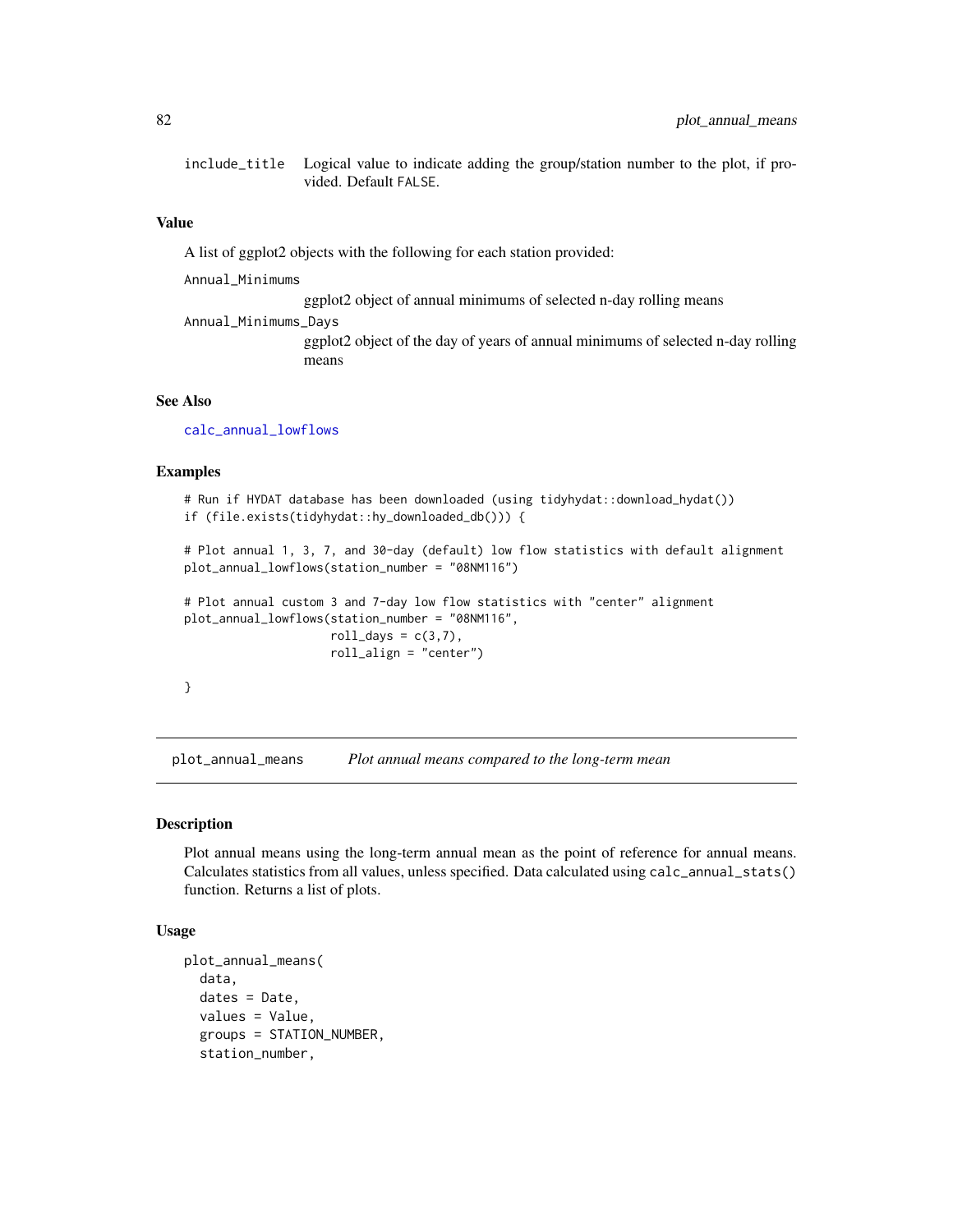include_title    Logical value to indicate adding the group/station number to the plot, if provided. Default FALSE.

## Value

A list of ggplot2 objects with the following for each station provided:

Annual_Minimums
: ggplot2 object of annual minimums of selected n-day rolling means

Annual_Minimums_Days
: ggplot2 object of the day of years of annual minimums of selected n-day rolling means

## See Also

calc_annual_lowflows

## Examples

```
# Run if HYDAT database has been downloaded (using tidyhydat::download_hydat())
if (file.exists(tidyhydat::hy_downloaded_db())) {

# Plot annual 1, 3, 7, and 30-day (default) low flow statistics with default alignment
plot_annual_lowflows(station_number = "08NM116")

# Plot annual custom 3 and 7-day low flow statistics with "center" alignment
plot_annual_lowflows(station_number = "08NM116",
                     roll_days = c(3,7),
                     roll_align = "center")

}
```

---

# plot_annual_means    *Plot annual means compared to the long-term mean*

## Description

Plot annual means using the long-term annual mean as the point of reference for annual means. Calculates statistics from all values, unless specified. Data calculated using calc_annual_stats() function. Returns a list of plots.

## Usage

```
plot_annual_means(
  data,
  dates = Date,
  values = Value,
  groups = STATION_NUMBER,
  station_number,
```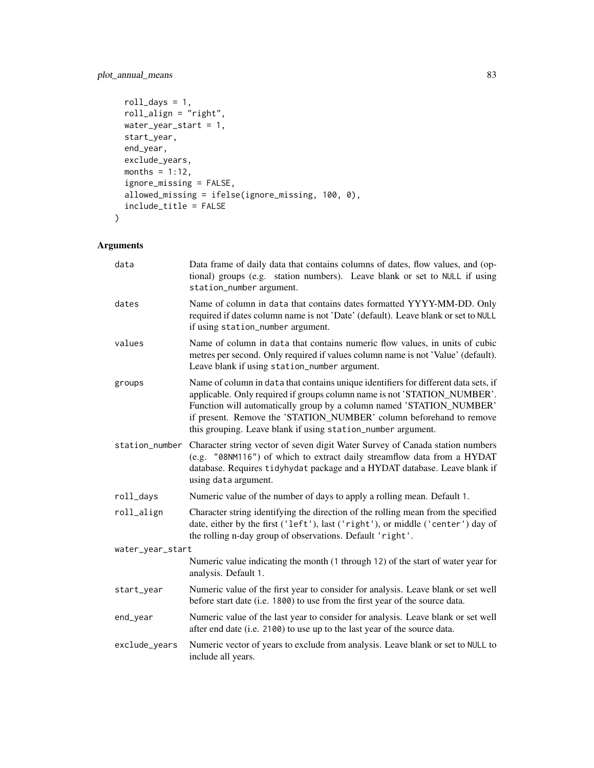```
  roll_days = 1,
  roll_align = "right",
  water_year_start = 1,
  start_year,
  end_year,
  exclude_years,
  months = 1:12,
  ignore_missing = FALSE,
  allowed_missing = ifelse(ignore_missing, 100, 0),
  include_title = FALSE
)
```

## Arguments

| | |
|---|---|
| data | Data frame of daily data that contains columns of dates, flow values, and (optional) groups (e.g. station numbers). Leave blank or set to NULL if using station_number argument. |
| dates | Name of column in data that contains dates formatted YYYY-MM-DD. Only required if dates column name is not 'Date' (default). Leave blank or set to NULL if using station_number argument. |
| values | Name of column in data that contains numeric flow values, in units of cubic metres per second. Only required if values column name is not 'Value' (default). Leave blank if using station_number argument. |
| groups | Name of column in data that contains unique identifiers for different data sets, if applicable. Only required if groups column name is not 'STATION_NUMBER'. Function will automatically group by a column named 'STATION_NUMBER' if present. Remove the 'STATION_NUMBER' column beforehand to remove this grouping. Leave blank if using station_number argument. |
| station_number | Character string vector of seven digit Water Survey of Canada station numbers (e.g. "08NM116") of which to extract daily streamflow data from a HYDAT database. Requires tidyhydat package and a HYDAT database. Leave blank if using data argument. |
| roll_days | Numeric value of the number of days to apply a rolling mean. Default 1. |
| roll_align | Character string identifying the direction of the rolling mean from the specified date, either by the first ('left'), last ('right'), or middle ('center') day of the rolling n-day group of observations. Default 'right'. |
| water_year_start | Numeric value indicating the month (1 through 12) of the start of water year for analysis. Default 1. |
| start_year | Numeric value of the first year to consider for analysis. Leave blank or set well before start date (i.e. 1800) to use from the first year of the source data. |
| end_year | Numeric value of the last year to consider for analysis. Leave blank or set well after end date (i.e. 2100) to use up to the last year of the source data. |
| exclude_years | Numeric vector of years to exclude from analysis. Leave blank or set to NULL to include all years. |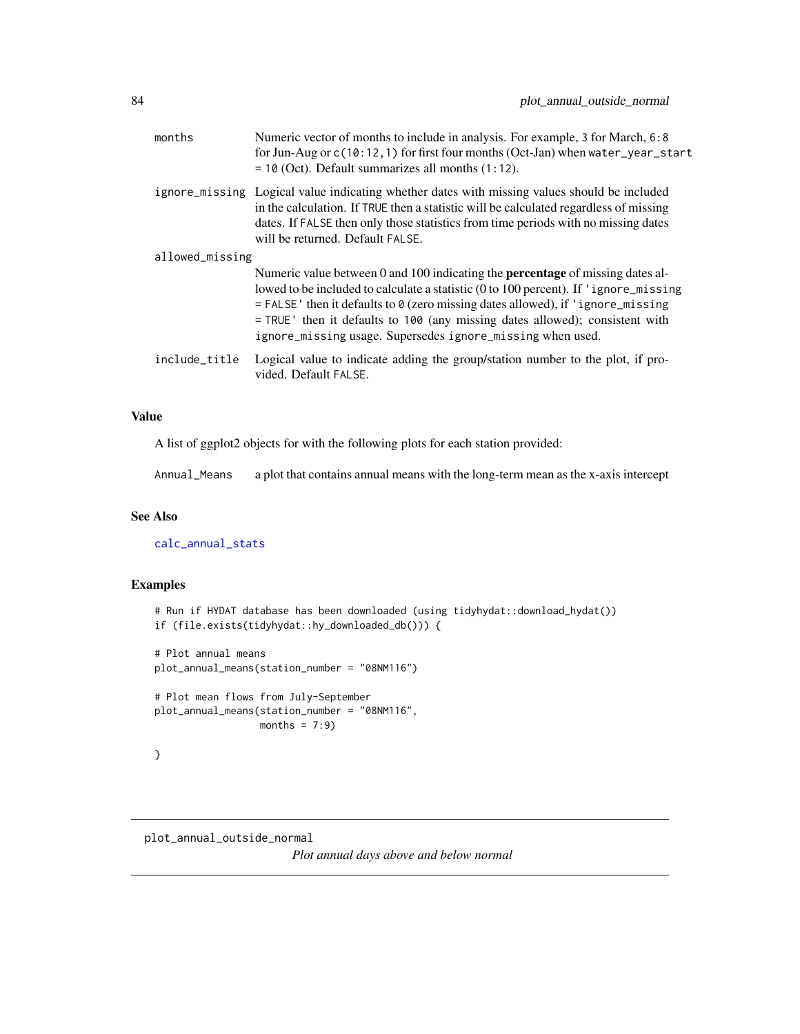months
: Numeric vector of months to include in analysis. For example, `3` for March, `6:8` for Jun-Aug or `c(10:12,1)` for first four months (Oct-Jan) when `water_year_start = 10` (Oct). Default summarizes all months (`1:12`).

ignore_missing
: Logical value indicating whether dates with missing values should be included in the calculation. If `TRUE` then a statistic will be calculated regardless of missing dates. If `FALSE` then only those statistics from time periods with no missing dates will be returned. Default `FALSE`.

allowed_missing
: Numeric value between 0 and 100 indicating the **percentage** of missing dates allowed to be included to calculate a statistic (0 to 100 percent). If `'ignore_missing = FALSE'` then it defaults to `0` (zero missing dates allowed), if `'ignore_missing = TRUE'` then it defaults to `100` (any missing dates allowed); consistent with `ignore_missing` usage. Supersedes `ignore_missing` when used.

include_title
: Logical value to indicate adding the group/station number to the plot, if provided. Default `FALSE`.

### Value

A list of ggplot2 objects for with the following plots for each station provided:

Annual_Means
: a plot that contains annual means with the long-term mean as the x-axis intercept

### See Also

calc_annual_stats

### Examples

```
# Run if HYDAT database has been downloaded (using tidyhydat::download_hydat())
if (file.exists(tidyhydat::hy_downloaded_db())) {

# Plot annual means
plot_annual_means(station_number = "08NM116")

# Plot mean flows from July-September
plot_annual_means(station_number = "08NM116",
                  months = 7:9)

}
```

---

## plot_annual_outside_normal

*Plot annual days above and below normal*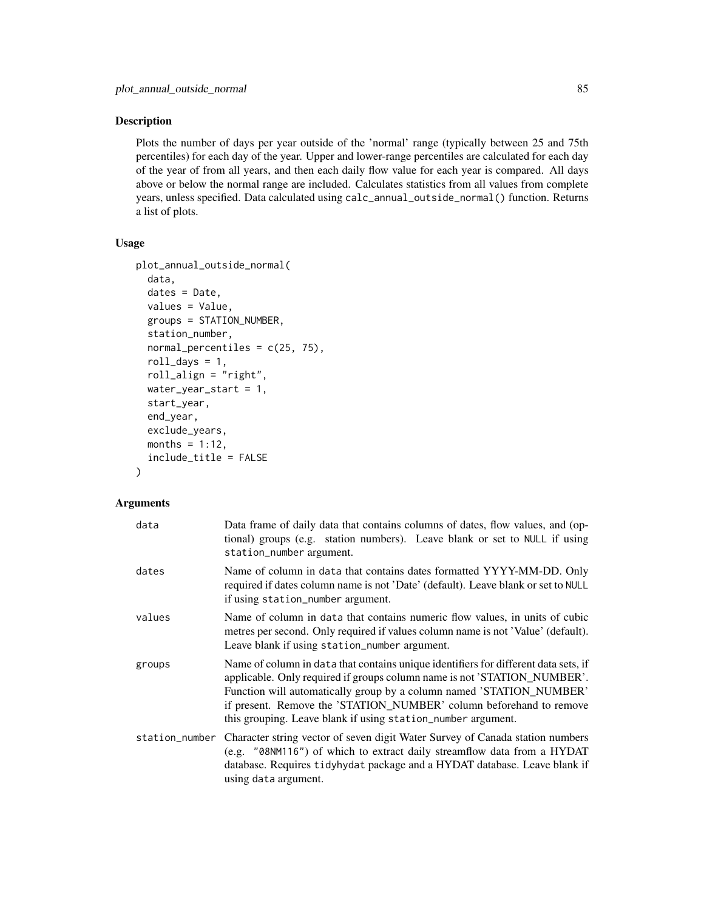## Description

Plots the number of days per year outside of the 'normal' range (typically between 25 and 75th percentiles) for each day of the year. Upper and lower-range percentiles are calculated for each day of the year of from all years, and then each daily flow value for each year is compared. All days above or below the normal range are included. Calculates statistics from all values from complete years, unless specified. Data calculated using `calc_annual_outside_normal()` function. Returns a list of plots.

## Usage

```
plot_annual_outside_normal(
  data,
  dates = Date,
  values = Value,
  groups = STATION_NUMBER,
  station_number,
  normal_percentiles = c(25, 75),
  roll_days = 1,
  roll_align = "right",
  water_year_start = 1,
  start_year,
  end_year,
  exclude_years,
  months = 1:12,
  include_title = FALSE
)
```

## Arguments

| | |
|---|---|
| data | Data frame of daily data that contains columns of dates, flow values, and (optional) groups (e.g. station numbers). Leave blank or set to NULL if using station_number argument. |
| dates | Name of column in data that contains dates formatted YYYY-MM-DD. Only required if dates column name is not 'Date' (default). Leave blank or set to NULL if using station_number argument. |
| values | Name of column in data that contains numeric flow values, in units of cubic metres per second. Only required if values column name is not 'Value' (default). Leave blank if using station_number argument. |
| groups | Name of column in data that contains unique identifiers for different data sets, if applicable. Only required if groups column name is not 'STATION_NUMBER'. Function will automatically group by a column named 'STATION_NUMBER' if present. Remove the 'STATION_NUMBER' column beforehand to remove this grouping. Leave blank if using station_number argument. |
| station_number | Character string vector of seven digit Water Survey of Canada station numbers (e.g. "08NM116") of which to extract daily streamflow data from a HYDAT database. Requires tidyhydat package and a HYDAT database. Leave blank if using data argument. |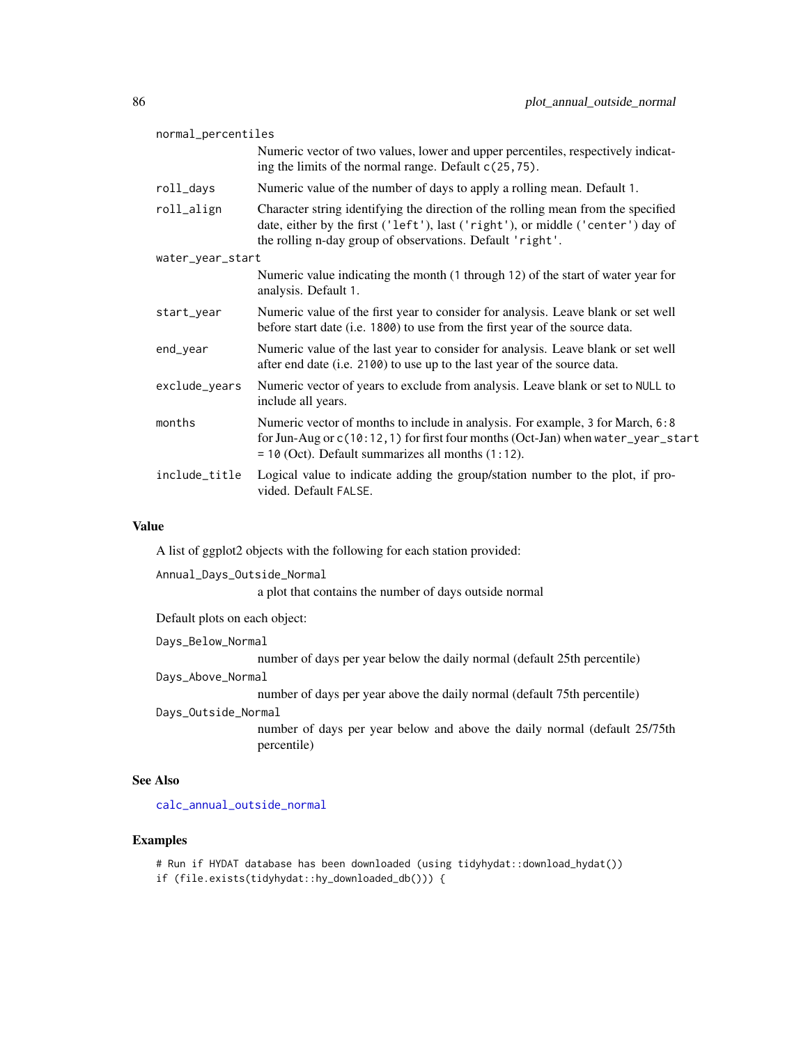normal_percentiles
: Numeric vector of two values, lower and upper percentiles, respectively indicating the limits of the normal range. Default `c(25,75)`.

roll_days
: Numeric value of the number of days to apply a rolling mean. Default `1`.

roll_align
: Character string identifying the direction of the rolling mean from the specified date, either by the first (`'left'`), last (`'right'`), or middle (`'center'`) day of the rolling n-day group of observations. Default `'right'`.

water_year_start
: Numeric value indicating the month (`1` through `12`) of the start of water year for analysis. Default `1`.

start_year
: Numeric value of the first year to consider for analysis. Leave blank or set well before start date (i.e. `1800`) to use from the first year of the source data.

end_year
: Numeric value of the last year to consider for analysis. Leave blank or set well after end date (i.e. `2100`) to use up to the last year of the source data.

exclude_years
: Numeric vector of years to exclude from analysis. Leave blank or set to `NULL` to include all years.

months
: Numeric vector of months to include in analysis. For example, `3` for March, `6:8` for Jun-Aug or `c(10:12,1)` for first four months (Oct-Jan) when `water_year_start = 10` (Oct). Default summarizes all months (`1:12`).

include_title
: Logical value to indicate adding the group/station number to the plot, if provided. Default `FALSE`.

## Value

A list of ggplot2 objects with the following for each station provided:

Annual_Days_Outside_Normal
: a plot that contains the number of days outside normal

Default plots on each object:

Days_Below_Normal
: number of days per year below the daily normal (default 25th percentile)

Days_Above_Normal
: number of days per year above the daily normal (default 75th percentile)

Days_Outside_Normal
: number of days per year below and above the daily normal (default 25/75th percentile)

## See Also

calc_annual_outside_normal

## Examples

```
# Run if HYDAT database has been downloaded (using tidyhydat::download_hydat())
if (file.exists(tidyhydat::hy_downloaded_db())) {
```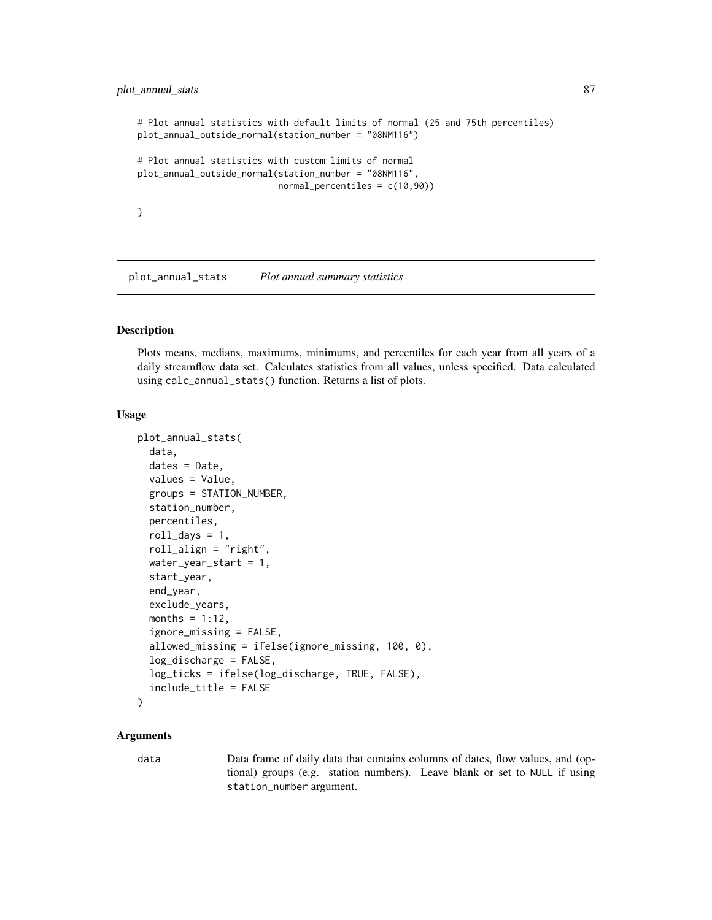```
# Plot annual statistics with default limits of normal (25 and 75th percentiles)
plot_annual_outside_normal(station_number = "08NM116")

# Plot annual statistics with custom limits of normal
plot_annual_outside_normal(station_number = "08NM116",
                           normal_percentiles = c(10,90))

}
```

---

## plot_annual_stats    *Plot annual summary statistics*

---

### Description

Plots means, medians, maximums, minimums, and percentiles for each year from all years of a daily streamflow data set. Calculates statistics from all values, unless specified. Data calculated using `calc_annual_stats()` function. Returns a list of plots.

### Usage

```
plot_annual_stats(
  data,
  dates = Date,
  values = Value,
  groups = STATION_NUMBER,
  station_number,
  percentiles,
  roll_days = 1,
  roll_align = "right",
  water_year_start = 1,
  start_year,
  end_year,
  exclude_years,
  months = 1:12,
  ignore_missing = FALSE,
  allowed_missing = ifelse(ignore_missing, 100, 0),
  log_discharge = FALSE,
  log_ticks = ifelse(log_discharge, TRUE, FALSE),
  include_title = FALSE
)
```

### Arguments

| | |
|---|---|
| `data` | Data frame of daily data that contains columns of dates, flow values, and (optional) groups (e.g. station numbers). Leave blank or set to `NULL` if using `station_number` argument. |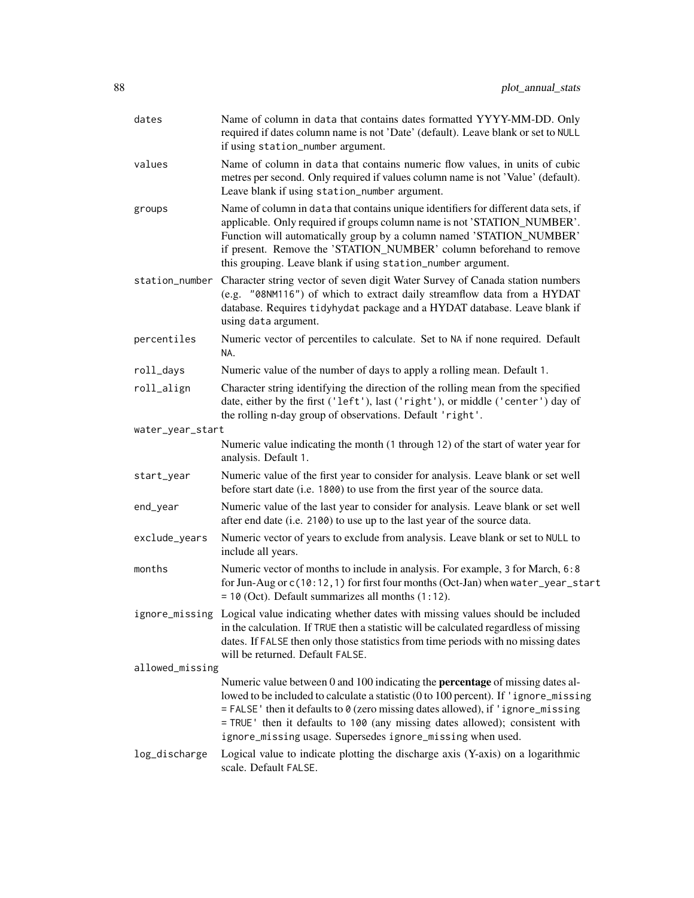| | |
|---|---|
| dates | Name of column in data that contains dates formatted YYYY-MM-DD. Only required if dates column name is not 'Date' (default). Leave blank or set to NULL if using station_number argument. |
| values | Name of column in data that contains numeric flow values, in units of cubic metres per second. Only required if values column name is not 'Value' (default). Leave blank if using station_number argument. |
| groups | Name of column in data that contains unique identifiers for different data sets, if applicable. Only required if groups column name is not 'STATION_NUMBER'. Function will automatically group by a column named 'STATION_NUMBER' if present. Remove the 'STATION_NUMBER' column beforehand to remove this grouping. Leave blank if using station_number argument. |
| station_number | Character string vector of seven digit Water Survey of Canada station numbers (e.g. "08NM116") of which to extract daily streamflow data from a HYDAT database. Requires tidyhydat package and a HYDAT database. Leave blank if using data argument. |
| percentiles | Numeric vector of percentiles to calculate. Set to NA if none required. Default NA. |
| roll_days | Numeric value of the number of days to apply a rolling mean. Default 1. |
| roll_align | Character string identifying the direction of the rolling mean from the specified date, either by the first ('left'), last ('right'), or middle ('center') day of the rolling n-day group of observations. Default 'right'. |
| water_year_start | Numeric value indicating the month (1 through 12) of the start of water year for analysis. Default 1. |
| start_year | Numeric value of the first year to consider for analysis. Leave blank or set well before start date (i.e. 1800) to use from the first year of the source data. |
| end_year | Numeric value of the last year to consider for analysis. Leave blank or set well after end date (i.e. 2100) to use up to the last year of the source data. |
| exclude_years | Numeric vector of years to exclude from analysis. Leave blank or set to NULL to include all years. |
| months | Numeric vector of months to include in analysis. For example, 3 for March, 6:8 for Jun-Aug or c(10:12,1) for first four months (Oct-Jan) when water_year_start = 10 (Oct). Default summarizes all months (1:12). |
| ignore_missing | Logical value indicating whether dates with missing values should be included in the calculation. If TRUE then a statistic will be calculated regardless of missing dates. If FALSE then only those statistics from time periods with no missing dates will be returned. Default FALSE. |
| allowed_missing | Numeric value between 0 and 100 indicating the **percentage** of missing dates allowed to be included to calculate a statistic (0 to 100 percent). If 'ignore_missing = FALSE' then it defaults to 0 (zero missing dates allowed), if 'ignore_missing = TRUE' then it defaults to 100 (any missing dates allowed); consistent with ignore_missing usage. Supersedes ignore_missing when used. |
| log_discharge | Logical value to indicate plotting the discharge axis (Y-axis) on a logarithmic scale. Default FALSE. |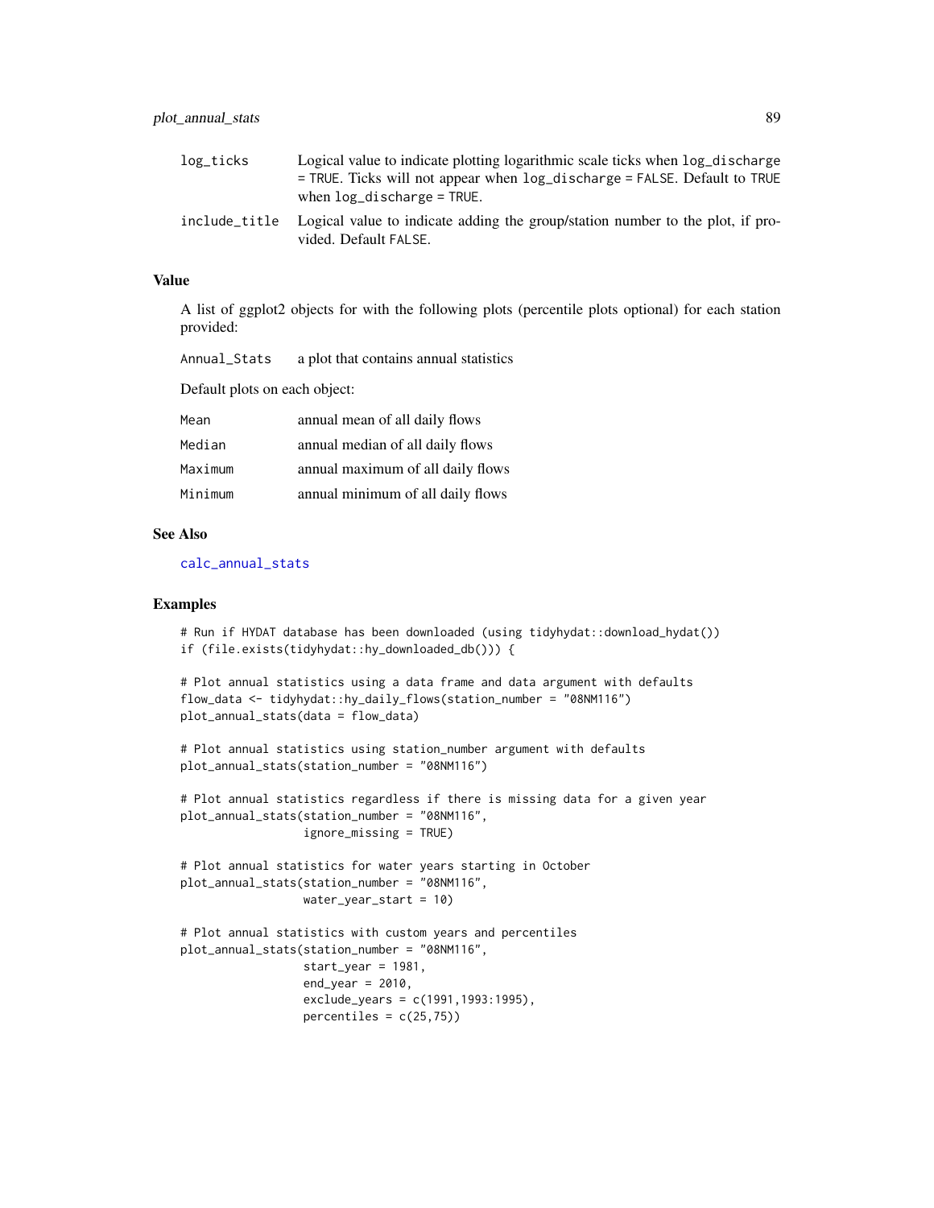| | |
|---|---|
| log_ticks | Logical value to indicate plotting logarithmic scale ticks when log_discharge = TRUE. Ticks will not appear when log_discharge = FALSE. Default to TRUE when log_discharge = TRUE. |
| include_title | Logical value to indicate adding the group/station number to the plot, if provided. Default FALSE. |

## Value

A list of ggplot2 objects for with the following plots (percentile plots optional) for each station provided:

| | |
|---|---|
| Annual_Stats | a plot that contains annual statistics |

Default plots on each object:

| | |
|---|---|
| Mean | annual mean of all daily flows |
| Median | annual median of all daily flows |
| Maximum | annual maximum of all daily flows |
| Minimum | annual minimum of all daily flows |

## See Also

calc_annual_stats

## Examples

```
# Run if HYDAT database has been downloaded (using tidyhydat::download_hydat())
if (file.exists(tidyhydat::hy_downloaded_db())) {

# Plot annual statistics using a data frame and data argument with defaults
flow_data <- tidyhydat::hy_daily_flows(station_number = "08NM116")
plot_annual_stats(data = flow_data)

# Plot annual statistics using station_number argument with defaults
plot_annual_stats(station_number = "08NM116")

# Plot annual statistics regardless if there is missing data for a given year
plot_annual_stats(station_number = "08NM116",
                  ignore_missing = TRUE)

# Plot annual statistics for water years starting in October
plot_annual_stats(station_number = "08NM116",
                  water_year_start = 10)

# Plot annual statistics with custom years and percentiles
plot_annual_stats(station_number = "08NM116",
                  start_year = 1981,
                  end_year = 2010,
                  exclude_years = c(1991,1993:1995),
                  percentiles = c(25,75))
```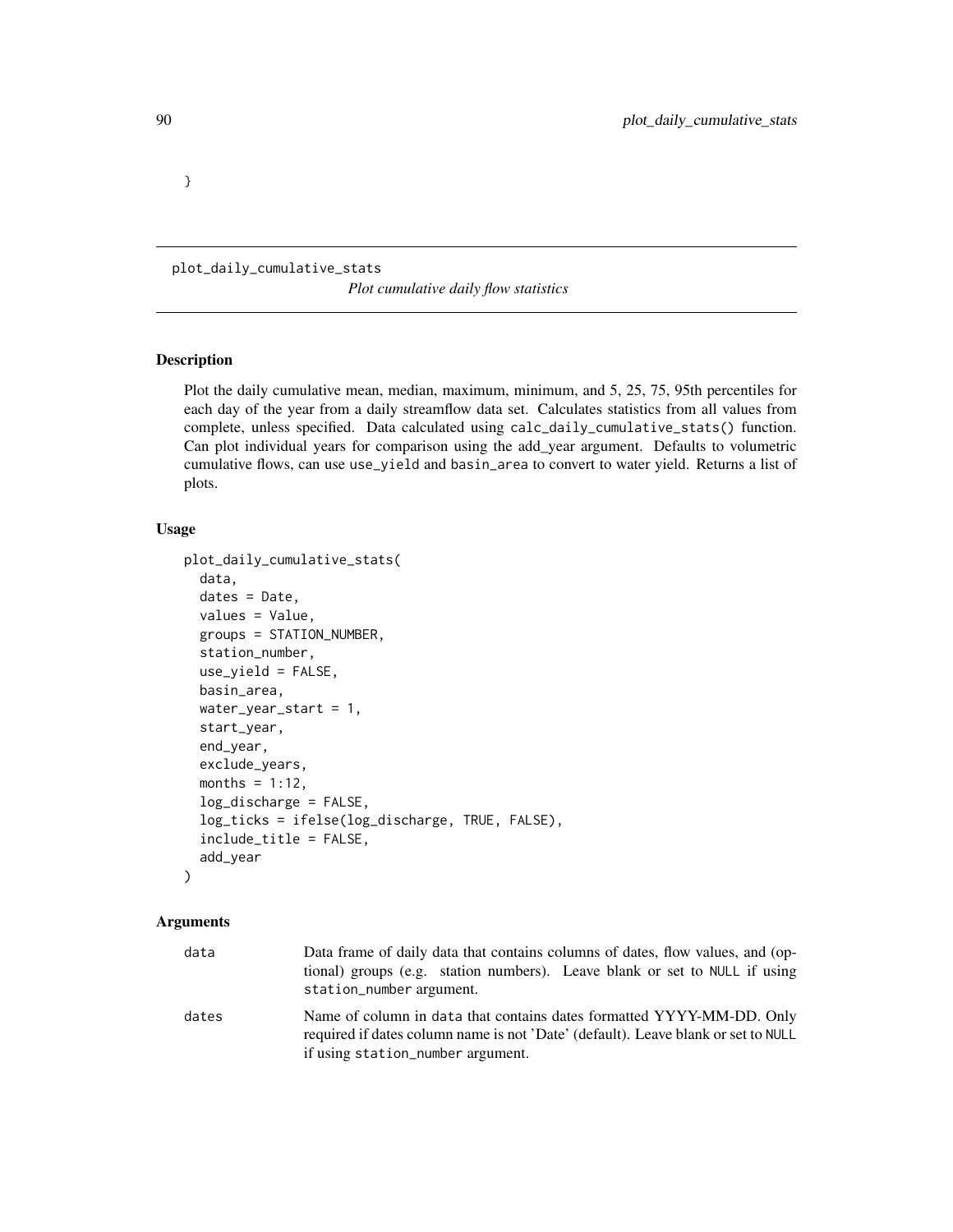```
}
```

---

plot_daily_cumulative_stats

*Plot cumulative daily flow statistics*

---

## Description

Plot the daily cumulative mean, median, maximum, minimum, and 5, 25, 75, 95th percentiles for each day of the year from a daily streamflow data set. Calculates statistics from all values from complete, unless specified. Data calculated using `calc_daily_cumulative_stats()` function. Can plot individual years for comparison using the add_year argument. Defaults to volumetric cumulative flows, can use `use_yield` and `basin_area` to convert to water yield. Returns a list of plots.

## Usage

```
plot_daily_cumulative_stats(
  data,
  dates = Date,
  values = Value,
  groups = STATION_NUMBER,
  station_number,
  use_yield = FALSE,
  basin_area,
  water_year_start = 1,
  start_year,
  end_year,
  exclude_years,
  months = 1:12,
  log_discharge = FALSE,
  log_ticks = ifelse(log_discharge, TRUE, FALSE),
  include_title = FALSE,
  add_year
)
```

## Arguments

| | |
|---|---|
| `data` | Data frame of daily data that contains columns of dates, flow values, and (optional) groups (e.g. station numbers). Leave blank or set to `NULL` if using `station_number` argument. |
| `dates` | Name of column in `data` that contains dates formatted YYYY-MM-DD. Only required if dates column name is not 'Date' (default). Leave blank or set to `NULL` if using `station_number` argument. |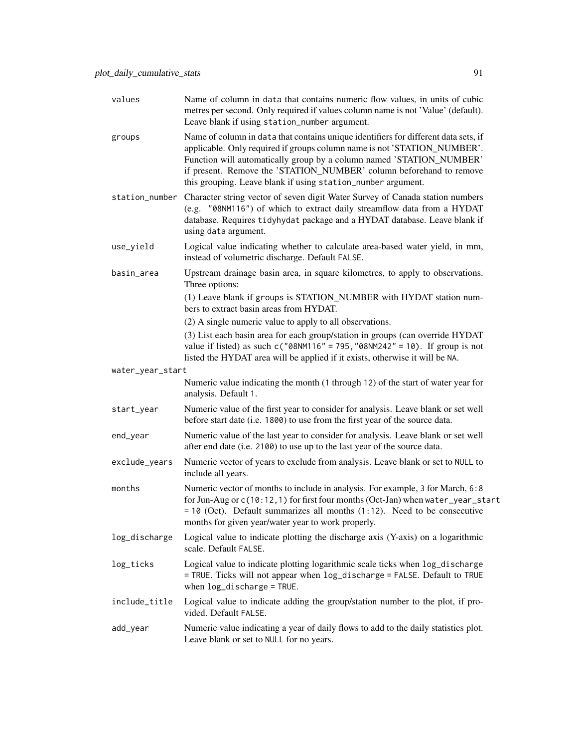| | |
|---|---|
| `values` | Name of column in `data` that contains numeric flow values, in units of cubic metres per second. Only required if values column name is not 'Value' (default). Leave blank if using `station_number` argument. |
| `groups` | Name of column in `data` that contains unique identifiers for different data sets, if applicable. Only required if groups column name is not 'STATION_NUMBER'. Function will automatically group by a column named 'STATION_NUMBER' if present. Remove the 'STATION_NUMBER' column beforehand to remove this grouping. Leave blank if using `station_number` argument. |
| `station_number` | Character string vector of seven digit Water Survey of Canada station numbers (e.g. `"08NM116"`) of which to extract daily streamflow data from a HYDAT database. Requires `tidyhydat` package and a HYDAT database. Leave blank if using `data` argument. |
| `use_yield` | Logical value indicating whether to calculate area-based water yield, in mm, instead of volumetric discharge. Default `FALSE`. |
| `basin_area` | Upstream drainage basin area, in square kilometres, to apply to observations. Three options:<br>(1) Leave blank if `groups` is STATION_NUMBER with HYDAT station numbers to extract basin areas from HYDAT.<br>(2) A single numeric value to apply to all observations.<br>(3) List each basin area for each group/station in groups (can override HYDAT value if listed) as such `c("08NM116" = 795, "08NM242" = 10)`. If group is not listed the HYDAT area will be applied if it exists, otherwise it will be `NA`. |
| `water_year_start` | Numeric value indicating the month (`1` through `12`) of the start of water year for analysis. Default `1`. |
| `start_year` | Numeric value of the first year to consider for analysis. Leave blank or set well before start date (i.e. `1800`) to use from the first year of the source data. |
| `end_year` | Numeric value of the last year to consider for analysis. Leave blank or set well after end date (i.e. `2100`) to use up to the last year of the source data. |
| `exclude_years` | Numeric vector of years to exclude from analysis. Leave blank or set to `NULL` to include all years. |
| `months` | Numeric vector of months to include in analysis. For example, `3` for March, `6:8` for Jun-Aug or `c(10:12,1)` for first four months (Oct-Jan) when `water_year_start = 10` (Oct). Default summarizes all months (`1:12`). Need to be consecutive months for given year/water year to work properly. |
| `log_discharge` | Logical value to indicate plotting the discharge axis (Y-axis) on a logarithmic scale. Default `FALSE`. |
| `log_ticks` | Logical value to indicate plotting logarithmic scale ticks when `log_discharge = TRUE`. Ticks will not appear when `log_discharge = FALSE`. Default to `TRUE` when `log_discharge = TRUE`. |
| `include_title` | Logical value to indicate adding the group/station number to the plot, if provided. Default `FALSE`. |
| `add_year` | Numeric value indicating a year of daily flows to add to the daily statistics plot. Leave blank or set to `NULL` for no years. |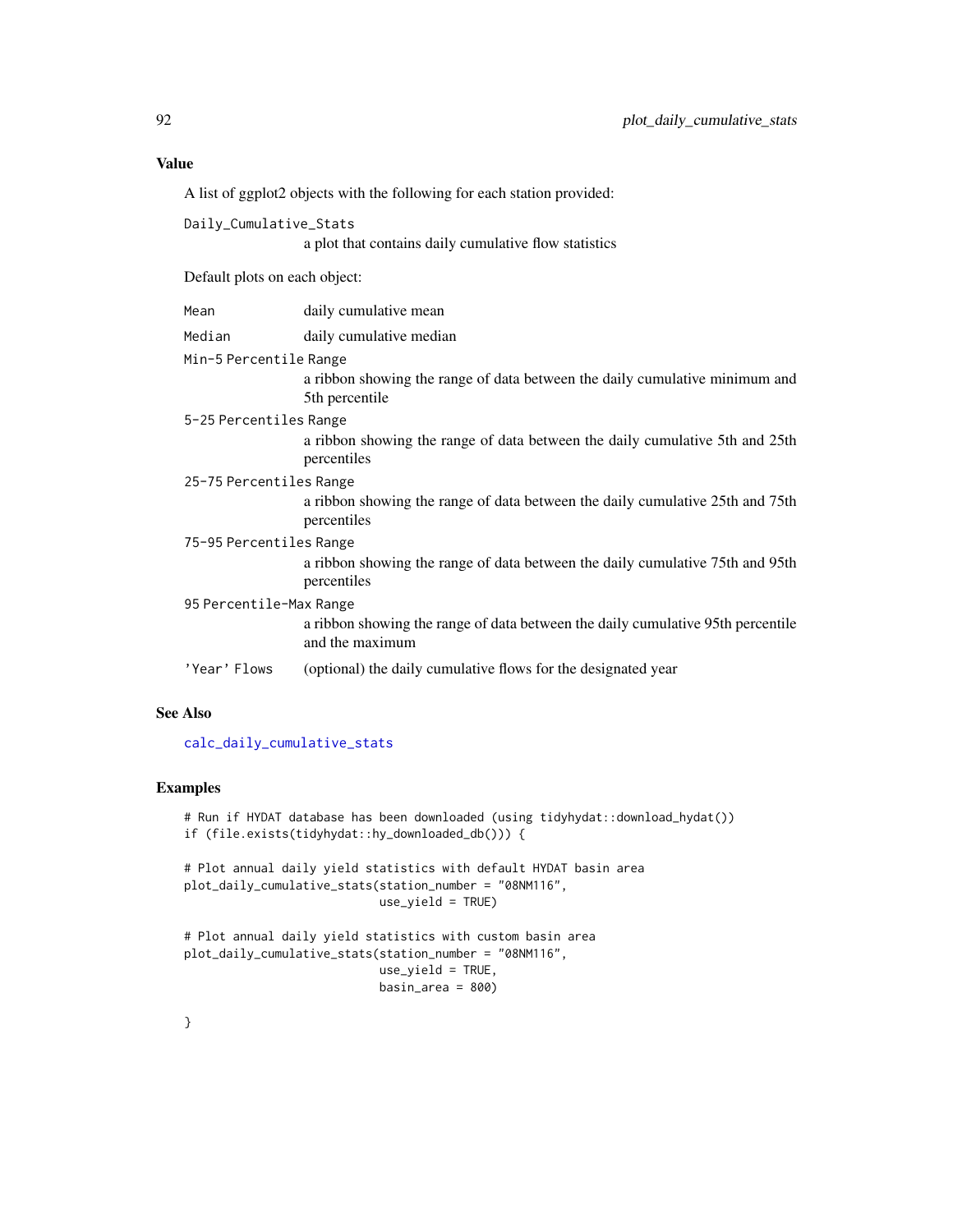## Value

A list of ggplot2 objects with the following for each station provided:

`Daily_Cumulative_Stats`
: a plot that contains daily cumulative flow statistics

Default plots on each object:

- `Mean` daily cumulative mean
- `Median` daily cumulative median
- `Min-5 Percentile Range` a ribbon showing the range of data between the daily cumulative minimum and 5th percentile
- `5-25 Percentiles Range` a ribbon showing the range of data between the daily cumulative 5th and 25th percentiles
- `25-75 Percentiles Range` a ribbon showing the range of data between the daily cumulative 25th and 75th percentiles
- `75-95 Percentiles Range` a ribbon showing the range of data between the daily cumulative 75th and 95th percentiles
- `95 Percentile-Max Range` a ribbon showing the range of data between the daily cumulative 95th percentile and the maximum
- `'Year' Flows` (optional) the daily cumulative flows for the designated year

## See Also

calc_daily_cumulative_stats

## Examples

```
# Run if HYDAT database has been downloaded (using tidyhydat::download_hydat())
if (file.exists(tidyhydat::hy_downloaded_db())) {

# Plot annual daily yield statistics with default HYDAT basin area
plot_daily_cumulative_stats(station_number = "08NM116",
                            use_yield = TRUE)

# Plot annual daily yield statistics with custom basin area
plot_daily_cumulative_stats(station_number = "08NM116",
                            use_yield = TRUE,
                            basin_area = 800)

}
```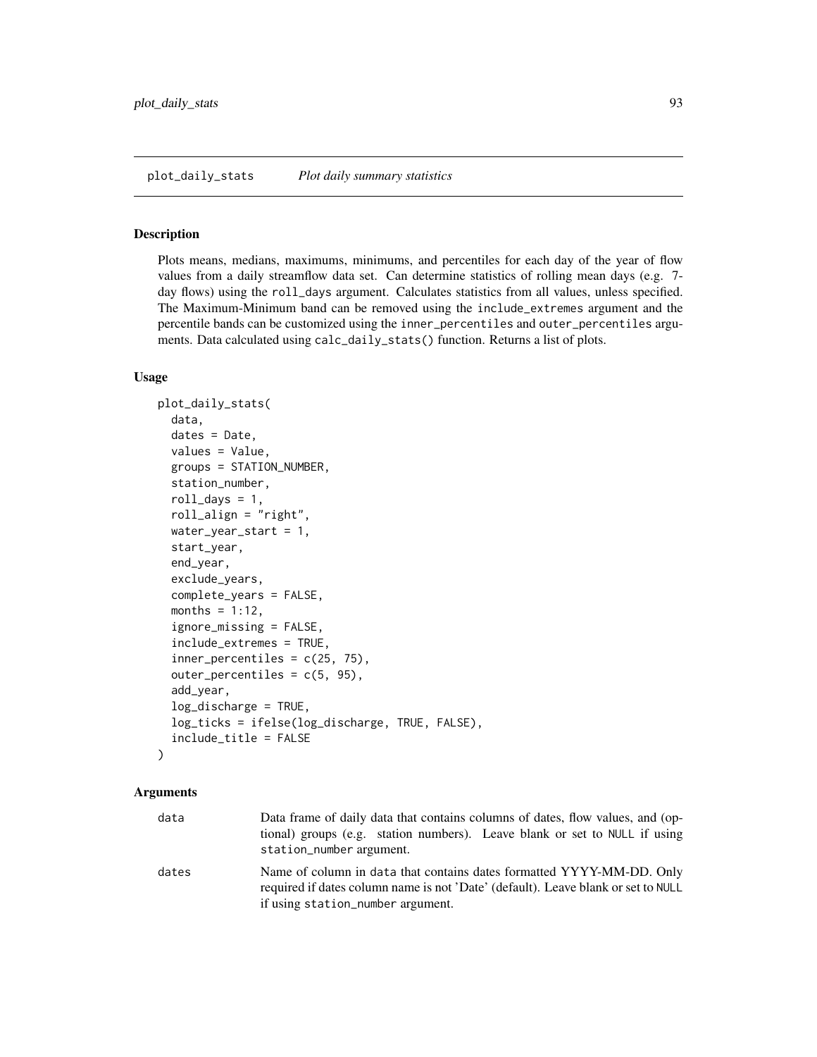plot_daily_stats *Plot daily summary statistics*

## Description

Plots means, medians, maximums, minimums, and percentiles for each day of the year of flow values from a daily streamflow data set. Can determine statistics of rolling mean days (e.g. 7-day flows) using the `roll_days` argument. Calculates statistics from all values, unless specified. The Maximum-Minimum band can be removed using the `include_extremes` argument and the percentile bands can be customized using the `inner_percentiles` and `outer_percentiles` arguments. Data calculated using `calc_daily_stats()` function. Returns a list of plots.

## Usage

```
plot_daily_stats(
  data,
  dates = Date,
  values = Value,
  groups = STATION_NUMBER,
  station_number,
  roll_days = 1,
  roll_align = "right",
  water_year_start = 1,
  start_year,
  end_year,
  exclude_years,
  complete_years = FALSE,
  months = 1:12,
  ignore_missing = FALSE,
  include_extremes = TRUE,
  inner_percentiles = c(25, 75),
  outer_percentiles = c(5, 95),
  add_year,
  log_discharge = TRUE,
  log_ticks = ifelse(log_discharge, TRUE, FALSE),
  include_title = FALSE
)
```

## Arguments

| | |
|---|---|
| `data` | Data frame of daily data that contains columns of dates, flow values, and (optional) groups (e.g. station numbers). Leave blank or set to `NULL` if using `station_number` argument. |
| `dates` | Name of column in `data` that contains dates formatted YYYY-MM-DD. Only required if dates column name is not 'Date' (default). Leave blank or set to `NULL` if using `station_number` argument. |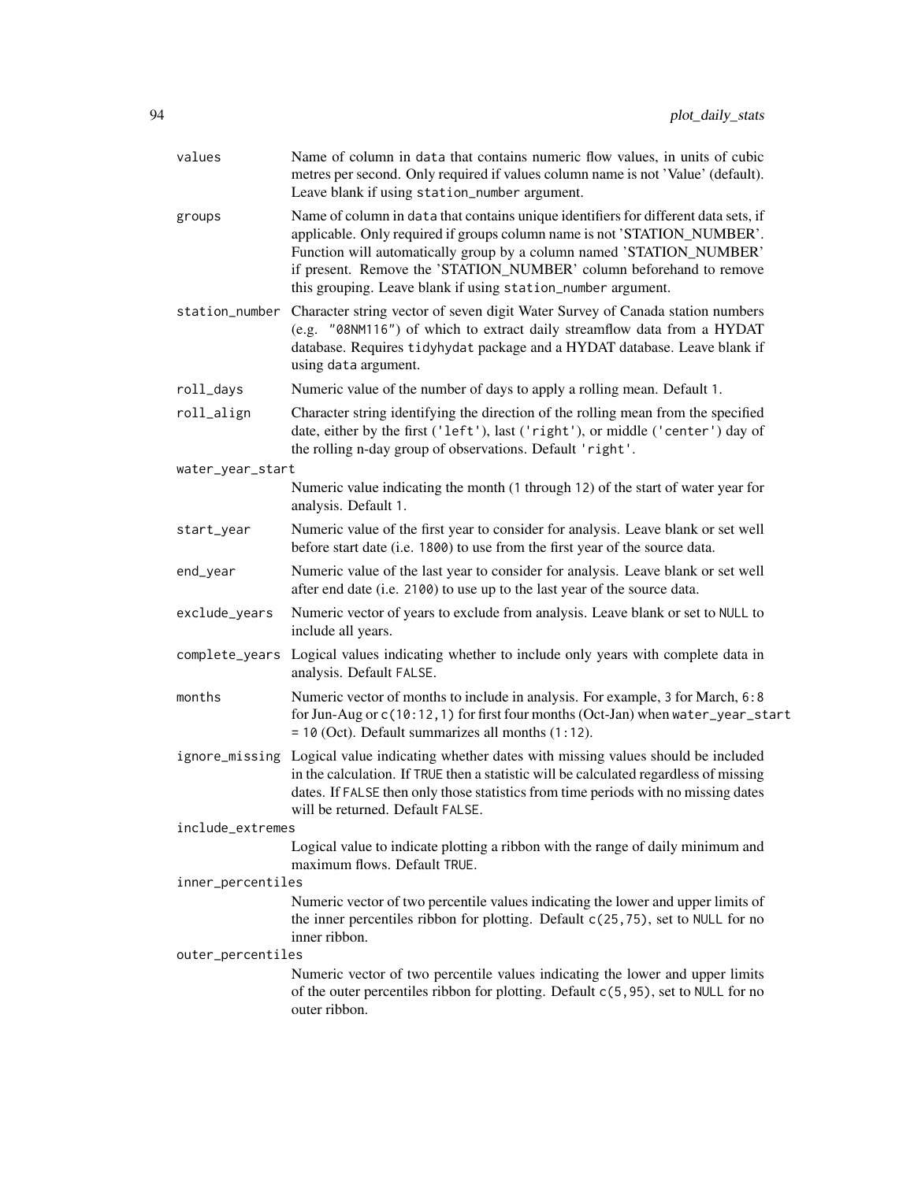| | |
|---|---|
| `values` | Name of column in `data` that contains numeric flow values, in units of cubic metres per second. Only required if values column name is not 'Value' (default). Leave blank if using `station_number` argument. |
| `groups` | Name of column in `data` that contains unique identifiers for different data sets, if applicable. Only required if groups column name is not 'STATION_NUMBER'. Function will automatically group by a column named 'STATION_NUMBER' if present. Remove the 'STATION_NUMBER' column beforehand to remove this grouping. Leave blank if using `station_number` argument. |
| `station_number` | Character string vector of seven digit Water Survey of Canada station numbers (e.g. `"08NM116"`) of which to extract daily streamflow data from a HYDAT database. Requires `tidyhydat` package and a HYDAT database. Leave blank if using `data` argument. |
| `roll_days` | Numeric value of the number of days to apply a rolling mean. Default `1`. |
| `roll_align` | Character string identifying the direction of the rolling mean from the specified date, either by the first (`'left'`), last (`'right'`), or middle (`'center'`) day of the rolling n-day group of observations. Default `'right'`. |
| `water_year_start` | Numeric value indicating the month (`1` through `12`) of the start of water year for analysis. Default `1`. |
| `start_year` | Numeric value of the first year to consider for analysis. Leave blank or set well before start date (i.e. `1800`) to use from the first year of the source data. |
| `end_year` | Numeric value of the last year to consider for analysis. Leave blank or set well after end date (i.e. `2100`) to use up to the last year of the source data. |
| `exclude_years` | Numeric vector of years to exclude from analysis. Leave blank or set to `NULL` to include all years. |
| `complete_years` | Logical values indicating whether to include only years with complete data in analysis. Default `FALSE`. |
| `months` | Numeric vector of months to include in analysis. For example, `3` for March, `6:8` for Jun-Aug or `c(10:12,1)` for first four months (Oct-Jan) when `water_year_start = 10` (Oct). Default summarizes all months (`1:12`). |
| `ignore_missing` | Logical value indicating whether dates with missing values should be included in the calculation. If `TRUE` then a statistic will be calculated regardless of missing dates. If `FALSE` then only those statistics from time periods with no missing dates will be returned. Default `FALSE`. |
| `include_extremes` | Logical value to indicate plotting a ribbon with the range of daily minimum and maximum flows. Default `TRUE`. |
| `inner_percentiles` | Numeric vector of two percentile values indicating the lower and upper limits of the inner percentiles ribbon for plotting. Default `c(25,75)`, set to `NULL` for no inner ribbon. |
| `outer_percentiles` | Numeric vector of two percentile values indicating the lower and upper limits of the outer percentiles ribbon for plotting. Default `c(5,95)`, set to `NULL` for no outer ribbon. |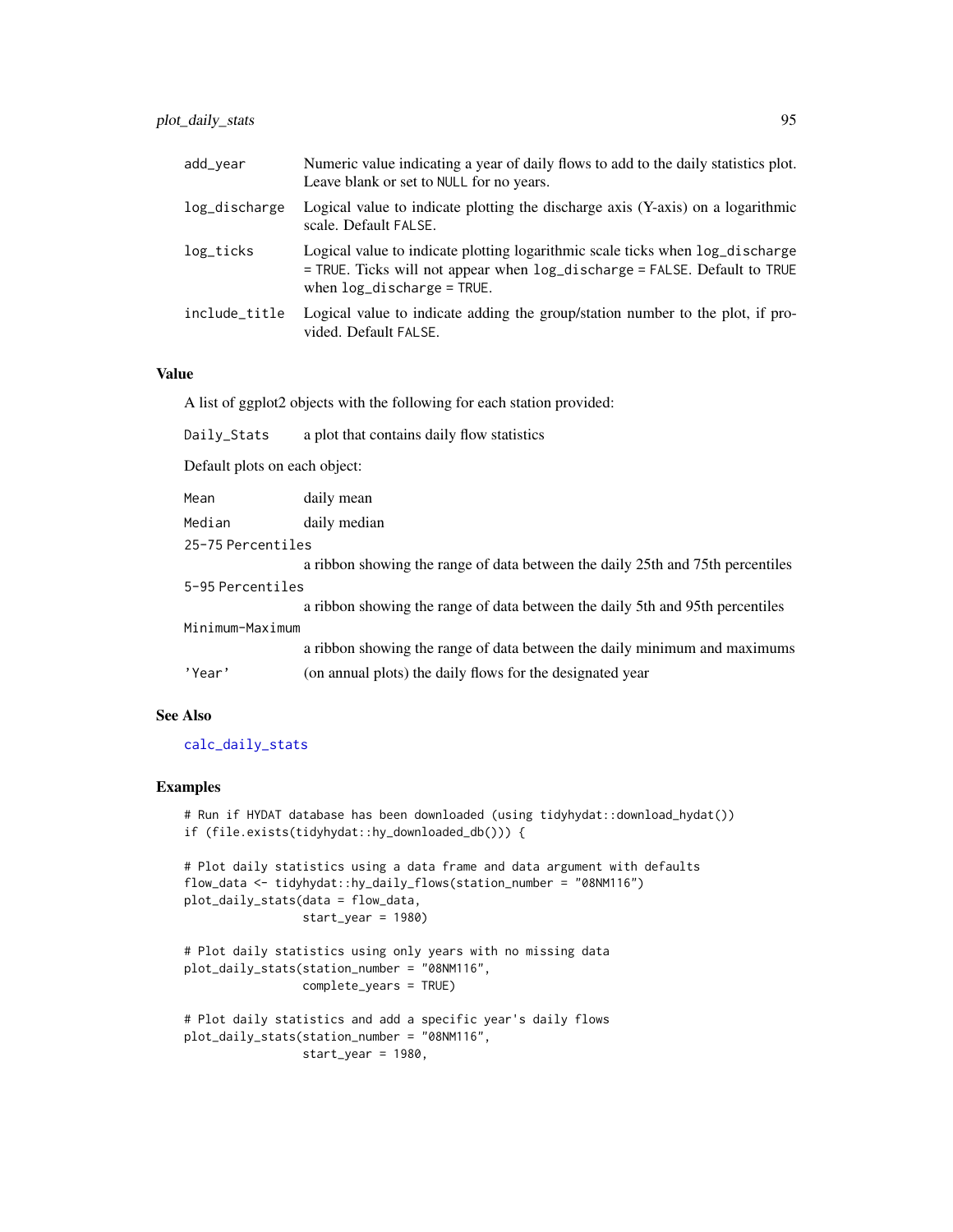| | |
|---|---|
| add_year | Numeric value indicating a year of daily flows to add to the daily statistics plot. Leave blank or set to NULL for no years. |
| log_discharge | Logical value to indicate plotting the discharge axis (Y-axis) on a logarithmic scale. Default FALSE. |
| log_ticks | Logical value to indicate plotting logarithmic scale ticks when log_discharge = TRUE. Ticks will not appear when log_discharge = FALSE. Default to TRUE when log_discharge = TRUE. |
| include_title | Logical value to indicate adding the group/station number to the plot, if provided. Default FALSE. |

### Value

A list of ggplot2 objects with the following for each station provided:

| | |
|---|---|
| Daily_Stats | a plot that contains daily flow statistics |

Default plots on each object:

| | |
|---|---|
| Mean | daily mean |
| Median | daily median |
| 25-75 Percentiles | a ribbon showing the range of data between the daily 25th and 75th percentiles |
| 5-95 Percentiles | a ribbon showing the range of data between the daily 5th and 95th percentiles |
| Minimum-Maximum | a ribbon showing the range of data between the daily minimum and maximums |
| 'Year' | (on annual plots) the daily flows for the designated year |

### See Also

calc_daily_stats

### Examples

```
# Run if HYDAT database has been downloaded (using tidyhydat::download_hydat())
if (file.exists(tidyhydat::hy_downloaded_db())) {

# Plot daily statistics using a data frame and data argument with defaults
flow_data <- tidyhydat::hy_daily_flows(station_number = "08NM116")
plot_daily_stats(data = flow_data,
                 start_year = 1980)

# Plot daily statistics using only years with no missing data
plot_daily_stats(station_number = "08NM116",
                 complete_years = TRUE)

# Plot daily statistics and add a specific year's daily flows
plot_daily_stats(station_number = "08NM116",
                 start_year = 1980,
```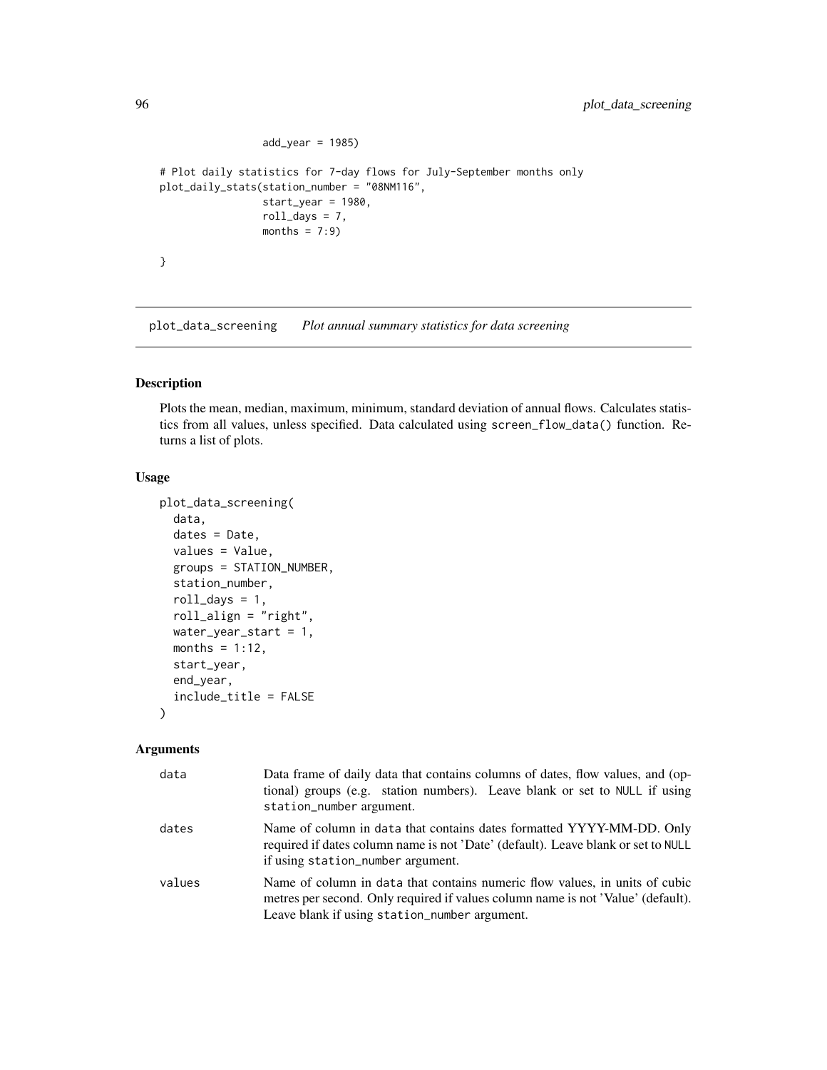```
                add_year = 1985)

# Plot daily statistics for 7-day flows for July-September months only
plot_daily_stats(station_number = "08NM116",
                 start_year = 1980,
                 roll_days = 7,
                 months = 7:9)

}
```

## plot_data_screening    *Plot annual summary statistics for data screening*

### Description

Plots the mean, median, maximum, minimum, standard deviation of annual flows. Calculates statistics from all values, unless specified. Data calculated using screen_flow_data() function. Returns a list of plots.

### Usage

```
plot_data_screening(
  data,
  dates = Date,
  values = Value,
  groups = STATION_NUMBER,
  station_number,
  roll_days = 1,
  roll_align = "right",
  water_year_start = 1,
  months = 1:12,
  start_year,
  end_year,
  include_title = FALSE
)
```

### Arguments

| | |
|---|---|
| data | Data frame of daily data that contains columns of dates, flow values, and (optional) groups (e.g. station numbers). Leave blank or set to NULL if using station_number argument. |
| dates | Name of column in data that contains dates formatted YYYY-MM-DD. Only required if dates column name is not 'Date' (default). Leave blank or set to NULL if using station_number argument. |
| values | Name of column in data that contains numeric flow values, in units of cubic metres per second. Only required if values column name is not 'Value' (default). Leave blank if using station_number argument. |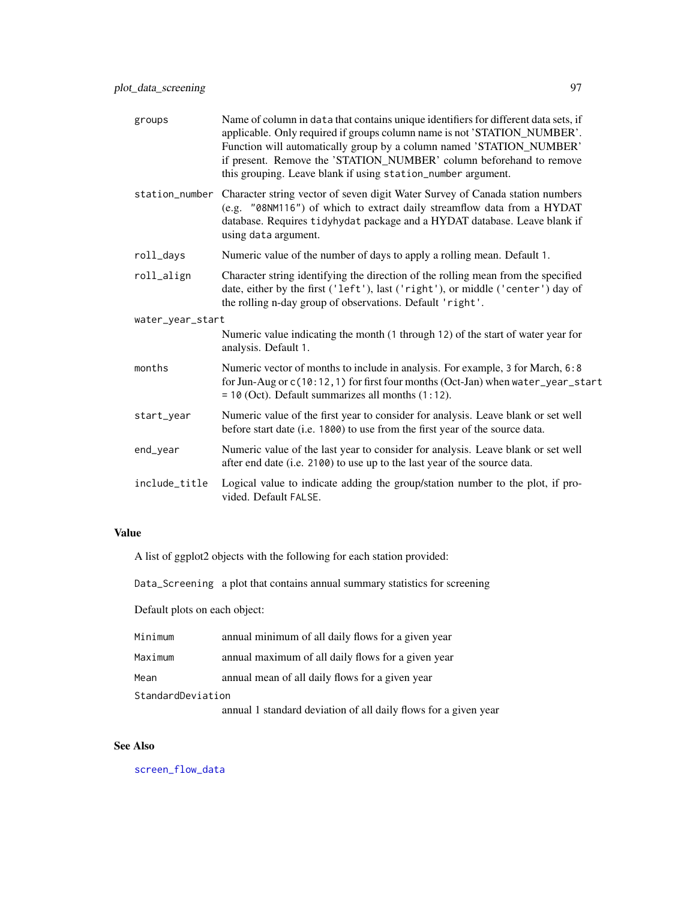| | |
|---|---|
| `groups` | Name of column in `data` that contains unique identifiers for different data sets, if applicable. Only required if groups column name is not 'STATION_NUMBER'. Function will automatically group by a column named 'STATION_NUMBER' if present. Remove the 'STATION_NUMBER' column beforehand to remove this grouping. Leave blank if using `station_number` argument. |
| `station_number` | Character string vector of seven digit Water Survey of Canada station numbers (e.g. `"08NM116"`) of which to extract daily streamflow data from a HYDAT database. Requires `tidyhydat` package and a HYDAT database. Leave blank if using `data` argument. |
| `roll_days` | Numeric value of the number of days to apply a rolling mean. Default `1`. |
| `roll_align` | Character string identifying the direction of the rolling mean from the specified date, either by the first (`'left'`), last (`'right'`), or middle (`'center'`) day of the rolling n-day group of observations. Default `'right'`. |
| `water_year_start` | Numeric value indicating the month (`1` through `12`) of the start of water year for analysis. Default `1`. |
| `months` | Numeric vector of months to include in analysis. For example, `3` for March, `6:8` for Jun-Aug or `c(10:12,1)` for first four months (Oct-Jan) when `water_year_start = 10` (Oct). Default summarizes all months (`1:12`). |
| `start_year` | Numeric value of the first year to consider for analysis. Leave blank or set well before start date (i.e. `1800`) to use from the first year of the source data. |
| `end_year` | Numeric value of the last year to consider for analysis. Leave blank or set well after end date (i.e. `2100`) to use up to the last year of the source data. |
| `include_title` | Logical value to indicate adding the group/station number to the plot, if provided. Default `FALSE`. |

## Value

A list of ggplot2 objects with the following for each station provided:

| | |
|---|---|
| `Data_Screening` | a plot that contains annual summary statistics for screening |

Default plots on each object:

| | |
|---|---|
| `Minimum` | annual minimum of all daily flows for a given year |
| `Maximum` | annual maximum of all daily flows for a given year |
| `Mean` | annual mean of all daily flows for a given year |
| `StandardDeviation` | annual 1 standard deviation of all daily flows for a given year |

## See Also

`screen_flow_data`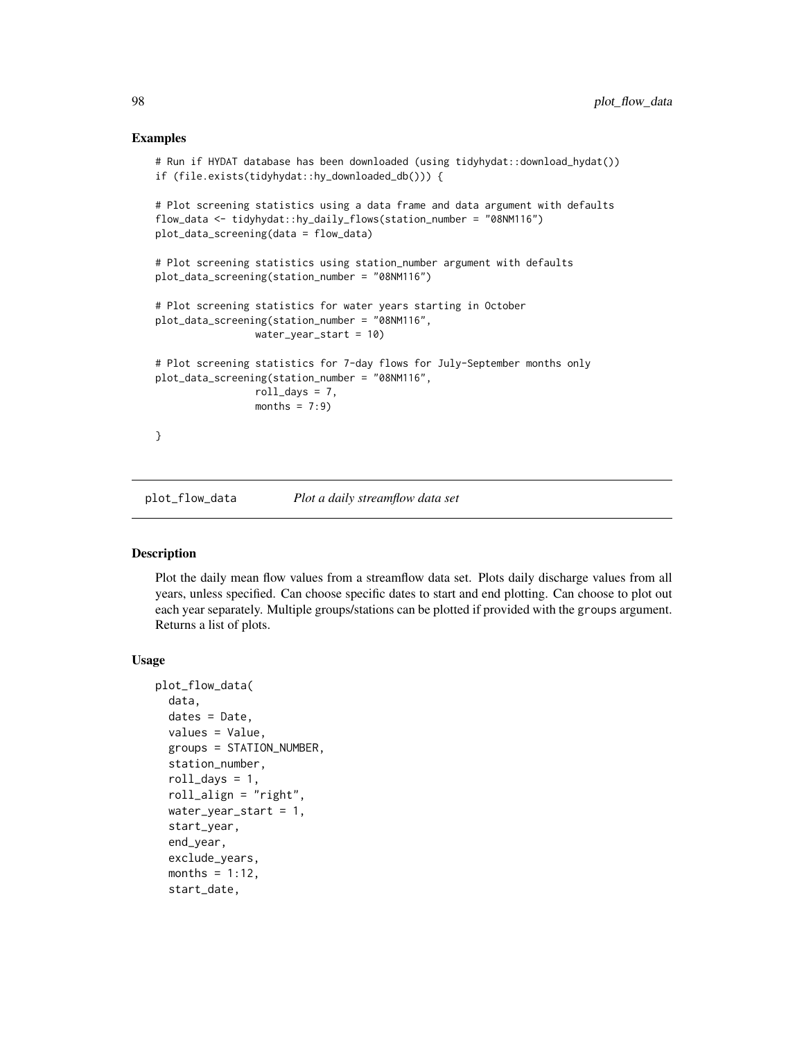## Examples

```
# Run if HYDAT database has been downloaded (using tidyhydat::download_hydat())
if (file.exists(tidyhydat::hy_downloaded_db())) {

# Plot screening statistics using a data frame and data argument with defaults
flow_data <- tidyhydat::hy_daily_flows(station_number = "08NM116")
plot_data_screening(data = flow_data)

# Plot screening statistics using station_number argument with defaults
plot_data_screening(station_number = "08NM116")

# Plot screening statistics for water years starting in October
plot_data_screening(station_number = "08NM116",
                    water_year_start = 10)

# Plot screening statistics for 7-day flows for July-September months only
plot_data_screening(station_number = "08NM116",
                    roll_days = 7,
                    months = 7:9)

}
```

---

# plot_flow_data — *Plot a daily streamflow data set*

---

## Description

Plot the daily mean flow values from a streamflow data set. Plots daily discharge values from all years, unless specified. Can choose specific dates to start and end plotting. Can choose to plot out each year separately. Multiple groups/stations can be plotted if provided with the groups argument. Returns a list of plots.

## Usage

```
plot_flow_data(
  data,
  dates = Date,
  values = Value,
  groups = STATION_NUMBER,
  station_number,
  roll_days = 1,
  roll_align = "right",
  water_year_start = 1,
  start_year,
  end_year,
  exclude_years,
  months = 1:12,
  start_date,
```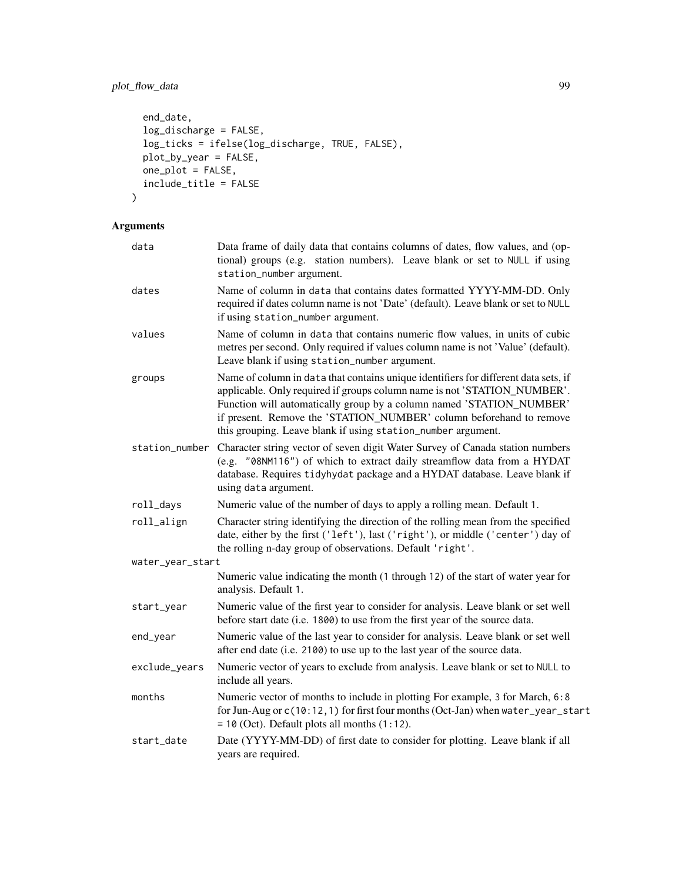```
  end_date,
  log_discharge = FALSE,
  log_ticks = ifelse(log_discharge, TRUE, FALSE),
  plot_by_year = FALSE,
  one_plot = FALSE,
  include_title = FALSE
)
```

## Arguments

| | |
|---|---|
| data | Data frame of daily data that contains columns of dates, flow values, and (optional) groups (e.g. station numbers). Leave blank or set to NULL if using station_number argument. |
| dates | Name of column in data that contains dates formatted YYYY-MM-DD. Only required if dates column name is not 'Date' (default). Leave blank or set to NULL if using station_number argument. |
| values | Name of column in data that contains numeric flow values, in units of cubic metres per second. Only required if values column name is not 'Value' (default). Leave blank if using station_number argument. |
| groups | Name of column in data that contains unique identifiers for different data sets, if applicable. Only required if groups column name is not 'STATION_NUMBER'. Function will automatically group by a column named 'STATION_NUMBER' if present. Remove the 'STATION_NUMBER' column beforehand to remove this grouping. Leave blank if using station_number argument. |
| station_number | Character string vector of seven digit Water Survey of Canada station numbers (e.g. "08NM116") of which to extract daily streamflow data from a HYDAT database. Requires tidyhydat package and a HYDAT database. Leave blank if using data argument. |
| roll_days | Numeric value of the number of days to apply a rolling mean. Default 1. |
| roll_align | Character string identifying the direction of the rolling mean from the specified date, either by the first ('left'), last ('right'), or middle ('center') day of the rolling n-day group of observations. Default 'right'. |
| water_year_start | Numeric value indicating the month (1 through 12) of the start of water year for analysis. Default 1. |
| start_year | Numeric value of the first year to consider for analysis. Leave blank or set well before start date (i.e. 1800) to use from the first year of the source data. |
| end_year | Numeric value of the last year to consider for analysis. Leave blank or set well after end date (i.e. 2100) to use up to the last year of the source data. |
| exclude_years | Numeric vector of years to exclude from analysis. Leave blank or set to NULL to include all years. |
| months | Numeric vector of months to include in plotting For example, 3 for March, 6:8 for Jun-Aug or c(10:12,1) for first four months (Oct-Jan) when water_year_start = 10 (Oct). Default plots all months (1:12). |
| start_date | Date (YYYY-MM-DD) of first date to consider for plotting. Leave blank if all years are required. |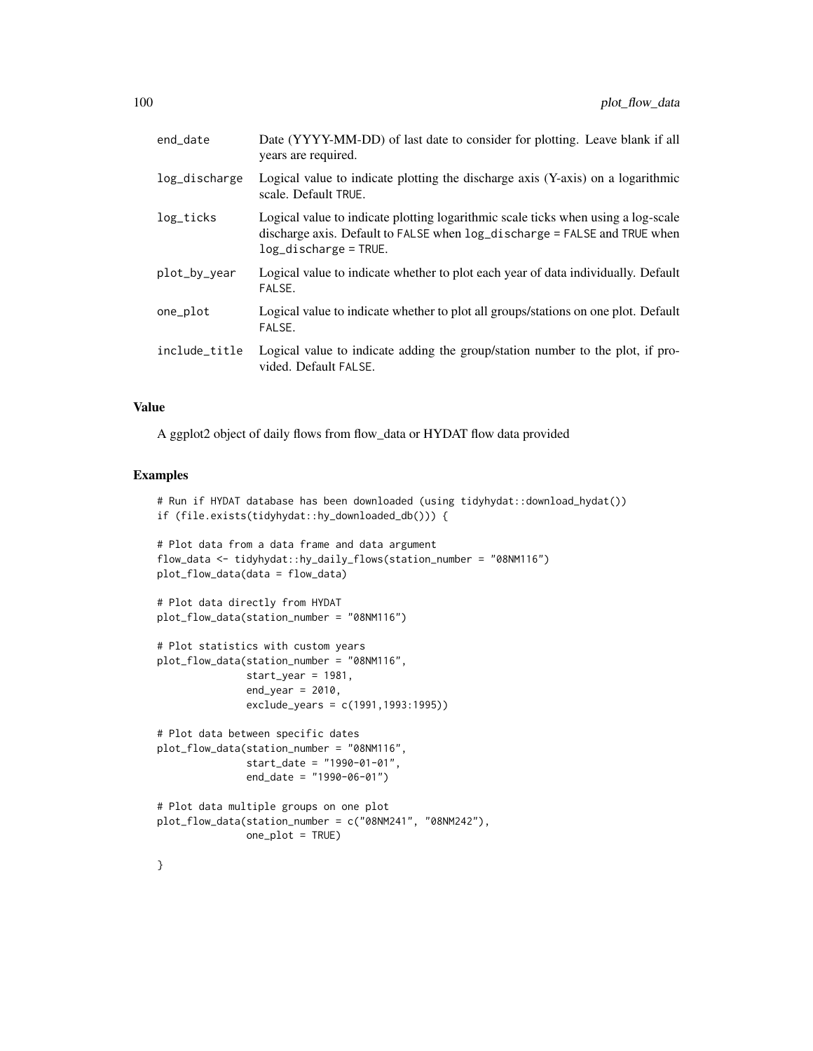| | |
|---|---|
| end_date | Date (YYYY-MM-DD) of last date to consider for plotting. Leave blank if all years are required. |
| log_discharge | Logical value to indicate plotting the discharge axis (Y-axis) on a logarithmic scale. Default TRUE. |
| log_ticks | Logical value to indicate plotting logarithmic scale ticks when using a log-scale discharge axis. Default to FALSE when log_discharge = FALSE and TRUE when log_discharge = TRUE. |
| plot_by_year | Logical value to indicate whether to plot each year of data individually. Default FALSE. |
| one_plot | Logical value to indicate whether to plot all groups/stations on one plot. Default FALSE. |
| include_title | Logical value to indicate adding the group/station number to the plot, if provided. Default FALSE. |

## Value

A ggplot2 object of daily flows from flow_data or HYDAT flow data provided

## Examples

```
# Run if HYDAT database has been downloaded (using tidyhydat::download_hydat())
if (file.exists(tidyhydat::hy_downloaded_db())) {

# Plot data from a data frame and data argument
flow_data <- tidyhydat::hy_daily_flows(station_number = "08NM116")
plot_flow_data(data = flow_data)

# Plot data directly from HYDAT
plot_flow_data(station_number = "08NM116")

# Plot statistics with custom years
plot_flow_data(station_number = "08NM116",
               start_year = 1981,
               end_year = 2010,
               exclude_years = c(1991,1993:1995))

# Plot data between specific dates
plot_flow_data(station_number = "08NM116",
               start_date = "1990-01-01",
               end_date = "1990-06-01")

# Plot data multiple groups on one plot
plot_flow_data(station_number = c("08NM241", "08NM242"),
               one_plot = TRUE)

}
```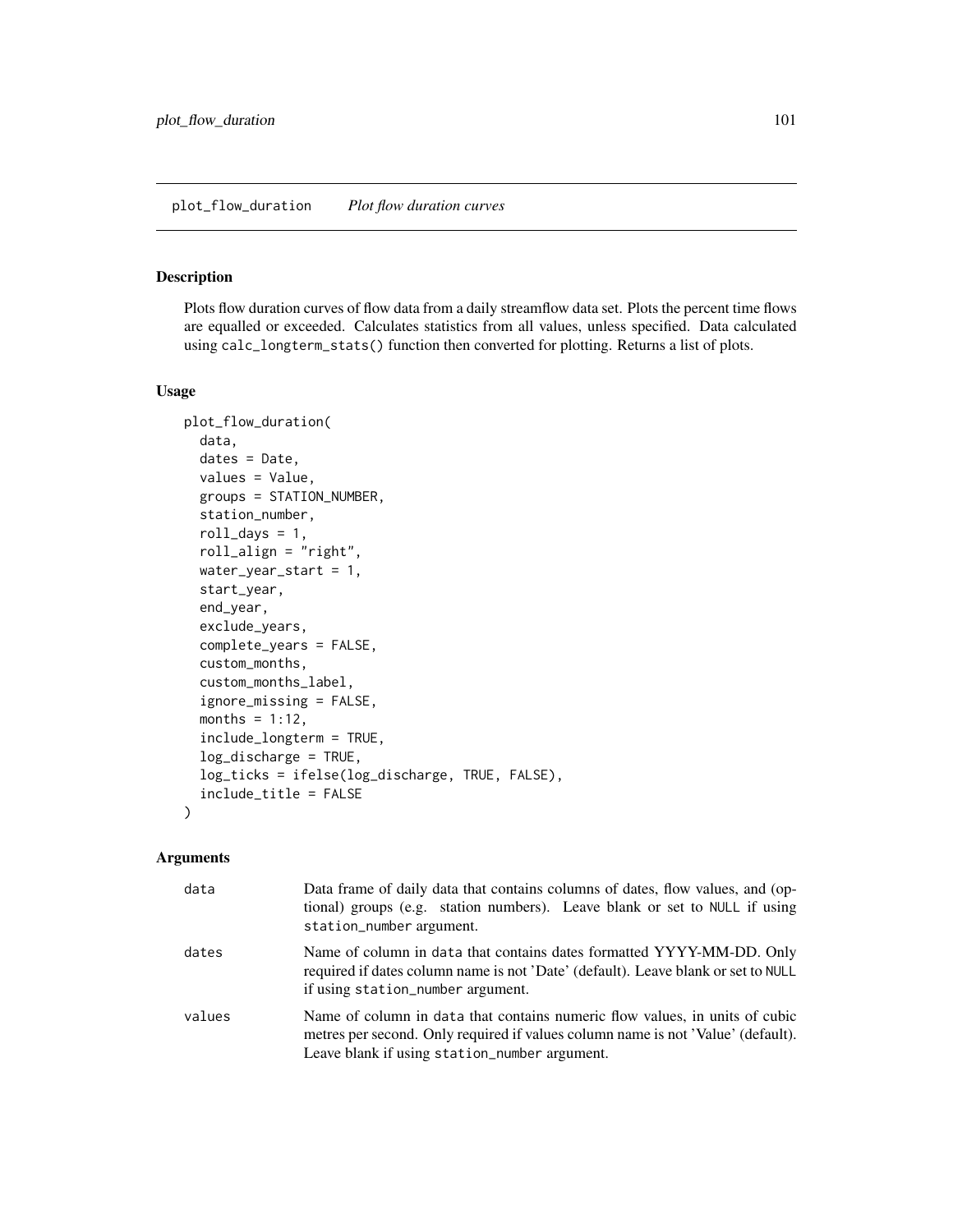## plot_flow_duration *Plot flow duration curves*

### Description

Plots flow duration curves of flow data from a daily streamflow data set. Plots the percent time flows are equalled or exceeded. Calculates statistics from all values, unless specified. Data calculated using calc_longterm_stats() function then converted for plotting. Returns a list of plots.

### Usage

```
plot_flow_duration(
  data,
  dates = Date,
  values = Value,
  groups = STATION_NUMBER,
  station_number,
  roll_days = 1,
  roll_align = "right",
  water_year_start = 1,
  start_year,
  end_year,
  exclude_years,
  complete_years = FALSE,
  custom_months,
  custom_months_label,
  ignore_missing = FALSE,
  months = 1:12,
  include_longterm = TRUE,
  log_discharge = TRUE,
  log_ticks = ifelse(log_discharge, TRUE, FALSE),
  include_title = FALSE
)
```

### Arguments

| | |
|---|---|
| data | Data frame of daily data that contains columns of dates, flow values, and (optional) groups (e.g. station numbers). Leave blank or set to NULL if using station_number argument. |
| dates | Name of column in data that contains dates formatted YYYY-MM-DD. Only required if dates column name is not 'Date' (default). Leave blank or set to NULL if using station_number argument. |
| values | Name of column in data that contains numeric flow values, in units of cubic metres per second. Only required if values column name is not 'Value' (default). Leave blank if using station_number argument. |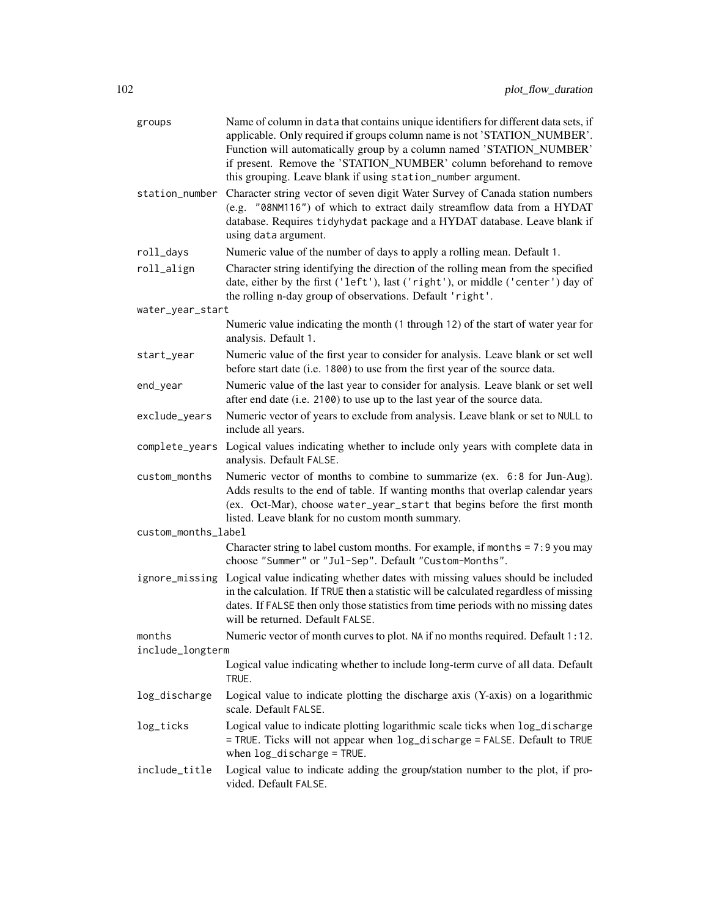| | |
|---|---|
| groups | Name of column in data that contains unique identifiers for different data sets, if applicable. Only required if groups column name is not 'STATION_NUMBER'. Function will automatically group by a column named 'STATION_NUMBER' if present. Remove the 'STATION_NUMBER' column beforehand to remove this grouping. Leave blank if using station_number argument. |
| station_number | Character string vector of seven digit Water Survey of Canada station numbers (e.g. "08NM116") of which to extract daily streamflow data from a HYDAT database. Requires tidyhydat package and a HYDAT database. Leave blank if using data argument. |
| roll_days | Numeric value of the number of days to apply a rolling mean. Default 1. |
| roll_align | Character string identifying the direction of the rolling mean from the specified date, either by the first ('left'), last ('right'), or middle ('center') day of the rolling n-day group of observations. Default 'right'. |
| water_year_start | Numeric value indicating the month (1 through 12) of the start of water year for analysis. Default 1. |
| start_year | Numeric value of the first year to consider for analysis. Leave blank or set well before start date (i.e. 1800) to use from the first year of the source data. |
| end_year | Numeric value of the last year to consider for analysis. Leave blank or set well after end date (i.e. 2100) to use up to the last year of the source data. |
| exclude_years | Numeric vector of years to exclude from analysis. Leave blank or set to NULL to include all years. |
| complete_years | Logical values indicating whether to include only years with complete data in analysis. Default FALSE. |
| custom_months | Numeric vector of months to combine to summarize (ex. 6:8 for Jun-Aug). Adds results to the end of table. If wanting months that overlap calendar years (ex. Oct-Mar), choose water_year_start that begins before the first month listed. Leave blank for no custom month summary. |
| custom_months_label | Character string to label custom months. For example, if months = 7:9 you may choose "Summer" or "Jul-Sep". Default "Custom-Months". |
| ignore_missing | Logical value indicating whether dates with missing values should be included in the calculation. If TRUE then a statistic will be calculated regardless of missing dates. If FALSE then only those statistics from time periods with no missing dates will be returned. Default FALSE. |
| months | Numeric vector of month curves to plot. NA if no months required. Default 1:12. |
| include_longterm | Logical value indicating whether to include long-term curve of all data. Default TRUE. |
| log_discharge | Logical value to indicate plotting the discharge axis (Y-axis) on a logarithmic scale. Default FALSE. |
| log_ticks | Logical value to indicate plotting logarithmic scale ticks when log_discharge = TRUE. Ticks will not appear when log_discharge = FALSE. Default to TRUE when log_discharge = TRUE. |
| include_title | Logical value to indicate adding the group/station number to the plot, if provided. Default FALSE. |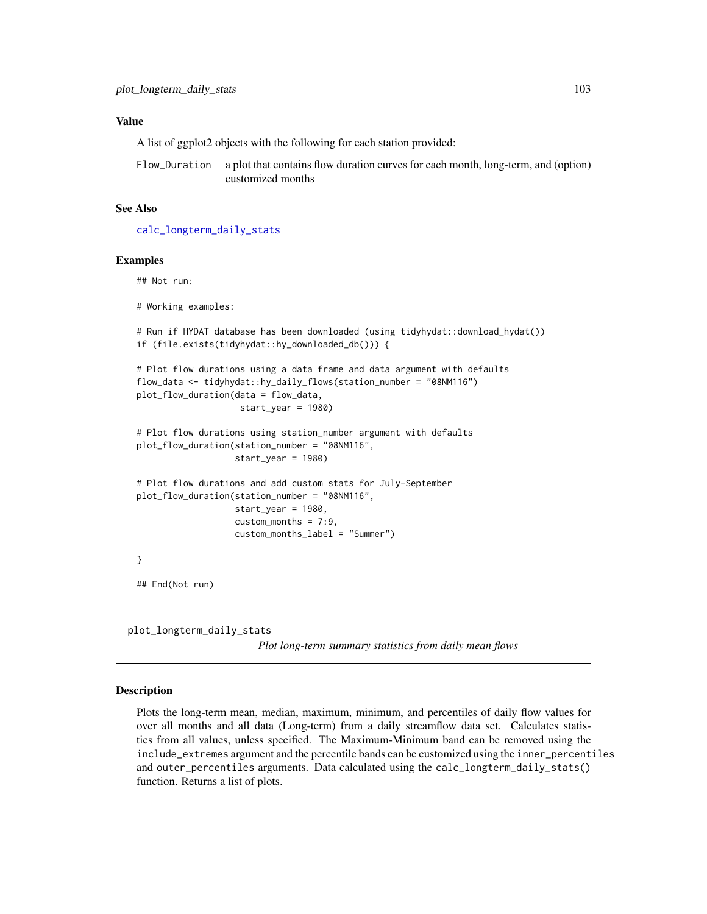### Value

A list of ggplot2 objects with the following for each station provided:

`Flow_Duration` a plot that contains flow duration curves for each month, long-term, and (option) customized months

### See Also

`calc_longterm_daily_stats`

### Examples

```
## Not run:

# Working examples:

# Run if HYDAT database has been downloaded (using tidyhydat::download_hydat())
if (file.exists(tidyhydat::hy_downloaded_db())) {

# Plot flow durations using a data frame and data argument with defaults
flow_data <- tidyhydat::hy_daily_flows(station_number = "08NM116")
plot_flow_duration(data = flow_data,
                    start_year = 1980)

# Plot flow durations using station_number argument with defaults
plot_flow_duration(station_number = "08NM116",
                   start_year = 1980)

# Plot flow durations and add custom stats for July-September
plot_flow_duration(station_number = "08NM116",
                   start_year = 1980,
                   custom_months = 7:9,
                   custom_months_label = "Summer")

}

## End(Not run)
```

---

## plot_longterm_daily_stats    *Plot long-term summary statistics from daily mean flows*

---

### Description

Plots the long-term mean, median, maximum, minimum, and percentiles of daily flow values for over all months and all data (Long-term) from a daily streamflow data set. Calculates statistics from all values, unless specified. The Maximum-Minimum band can be removed using the `include_extremes` argument and the percentile bands can be customized using the `inner_percentiles` and `outer_percentiles` arguments. Data calculated using the `calc_longterm_daily_stats()` function. Returns a list of plots.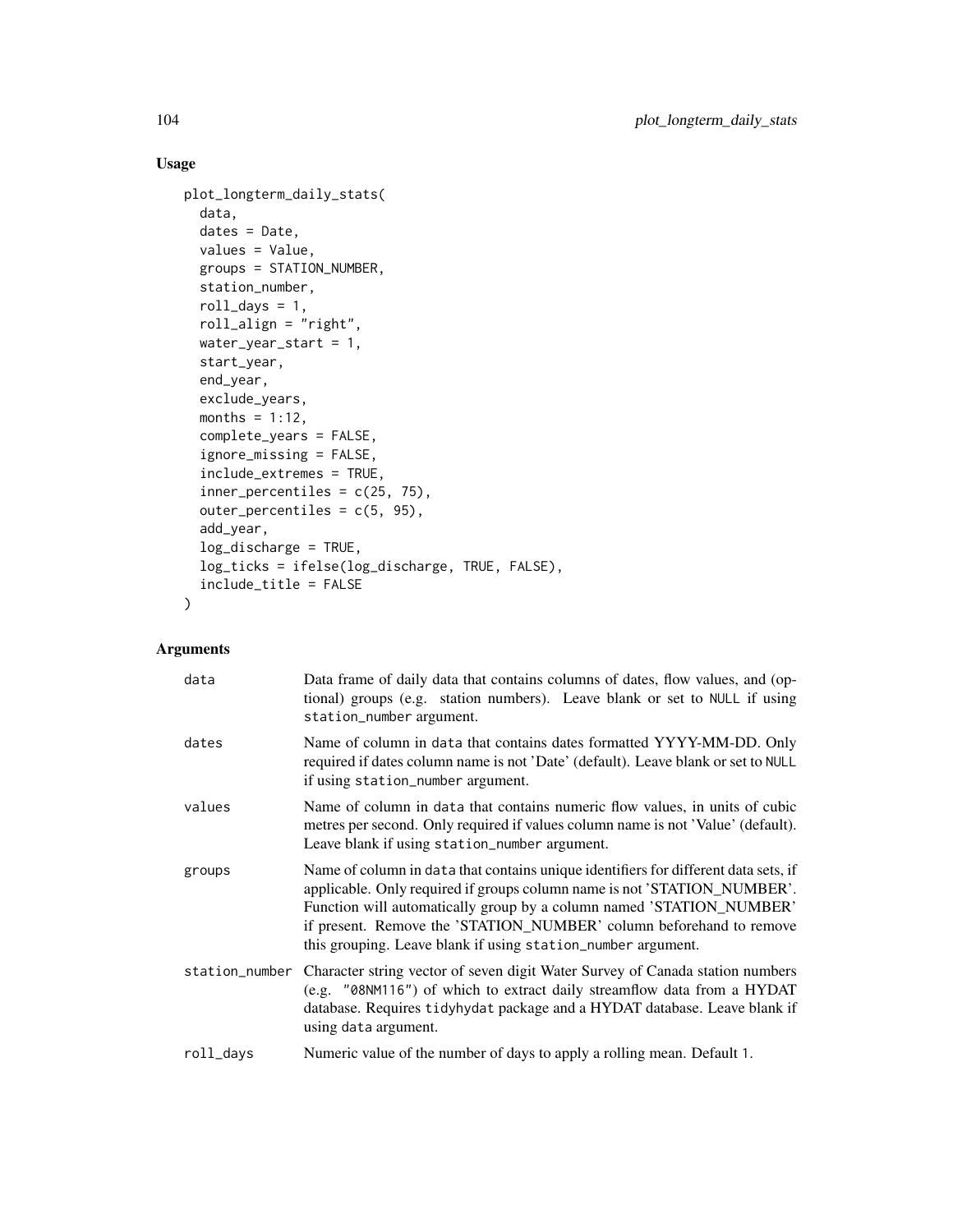## Usage

```
plot_longterm_daily_stats(
  data,
  dates = Date,
  values = Value,
  groups = STATION_NUMBER,
  station_number,
  roll_days = 1,
  roll_align = "right",
  water_year_start = 1,
  start_year,
  end_year,
  exclude_years,
  months = 1:12,
  complete_years = FALSE,
  ignore_missing = FALSE,
  include_extremes = TRUE,
  inner_percentiles = c(25, 75),
  outer_percentiles = c(5, 95),
  add_year,
  log_discharge = TRUE,
  log_ticks = ifelse(log_discharge, TRUE, FALSE),
  include_title = FALSE
)
```

## Arguments

| | |
|---|---|
| data | Data frame of daily data that contains columns of dates, flow values, and (optional) groups (e.g. station numbers). Leave blank or set to NULL if using station_number argument. |
| dates | Name of column in data that contains dates formatted YYYY-MM-DD. Only required if dates column name is not 'Date' (default). Leave blank or set to NULL if using station_number argument. |
| values | Name of column in data that contains numeric flow values, in units of cubic metres per second. Only required if values column name is not 'Value' (default). Leave blank if using station_number argument. |
| groups | Name of column in data that contains unique identifiers for different data sets, if applicable. Only required if groups column name is not 'STATION_NUMBER'. Function will automatically group by a column named 'STATION_NUMBER' if present. Remove the 'STATION_NUMBER' column beforehand to remove this grouping. Leave blank if using station_number argument. |
| station_number | Character string vector of seven digit Water Survey of Canada station numbers (e.g. "08NM116") of which to extract daily streamflow data from a HYDAT database. Requires tidyhydat package and a HYDAT database. Leave blank if using data argument. |
| roll_days | Numeric value of the number of days to apply a rolling mean. Default 1. |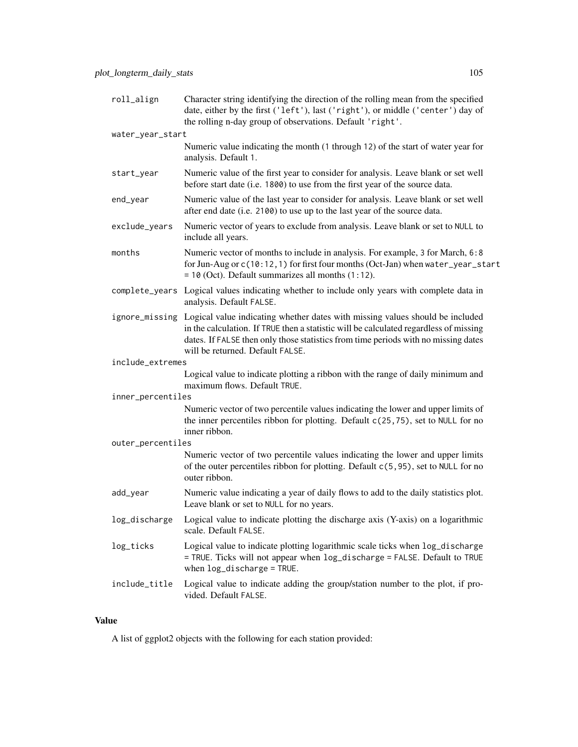roll_align
: Character string identifying the direction of the rolling mean from the specified date, either by the first ('left'), last ('right'), or middle ('center') day of the rolling n-day group of observations. Default 'right'.

water_year_start
: Numeric value indicating the month (1 through 12) of the start of water year for analysis. Default 1.

start_year
: Numeric value of the first year to consider for analysis. Leave blank or set well before start date (i.e. 1800) to use from the first year of the source data.

end_year
: Numeric value of the last year to consider for analysis. Leave blank or set well after end date (i.e. 2100) to use up to the last year of the source data.

exclude_years
: Numeric vector of years to exclude from analysis. Leave blank or set to NULL to include all years.

months
: Numeric vector of months to include in analysis. For example, 3 for March, 6:8 for Jun-Aug or c(10:12,1) for first four months (Oct-Jan) when water_year_start = 10 (Oct). Default summarizes all months (1:12).

complete_years
: Logical values indicating whether to include only years with complete data in analysis. Default FALSE.

ignore_missing
: Logical value indicating whether dates with missing values should be included in the calculation. If TRUE then a statistic will be calculated regardless of missing dates. If FALSE then only those statistics from time periods with no missing dates will be returned. Default FALSE.

include_extremes
: Logical value to indicate plotting a ribbon with the range of daily minimum and maximum flows. Default TRUE.

inner_percentiles
: Numeric vector of two percentile values indicating the lower and upper limits of the inner percentiles ribbon for plotting. Default c(25,75), set to NULL for no inner ribbon.

outer_percentiles
: Numeric vector of two percentile values indicating the lower and upper limits of the outer percentiles ribbon for plotting. Default c(5,95), set to NULL for no outer ribbon.

add_year
: Numeric value indicating a year of daily flows to add to the daily statistics plot. Leave blank or set to NULL for no years.

log_discharge
: Logical value to indicate plotting the discharge axis (Y-axis) on a logarithmic scale. Default FALSE.

log_ticks
: Logical value to indicate plotting logarithmic scale ticks when log_discharge = TRUE. Ticks will not appear when log_discharge = FALSE. Default to TRUE when log_discharge = TRUE.

include_title
: Logical value to indicate adding the group/station number to the plot, if provided. Default FALSE.

## Value

A list of ggplot2 objects with the following for each station provided: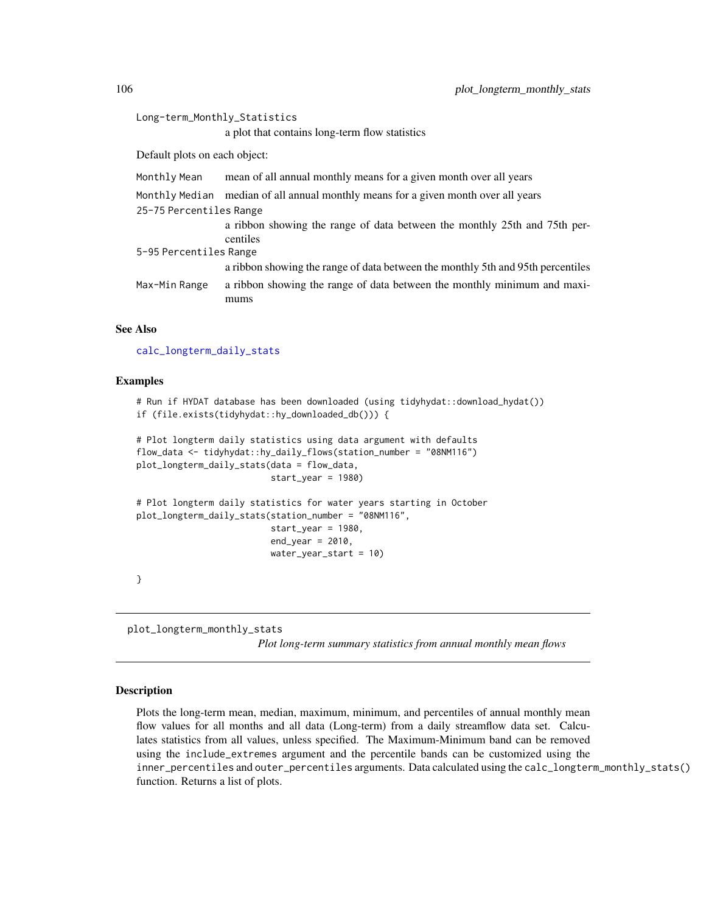Long-term_Monthly_Statistics
: a plot that contains long-term flow statistics

Default plots on each object:

Monthly Mean
: mean of all annual monthly means for a given month over all years

Monthly Median
: median of all annual monthly means for a given month over all years

25-75 Percentiles Range
: a ribbon showing the range of data between the monthly 25th and 75th percentiles

5-95 Percentiles Range
: a ribbon showing the range of data between the monthly 5th and 95th percentiles

Max-Min Range
: a ribbon showing the range of data between the monthly minimum and maximums

### See Also

calc_longterm_daily_stats

### Examples

```
# Run if HYDAT database has been downloaded (using tidyhydat::download_hydat())
if (file.exists(tidyhydat::hy_downloaded_db())) {

# Plot longterm daily statistics using data argument with defaults
flow_data <- tidyhydat::hy_daily_flows(station_number = "08NM116")
plot_longterm_daily_stats(data = flow_data,
                          start_year = 1980)

# Plot longterm daily statistics for water years starting in October
plot_longterm_daily_stats(station_number = "08NM116",
                          start_year = 1980,
                          end_year = 2010,
                          water_year_start = 10)

}
```

---

## plot_longterm_monthly_stats

*Plot long-term summary statistics from annual monthly mean flows*

### Description

Plots the long-term mean, median, maximum, minimum, and percentiles of annual monthly mean flow values for all months and all data (Long-term) from a daily streamflow data set. Calculates statistics from all values, unless specified. The Maximum-Minimum band can be removed using the include_extremes argument and the percentile bands can be customized using the inner_percentiles and outer_percentiles arguments. Data calculated using the calc_longterm_monthly_stats() function. Returns a list of plots.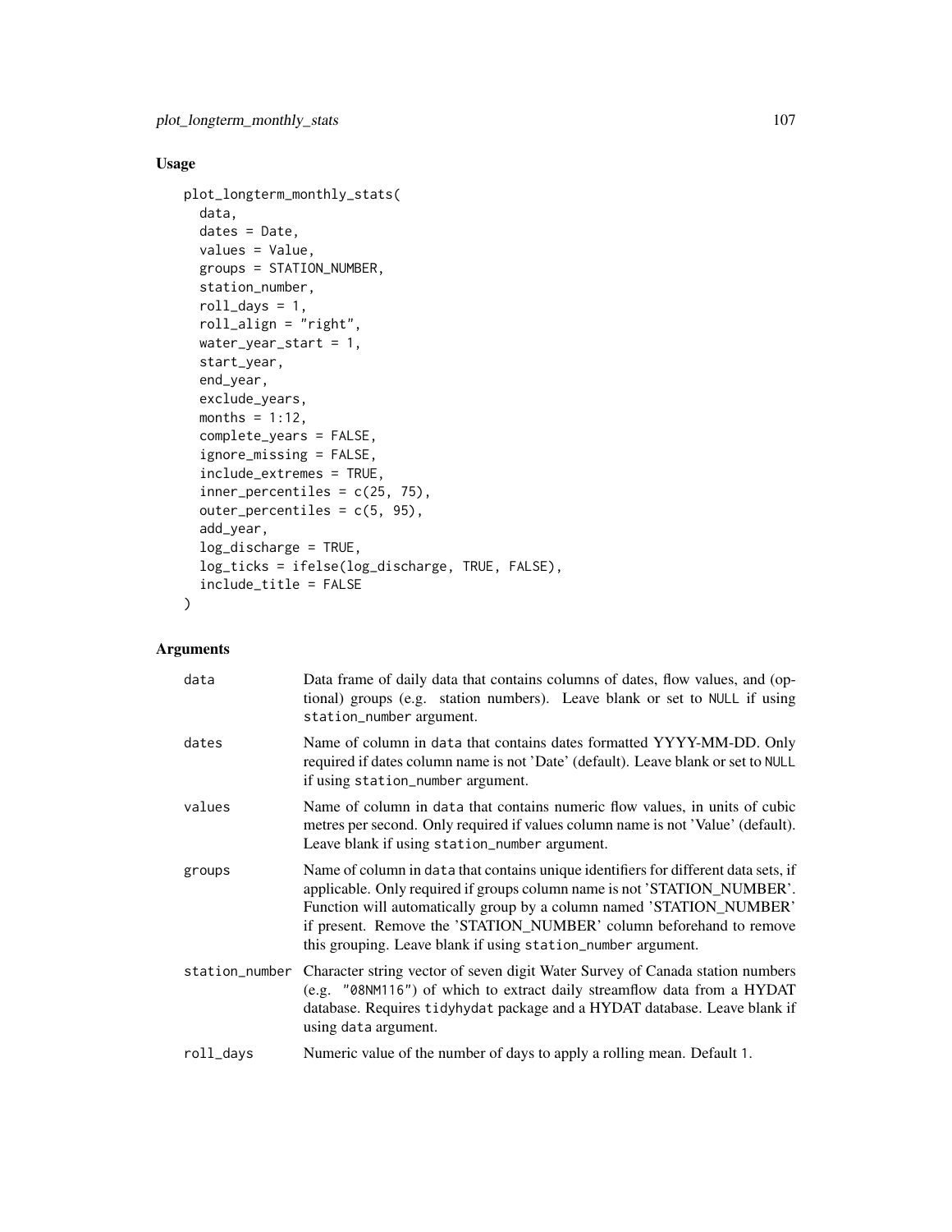## Usage

```
plot_longterm_monthly_stats(
  data,
  dates = Date,
  values = Value,
  groups = STATION_NUMBER,
  station_number,
  roll_days = 1,
  roll_align = "right",
  water_year_start = 1,
  start_year,
  end_year,
  exclude_years,
  months = 1:12,
  complete_years = FALSE,
  ignore_missing = FALSE,
  include_extremes = TRUE,
  inner_percentiles = c(25, 75),
  outer_percentiles = c(5, 95),
  add_year,
  log_discharge = TRUE,
  log_ticks = ifelse(log_discharge, TRUE, FALSE),
  include_title = FALSE
)
```

## Arguments

| | |
|---|---|
| `data` | Data frame of daily data that contains columns of dates, flow values, and (optional) groups (e.g. station numbers). Leave blank or set to `NULL` if using `station_number` argument. |
| `dates` | Name of column in `data` that contains dates formatted YYYY-MM-DD. Only required if dates column name is not 'Date' (default). Leave blank or set to `NULL` if using `station_number` argument. |
| `values` | Name of column in `data` that contains numeric flow values, in units of cubic metres per second. Only required if values column name is not 'Value' (default). Leave blank if using `station_number` argument. |
| `groups` | Name of column in `data` that contains unique identifiers for different data sets, if applicable. Only required if groups column name is not 'STATION_NUMBER'. Function will automatically group by a column named 'STATION_NUMBER' if present. Remove the 'STATION_NUMBER' column beforehand to remove this grouping. Leave blank if using `station_number` argument. |
| `station_number` | Character string vector of seven digit Water Survey of Canada station numbers (e.g. `"08NM116"`) of which to extract daily streamflow data from a HYDAT database. Requires `tidyhydat` package and a HYDAT database. Leave blank if using `data` argument. |
| `roll_days` | Numeric value of the number of days to apply a rolling mean. Default `1`. |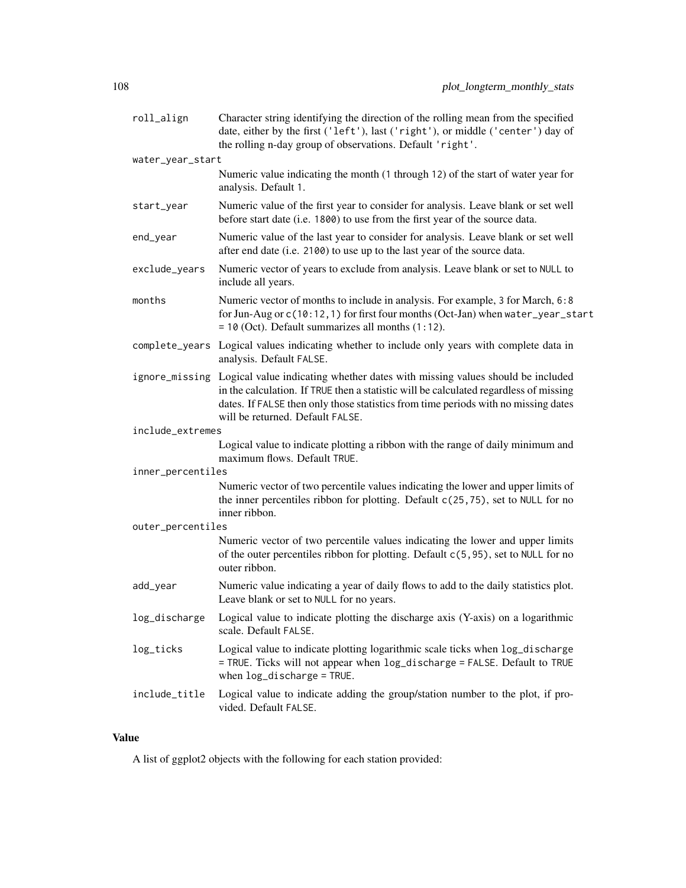| | |
|---|---|
| roll_align | Character string identifying the direction of the rolling mean from the specified date, either by the first ('left'), last ('right'), or middle ('center') day of the rolling n-day group of observations. Default 'right'. |
| water_year_start | Numeric value indicating the month (1 through 12) of the start of water year for analysis. Default 1. |
| start_year | Numeric value of the first year to consider for analysis. Leave blank or set well before start date (i.e. 1800) to use from the first year of the source data. |
| end_year | Numeric value of the last year to consider for analysis. Leave blank or set well after end date (i.e. 2100) to use up to the last year of the source data. |
| exclude_years | Numeric vector of years to exclude from analysis. Leave blank or set to NULL to include all years. |
| months | Numeric vector of months to include in analysis. For example, 3 for March, 6:8 for Jun-Aug or c(10:12,1) for first four months (Oct-Jan) when water_year_start = 10 (Oct). Default summarizes all months (1:12). |
| complete_years | Logical values indicating whether to include only years with complete data in analysis. Default FALSE. |
| ignore_missing | Logical value indicating whether dates with missing values should be included in the calculation. If TRUE then a statistic will be calculated regardless of missing dates. If FALSE then only those statistics from time periods with no missing dates will be returned. Default FALSE. |
| include_extremes | Logical value to indicate plotting a ribbon with the range of daily minimum and maximum flows. Default TRUE. |
| inner_percentiles | Numeric vector of two percentile values indicating the lower and upper limits of the inner percentiles ribbon for plotting. Default c(25,75), set to NULL for no inner ribbon. |
| outer_percentiles | Numeric vector of two percentile values indicating the lower and upper limits of the outer percentiles ribbon for plotting. Default c(5,95), set to NULL for no outer ribbon. |
| add_year | Numeric value indicating a year of daily flows to add to the daily statistics plot. Leave blank or set to NULL for no years. |
| log_discharge | Logical value to indicate plotting the discharge axis (Y-axis) on a logarithmic scale. Default FALSE. |
| log_ticks | Logical value to indicate plotting logarithmic scale ticks when log_discharge = TRUE. Ticks will not appear when log_discharge = FALSE. Default to TRUE when log_discharge = TRUE. |
| include_title | Logical value to indicate adding the group/station number to the plot, if provided. Default FALSE. |

## Value

A list of ggplot2 objects with the following for each station provided: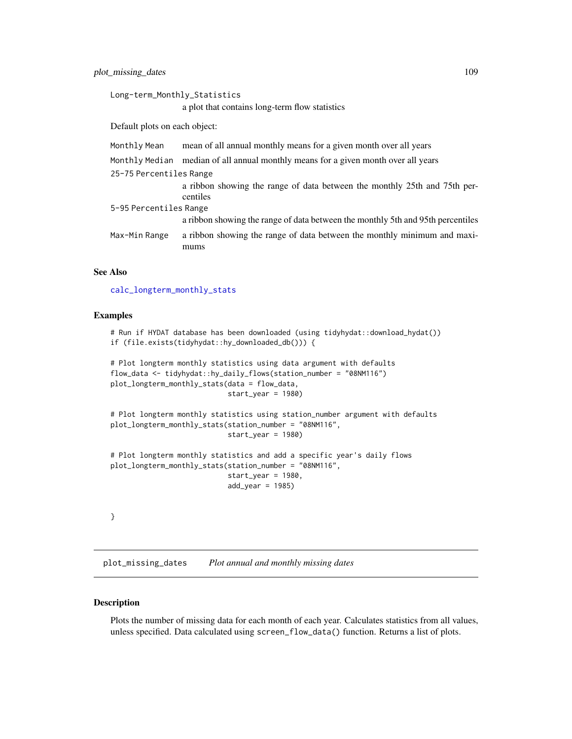`Long-term_Monthly_Statistics`
: a plot that contains long-term flow statistics

Default plots on each object:

| | |
|---|---|
| `Monthly Mean` | mean of all annual monthly means for a given month over all years |
| `Monthly Median` | median of all annual monthly means for a given month over all years |
| `25-75 Percentiles Range` | a ribbon showing the range of data between the monthly 25th and 75th percentiles |
| `5-95 Percentiles Range` | a ribbon showing the range of data between the monthly 5th and 95th percentiles |
| `Max-Min Range` | a ribbon showing the range of data between the monthly minimum and maximums |

### See Also

`calc_longterm_monthly_stats`

### Examples

```
# Run if HYDAT database has been downloaded (using tidyhydat::download_hydat())
if (file.exists(tidyhydat::hy_downloaded_db())) {

# Plot longterm monthly statistics using data argument with defaults
flow_data <- tidyhydat::hy_daily_flows(station_number = "08NM116")
plot_longterm_monthly_stats(data = flow_data,
                            start_year = 1980)

# Plot longterm monthly statistics using station_number argument with defaults
plot_longterm_monthly_stats(station_number = "08NM116",
                            start_year = 1980)

# Plot longterm monthly statistics and add a specific year's daily flows
plot_longterm_monthly_stats(station_number = "08NM116",
                            start_year = 1980,
                            add_year = 1985)


}
```

---

## `plot_missing_dates` *Plot annual and monthly missing dates*

### Description

Plots the number of missing data for each month of each year. Calculates statistics from all values, unless specified. Data calculated using `screen_flow_data()` function. Returns a list of plots.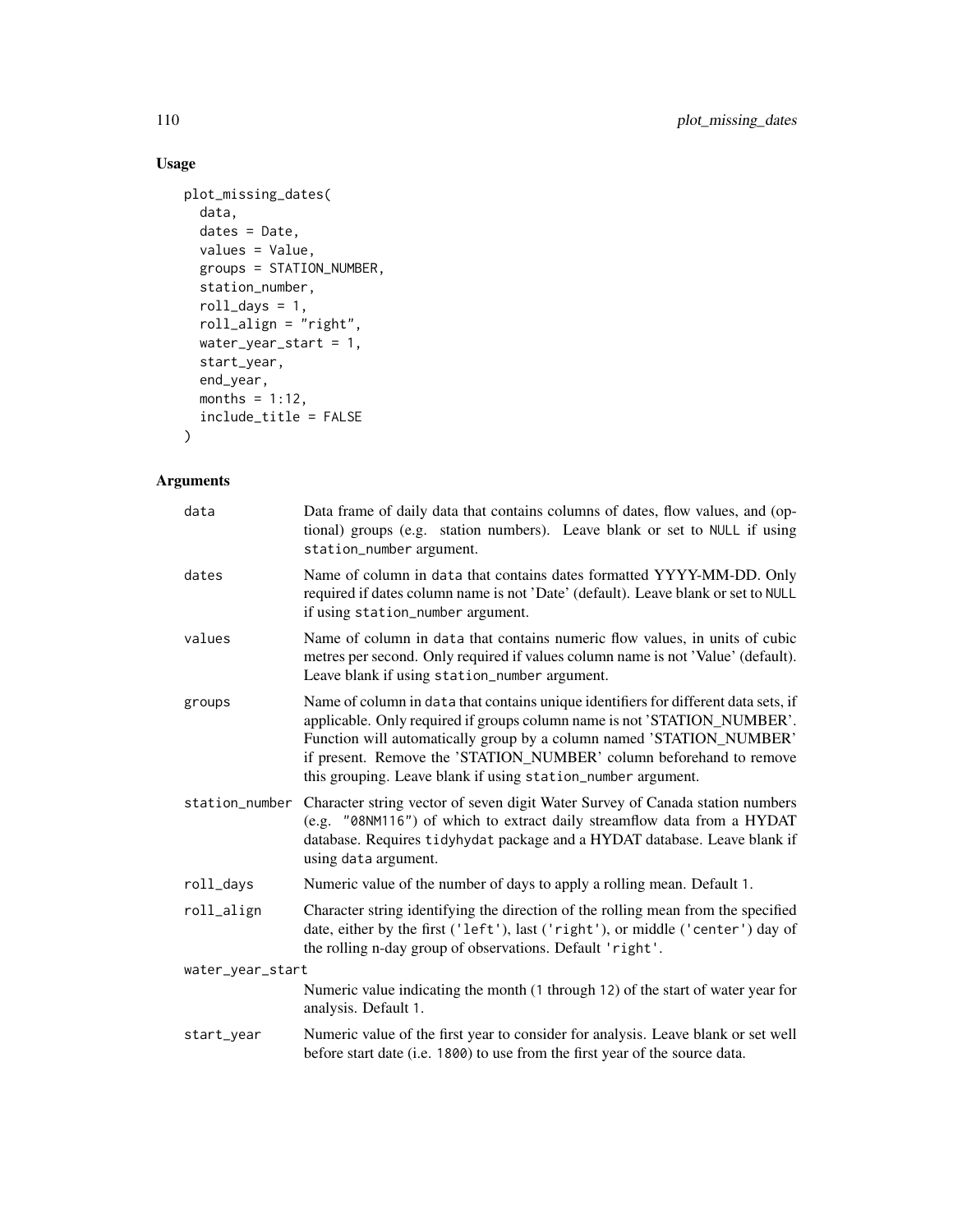## Usage

```
plot_missing_dates(
  data,
  dates = Date,
  values = Value,
  groups = STATION_NUMBER,
  station_number,
  roll_days = 1,
  roll_align = "right",
  water_year_start = 1,
  start_year,
  end_year,
  months = 1:12,
  include_title = FALSE
)
```

## Arguments

| | |
|---|---|
| data | Data frame of daily data that contains columns of dates, flow values, and (optional) groups (e.g. station numbers). Leave blank or set to NULL if using station_number argument. |
| dates | Name of column in data that contains dates formatted YYYY-MM-DD. Only required if dates column name is not 'Date' (default). Leave blank or set to NULL if using station_number argument. |
| values | Name of column in data that contains numeric flow values, in units of cubic metres per second. Only required if values column name is not 'Value' (default). Leave blank if using station_number argument. |
| groups | Name of column in data that contains unique identifiers for different data sets, if applicable. Only required if groups column name is not 'STATION_NUMBER'. Function will automatically group by a column named 'STATION_NUMBER' if present. Remove the 'STATION_NUMBER' column beforehand to remove this grouping. Leave blank if using station_number argument. |
| station_number | Character string vector of seven digit Water Survey of Canada station numbers (e.g. "08NM116") of which to extract daily streamflow data from a HYDAT database. Requires tidyhydat package and a HYDAT database. Leave blank if using data argument. |
| roll_days | Numeric value of the number of days to apply a rolling mean. Default 1. |
| roll_align | Character string identifying the direction of the rolling mean from the specified date, either by the first ('left'), last ('right'), or middle ('center') day of the rolling n-day group of observations. Default 'right'. |
| water_year_start | Numeric value indicating the month (1 through 12) of the start of water year for analysis. Default 1. |
| start_year | Numeric value of the first year to consider for analysis. Leave blank or set well before start date (i.e. 1800) to use from the first year of the source data. |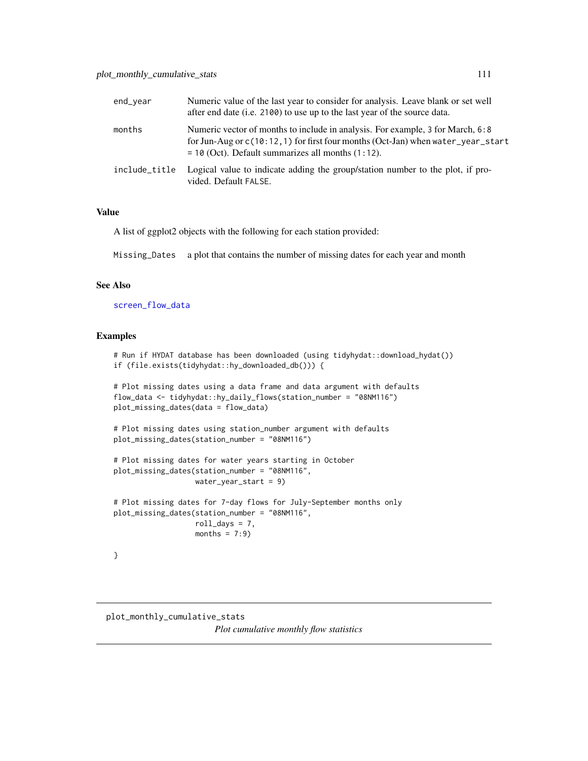| | |
|---|---|
| end_year | Numeric value of the last year to consider for analysis. Leave blank or set well after end date (i.e. 2100) to use up to the last year of the source data. |
| months | Numeric vector of months to include in analysis. For example, 3 for March, 6:8 for Jun-Aug or c(10:12,1) for first four months (Oct-Jan) when water_year_start = 10 (Oct). Default summarizes all months (1:12). |
| include_title | Logical value to indicate adding the group/station number to the plot, if provided. Default FALSE. |

## Value

A list of ggplot2 objects with the following for each station provided:

| | |
|---|---|
| Missing_Dates | a plot that contains the number of missing dates for each year and month |

## See Also

screen_flow_data

## Examples

```
# Run if HYDAT database has been downloaded (using tidyhydat::download_hydat())
if (file.exists(tidyhydat::hy_downloaded_db())) {

# Plot missing dates using a data frame and data argument with defaults
flow_data <- tidyhydat::hy_daily_flows(station_number = "08NM116")
plot_missing_dates(data = flow_data)

# Plot missing dates using station_number argument with defaults
plot_missing_dates(station_number = "08NM116")

# Plot missing dates for water years starting in October
plot_missing_dates(station_number = "08NM116",
                   water_year_start = 9)

# Plot missing dates for 7-day flows for July-September months only
plot_missing_dates(station_number = "08NM116",
                   roll_days = 7,
                   months = 7:9)

}
```

---

# plot_monthly_cumulative_stats

*Plot cumulative monthly flow statistics*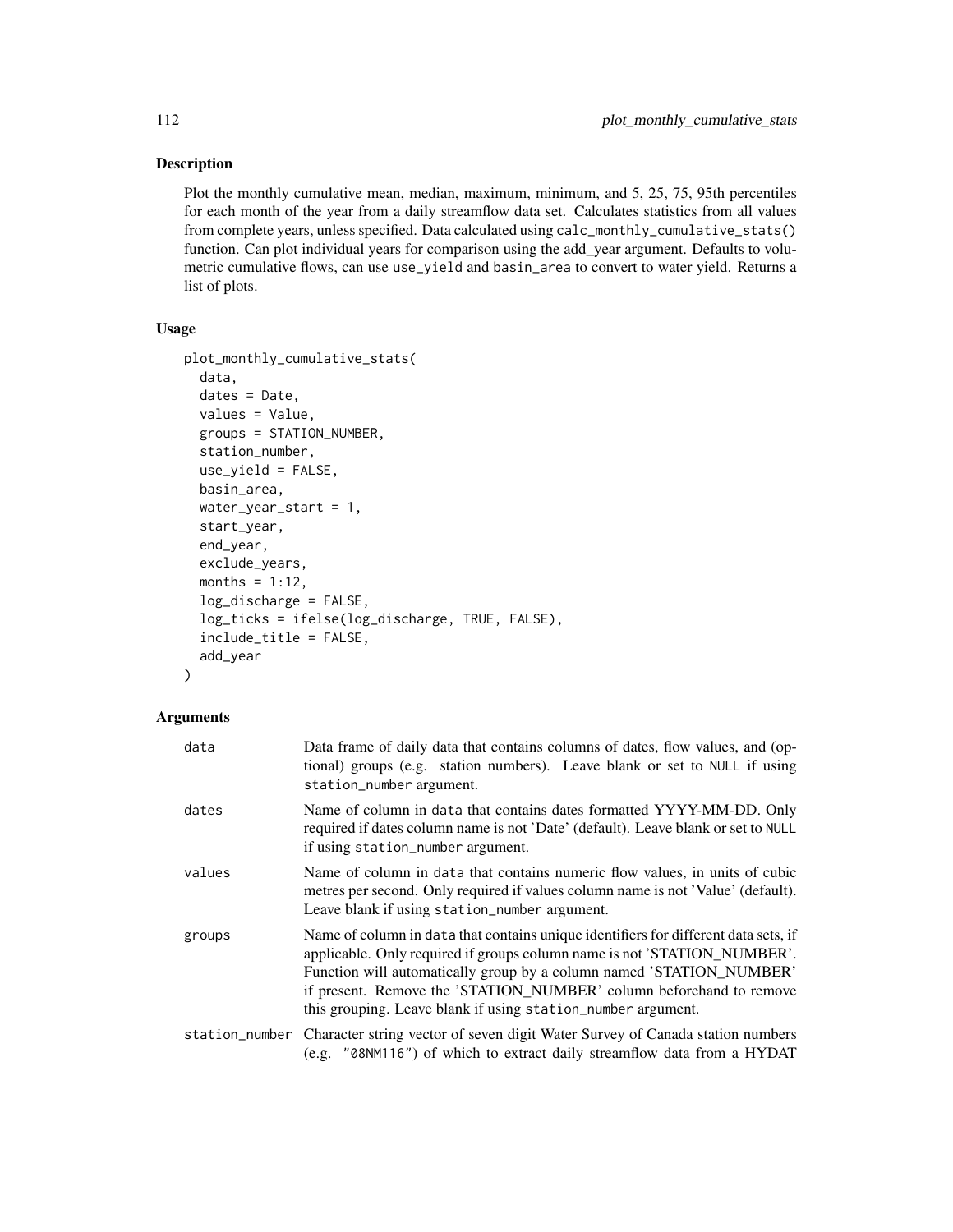## Description

Plot the monthly cumulative mean, median, maximum, minimum, and 5, 25, 75, 95th percentiles for each month of the year from a daily streamflow data set. Calculates statistics from all values from complete years, unless specified. Data calculated using `calc_monthly_cumulative_stats()` function. Can plot individual years for comparison using the add_year argument. Defaults to volumetric cumulative flows, can use `use_yield` and `basin_area` to convert to water yield. Returns a list of plots.

## Usage

```
plot_monthly_cumulative_stats(
  data,
  dates = Date,
  values = Value,
  groups = STATION_NUMBER,
  station_number,
  use_yield = FALSE,
  basin_area,
  water_year_start = 1,
  start_year,
  end_year,
  exclude_years,
  months = 1:12,
  log_discharge = FALSE,
  log_ticks = ifelse(log_discharge, TRUE, FALSE),
  include_title = FALSE,
  add_year
)
```

## Arguments

| | |
|---|---|
| data | Data frame of daily data that contains columns of dates, flow values, and (optional) groups (e.g. station numbers). Leave blank or set to `NULL` if using `station_number` argument. |
| dates | Name of column in `data` that contains dates formatted YYYY-MM-DD. Only required if dates column name is not 'Date' (default). Leave blank or set to `NULL` if using `station_number` argument. |
| values | Name of column in `data` that contains numeric flow values, in units of cubic metres per second. Only required if values column name is not 'Value' (default). Leave blank if using `station_number` argument. |
| groups | Name of column in `data` that contains unique identifiers for different data sets, if applicable. Only required if groups column name is not 'STATION_NUMBER'. Function will automatically group by a column named 'STATION_NUMBER' if present. Remove the 'STATION_NUMBER' column beforehand to remove this grouping. Leave blank if using `station_number` argument. |
| station_number | Character string vector of seven digit Water Survey of Canada station numbers (e.g. `"08NM116"`) of which to extract daily streamflow data from a HYDAT |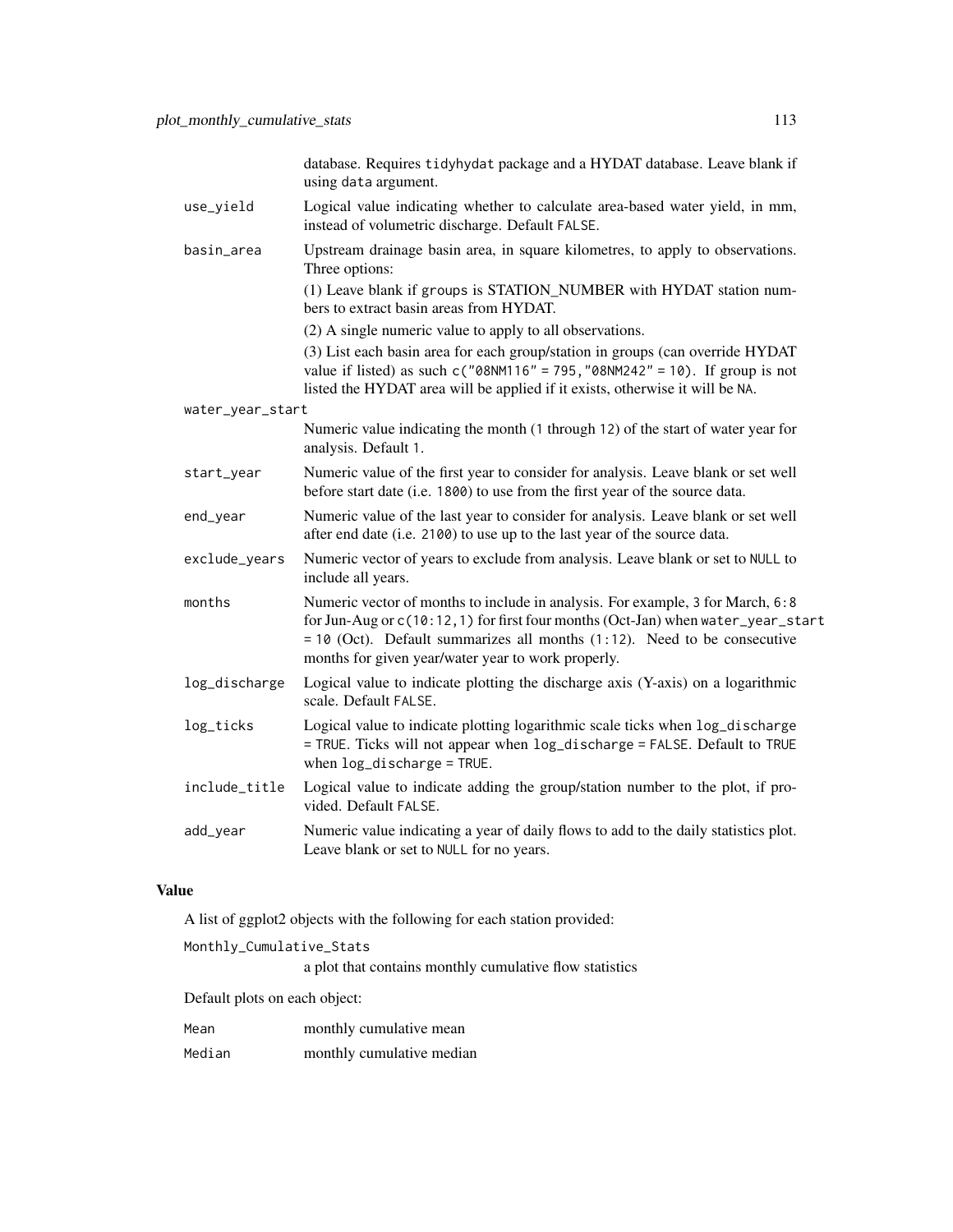database. Requires tidyhydat package and a HYDAT database. Leave blank if using data argument.

use_yield
: Logical value indicating whether to calculate area-based water yield, in mm, instead of volumetric discharge. Default FALSE.

basin_area
: Upstream drainage basin area, in square kilometres, to apply to observations. Three options:

  (1) Leave blank if groups is STATION_NUMBER with HYDAT station numbers to extract basin areas from HYDAT.

  (2) A single numeric value to apply to all observations.

  (3) List each basin area for each group/station in groups (can override HYDAT value if listed) as such c("08NM116" = 795,"08NM242" = 10). If group is not listed the HYDAT area will be applied if it exists, otherwise it will be NA.

water_year_start
: Numeric value indicating the month (1 through 12) of the start of water year for analysis. Default 1.

start_year
: Numeric value of the first year to consider for analysis. Leave blank or set well before start date (i.e. 1800) to use from the first year of the source data.

end_year
: Numeric value of the last year to consider for analysis. Leave blank or set well after end date (i.e. 2100) to use up to the last year of the source data.

exclude_years
: Numeric vector of years to exclude from analysis. Leave blank or set to NULL to include all years.

months
: Numeric vector of months to include in analysis. For example, 3 for March, 6:8 for Jun-Aug or c(10:12,1) for first four months (Oct-Jan) when water_year_start = 10 (Oct). Default summarizes all months (1:12). Need to be consecutive months for given year/water year to work properly.

log_discharge
: Logical value to indicate plotting the discharge axis (Y-axis) on a logarithmic scale. Default FALSE.

log_ticks
: Logical value to indicate plotting logarithmic scale ticks when log_discharge = TRUE. Ticks will not appear when log_discharge = FALSE. Default to TRUE when log_discharge = TRUE.

include_title
: Logical value to indicate adding the group/station number to the plot, if provided. Default FALSE.

add_year
: Numeric value indicating a year of daily flows to add to the daily statistics plot. Leave blank or set to NULL for no years.

## Value

A list of ggplot2 objects with the following for each station provided:

Monthly_Cumulative_Stats
: a plot that contains monthly cumulative flow statistics

Default plots on each object:

Mean
: monthly cumulative mean

Median
: monthly cumulative median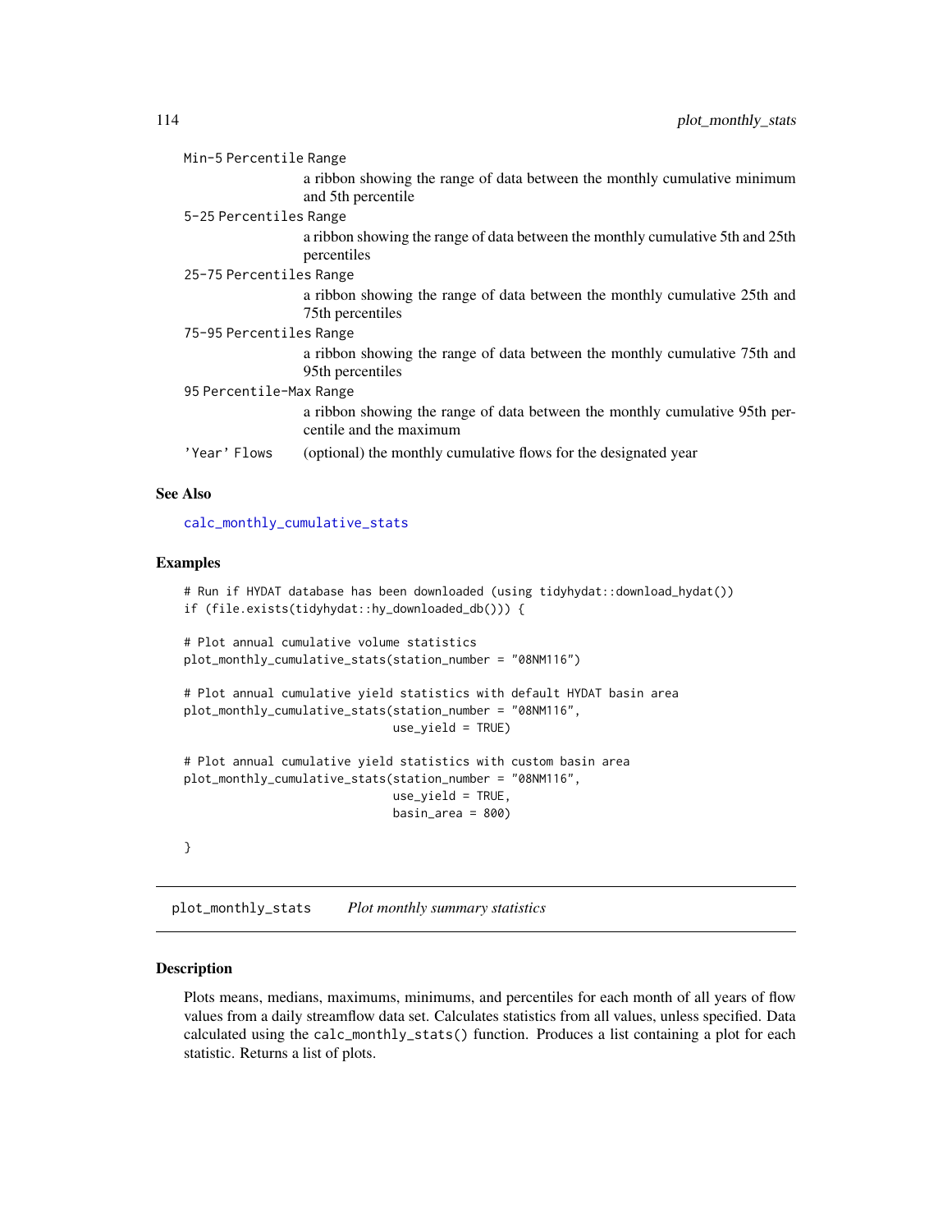`Min-5 Percentile Range`
: a ribbon showing the range of data between the monthly cumulative minimum and 5th percentile

`5-25 Percentiles Range`
: a ribbon showing the range of data between the monthly cumulative 5th and 25th percentiles

`25-75 Percentiles Range`
: a ribbon showing the range of data between the monthly cumulative 25th and 75th percentiles

`75-95 Percentiles Range`
: a ribbon showing the range of data between the monthly cumulative 75th and 95th percentiles

`95 Percentile-Max Range`
: a ribbon showing the range of data between the monthly cumulative 95th percentile and the maximum

`'Year' Flows`
: (optional) the monthly cumulative flows for the designated year

## See Also

`calc_monthly_cumulative_stats`

## Examples

```
# Run if HYDAT database has been downloaded (using tidyhydat::download_hydat())
if (file.exists(tidyhydat::hy_downloaded_db())) {

# Plot annual cumulative volume statistics
plot_monthly_cumulative_stats(station_number = "08NM116")

# Plot annual cumulative yield statistics with default HYDAT basin area
plot_monthly_cumulative_stats(station_number = "08NM116",
                              use_yield = TRUE)

# Plot annual cumulative yield statistics with custom basin area
plot_monthly_cumulative_stats(station_number = "08NM116",
                              use_yield = TRUE,
                              basin_area = 800)

}
```

---

# `plot_monthly_stats` *Plot monthly summary statistics*

---

## Description

Plots means, medians, maximums, minimums, and percentiles for each month of all years of flow values from a daily streamflow data set. Calculates statistics from all values, unless specified. Data calculated using the `calc_monthly_stats()` function. Produces a list containing a plot for each statistic. Returns a list of plots.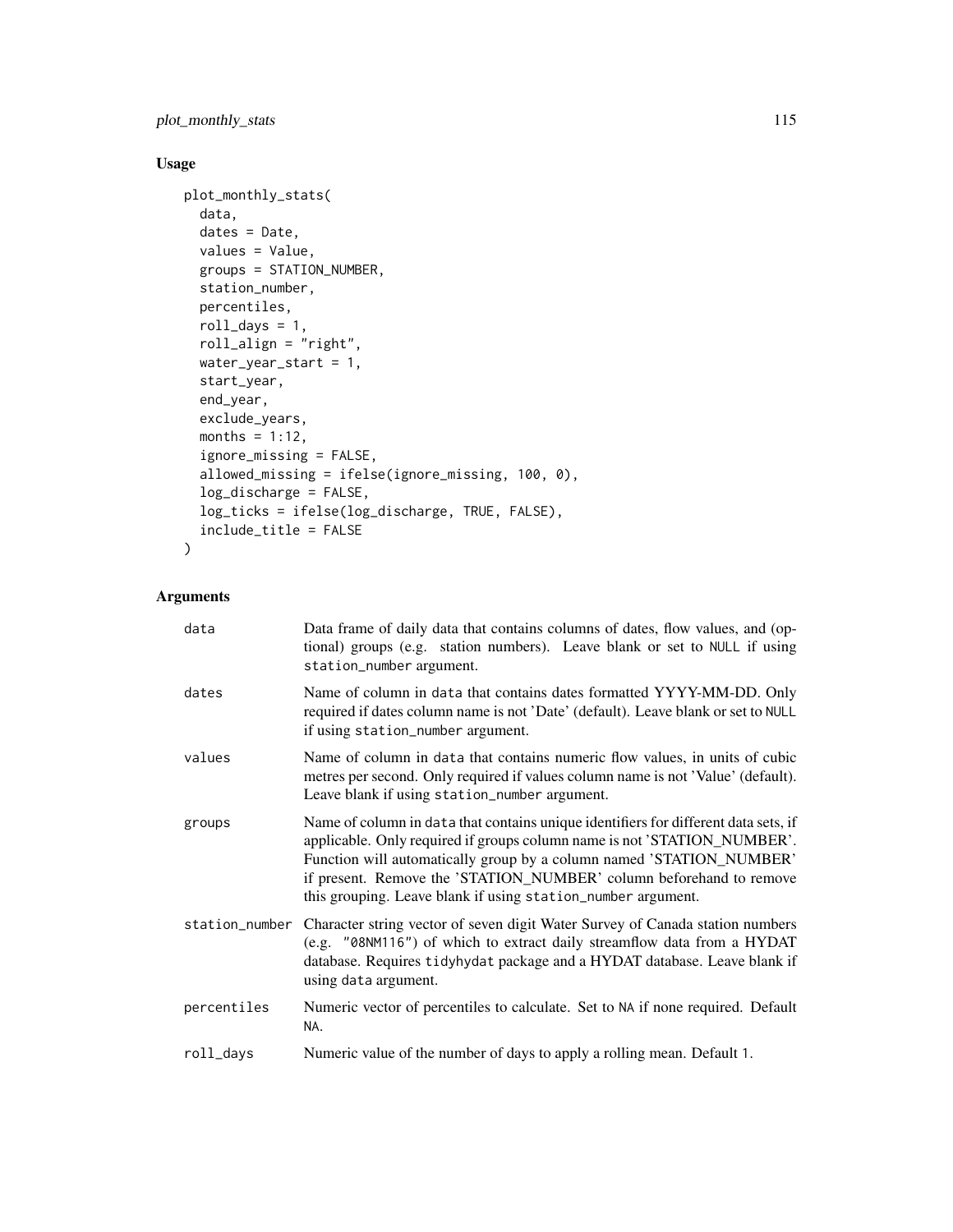## Usage

```
plot_monthly_stats(
  data,
  dates = Date,
  values = Value,
  groups = STATION_NUMBER,
  station_number,
  percentiles,
  roll_days = 1,
  roll_align = "right",
  water_year_start = 1,
  start_year,
  end_year,
  exclude_years,
  months = 1:12,
  ignore_missing = FALSE,
  allowed_missing = ifelse(ignore_missing, 100, 0),
  log_discharge = FALSE,
  log_ticks = ifelse(log_discharge, TRUE, FALSE),
  include_title = FALSE
)
```

## Arguments

| | |
|---|---|
| data | Data frame of daily data that contains columns of dates, flow values, and (optional) groups (e.g. station numbers). Leave blank or set to NULL if using station_number argument. |
| dates | Name of column in data that contains dates formatted YYYY-MM-DD. Only required if dates column name is not 'Date' (default). Leave blank or set to NULL if using station_number argument. |
| values | Name of column in data that contains numeric flow values, in units of cubic metres per second. Only required if values column name is not 'Value' (default). Leave blank if using station_number argument. |
| groups | Name of column in data that contains unique identifiers for different data sets, if applicable. Only required if groups column name is not 'STATION_NUMBER'. Function will automatically group by a column named 'STATION_NUMBER' if present. Remove the 'STATION_NUMBER' column beforehand to remove this grouping. Leave blank if using station_number argument. |
| station_number | Character string vector of seven digit Water Survey of Canada station numbers (e.g. "08NM116") of which to extract daily streamflow data from a HYDAT database. Requires tidyhydat package and a HYDAT database. Leave blank if using data argument. |
| percentiles | Numeric vector of percentiles to calculate. Set to NA if none required. Default NA. |
| roll_days | Numeric value of the number of days to apply a rolling mean. Default 1. |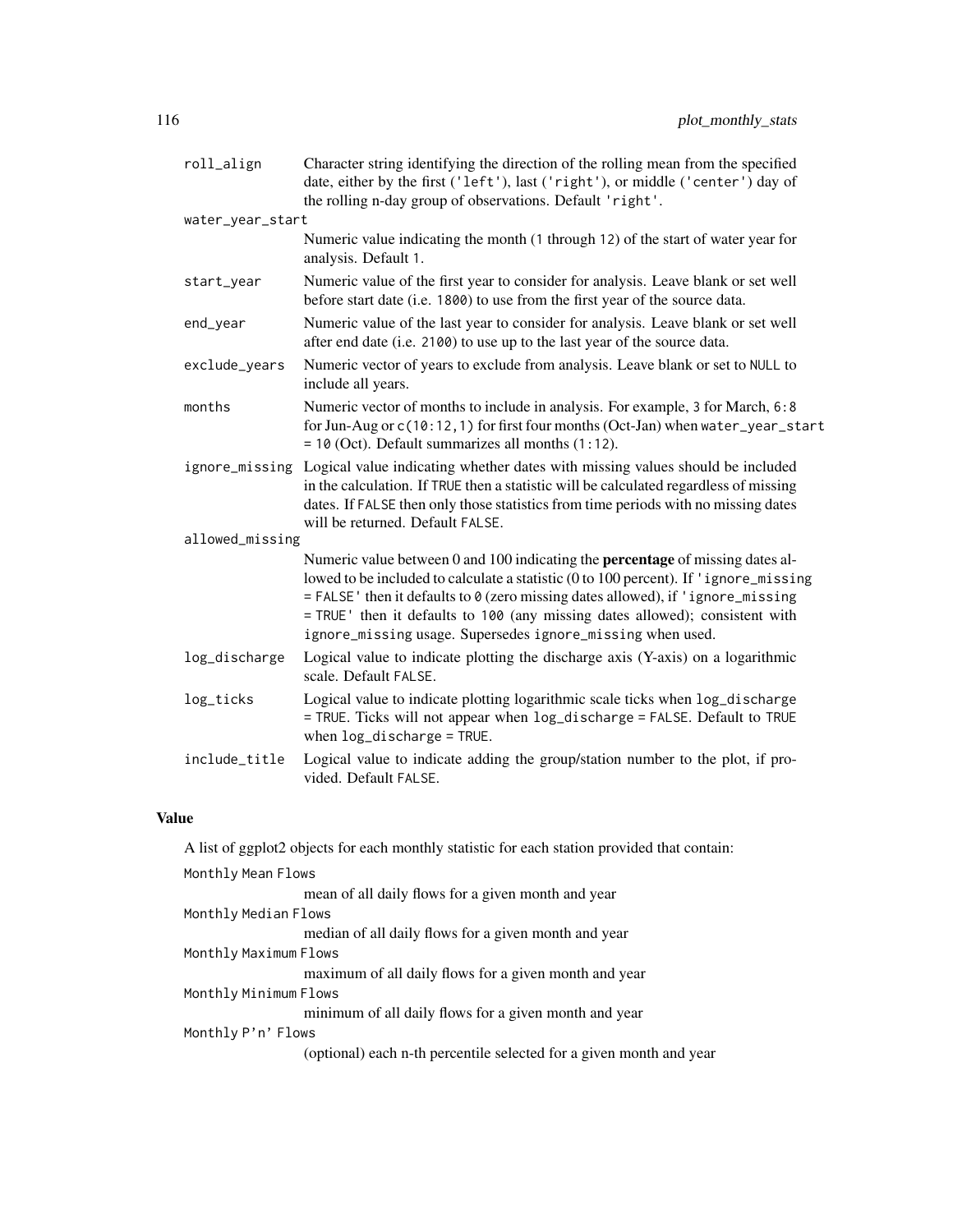| | |
|---|---|
| `roll_align` | Character string identifying the direction of the rolling mean from the specified date, either by the first (`'left'`), last (`'right'`), or middle (`'center'`) day of the rolling n-day group of observations. Default `'right'`. |
| `water_year_start` | Numeric value indicating the month (`1` through `12`) of the start of water year for analysis. Default `1`. |
| `start_year` | Numeric value of the first year to consider for analysis. Leave blank or set well before start date (i.e. `1800`) to use from the first year of the source data. |
| `end_year` | Numeric value of the last year to consider for analysis. Leave blank or set well after end date (i.e. `2100`) to use up to the last year of the source data. |
| `exclude_years` | Numeric vector of years to exclude from analysis. Leave blank or set to `NULL` to include all years. |
| `months` | Numeric vector of months to include in analysis. For example, `3` for March, `6:8` for Jun-Aug or `c(10:12,1)` for first four months (Oct-Jan) when `water_year_start = 10` (Oct). Default summarizes all months (`1:12`). |
| `ignore_missing` | Logical value indicating whether dates with missing values should be included in the calculation. If `TRUE` then a statistic will be calculated regardless of missing dates. If `FALSE` then only those statistics from time periods with no missing dates will be returned. Default `FALSE`. |
| `allowed_missing` | Numeric value between 0 and 100 indicating the **percentage** of missing dates allowed to be included to calculate a statistic (0 to 100 percent). If `'ignore_missing = FALSE'` then it defaults to `0` (zero missing dates allowed), if `'ignore_missing = TRUE'` then it defaults to `100` (any missing dates allowed); consistent with `ignore_missing` usage. Supersedes `ignore_missing` when used. |
| `log_discharge` | Logical value to indicate plotting the discharge axis (Y-axis) on a logarithmic scale. Default `FALSE`. |
| `log_ticks` | Logical value to indicate plotting logarithmic scale ticks when `log_discharge = TRUE`. Ticks will not appear when `log_discharge = FALSE`. Default to `TRUE` when `log_discharge = TRUE`. |
| `include_title` | Logical value to indicate adding the group/station number to the plot, if provided. Default `FALSE`. |

## Value

A list of ggplot2 objects for each monthly statistic for each station provided that contain:

`Monthly Mean Flows`
: mean of all daily flows for a given month and year

`Monthly Median Flows`
: median of all daily flows for a given month and year

`Monthly Maximum Flows`
: maximum of all daily flows for a given month and year

`Monthly Minimum Flows`
: minimum of all daily flows for a given month and year

`Monthly P'n' Flows`
: (optional) each n-th percentile selected for a given month and year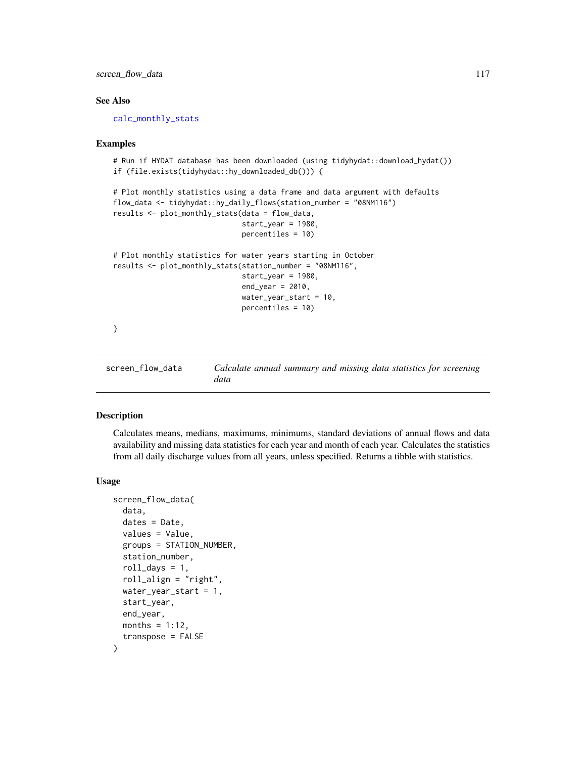## See Also

calc_monthly_stats

## Examples

```
# Run if HYDAT database has been downloaded (using tidyhydat::download_hydat())
if (file.exists(tidyhydat::hy_downloaded_db())) {

# Plot monthly statistics using a data frame and data argument with defaults
flow_data <- tidyhydat::hy_daily_flows(station_number = "08NM116")
results <- plot_monthly_stats(data = flow_data,
                              start_year = 1980,
                              percentiles = 10)

# Plot monthly statistics for water years starting in October
results <- plot_monthly_stats(station_number = "08NM116",
                              start_year = 1980,
                              end_year = 2010,
                              water_year_start = 10,
                              percentiles = 10)

}
```

---

# screen_flow_data — *Calculate annual summary and missing data statistics for screening data*

---

## Description

Calculates means, medians, maximums, minimums, standard deviations of annual flows and data availability and missing data statistics for each year and month of each year. Calculates the statistics from all daily discharge values from all years, unless specified. Returns a tibble with statistics.

## Usage

```
screen_flow_data(
  data,
  dates = Date,
  values = Value,
  groups = STATION_NUMBER,
  station_number,
  roll_days = 1,
  roll_align = "right",
  water_year_start = 1,
  start_year,
  end_year,
  months = 1:12,
  transpose = FALSE
)
```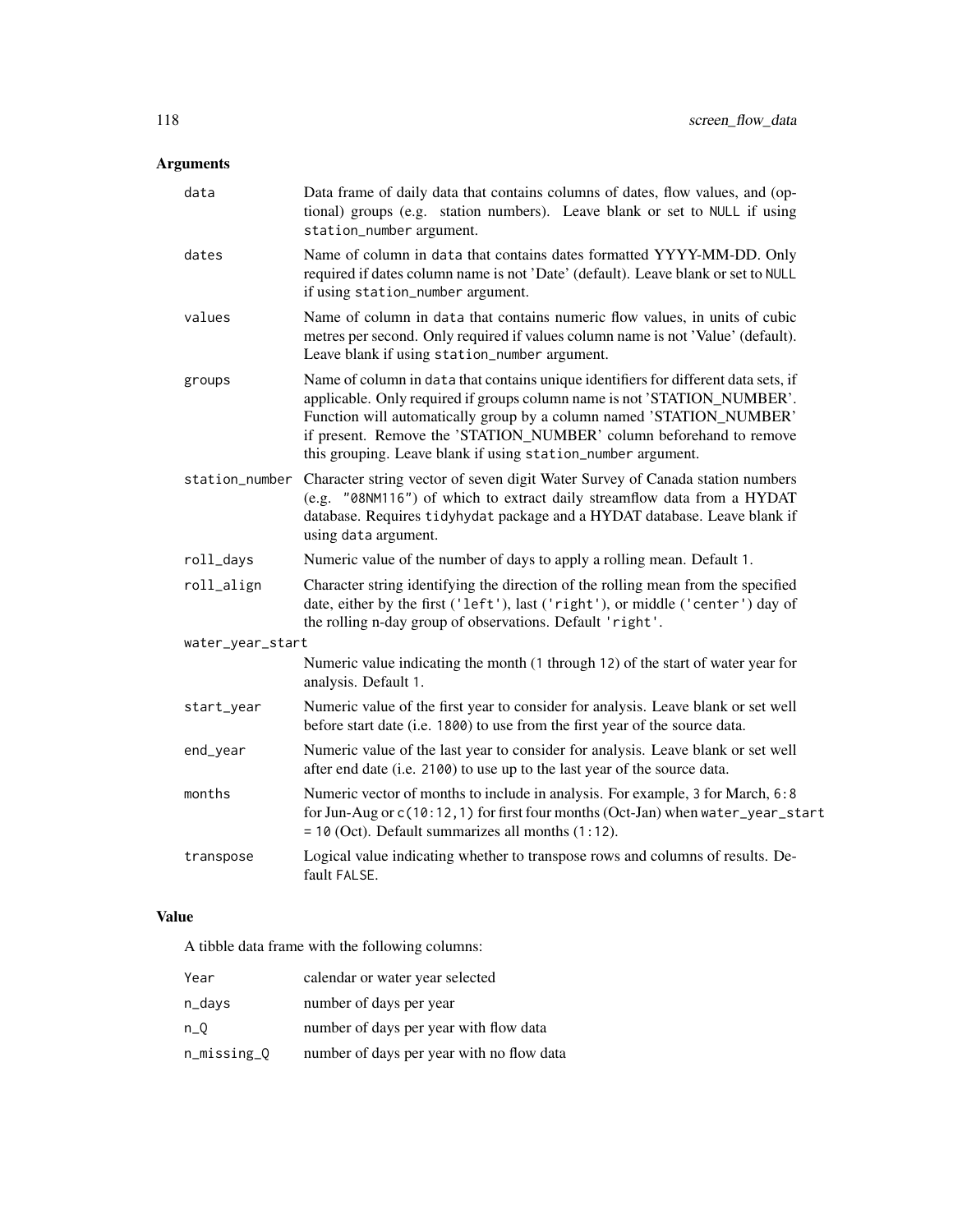## Arguments

| | |
|---|---|
| `data` | Data frame of daily data that contains columns of dates, flow values, and (optional) groups (e.g. station numbers). Leave blank or set to `NULL` if using `station_number` argument. |
| `dates` | Name of column in `data` that contains dates formatted YYYY-MM-DD. Only required if dates column name is not 'Date' (default). Leave blank or set to `NULL` if using `station_number` argument. |
| `values` | Name of column in `data` that contains numeric flow values, in units of cubic metres per second. Only required if values column name is not 'Value' (default). Leave blank if using `station_number` argument. |
| `groups` | Name of column in `data` that contains unique identifiers for different data sets, if applicable. Only required if groups column name is not 'STATION_NUMBER'. Function will automatically group by a column named 'STATION_NUMBER' if present. Remove the 'STATION_NUMBER' column beforehand to remove this grouping. Leave blank if using `station_number` argument. |
| `station_number` | Character string vector of seven digit Water Survey of Canada station numbers (e.g. `"08NM116"`) of which to extract daily streamflow data from a HYDAT database. Requires `tidyhydat` package and a HYDAT database. Leave blank if using `data` argument. |
| `roll_days` | Numeric value of the number of days to apply a rolling mean. Default `1`. |
| `roll_align` | Character string identifying the direction of the rolling mean from the specified date, either by the first (`'left'`), last (`'right'`), or middle (`'center'`) day of the rolling n-day group of observations. Default `'right'`. |
| `water_year_start` | Numeric value indicating the month (`1` through `12`) of the start of water year for analysis. Default `1`. |
| `start_year` | Numeric value of the first year to consider for analysis. Leave blank or set well before start date (i.e. `1800`) to use from the first year of the source data. |
| `end_year` | Numeric value of the last year to consider for analysis. Leave blank or set well after end date (i.e. `2100`) to use up to the last year of the source data. |
| `months` | Numeric vector of months to include in analysis. For example, `3` for March, `6:8` for Jun-Aug or `c(10:12,1)` for first four months (Oct-Jan) when `water_year_start = 10` (Oct). Default summarizes all months (`1:12`). |
| `transpose` | Logical value indicating whether to transpose rows and columns of results. Default `FALSE`. |

## Value

A tibble data frame with the following columns:

| | |
|---|---|
| `Year` | calendar or water year selected |
| `n_days` | number of days per year |
| `n_Q` | number of days per year with flow data |
| `n_missing_Q` | number of days per year with no flow data |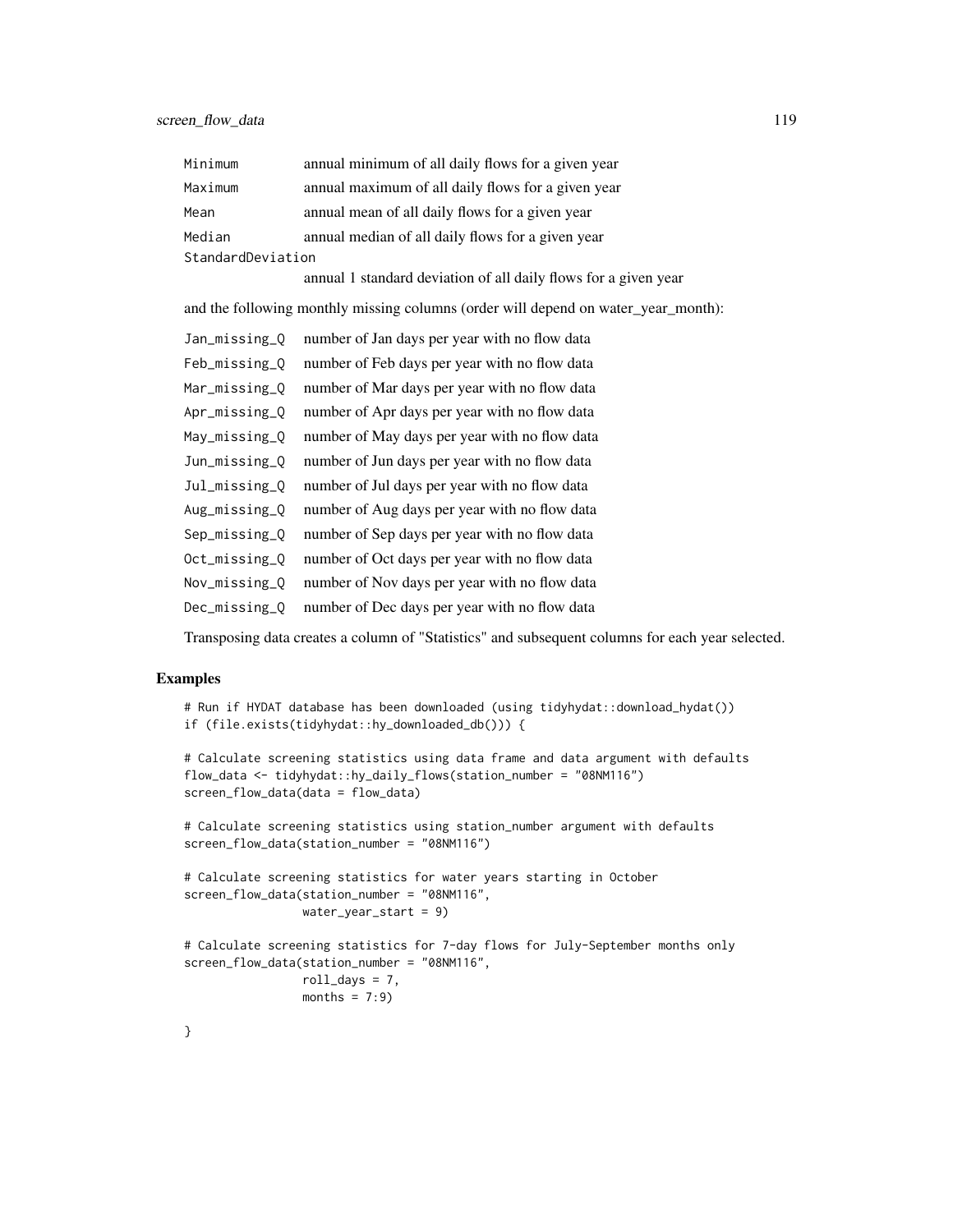| | |
|---|---|
| Minimum | annual minimum of all daily flows for a given year |
| Maximum | annual maximum of all daily flows for a given year |
| Mean | annual mean of all daily flows for a given year |
| Median | annual median of all daily flows for a given year |
| StandardDeviation | annual 1 standard deviation of all daily flows for a given year |

and the following monthly missing columns (order will depend on water_year_month):

| | |
|---|---|
| Jan_missing_Q | number of Jan days per year with no flow data |
| Feb_missing_Q | number of Feb days per year with no flow data |
| Mar_missing_Q | number of Mar days per year with no flow data |
| Apr_missing_Q | number of Apr days per year with no flow data |
| May_missing_Q | number of May days per year with no flow data |
| Jun_missing_Q | number of Jun days per year with no flow data |
| Jul_missing_Q | number of Jul days per year with no flow data |
| Aug_missing_Q | number of Aug days per year with no flow data |
| Sep_missing_Q | number of Sep days per year with no flow data |
| Oct_missing_Q | number of Oct days per year with no flow data |
| Nov_missing_Q | number of Nov days per year with no flow data |
| Dec_missing_Q | number of Dec days per year with no flow data |

Transposing data creates a column of "Statistics" and subsequent columns for each year selected.

## Examples

```
# Run if HYDAT database has been downloaded (using tidyhydat::download_hydat())
if (file.exists(tidyhydat::hy_downloaded_db())) {

# Calculate screening statistics using data frame and data argument with defaults
flow_data <- tidyhydat::hy_daily_flows(station_number = "08NM116")
screen_flow_data(data = flow_data)

# Calculate screening statistics using station_number argument with defaults
screen_flow_data(station_number = "08NM116")

# Calculate screening statistics for water years starting in October
screen_flow_data(station_number = "08NM116",
                 water_year_start = 9)

# Calculate screening statistics for 7-day flows for July-September months only
screen_flow_data(station_number = "08NM116",
                 roll_days = 7,
                 months = 7:9)

}
```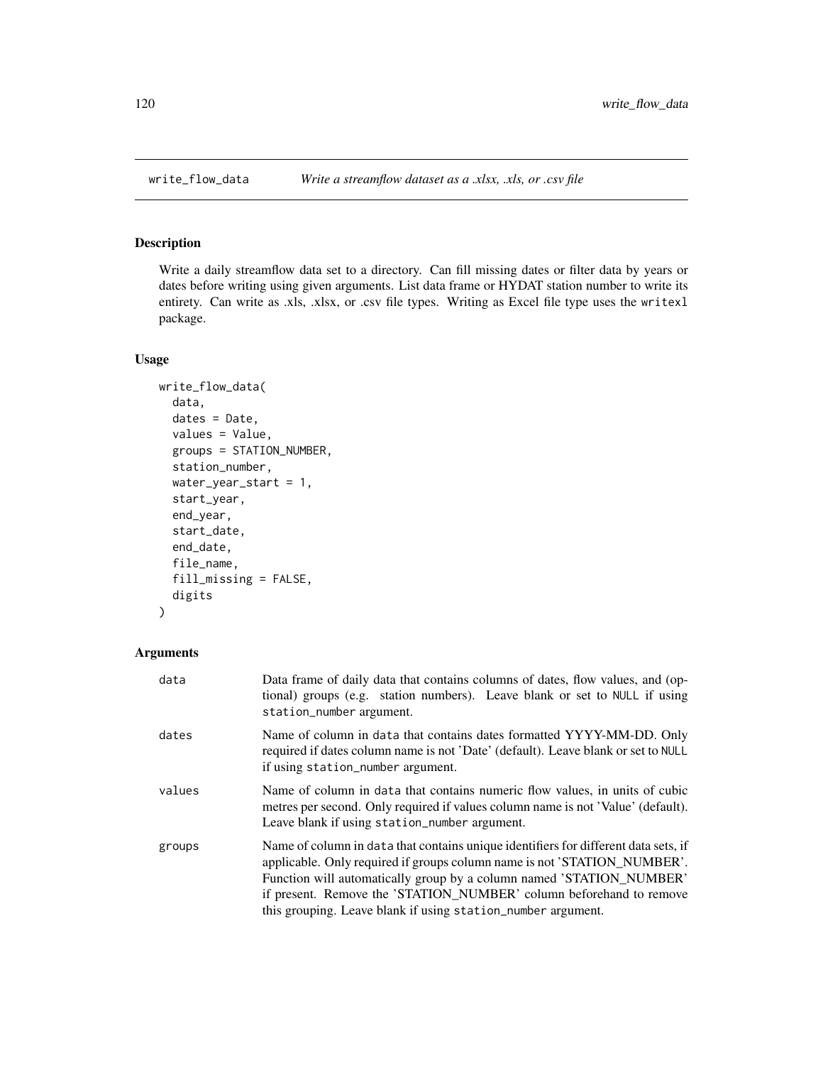# write_flow_data — *Write a streamflow dataset as a .xlsx, .xls, or .csv file*

## Description

Write a daily streamflow data set to a directory. Can fill missing dates or filter data by years or dates before writing using given arguments. List data frame or HYDAT station number to write its entirety. Can write as .xls, .xlsx, or .csv file types. Writing as Excel file type uses the `writexl` package.

## Usage

```
write_flow_data(
  data,
  dates = Date,
  values = Value,
  groups = STATION_NUMBER,
  station_number,
  water_year_start = 1,
  start_year,
  end_year,
  start_date,
  end_date,
  file_name,
  fill_missing = FALSE,
  digits
)
```

## Arguments

| | |
|---|---|
| `data` | Data frame of daily data that contains columns of dates, flow values, and (optional) groups (e.g. station numbers). Leave blank or set to `NULL` if using `station_number` argument. |
| `dates` | Name of column in `data` that contains dates formatted YYYY-MM-DD. Only required if dates column name is not 'Date' (default). Leave blank or set to `NULL` if using `station_number` argument. |
| `values` | Name of column in `data` that contains numeric flow values, in units of cubic metres per second. Only required if values column name is not 'Value' (default). Leave blank if using `station_number` argument. |
| `groups` | Name of column in `data` that contains unique identifiers for different data sets, if applicable. Only required if groups column name is not 'STATION_NUMBER'. Function will automatically group by a column named 'STATION_NUMBER' if present. Remove the 'STATION_NUMBER' column beforehand to remove this grouping. Leave blank if using `station_number` argument. |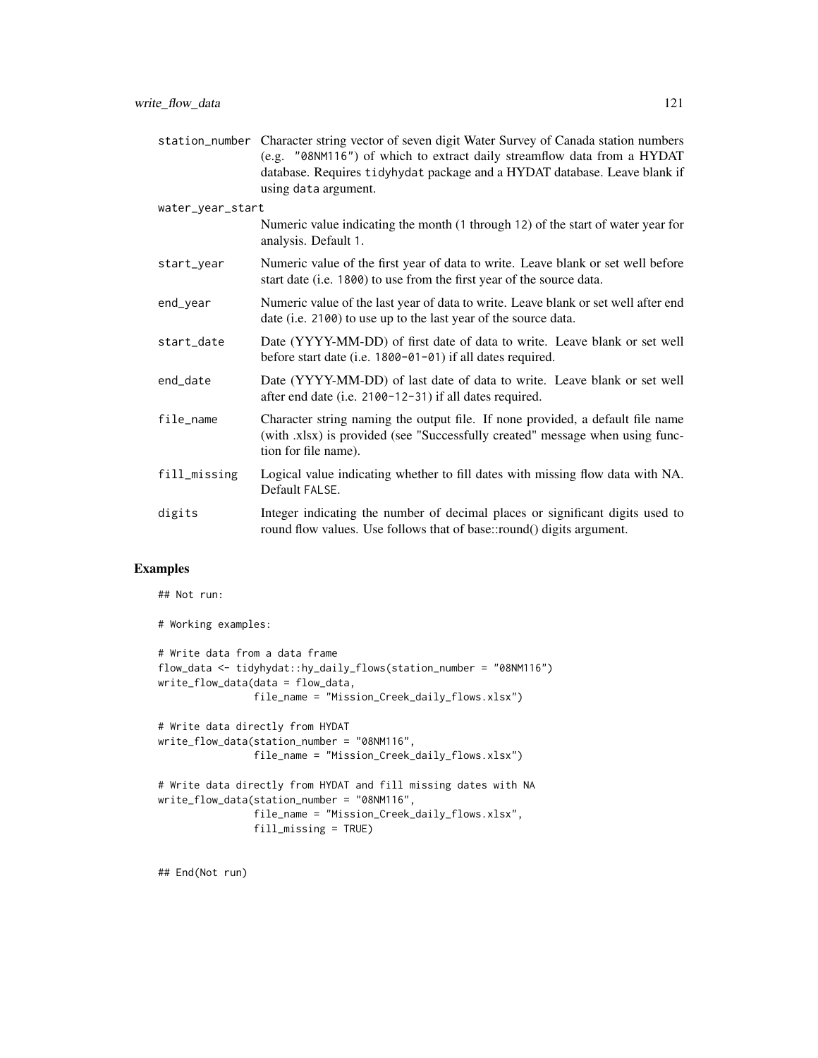| | |
|---|---|
| station_number | Character string vector of seven digit Water Survey of Canada station numbers (e.g. "08NM116") of which to extract daily streamflow data from a HYDAT database. Requires tidyhydat package and a HYDAT database. Leave blank if using data argument. |
| water_year_start | Numeric value indicating the month (1 through 12) of the start of water year for analysis. Default 1. |
| start_year | Numeric value of the first year of data to write. Leave blank or set well before start date (i.e. 1800) to use from the first year of the source data. |
| end_year | Numeric value of the last year of data to write. Leave blank or set well after end date (i.e. 2100) to use up to the last year of the source data. |
| start_date | Date (YYYY-MM-DD) of first date of data to write. Leave blank or set well before start date (i.e. 1800-01-01) if all dates required. |
| end_date | Date (YYYY-MM-DD) of last date of data to write. Leave blank or set well after end date (i.e. 2100-12-31) if all dates required. |
| file_name | Character string naming the output file. If none provided, a default file name (with .xlsx) is provided (see "Successfully created" message when using function for file name). |
| fill_missing | Logical value indicating whether to fill dates with missing flow data with NA. Default FALSE. |
| digits | Integer indicating the number of decimal places or significant digits used to round flow values. Use follows that of base::round() digits argument. |

## Examples

```
## Not run:

# Working examples:

# Write data from a data frame
flow_data <- tidyhydat::hy_daily_flows(station_number = "08NM116")
write_flow_data(data = flow_data,
                file_name = "Mission_Creek_daily_flows.xlsx")

# Write data directly from HYDAT
write_flow_data(station_number = "08NM116",
                file_name = "Mission_Creek_daily_flows.xlsx")

# Write data directly from HYDAT and fill missing dates with NA
write_flow_data(station_number = "08NM116",
                file_name = "Mission_Creek_daily_flows.xlsx",
                fill_missing = TRUE)


## End(Not run)
```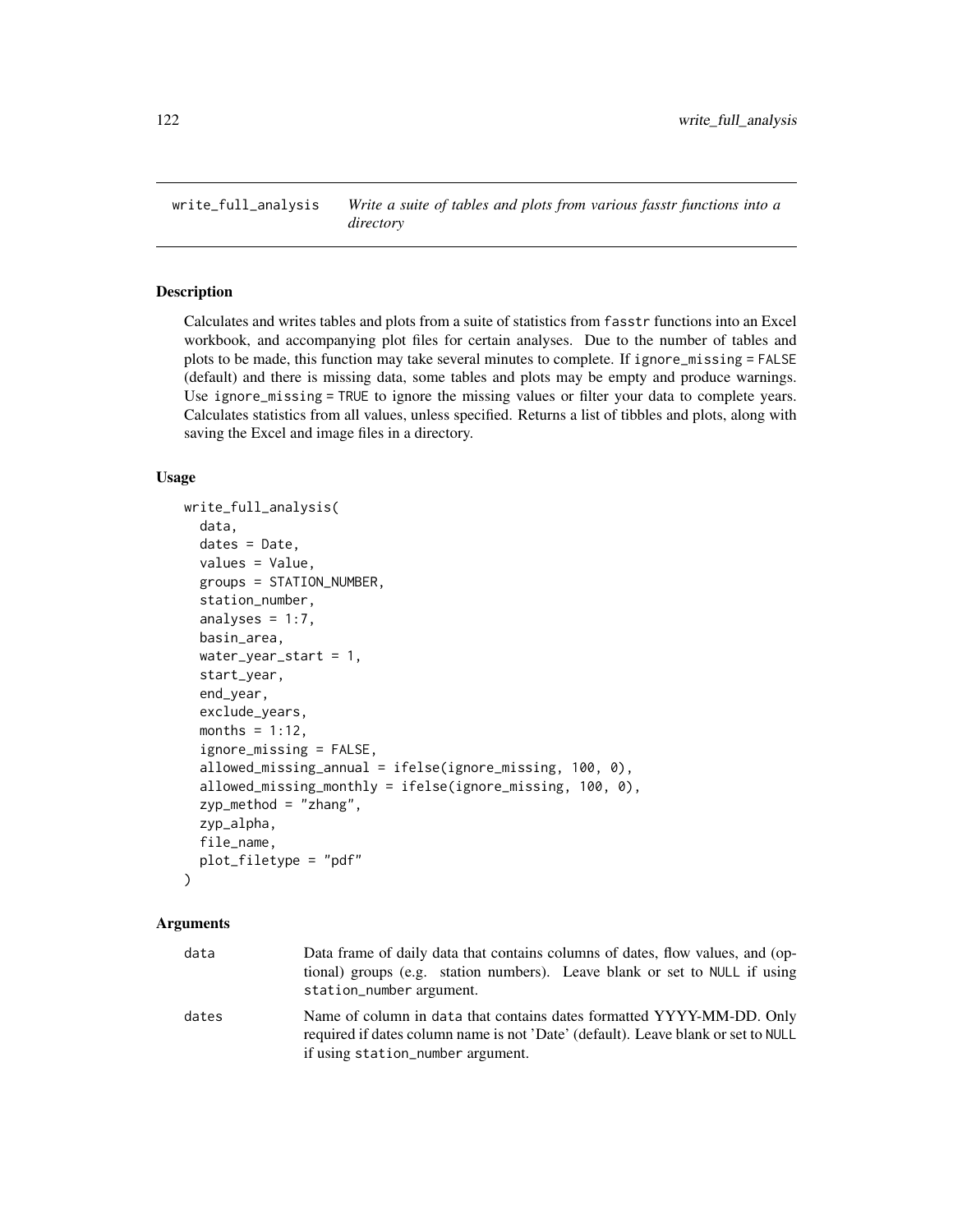`write_full_analysis` *Write a suite of tables and plots from various fasstr functions into a directory*

### Description

Calculates and writes tables and plots from a suite of statistics from `fasstr` functions into an Excel workbook, and accompanying plot files for certain analyses. Due to the number of tables and plots to be made, this function may take several minutes to complete. If `ignore_missing = FALSE` (default) and there is missing data, some tables and plots may be empty and produce warnings. Use `ignore_missing = TRUE` to ignore the missing values or filter your data to complete years. Calculates statistics from all values, unless specified. Returns a list of tibbles and plots, along with saving the Excel and image files in a directory.

### Usage

```
write_full_analysis(
  data,
  dates = Date,
  values = Value,
  groups = STATION_NUMBER,
  station_number,
  analyses = 1:7,
  basin_area,
  water_year_start = 1,
  start_year,
  end_year,
  exclude_years,
  months = 1:12,
  ignore_missing = FALSE,
  allowed_missing_annual = ifelse(ignore_missing, 100, 0),
  allowed_missing_monthly = ifelse(ignore_missing, 100, 0),
  zyp_method = "zhang",
  zyp_alpha,
  file_name,
  plot_filetype = "pdf"
)
```

### Arguments

| | |
|---|---|
| `data` | Data frame of daily data that contains columns of dates, flow values, and (optional) groups (e.g. station numbers). Leave blank or set to `NULL` if using `station_number` argument. |
| `dates` | Name of column in `data` that contains dates formatted YYYY-MM-DD. Only required if dates column name is not 'Date' (default). Leave blank or set to `NULL` if using `station_number` argument. |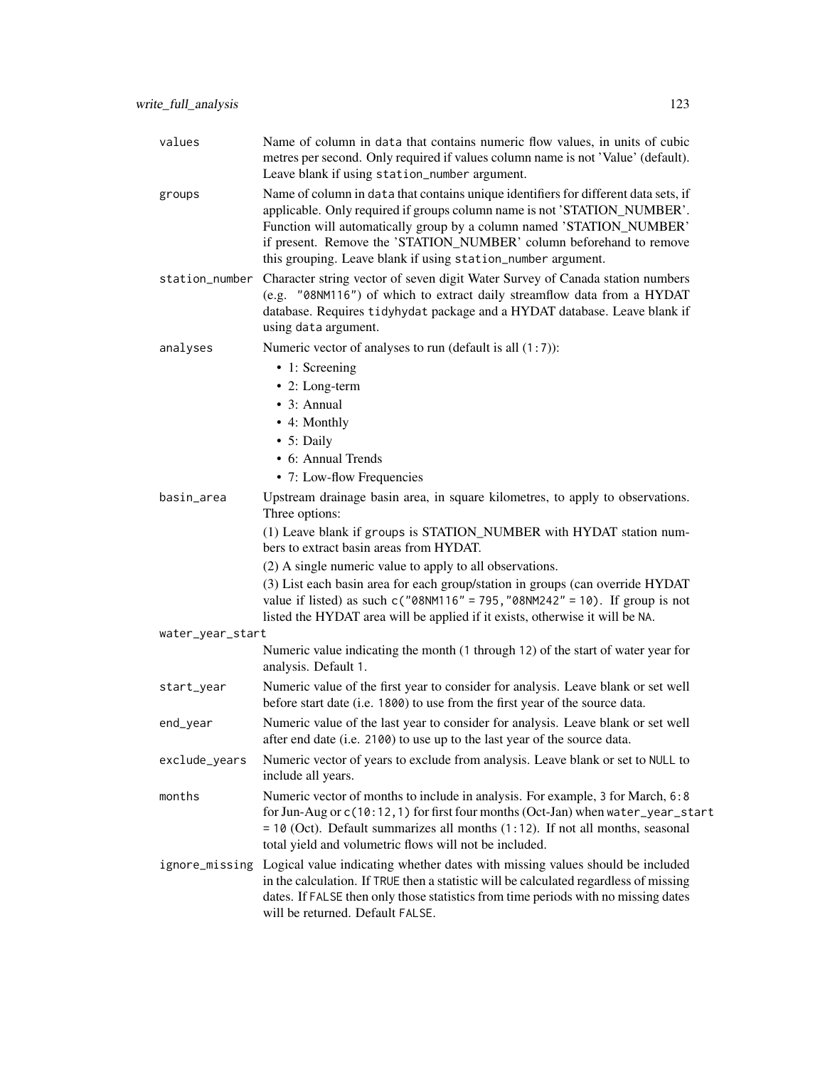| | |
|---|---|
| `values` | Name of column in `data` that contains numeric flow values, in units of cubic metres per second. Only required if values column name is not 'Value' (default). Leave blank if using `station_number` argument. |
| `groups` | Name of column in `data` that contains unique identifiers for different data sets, if applicable. Only required if groups column name is not 'STATION_NUMBER'. Function will automatically group by a column named 'STATION_NUMBER' if present. Remove the 'STATION_NUMBER' column beforehand to remove this grouping. Leave blank if using `station_number` argument. |
| `station_number` | Character string vector of seven digit Water Survey of Canada station numbers (e.g. `"08NM116"`) of which to extract daily streamflow data from a HYDAT database. Requires `tidyhydat` package and a HYDAT database. Leave blank if using `data` argument. |
| `analyses` | Numeric vector of analyses to run (default is all (`1:7`)): <br>• 1: Screening <br>• 2: Long-term <br>• 3: Annual <br>• 4: Monthly <br>• 5: Daily <br>• 6: Annual Trends <br>• 7: Low-flow Frequencies |
| `basin_area` | Upstream drainage basin area, in square kilometres, to apply to observations. Three options: <br>(1) Leave blank if `groups` is STATION_NUMBER with HYDAT station numbers to extract basin areas from HYDAT. <br>(2) A single numeric value to apply to all observations. <br>(3) List each basin area for each group/station in groups (can override HYDAT value if listed) as such `c("08NM116" = 795,"08NM242" = 10)`. If group is not listed the HYDAT area will be applied if it exists, otherwise it will be `NA`. |
| `water_year_start` | Numeric value indicating the month (`1` through `12`) of the start of water year for analysis. Default `1`. |
| `start_year` | Numeric value of the first year to consider for analysis. Leave blank or set well before start date (i.e. `1800`) to use from the first year of the source data. |
| `end_year` | Numeric value of the last year to consider for analysis. Leave blank or set well after end date (i.e. `2100`) to use up to the last year of the source data. |
| `exclude_years` | Numeric vector of years to exclude from analysis. Leave blank or set to `NULL` to include all years. |
| `months` | Numeric vector of months to include in analysis. For example, `3` for March, `6:8` for Jun-Aug or `c(10:12,1)` for first four months (Oct-Jan) when `water_year_start = 10` (Oct). Default summarizes all months (`1:12`). If not all months, seasonal total yield and volumetric flows will not be included. |
| `ignore_missing` | Logical value indicating whether dates with missing values should be included in the calculation. If `TRUE` then a statistic will be calculated regardless of missing dates. If `FALSE` then only those statistics from time periods with no missing dates will be returned. Default `FALSE`. |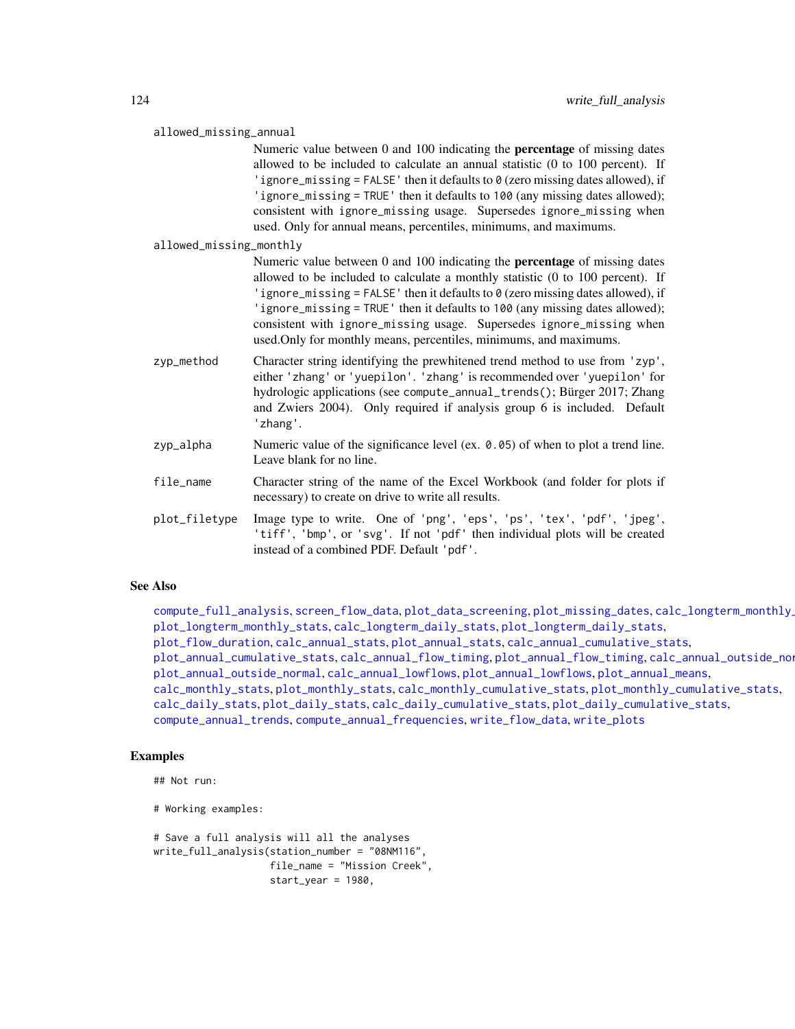allowed_missing_annual
: Numeric value between 0 and 100 indicating the **percentage** of missing dates allowed to be included to calculate an annual statistic (0 to 100 percent). If 'ignore_missing = FALSE' then it defaults to 0 (zero missing dates allowed), if 'ignore_missing = TRUE' then it defaults to 100 (any missing dates allowed); consistent with ignore_missing usage. Supersedes ignore_missing when used. Only for annual means, percentiles, minimums, and maximums.

allowed_missing_monthly
: Numeric value between 0 and 100 indicating the **percentage** of missing dates allowed to be included to calculate a monthly statistic (0 to 100 percent). If 'ignore_missing = FALSE' then it defaults to 0 (zero missing dates allowed), if 'ignore_missing = TRUE' then it defaults to 100 (any missing dates allowed); consistent with ignore_missing usage. Supersedes ignore_missing when used.Only for monthly means, percentiles, minimums, and maximums.

zyp_method
: Character string identifying the prewhitened trend method to use from 'zyp', either 'zhang' or 'yuepilon'. 'zhang' is recommended over 'yuepilon' for hydrologic applications (see compute_annual_trends(); Bürger 2017; Zhang and Zwiers 2004). Only required if analysis group 6 is included. Default 'zhang'.

zyp_alpha
: Numeric value of the significance level (ex. 0.05) of when to plot a trend line. Leave blank for no line.

file_name
: Character string of the name of the Excel Workbook (and folder for plots if necessary) to create on drive to write all results.

plot_filetype
: Image type to write. One of 'png', 'eps', 'ps', 'tex', 'pdf', 'jpeg', 'tiff', 'bmp', or 'svg'. If not 'pdf' then individual plots will be created instead of a combined PDF. Default 'pdf'.

## See Also

compute_full_analysis, screen_flow_data, plot_data_screening, plot_missing_dates, calc_longterm_monthly_stats, plot_longterm_monthly_stats, calc_longterm_daily_stats, plot_longterm_daily_stats, plot_flow_duration, calc_annual_stats, plot_annual_stats, calc_annual_cumulative_stats, plot_annual_cumulative_stats, calc_annual_flow_timing, plot_annual_flow_timing, calc_annual_outside_normal, plot_annual_outside_normal, calc_annual_lowflows, plot_annual_lowflows, plot_annual_means, calc_monthly_stats, plot_monthly_stats, calc_monthly_cumulative_stats, plot_monthly_cumulative_stats, calc_daily_stats, plot_daily_stats, calc_daily_cumulative_stats, plot_daily_cumulative_stats, compute_annual_trends, compute_annual_frequencies, write_flow_data, write_plots

## Examples

```
## Not run:

# Working examples:

# Save a full analysis will all the analyses
write_full_analysis(station_number = "08NM116",
                    file_name = "Mission Creek",
                    start_year = 1980,
```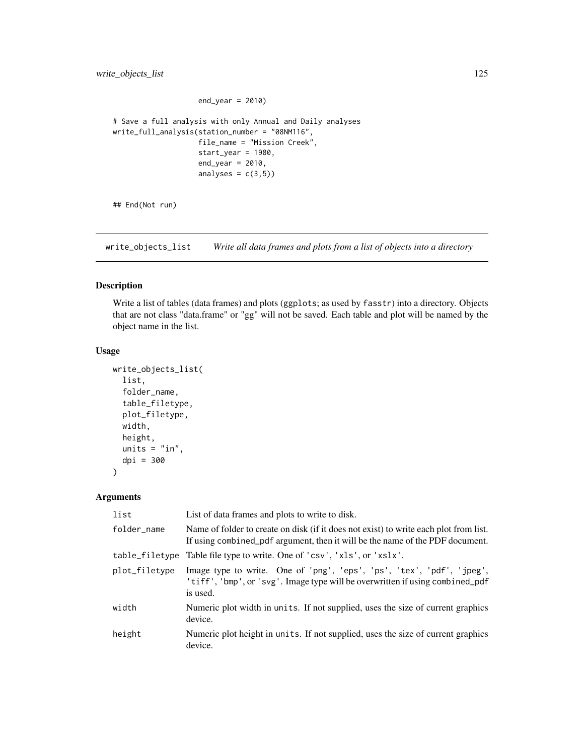```
                    end_year = 2010)

# Save a full analysis with only Annual and Daily analyses
write_full_analysis(station_number = "08NM116",
                    file_name = "Mission Creek",
                    start_year = 1980,
                    end_year = 2010,
                    analyses = c(3,5))


## End(Not run)
```

## write_objects_list    *Write all data frames and plots from a list of objects into a directory*

### Description

Write a list of tables (data frames) and plots (ggplots; as used by fasstr) into a directory. Objects that are not class "data.frame" or "gg" will not be saved. Each table and plot will be named by the object name in the list.

### Usage

```
write_objects_list(
  list,
  folder_name,
  table_filetype,
  plot_filetype,
  width,
  height,
  units = "in",
  dpi = 300
)
```

### Arguments

| Argument | Description |
|---|---|
| list | List of data frames and plots to write to disk. |
| folder_name | Name of folder to create on disk (if it does not exist) to write each plot from list. If using combined_pdf argument, then it will be the name of the PDF document. |
| table_filetype | Table file type to write. One of 'csv', 'xls', or 'xslx'. |
| plot_filetype | Image type to write. One of 'png', 'eps', 'ps', 'tex', 'pdf', 'jpeg', 'tiff', 'bmp', or 'svg'. Image type will be overwritten if using combined_pdf is used. |
| width | Numeric plot width in units. If not supplied, uses the size of current graphics device. |
| height | Numeric plot height in units. If not supplied, uses the size of current graphics device. |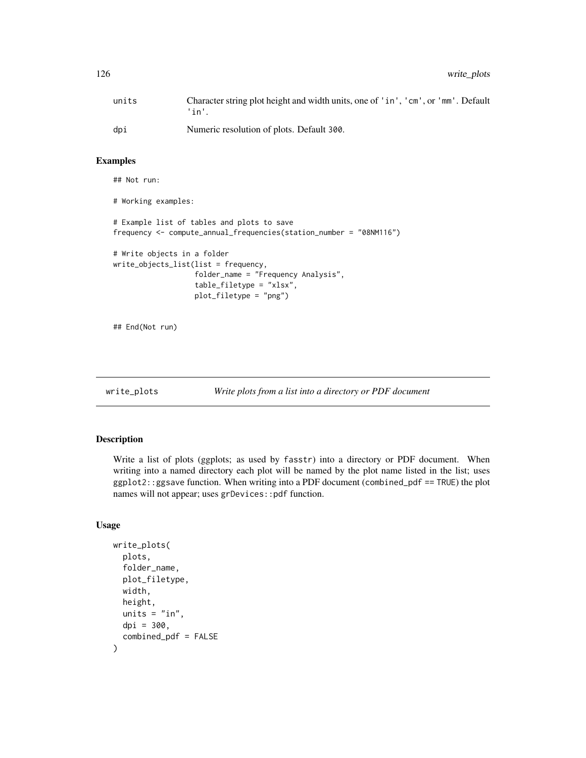| | |
|---|---|
| units | Character string plot height and width units, one of 'in', 'cm', or 'mm'. Default 'in'. |
| dpi | Numeric resolution of plots. Default 300. |

### Examples

```
## Not run:

# Working examples:

# Example list of tables and plots to save
frequency <- compute_annual_frequencies(station_number = "08NM116")

# Write objects in a folder
write_objects_list(list = frequency,
                   folder_name = "Frequency Analysis",
                   table_filetype = "xlsx",
                   plot_filetype = "png")


## End(Not run)
```

---

## write_plots &nbsp;&nbsp;&nbsp; *Write plots from a list into a directory or PDF document*

---

### Description

Write a list of plots (ggplots; as used by fasstr) into a directory or PDF document. When writing into a named directory each plot will be named by the plot name listed in the list; uses ggplot2::ggsave function. When writing into a PDF document (combined_pdf == TRUE) the plot names will not appear; uses grDevices::pdf function.

### Usage

```
write_plots(
  plots,
  folder_name,
  plot_filetype,
  width,
  height,
  units = "in",
  dpi = 300,
  combined_pdf = FALSE
)
```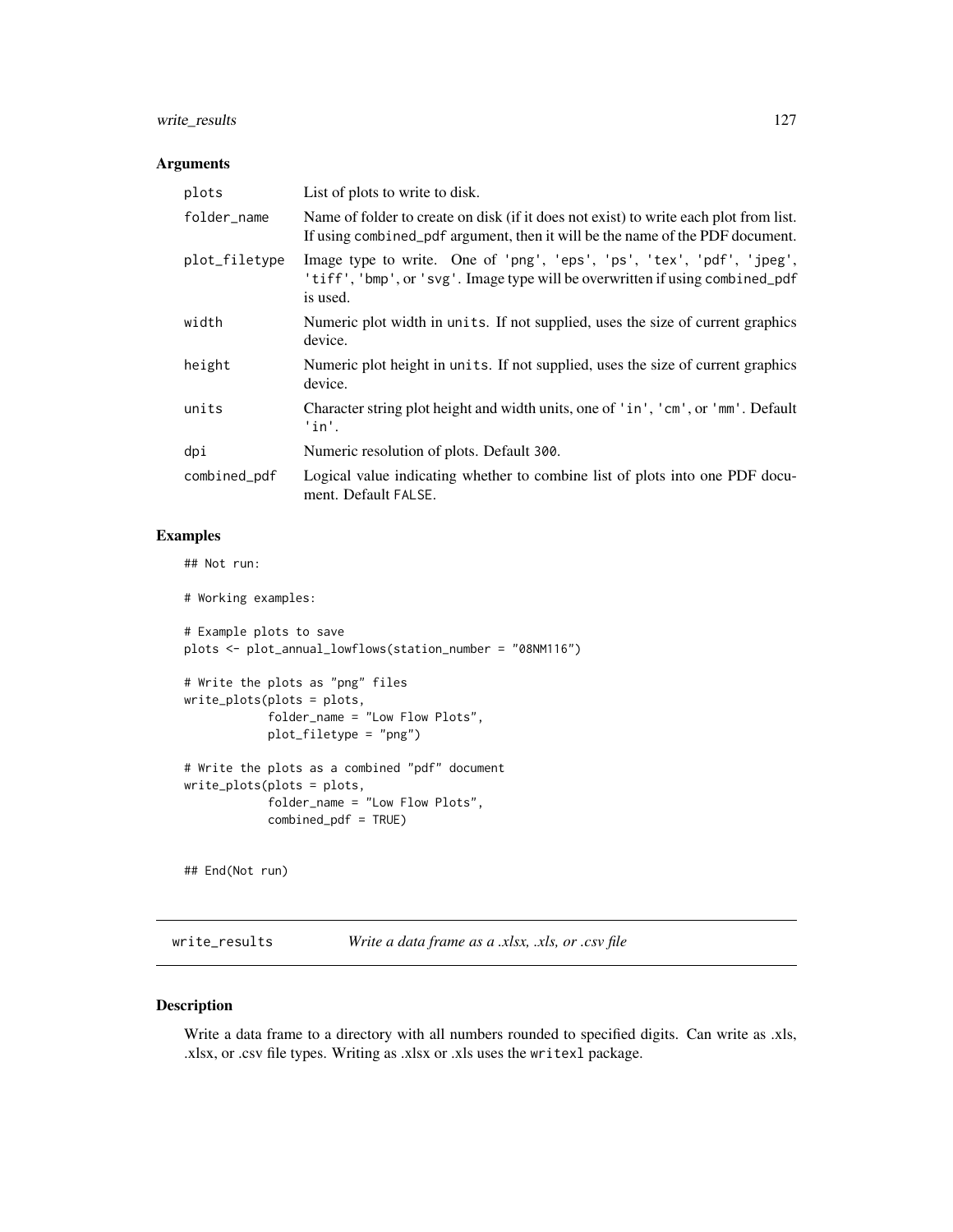## Arguments

| | |
|---|---|
| `plots` | List of plots to write to disk. |
| `folder_name` | Name of folder to create on disk (if it does not exist) to write each plot from list. If using `combined_pdf` argument, then it will be the name of the PDF document. |
| `plot_filetype` | Image type to write. One of `'png'`, `'eps'`, `'ps'`, `'tex'`, `'pdf'`, `'jpeg'`, `'tiff'`, `'bmp'`, or `'svg'`. Image type will be overwritten if using `combined_pdf` is used. |
| `width` | Numeric plot width in `units`. If not supplied, uses the size of current graphics device. |
| `height` | Numeric plot height in `units`. If not supplied, uses the size of current graphics device. |
| `units` | Character string plot height and width units, one of `'in'`, `'cm'`, or `'mm'`. Default `'in'`. |
| `dpi` | Numeric resolution of plots. Default `300`. |
| `combined_pdf` | Logical value indicating whether to combine list of plots into one PDF document. Default `FALSE`. |

## Examples

```
## Not run:

# Working examples:

# Example plots to save
plots <- plot_annual_lowflows(station_number = "08NM116")

# Write the plots as "png" files
write_plots(plots = plots,
            folder_name = "Low Flow Plots",
            plot_filetype = "png")

# Write the plots as a combined "pdf" document
write_plots(plots = plots,
            folder_name = "Low Flow Plots",
            combined_pdf = TRUE)


## End(Not run)
```

---

# write_results — *Write a data frame as a .xlsx, .xls, or .csv file*

## Description

Write a data frame to a directory with all numbers rounded to specified digits. Can write as .xls, .xlsx, or .csv file types. Writing as .xlsx or .xls uses the `writexl` package.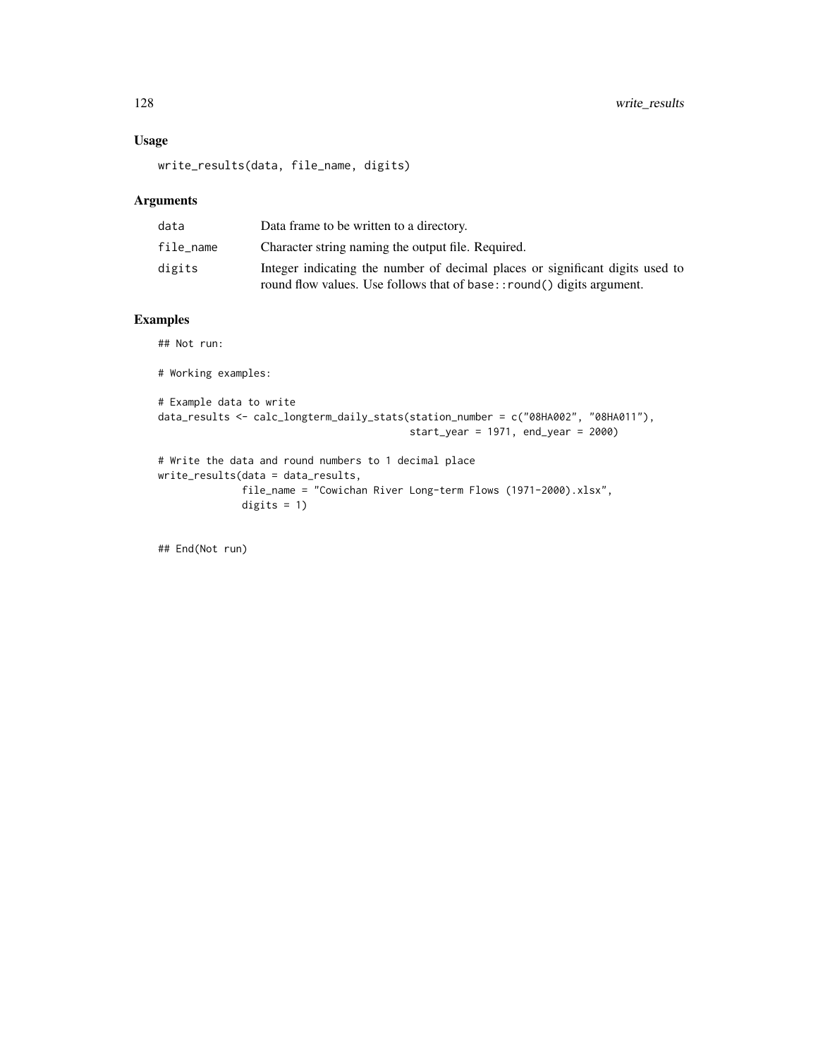## Usage

```
write_results(data, file_name, digits)
```

## Arguments

| | |
|---|---|
| data | Data frame to be written to a directory. |
| file_name | Character string naming the output file. Required. |
| digits | Integer indicating the number of decimal places or significant digits used to round flow values. Use follows that of base::round() digits argument. |

## Examples

```
## Not run:

# Working examples:

# Example data to write
data_results <- calc_longterm_daily_stats(station_number = c("08HA002", "08HA011"),
                                          start_year = 1971, end_year = 2000)

# Write the data and round numbers to 1 decimal place
write_results(data = data_results,
              file_name = "Cowichan River Long-term Flows (1971-2000).xlsx",
              digits = 1)


## End(Not run)
```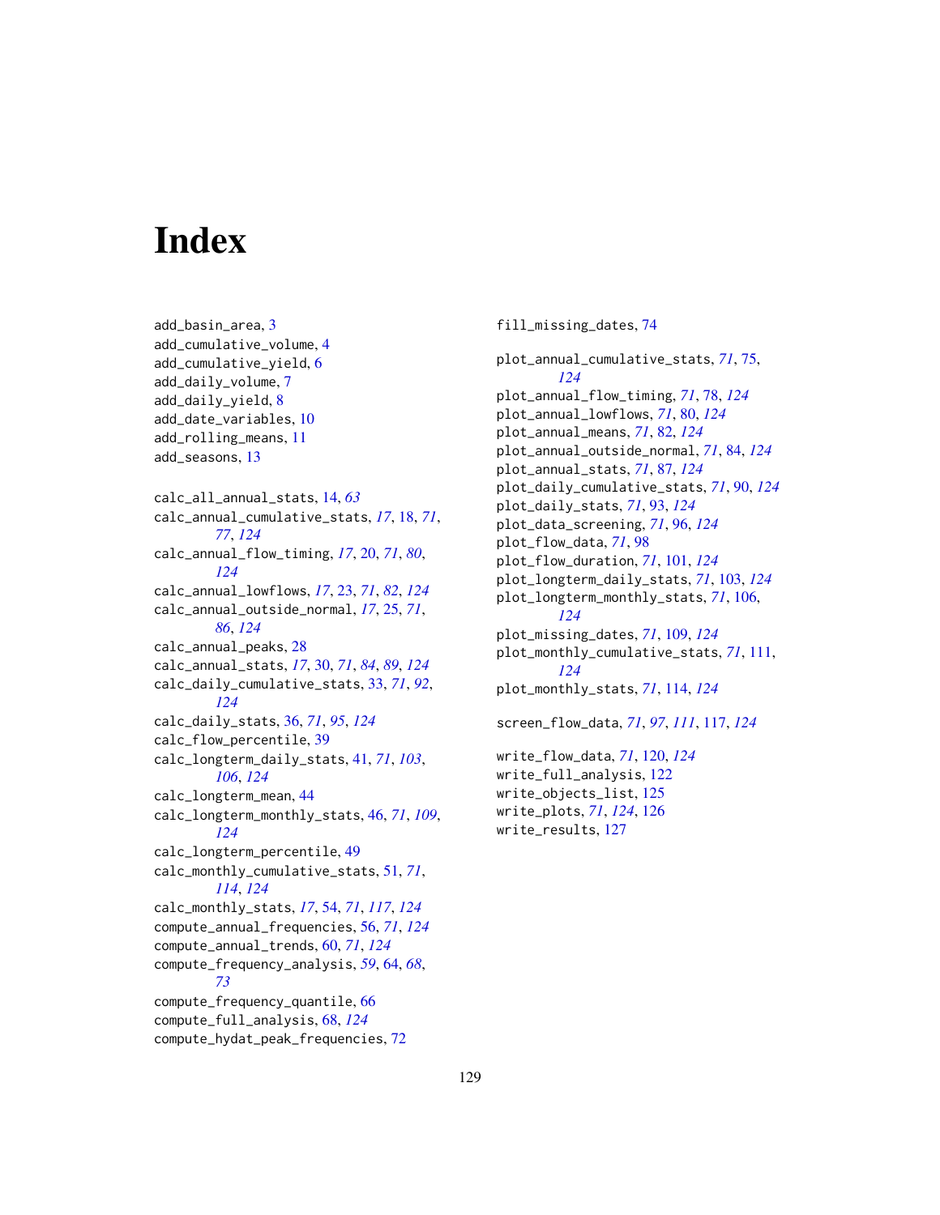# Index

add_basin_area, 3
add_cumulative_volume, 4
add_cumulative_yield, 6
add_daily_volume, 7
add_daily_yield, 8
add_date_variables, 10
add_rolling_means, 11
add_seasons, 13

calc_all_annual_stats, 14, *63*
calc_annual_cumulative_stats, *17*, 18, *71*, *77*, *124*
calc_annual_flow_timing, *17*, 20, *71*, *80*, *124*
calc_annual_lowflows, *17*, 23, *71*, *82*, *124*
calc_annual_outside_normal, *17*, 25, *71*, *86*, *124*
calc_annual_peaks, 28
calc_annual_stats, *17*, 30, *71*, *84*, *89*, *124*
calc_daily_cumulative_stats, 33, *71*, *92*, *124*
calc_daily_stats, 36, *71*, *95*, *124*
calc_flow_percentile, 39
calc_longterm_daily_stats, 41, *71*, *103*, *106*, *124*
calc_longterm_mean, 44
calc_longterm_monthly_stats, 46, *71*, *109*, *124*
calc_longterm_percentile, 49
calc_monthly_cumulative_stats, 51, *71*, *114*, *124*
calc_monthly_stats, *17*, 54, *71*, *117*, *124*
compute_annual_frequencies, 56, *71*, *124*
compute_annual_trends, 60, *71*, *124*
compute_frequency_analysis, *59*, 64, *68*, *73*
compute_frequency_quantile, 66
compute_full_analysis, 68, *124*
compute_hydat_peak_frequencies, 72

fill_missing_dates, 74

plot_annual_cumulative_stats, *71*, 75, *124*
plot_annual_flow_timing, *71*, 78, *124*
plot_annual_lowflows, *71*, 80, *124*
plot_annual_means, *71*, 82, *124*
plot_annual_outside_normal, *71*, 84, *124*
plot_annual_stats, *71*, 87, *124*
plot_daily_cumulative_stats, *71*, 90, *124*
plot_daily_stats, *71*, 93, *124*
plot_data_screening, *71*, 96, *124*
plot_flow_data, *71*, 98
plot_flow_duration, *71*, 101, *124*
plot_longterm_daily_stats, *71*, 103, *124*
plot_longterm_monthly_stats, *71*, 106, *124*
plot_missing_dates, *71*, 109, *124*
plot_monthly_cumulative_stats, *71*, 111, *124*
plot_monthly_stats, *71*, 114, *124*

screen_flow_data, *71*, *97*, *111*, 117, *124*

write_flow_data, *71*, 120, *124*
write_full_analysis, 122
write_objects_list, 125
write_plots, *71*, *124*, 126
write_results, 127